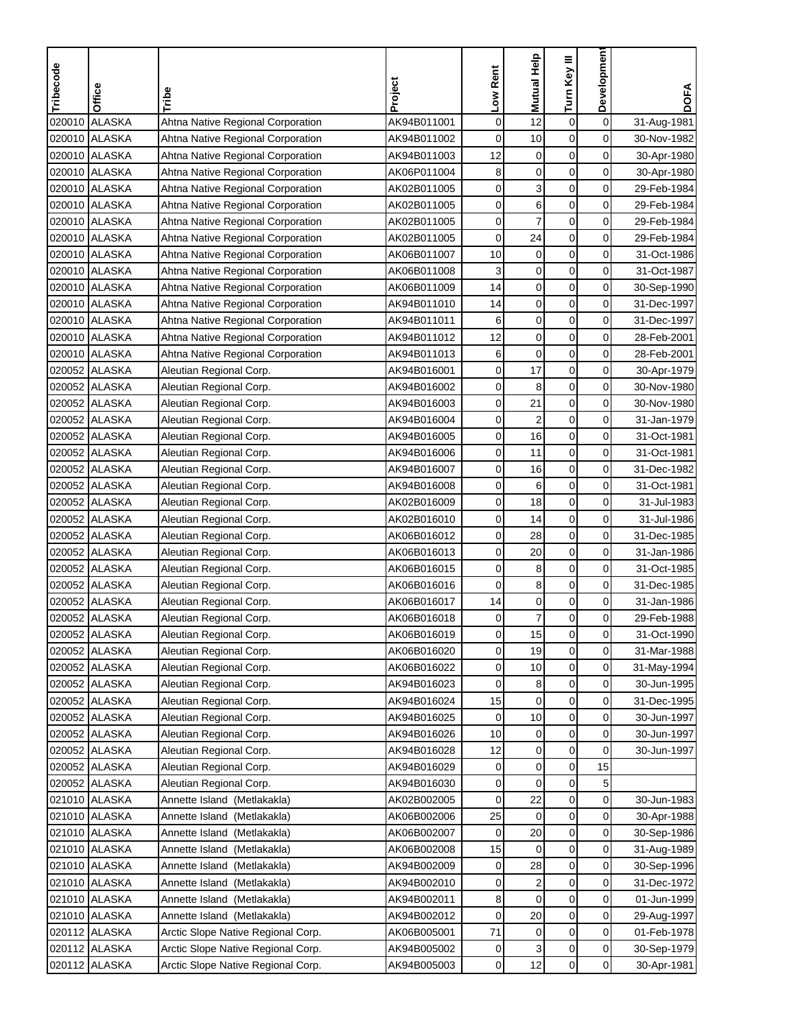| Tribecode | Office | Tribe | Project | Low Rent | Mutual Help | Turn Key III | Development | DOFA |
|---|---|---|---|---|---|---|---|---|
| 020010 | ALASKA | Ahtna Native Regional Corporation | AK94B011001 | 0 | 12 | 0 | 0 | 31-Aug-1981 |
| 020010 | ALASKA | Ahtna Native Regional Corporation | AK94B011002 | 0 | 10 | 0 | 0 | 30-Nov-1982 |
| 020010 | ALASKA | Ahtna Native Regional Corporation | AK94B011003 | 12 | 0 | 0 | 0 | 30-Apr-1980 |
| 020010 | ALASKA | Ahtna Native Regional Corporation | AK06P011004 | 8 | 0 | 0 | 0 | 30-Apr-1980 |
| 020010 | ALASKA | Ahtna Native Regional Corporation | AK02B011005 | 0 | 3 | 0 | 0 | 29-Feb-1984 |
| 020010 | ALASKA | Ahtna Native Regional Corporation | AK02B011005 | 0 | 6 | 0 | 0 | 29-Feb-1984 |
| 020010 | ALASKA | Ahtna Native Regional Corporation | AK02B011005 | 0 | 7 | 0 | 0 | 29-Feb-1984 |
| 020010 | ALASKA | Ahtna Native Regional Corporation | AK02B011005 | 0 | 24 | 0 | 0 | 29-Feb-1984 |
| 020010 | ALASKA | Ahtna Native Regional Corporation | AK06B011007 | 10 | 0 | 0 | 0 | 31-Oct-1986 |
| 020010 | ALASKA | Ahtna Native Regional Corporation | AK06B011008 | 3 | 0 | 0 | 0 | 31-Oct-1987 |
| 020010 | ALASKA | Ahtna Native Regional Corporation | AK06B011009 | 14 | 0 | 0 | 0 | 30-Sep-1990 |
| 020010 | ALASKA | Ahtna Native Regional Corporation | AK94B011010 | 14 | 0 | 0 | 0 | 31-Dec-1997 |
| 020010 | ALASKA | Ahtna Native Regional Corporation | AK94B011011 | 6 | 0 | 0 | 0 | 31-Dec-1997 |
| 020010 | ALASKA | Ahtna Native Regional Corporation | AK94B011012 | 12 | 0 | 0 | 0 | 28-Feb-2001 |
| 020010 | ALASKA | Ahtna Native Regional Corporation | AK94B011013 | 6 | 0 | 0 | 0 | 28-Feb-2001 |
| 020052 | ALASKA | Aleutian Regional Corp. | AK94B016001 | 0 | 17 | 0 | 0 | 30-Apr-1979 |
| 020052 | ALASKA | Aleutian Regional Corp. | AK94B016002 | 0 | 8 | 0 | 0 | 30-Nov-1980 |
| 020052 | ALASKA | Aleutian Regional Corp. | AK94B016003 | 0 | 21 | 0 | 0 | 30-Nov-1980 |
| 020052 | ALASKA | Aleutian Regional Corp. | AK94B016004 | 0 | 2 | 0 | 0 | 31-Jan-1979 |
| 020052 | ALASKA | Aleutian Regional Corp. | AK94B016005 | 0 | 16 | 0 | 0 | 31-Oct-1981 |
| 020052 | ALASKA | Aleutian Regional Corp. | AK94B016006 | 0 | 11 | 0 | 0 | 31-Oct-1981 |
| 020052 | ALASKA | Aleutian Regional Corp. | AK94B016007 | 0 | 16 | 0 | 0 | 31-Dec-1982 |
| 020052 | ALASKA | Aleutian Regional Corp. | AK94B016008 | 0 | 6 | 0 | 0 | 31-Oct-1981 |
| 020052 | ALASKA | Aleutian Regional Corp. | AK02B016009 | 0 | 18 | 0 | 0 | 31-Jul-1983 |
| 020052 | ALASKA | Aleutian Regional Corp. | AK02B016010 | 0 | 14 | 0 | 0 | 31-Jul-1986 |
| 020052 | ALASKA | Aleutian Regional Corp. | AK06B016012 | 0 | 28 | 0 | 0 | 31-Dec-1985 |
| 020052 | ALASKA | Aleutian Regional Corp. | AK06B016013 | 0 | 20 | 0 | 0 | 31-Jan-1986 |
| 020052 | ALASKA | Aleutian Regional Corp. | AK06B016015 | 0 | 8 | 0 | 0 | 31-Oct-1985 |
| 020052 | ALASKA | Aleutian Regional Corp. | AK06B016016 | 0 | 8 | 0 | 0 | 31-Dec-1985 |
| 020052 | ALASKA | Aleutian Regional Corp. | AK06B016017 | 14 | 0 | 0 | 0 | 31-Jan-1986 |
| 020052 | ALASKA | Aleutian Regional Corp. | AK06B016018 | 0 | 7 | 0 | 0 | 29-Feb-1988 |
| 020052 | ALASKA | Aleutian Regional Corp. | AK06B016019 | 0 | 15 | 0 | 0 | 31-Oct-1990 |
| 020052 | ALASKA | Aleutian Regional Corp. | AK06B016020 | 0 | 19 | 0 | 0 | 31-Mar-1988 |
| 020052 | ALASKA | Aleutian Regional Corp. | AK06B016022 | 0 | 10 | 0 | 0 | 31-May-1994 |
| 020052 | ALASKA | Aleutian Regional Corp. | AK94B016023 | 0 | 8 | 0 | 0 | 30-Jun-1995 |
| 020052 | ALASKA | Aleutian Regional Corp. | AK94B016024 | 15 | 0 | 0 | 0 | 31-Dec-1995 |
| 020052 | ALASKA | Aleutian Regional Corp. | AK94B016025 | 0 | 10 | 0 | 0 | 30-Jun-1997 |
| 020052 | ALASKA | Aleutian Regional Corp. | AK94B016026 | 10 | 0 | 0 | 0 | 30-Jun-1997 |
| 020052 | ALASKA | Aleutian Regional Corp. | AK94B016028 | 12 | 0 | 0 | 0 | 30-Jun-1997 |
| 020052 | ALASKA | Aleutian Regional Corp. | AK94B016029 | 0 | 0 | 0 | 15 | |
| 020052 | ALASKA | Aleutian Regional Corp. | AK94B016030 | 0 | 0 | 0 | 5 | |
| 021010 | ALASKA | Annette Island (Metlakakla) | AK02B002005 | 0 | 22 | 0 | 0 | 30-Jun-1983 |
| 021010 | ALASKA | Annette Island (Metlakakla) | AK06B002006 | 25 | 0 | 0 | 0 | 30-Apr-1988 |
| 021010 | ALASKA | Annette Island (Metlakakla) | AK06B002007 | 0 | 20 | 0 | 0 | 30-Sep-1986 |
| 021010 | ALASKA | Annette Island (Metlakakla) | AK06B002008 | 15 | 0 | 0 | 0 | 31-Aug-1989 |
| 021010 | ALASKA | Annette Island (Metlakakla) | AK94B002009 | 0 | 28 | 0 | 0 | 30-Sep-1996 |
| 021010 | ALASKA | Annette Island (Metlakakla) | AK94B002010 | 0 | 2 | 0 | 0 | 31-Dec-1972 |
| 021010 | ALASKA | Annette Island (Metlakakla) | AK94B002011 | 8 | 0 | 0 | 0 | 01-Jun-1999 |
| 021010 | ALASKA | Annette Island (Metlakakla) | AK94B002012 | 0 | 20 | 0 | 0 | 29-Aug-1997 |
| 020112 | ALASKA | Arctic Slope Native Regional Corp. | AK06B005001 | 71 | 0 | 0 | 0 | 01-Feb-1978 |
| 020112 | ALASKA | Arctic Slope Native Regional Corp. | AK94B005002 | 0 | 3 | 0 | 0 | 30-Sep-1979 |
| 020112 | ALASKA | Arctic Slope Native Regional Corp. | AK94B005003 | 0 | 12 | 0 | 0 | 30-Apr-1981 |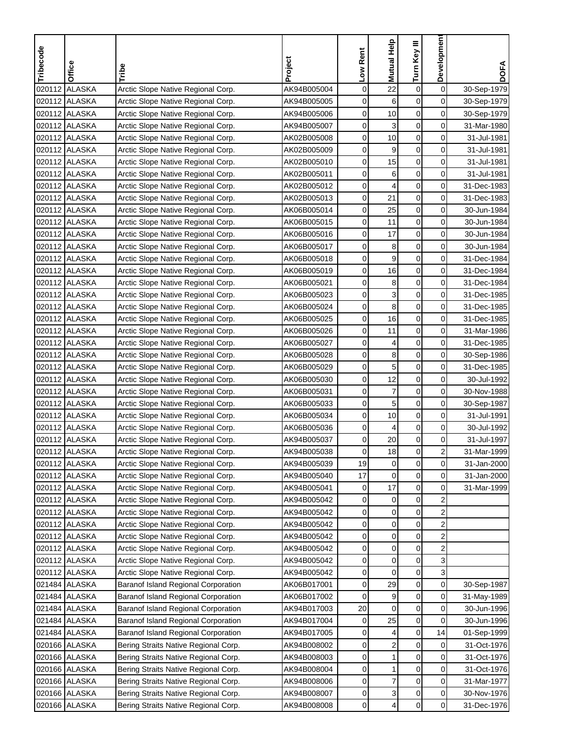| Tribecode | Office | Tribe | Project | Low Rent | Mutual Help | Turn Key III | Development | DOFA |
|---|---|---|---|---|---|---|---|---|
| 020112 | ALASKA | Arctic Slope Native Regional Corp. | AK94B005004 | 0 | 22 | 0 | 0 | 30-Sep-1979 |
| 020112 | ALASKA | Arctic Slope Native Regional Corp. | AK94B005005 | 0 | 6 | 0 | 0 | 30-Sep-1979 |
| 020112 | ALASKA | Arctic Slope Native Regional Corp. | AK94B005006 | 0 | 10 | 0 | 0 | 30-Sep-1979 |
| 020112 | ALASKA | Arctic Slope Native Regional Corp. | AK94B005007 | 0 | 3 | 0 | 0 | 31-Mar-1980 |
| 020112 | ALASKA | Arctic Slope Native Regional Corp. | AK02B005008 | 0 | 10 | 0 | 0 | 31-Jul-1981 |
| 020112 | ALASKA | Arctic Slope Native Regional Corp. | AK02B005009 | 0 | 9 | 0 | 0 | 31-Jul-1981 |
| 020112 | ALASKA | Arctic Slope Native Regional Corp. | AK02B005010 | 0 | 15 | 0 | 0 | 31-Jul-1981 |
| 020112 | ALASKA | Arctic Slope Native Regional Corp. | AK02B005011 | 0 | 6 | 0 | 0 | 31-Jul-1981 |
| 020112 | ALASKA | Arctic Slope Native Regional Corp. | AK02B005012 | 0 | 4 | 0 | 0 | 31-Dec-1983 |
| 020112 | ALASKA | Arctic Slope Native Regional Corp. | AK02B005013 | 0 | 21 | 0 | 0 | 31-Dec-1983 |
| 020112 | ALASKA | Arctic Slope Native Regional Corp. | AK06B005014 | 0 | 25 | 0 | 0 | 30-Jun-1984 |
| 020112 | ALASKA | Arctic Slope Native Regional Corp. | AK06B005015 | 0 | 11 | 0 | 0 | 30-Jun-1984 |
| 020112 | ALASKA | Arctic Slope Native Regional Corp. | AK06B005016 | 0 | 17 | 0 | 0 | 30-Jun-1984 |
| 020112 | ALASKA | Arctic Slope Native Regional Corp. | AK06B005017 | 0 | 8 | 0 | 0 | 30-Jun-1984 |
| 020112 | ALASKA | Arctic Slope Native Regional Corp. | AK06B005018 | 0 | 9 | 0 | 0 | 31-Dec-1984 |
| 020112 | ALASKA | Arctic Slope Native Regional Corp. | AK06B005019 | 0 | 16 | 0 | 0 | 31-Dec-1984 |
| 020112 | ALASKA | Arctic Slope Native Regional Corp. | AK06B005021 | 0 | 8 | 0 | 0 | 31-Dec-1984 |
| 020112 | ALASKA | Arctic Slope Native Regional Corp. | AK06B005023 | 0 | 3 | 0 | 0 | 31-Dec-1985 |
| 020112 | ALASKA | Arctic Slope Native Regional Corp. | AK06B005024 | 0 | 8 | 0 | 0 | 31-Dec-1985 |
| 020112 | ALASKA | Arctic Slope Native Regional Corp. | AK06B005025 | 0 | 16 | 0 | 0 | 31-Dec-1985 |
| 020112 | ALASKA | Arctic Slope Native Regional Corp. | AK06B005026 | 0 | 11 | 0 | 0 | 31-Mar-1986 |
| 020112 | ALASKA | Arctic Slope Native Regional Corp. | AK06B005027 | 0 | 4 | 0 | 0 | 31-Dec-1985 |
| 020112 | ALASKA | Arctic Slope Native Regional Corp. | AK06B005028 | 0 | 8 | 0 | 0 | 30-Sep-1986 |
| 020112 | ALASKA | Arctic Slope Native Regional Corp. | AK06B005029 | 0 | 5 | 0 | 0 | 31-Dec-1985 |
| 020112 | ALASKA | Arctic Slope Native Regional Corp. | AK06B005030 | 0 | 12 | 0 | 0 | 30-Jul-1992 |
| 020112 | ALASKA | Arctic Slope Native Regional Corp. | AK06B005031 | 0 | 7 | 0 | 0 | 30-Nov-1988 |
| 020112 | ALASKA | Arctic Slope Native Regional Corp. | AK06B005033 | 0 | 5 | 0 | 0 | 30-Sep-1987 |
| 020112 | ALASKA | Arctic Slope Native Regional Corp. | AK06B005034 | 0 | 10 | 0 | 0 | 31-Jul-1991 |
| 020112 | ALASKA | Arctic Slope Native Regional Corp. | AK06B005036 | 0 | 4 | 0 | 0 | 30-Jul-1992 |
| 020112 | ALASKA | Arctic Slope Native Regional Corp. | AK94B005037 | 0 | 20 | 0 | 0 | 31-Jul-1997 |
| 020112 | ALASKA | Arctic Slope Native Regional Corp. | AK94B005038 | 0 | 18 | 0 | 2 | 31-Mar-1999 |
| 020112 | ALASKA | Arctic Slope Native Regional Corp. | AK94B005039 | 19 | 0 | 0 | 0 | 31-Jan-2000 |
| 020112 | ALASKA | Arctic Slope Native Regional Corp. | AK94B005040 | 17 | 0 | 0 | 0 | 31-Jan-2000 |
| 020112 | ALASKA | Arctic Slope Native Regional Corp. | AK94B005041 | 0 | 17 | 0 | 0 | 31-Mar-1999 |
| 020112 | ALASKA | Arctic Slope Native Regional Corp. | AK94B005042 | 0 | 0 | 0 | 2 | |
| 020112 | ALASKA | Arctic Slope Native Regional Corp. | AK94B005042 | 0 | 0 | 0 | 2 | |
| 020112 | ALASKA | Arctic Slope Native Regional Corp. | AK94B005042 | 0 | 0 | 0 | 2 | |
| 020112 | ALASKA | Arctic Slope Native Regional Corp. | AK94B005042 | 0 | 0 | 0 | 2 | |
| 020112 | ALASKA | Arctic Slope Native Regional Corp. | AK94B005042 | 0 | 0 | 0 | 2 | |
| 020112 | ALASKA | Arctic Slope Native Regional Corp. | AK94B005042 | 0 | 0 | 0 | 3 | |
| 020112 | ALASKA | Arctic Slope Native Regional Corp. | AK94B005042 | 0 | 0 | 0 | 3 | |
| 021484 | ALASKA | Baranof Island Regional Corporation | AK06B017001 | 0 | 29 | 0 | 0 | 30-Sep-1987 |
| 021484 | ALASKA | Baranof Island Regional Corporation | AK06B017002 | 0 | 9 | 0 | 0 | 31-May-1989 |
| 021484 | ALASKA | Baranof Island Regional Corporation | AK94B017003 | 20 | 0 | 0 | 0 | 30-Jun-1996 |
| 021484 | ALASKA | Baranof Island Regional Corporation | AK94B017004 | 0 | 25 | 0 | 0 | 30-Jun-1996 |
| 021484 | ALASKA | Baranof Island Regional Corporation | AK94B017005 | 0 | 4 | 0 | 14 | 01-Sep-1999 |
| 020166 | ALASKA | Bering Straits Native Regional Corp. | AK94B008002 | 0 | 2 | 0 | 0 | 31-Oct-1976 |
| 020166 | ALASKA | Bering Straits Native Regional Corp. | AK94B008003 | 0 | 1 | 0 | 0 | 31-Oct-1976 |
| 020166 | ALASKA | Bering Straits Native Regional Corp. | AK94B008004 | 0 | 1 | 0 | 0 | 31-Oct-1976 |
| 020166 | ALASKA | Bering Straits Native Regional Corp. | AK94B008006 | 0 | 7 | 0 | 0 | 31-Mar-1977 |
| 020166 | ALASKA | Bering Straits Native Regional Corp. | AK94B008007 | 0 | 3 | 0 | 0 | 30-Nov-1976 |
| 020166 | ALASKA | Bering Straits Native Regional Corp. | AK94B008008 | 0 | 4 | 0 | 0 | 31-Dec-1976 |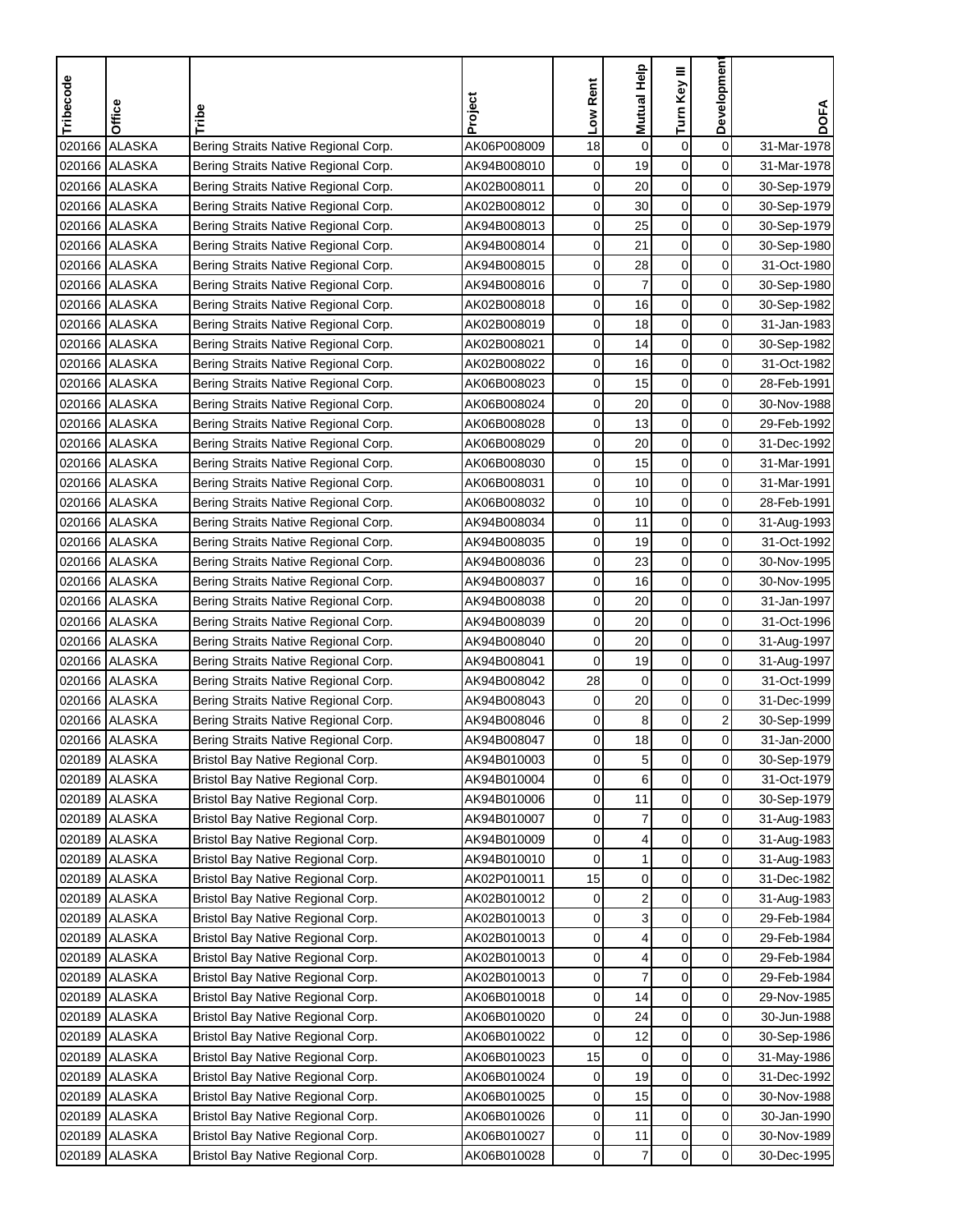| Tribecode | Office | Tribe | Project | Low Rent | Mutual Help | Turn Key III | Development | DOFA |
|---|---|---|---|---|---|---|---|---|
| 020166 | ALASKA | Bering Straits Native Regional Corp. | AK06P008009 | 18 | 0 | 0 | 0 | 31-Mar-1978 |
| 020166 | ALASKA | Bering Straits Native Regional Corp. | AK94B008010 | 0 | 19 | 0 | 0 | 31-Mar-1978 |
| 020166 | ALASKA | Bering Straits Native Regional Corp. | AK02B008011 | 0 | 20 | 0 | 0 | 30-Sep-1979 |
| 020166 | ALASKA | Bering Straits Native Regional Corp. | AK02B008012 | 0 | 30 | 0 | 0 | 30-Sep-1979 |
| 020166 | ALASKA | Bering Straits Native Regional Corp. | AK94B008013 | 0 | 25 | 0 | 0 | 30-Sep-1979 |
| 020166 | ALASKA | Bering Straits Native Regional Corp. | AK94B008014 | 0 | 21 | 0 | 0 | 30-Sep-1980 |
| 020166 | ALASKA | Bering Straits Native Regional Corp. | AK94B008015 | 0 | 28 | 0 | 0 | 31-Oct-1980 |
| 020166 | ALASKA | Bering Straits Native Regional Corp. | AK94B008016 | 0 | 7 | 0 | 0 | 30-Sep-1980 |
| 020166 | ALASKA | Bering Straits Native Regional Corp. | AK02B008018 | 0 | 16 | 0 | 0 | 30-Sep-1982 |
| 020166 | ALASKA | Bering Straits Native Regional Corp. | AK02B008019 | 0 | 18 | 0 | 0 | 31-Jan-1983 |
| 020166 | ALASKA | Bering Straits Native Regional Corp. | AK02B008021 | 0 | 14 | 0 | 0 | 30-Sep-1982 |
| 020166 | ALASKA | Bering Straits Native Regional Corp. | AK02B008022 | 0 | 16 | 0 | 0 | 31-Oct-1982 |
| 020166 | ALASKA | Bering Straits Native Regional Corp. | AK06B008023 | 0 | 15 | 0 | 0 | 28-Feb-1991 |
| 020166 | ALASKA | Bering Straits Native Regional Corp. | AK06B008024 | 0 | 20 | 0 | 0 | 30-Nov-1988 |
| 020166 | ALASKA | Bering Straits Native Regional Corp. | AK06B008028 | 0 | 13 | 0 | 0 | 29-Feb-1992 |
| 020166 | ALASKA | Bering Straits Native Regional Corp. | AK06B008029 | 0 | 20 | 0 | 0 | 31-Dec-1992 |
| 020166 | ALASKA | Bering Straits Native Regional Corp. | AK06B008030 | 0 | 15 | 0 | 0 | 31-Mar-1991 |
| 020166 | ALASKA | Bering Straits Native Regional Corp. | AK06B008031 | 0 | 10 | 0 | 0 | 31-Mar-1991 |
| 020166 | ALASKA | Bering Straits Native Regional Corp. | AK06B008032 | 0 | 10 | 0 | 0 | 28-Feb-1991 |
| 020166 | ALASKA | Bering Straits Native Regional Corp. | AK94B008034 | 0 | 11 | 0 | 0 | 31-Aug-1993 |
| 020166 | ALASKA | Bering Straits Native Regional Corp. | AK94B008035 | 0 | 19 | 0 | 0 | 31-Oct-1992 |
| 020166 | ALASKA | Bering Straits Native Regional Corp. | AK94B008036 | 0 | 23 | 0 | 0 | 30-Nov-1995 |
| 020166 | ALASKA | Bering Straits Native Regional Corp. | AK94B008037 | 0 | 16 | 0 | 0 | 30-Nov-1995 |
| 020166 | ALASKA | Bering Straits Native Regional Corp. | AK94B008038 | 0 | 20 | 0 | 0 | 31-Jan-1997 |
| 020166 | ALASKA | Bering Straits Native Regional Corp. | AK94B008039 | 0 | 20 | 0 | 0 | 31-Oct-1996 |
| 020166 | ALASKA | Bering Straits Native Regional Corp. | AK94B008040 | 0 | 20 | 0 | 0 | 31-Aug-1997 |
| 020166 | ALASKA | Bering Straits Native Regional Corp. | AK94B008041 | 0 | 19 | 0 | 0 | 31-Aug-1997 |
| 020166 | ALASKA | Bering Straits Native Regional Corp. | AK94B008042 | 28 | 0 | 0 | 0 | 31-Oct-1999 |
| 020166 | ALASKA | Bering Straits Native Regional Corp. | AK94B008043 | 0 | 20 | 0 | 0 | 31-Dec-1999 |
| 020166 | ALASKA | Bering Straits Native Regional Corp. | AK94B008046 | 0 | 8 | 0 | 2 | 30-Sep-1999 |
| 020166 | ALASKA | Bering Straits Native Regional Corp. | AK94B008047 | 0 | 18 | 0 | 0 | 31-Jan-2000 |
| 020189 | ALASKA | Bristol Bay Native Regional Corp. | AK94B010003 | 0 | 5 | 0 | 0 | 30-Sep-1979 |
| 020189 | ALASKA | Bristol Bay Native Regional Corp. | AK94B010004 | 0 | 6 | 0 | 0 | 31-Oct-1979 |
| 020189 | ALASKA | Bristol Bay Native Regional Corp. | AK94B010006 | 0 | 11 | 0 | 0 | 30-Sep-1979 |
| 020189 | ALASKA | Bristol Bay Native Regional Corp. | AK94B010007 | 0 | 7 | 0 | 0 | 31-Aug-1983 |
| 020189 | ALASKA | Bristol Bay Native Regional Corp. | AK94B010009 | 0 | 4 | 0 | 0 | 31-Aug-1983 |
| 020189 | ALASKA | Bristol Bay Native Regional Corp. | AK94B010010 | 0 | 1 | 0 | 0 | 31-Aug-1983 |
| 020189 | ALASKA | Bristol Bay Native Regional Corp. | AK02P010011 | 15 | 0 | 0 | 0 | 31-Dec-1982 |
| 020189 | ALASKA | Bristol Bay Native Regional Corp. | AK02B010012 | 0 | 2 | 0 | 0 | 31-Aug-1983 |
| 020189 | ALASKA | Bristol Bay Native Regional Corp. | AK02B010013 | 0 | 3 | 0 | 0 | 29-Feb-1984 |
| 020189 | ALASKA | Bristol Bay Native Regional Corp. | AK02B010013 | 0 | 4 | 0 | 0 | 29-Feb-1984 |
| 020189 | ALASKA | Bristol Bay Native Regional Corp. | AK02B010013 | 0 | 4 | 0 | 0 | 29-Feb-1984 |
| 020189 | ALASKA | Bristol Bay Native Regional Corp. | AK02B010013 | 0 | 7 | 0 | 0 | 29-Feb-1984 |
| 020189 | ALASKA | Bristol Bay Native Regional Corp. | AK06B010018 | 0 | 14 | 0 | 0 | 29-Nov-1985 |
| 020189 | ALASKA | Bristol Bay Native Regional Corp. | AK06B010020 | 0 | 24 | 0 | 0 | 30-Jun-1988 |
| 020189 | ALASKA | Bristol Bay Native Regional Corp. | AK06B010022 | 0 | 12 | 0 | 0 | 30-Sep-1986 |
| 020189 | ALASKA | Bristol Bay Native Regional Corp. | AK06B010023 | 15 | 0 | 0 | 0 | 31-May-1986 |
| 020189 | ALASKA | Bristol Bay Native Regional Corp. | AK06B010024 | 0 | 19 | 0 | 0 | 31-Dec-1992 |
| 020189 | ALASKA | Bristol Bay Native Regional Corp. | AK06B010025 | 0 | 15 | 0 | 0 | 30-Nov-1988 |
| 020189 | ALASKA | Bristol Bay Native Regional Corp. | AK06B010026 | 0 | 11 | 0 | 0 | 30-Jan-1990 |
| 020189 | ALASKA | Bristol Bay Native Regional Corp. | AK06B010027 | 0 | 11 | 0 | 0 | 30-Nov-1989 |
| 020189 | ALASKA | Bristol Bay Native Regional Corp. | AK06B010028 | 0 | 7 | 0 | 0 | 30-Dec-1995 |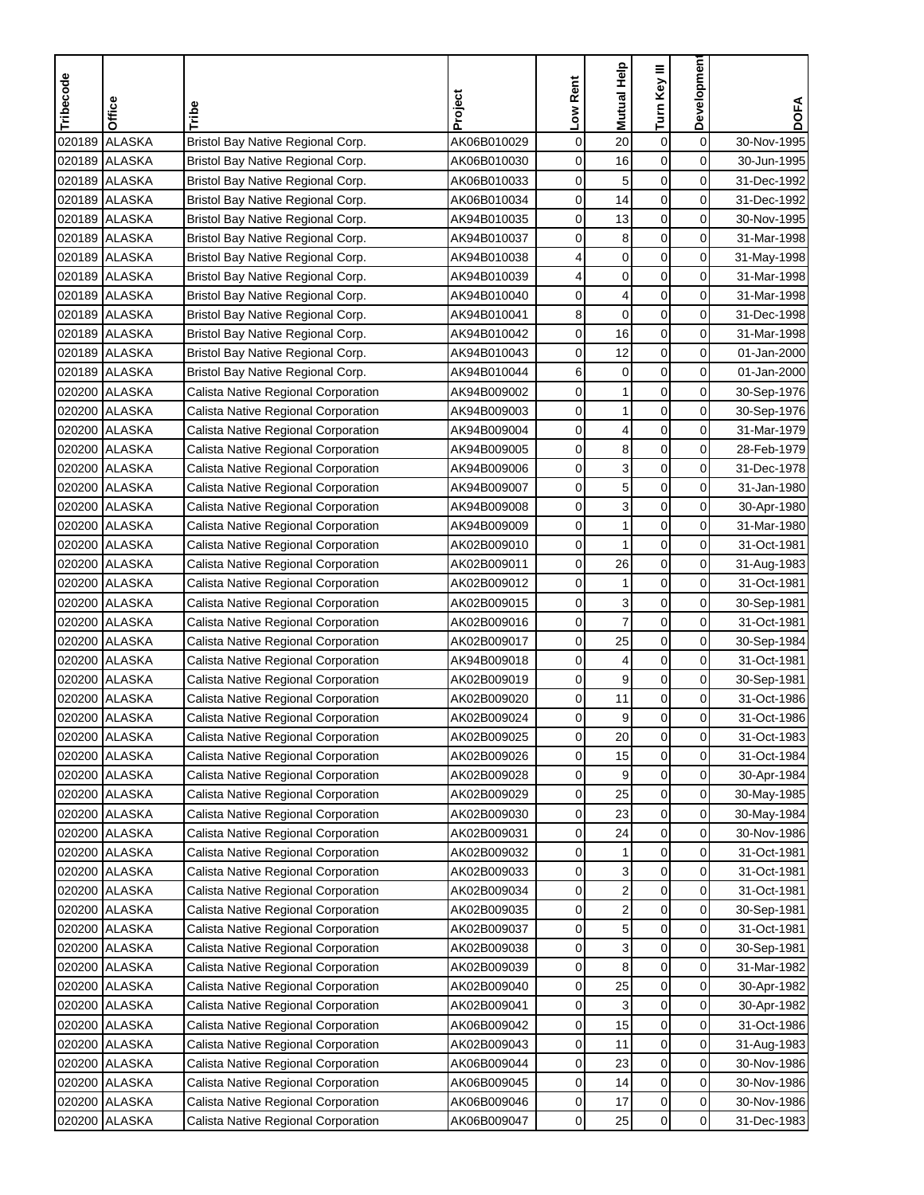| Tribecode | Office | Tribe | Project | Low Rent | Mutual Help | Turn Key III | Development | DOFA |
|---|---|---|---|---|---|---|---|---|
| 020189 | ALASKA | Bristol Bay Native Regional Corp. | AK06B010029 | 0 | 20 | 0 | 0 | 30-Nov-1995 |
| 020189 | ALASKA | Bristol Bay Native Regional Corp. | AK06B010030 | 0 | 16 | 0 | 0 | 30-Jun-1995 |
| 020189 | ALASKA | Bristol Bay Native Regional Corp. | AK06B010033 | 0 | 5 | 0 | 0 | 31-Dec-1992 |
| 020189 | ALASKA | Bristol Bay Native Regional Corp. | AK06B010034 | 0 | 14 | 0 | 0 | 31-Dec-1992 |
| 020189 | ALASKA | Bristol Bay Native Regional Corp. | AK94B010035 | 0 | 13 | 0 | 0 | 30-Nov-1995 |
| 020189 | ALASKA | Bristol Bay Native Regional Corp. | AK94B010037 | 0 | 8 | 0 | 0 | 31-Mar-1998 |
| 020189 | ALASKA | Bristol Bay Native Regional Corp. | AK94B010038 | 4 | 0 | 0 | 0 | 31-May-1998 |
| 020189 | ALASKA | Bristol Bay Native Regional Corp. | AK94B010039 | 4 | 0 | 0 | 0 | 31-Mar-1998 |
| 020189 | ALASKA | Bristol Bay Native Regional Corp. | AK94B010040 | 0 | 4 | 0 | 0 | 31-Mar-1998 |
| 020189 | ALASKA | Bristol Bay Native Regional Corp. | AK94B010041 | 8 | 0 | 0 | 0 | 31-Dec-1998 |
| 020189 | ALASKA | Bristol Bay Native Regional Corp. | AK94B010042 | 0 | 16 | 0 | 0 | 31-Mar-1998 |
| 020189 | ALASKA | Bristol Bay Native Regional Corp. | AK94B010043 | 0 | 12 | 0 | 0 | 01-Jan-2000 |
| 020189 | ALASKA | Bristol Bay Native Regional Corp. | AK94B010044 | 6 | 0 | 0 | 0 | 01-Jan-2000 |
| 020200 | ALASKA | Calista Native Regional Corporation | AK94B009002 | 0 | 1 | 0 | 0 | 30-Sep-1976 |
| 020200 | ALASKA | Calista Native Regional Corporation | AK94B009003 | 0 | 1 | 0 | 0 | 30-Sep-1976 |
| 020200 | ALASKA | Calista Native Regional Corporation | AK94B009004 | 0 | 4 | 0 | 0 | 31-Mar-1979 |
| 020200 | ALASKA | Calista Native Regional Corporation | AK94B009005 | 0 | 8 | 0 | 0 | 28-Feb-1979 |
| 020200 | ALASKA | Calista Native Regional Corporation | AK94B009006 | 0 | 3 | 0 | 0 | 31-Dec-1978 |
| 020200 | ALASKA | Calista Native Regional Corporation | AK94B009007 | 0 | 5 | 0 | 0 | 31-Jan-1980 |
| 020200 | ALASKA | Calista Native Regional Corporation | AK94B009008 | 0 | 3 | 0 | 0 | 30-Apr-1980 |
| 020200 | ALASKA | Calista Native Regional Corporation | AK94B009009 | 0 | 1 | 0 | 0 | 31-Mar-1980 |
| 020200 | ALASKA | Calista Native Regional Corporation | AK02B009010 | 0 | 1 | 0 | 0 | 31-Oct-1981 |
| 020200 | ALASKA | Calista Native Regional Corporation | AK02B009011 | 0 | 26 | 0 | 0 | 31-Aug-1983 |
| 020200 | ALASKA | Calista Native Regional Corporation | AK02B009012 | 0 | 1 | 0 | 0 | 31-Oct-1981 |
| 020200 | ALASKA | Calista Native Regional Corporation | AK02B009015 | 0 | 3 | 0 | 0 | 30-Sep-1981 |
| 020200 | ALASKA | Calista Native Regional Corporation | AK02B009016 | 0 | 7 | 0 | 0 | 31-Oct-1981 |
| 020200 | ALASKA | Calista Native Regional Corporation | AK02B009017 | 0 | 25 | 0 | 0 | 30-Sep-1984 |
| 020200 | ALASKA | Calista Native Regional Corporation | AK94B009018 | 0 | 4 | 0 | 0 | 31-Oct-1981 |
| 020200 | ALASKA | Calista Native Regional Corporation | AK02B009019 | 0 | 9 | 0 | 0 | 30-Sep-1981 |
| 020200 | ALASKA | Calista Native Regional Corporation | AK02B009020 | 0 | 11 | 0 | 0 | 31-Oct-1986 |
| 020200 | ALASKA | Calista Native Regional Corporation | AK02B009024 | 0 | 9 | 0 | 0 | 31-Oct-1986 |
| 020200 | ALASKA | Calista Native Regional Corporation | AK02B009025 | 0 | 20 | 0 | 0 | 31-Oct-1983 |
| 020200 | ALASKA | Calista Native Regional Corporation | AK02B009026 | 0 | 15 | 0 | 0 | 31-Oct-1984 |
| 020200 | ALASKA | Calista Native Regional Corporation | AK02B009028 | 0 | 9 | 0 | 0 | 30-Apr-1984 |
| 020200 | ALASKA | Calista Native Regional Corporation | AK02B009029 | 0 | 25 | 0 | 0 | 30-May-1985 |
| 020200 | ALASKA | Calista Native Regional Corporation | AK02B009030 | 0 | 23 | 0 | 0 | 30-May-1984 |
| 020200 | ALASKA | Calista Native Regional Corporation | AK02B009031 | 0 | 24 | 0 | 0 | 30-Nov-1986 |
| 020200 | ALASKA | Calista Native Regional Corporation | AK02B009032 | 0 | 1 | 0 | 0 | 31-Oct-1981 |
| 020200 | ALASKA | Calista Native Regional Corporation | AK02B009033 | 0 | 3 | 0 | 0 | 31-Oct-1981 |
| 020200 | ALASKA | Calista Native Regional Corporation | AK02B009034 | 0 | 2 | 0 | 0 | 31-Oct-1981 |
| 020200 | ALASKA | Calista Native Regional Corporation | AK02B009035 | 0 | 2 | 0 | 0 | 30-Sep-1981 |
| 020200 | ALASKA | Calista Native Regional Corporation | AK02B009037 | 0 | 5 | 0 | 0 | 31-Oct-1981 |
| 020200 | ALASKA | Calista Native Regional Corporation | AK02B009038 | 0 | 3 | 0 | 0 | 30-Sep-1981 |
| 020200 | ALASKA | Calista Native Regional Corporation | AK02B009039 | 0 | 8 | 0 | 0 | 31-Mar-1982 |
| 020200 | ALASKA | Calista Native Regional Corporation | AK02B009040 | 0 | 25 | 0 | 0 | 30-Apr-1982 |
| 020200 | ALASKA | Calista Native Regional Corporation | AK02B009041 | 0 | 3 | 0 | 0 | 30-Apr-1982 |
| 020200 | ALASKA | Calista Native Regional Corporation | AK06B009042 | 0 | 15 | 0 | 0 | 31-Oct-1986 |
| 020200 | ALASKA | Calista Native Regional Corporation | AK02B009043 | 0 | 11 | 0 | 0 | 31-Aug-1983 |
| 020200 | ALASKA | Calista Native Regional Corporation | AK06B009044 | 0 | 23 | 0 | 0 | 30-Nov-1986 |
| 020200 | ALASKA | Calista Native Regional Corporation | AK06B009045 | 0 | 14 | 0 | 0 | 30-Nov-1986 |
| 020200 | ALASKA | Calista Native Regional Corporation | AK06B009046 | 0 | 17 | 0 | 0 | 30-Nov-1986 |
| 020200 | ALASKA | Calista Native Regional Corporation | AK06B009047 | 0 | 25 | 0 | 0 | 31-Dec-1983 |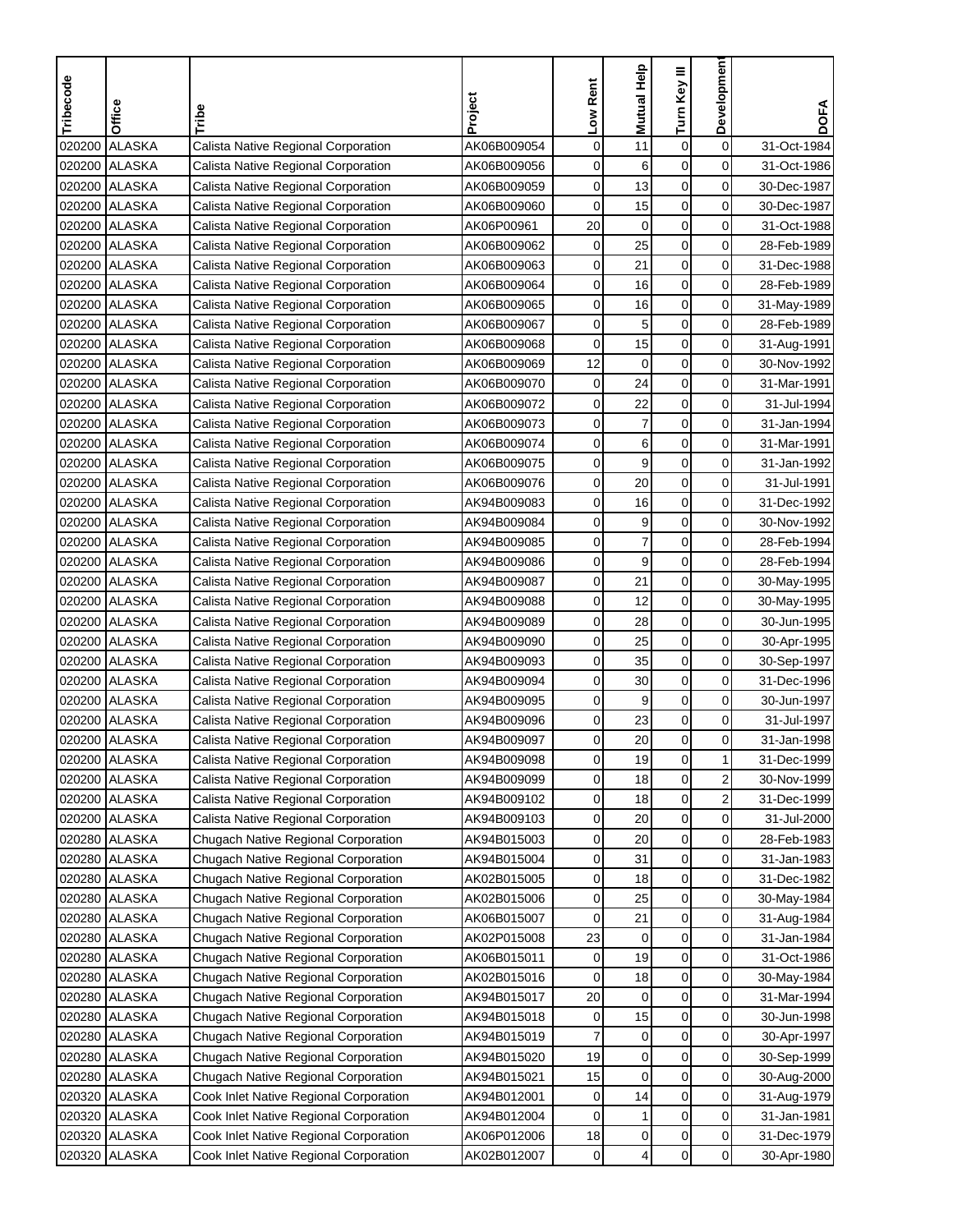| Tribecode | Office | Tribe | Project | Low Rent | Mutual Help | Turn Key III | Development | DOFA |
|---|---|---|---|---|---|---|---|---|
| 020200 | ALASKA | Calista Native Regional Corporation | AK06B009054 | 0 | 11 | 0 | 0 | 31-Oct-1984 |
| 020200 | ALASKA | Calista Native Regional Corporation | AK06B009056 | 0 | 6 | 0 | 0 | 31-Oct-1986 |
| 020200 | ALASKA | Calista Native Regional Corporation | AK06B009059 | 0 | 13 | 0 | 0 | 30-Dec-1987 |
| 020200 | ALASKA | Calista Native Regional Corporation | AK06B009060 | 0 | 15 | 0 | 0 | 30-Dec-1987 |
| 020200 | ALASKA | Calista Native Regional Corporation | AK06P00961 | 20 | 0 | 0 | 0 | 31-Oct-1988 |
| 020200 | ALASKA | Calista Native Regional Corporation | AK06B009062 | 0 | 25 | 0 | 0 | 28-Feb-1989 |
| 020200 | ALASKA | Calista Native Regional Corporation | AK06B009063 | 0 | 21 | 0 | 0 | 31-Dec-1988 |
| 020200 | ALASKA | Calista Native Regional Corporation | AK06B009064 | 0 | 16 | 0 | 0 | 28-Feb-1989 |
| 020200 | ALASKA | Calista Native Regional Corporation | AK06B009065 | 0 | 16 | 0 | 0 | 31-May-1989 |
| 020200 | ALASKA | Calista Native Regional Corporation | AK06B009067 | 0 | 5 | 0 | 0 | 28-Feb-1989 |
| 020200 | ALASKA | Calista Native Regional Corporation | AK06B009068 | 0 | 15 | 0 | 0 | 31-Aug-1991 |
| 020200 | ALASKA | Calista Native Regional Corporation | AK06B009069 | 12 | 0 | 0 | 0 | 30-Nov-1992 |
| 020200 | ALASKA | Calista Native Regional Corporation | AK06B009070 | 0 | 24 | 0 | 0 | 31-Mar-1991 |
| 020200 | ALASKA | Calista Native Regional Corporation | AK06B009072 | 0 | 22 | 0 | 0 | 31-Jul-1994 |
| 020200 | ALASKA | Calista Native Regional Corporation | AK06B009073 | 0 | 7 | 0 | 0 | 31-Jan-1994 |
| 020200 | ALASKA | Calista Native Regional Corporation | AK06B009074 | 0 | 6 | 0 | 0 | 31-Mar-1991 |
| 020200 | ALASKA | Calista Native Regional Corporation | AK06B009075 | 0 | 9 | 0 | 0 | 31-Jan-1992 |
| 020200 | ALASKA | Calista Native Regional Corporation | AK06B009076 | 0 | 20 | 0 | 0 | 31-Jul-1991 |
| 020200 | ALASKA | Calista Native Regional Corporation | AK94B009083 | 0 | 16 | 0 | 0 | 31-Dec-1992 |
| 020200 | ALASKA | Calista Native Regional Corporation | AK94B009084 | 0 | 9 | 0 | 0 | 30-Nov-1992 |
| 020200 | ALASKA | Calista Native Regional Corporation | AK94B009085 | 0 | 7 | 0 | 0 | 28-Feb-1994 |
| 020200 | ALASKA | Calista Native Regional Corporation | AK94B009086 | 0 | 9 | 0 | 0 | 28-Feb-1994 |
| 020200 | ALASKA | Calista Native Regional Corporation | AK94B009087 | 0 | 21 | 0 | 0 | 30-May-1995 |
| 020200 | ALASKA | Calista Native Regional Corporation | AK94B009088 | 0 | 12 | 0 | 0 | 30-May-1995 |
| 020200 | ALASKA | Calista Native Regional Corporation | AK94B009089 | 0 | 28 | 0 | 0 | 30-Jun-1995 |
| 020200 | ALASKA | Calista Native Regional Corporation | AK94B009090 | 0 | 25 | 0 | 0 | 30-Apr-1995 |
| 020200 | ALASKA | Calista Native Regional Corporation | AK94B009093 | 0 | 35 | 0 | 0 | 30-Sep-1997 |
| 020200 | ALASKA | Calista Native Regional Corporation | AK94B009094 | 0 | 30 | 0 | 0 | 31-Dec-1996 |
| 020200 | ALASKA | Calista Native Regional Corporation | AK94B009095 | 0 | 9 | 0 | 0 | 30-Jun-1997 |
| 020200 | ALASKA | Calista Native Regional Corporation | AK94B009096 | 0 | 23 | 0 | 0 | 31-Jul-1997 |
| 020200 | ALASKA | Calista Native Regional Corporation | AK94B009097 | 0 | 20 | 0 | 0 | 31-Jan-1998 |
| 020200 | ALASKA | Calista Native Regional Corporation | AK94B009098 | 0 | 19 | 0 | 1 | 31-Dec-1999 |
| 020200 | ALASKA | Calista Native Regional Corporation | AK94B009099 | 0 | 18 | 0 | 2 | 30-Nov-1999 |
| 020200 | ALASKA | Calista Native Regional Corporation | AK94B009102 | 0 | 18 | 0 | 2 | 31-Dec-1999 |
| 020200 | ALASKA | Calista Native Regional Corporation | AK94B009103 | 0 | 20 | 0 | 0 | 31-Jul-2000 |
| 020280 | ALASKA | Chugach Native Regional Corporation | AK94B015003 | 0 | 20 | 0 | 0 | 28-Feb-1983 |
| 020280 | ALASKA | Chugach Native Regional Corporation | AK94B015004 | 0 | 31 | 0 | 0 | 31-Jan-1983 |
| 020280 | ALASKA | Chugach Native Regional Corporation | AK02B015005 | 0 | 18 | 0 | 0 | 31-Dec-1982 |
| 020280 | ALASKA | Chugach Native Regional Corporation | AK02B015006 | 0 | 25 | 0 | 0 | 30-May-1984 |
| 020280 | ALASKA | Chugach Native Regional Corporation | AK06B015007 | 0 | 21 | 0 | 0 | 31-Aug-1984 |
| 020280 | ALASKA | Chugach Native Regional Corporation | AK02P015008 | 23 | 0 | 0 | 0 | 31-Jan-1984 |
| 020280 | ALASKA | Chugach Native Regional Corporation | AK06B015011 | 0 | 19 | 0 | 0 | 31-Oct-1986 |
| 020280 | ALASKA | Chugach Native Regional Corporation | AK02B015016 | 0 | 18 | 0 | 0 | 30-May-1984 |
| 020280 | ALASKA | Chugach Native Regional Corporation | AK94B015017 | 20 | 0 | 0 | 0 | 31-Mar-1994 |
| 020280 | ALASKA | Chugach Native Regional Corporation | AK94B015018 | 0 | 15 | 0 | 0 | 30-Jun-1998 |
| 020280 | ALASKA | Chugach Native Regional Corporation | AK94B015019 | 7 | 0 | 0 | 0 | 30-Apr-1997 |
| 020280 | ALASKA | Chugach Native Regional Corporation | AK94B015020 | 19 | 0 | 0 | 0 | 30-Sep-1999 |
| 020280 | ALASKA | Chugach Native Regional Corporation | AK94B015021 | 15 | 0 | 0 | 0 | 30-Aug-2000 |
| 020320 | ALASKA | Cook Inlet Native Regional Corporation | AK94B012001 | 0 | 14 | 0 | 0 | 31-Aug-1979 |
| 020320 | ALASKA | Cook Inlet Native Regional Corporation | AK94B012004 | 0 | 1 | 0 | 0 | 31-Jan-1981 |
| 020320 | ALASKA | Cook Inlet Native Regional Corporation | AK06P012006 | 18 | 0 | 0 | 0 | 31-Dec-1979 |
| 020320 | ALASKA | Cook Inlet Native Regional Corporation | AK02B012007 | 0 | 4 | 0 | 0 | 30-Apr-1980 |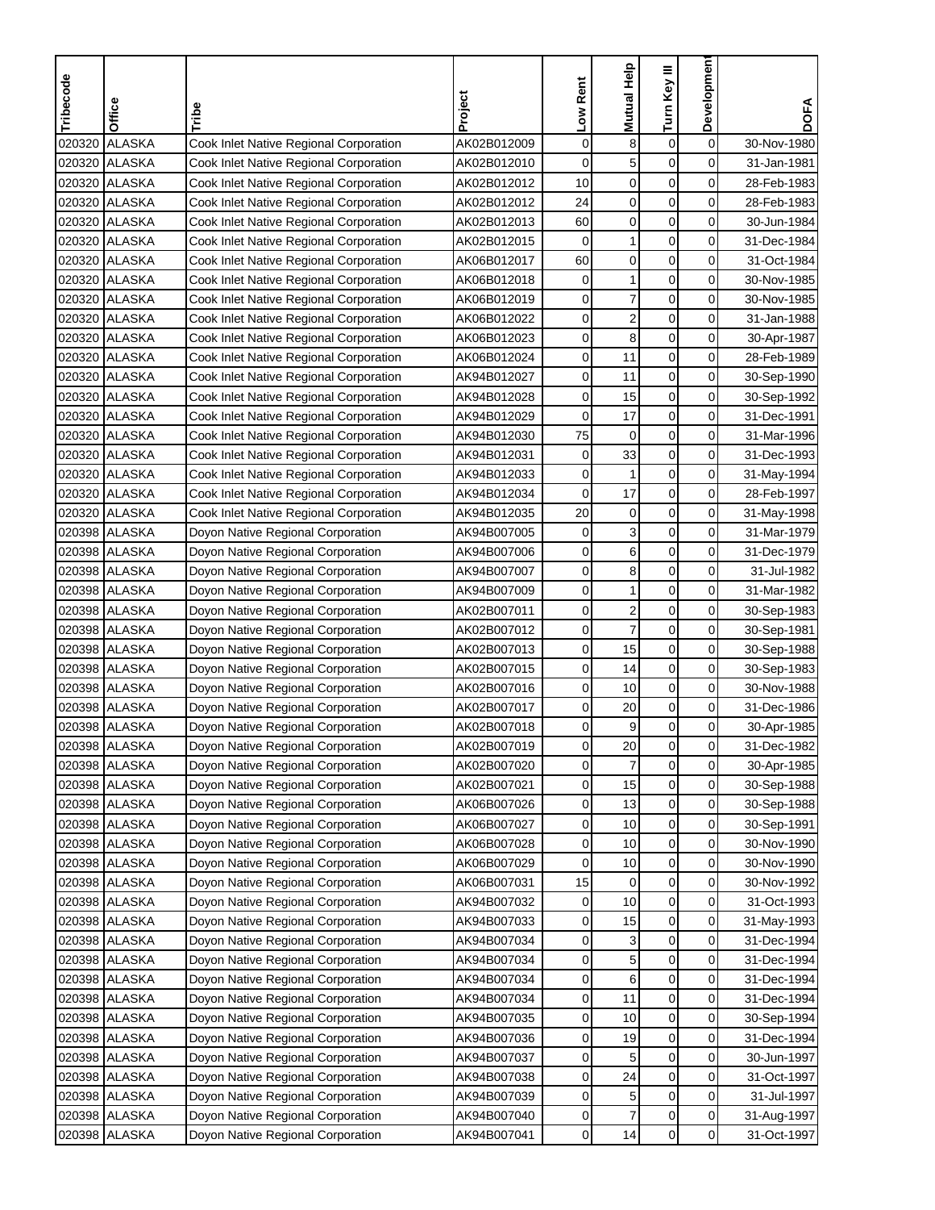| Tribecode | Office | Tribe | Project | Low Rent | Mutual Help | Turn Key III | Development | DOFA |
|---|---|---|---|---|---|---|---|---|
| 020320 | ALASKA | Cook Inlet Native Regional Corporation | AK02B012009 | 0 | 8 | 0 | 0 | 30-Nov-1980 |
| 020320 | ALASKA | Cook Inlet Native Regional Corporation | AK02B012010 | 0 | 5 | 0 | 0 | 31-Jan-1981 |
| 020320 | ALASKA | Cook Inlet Native Regional Corporation | AK02B012012 | 10 | 0 | 0 | 0 | 28-Feb-1983 |
| 020320 | ALASKA | Cook Inlet Native Regional Corporation | AK02B012012 | 24 | 0 | 0 | 0 | 28-Feb-1983 |
| 020320 | ALASKA | Cook Inlet Native Regional Corporation | AK02B012013 | 60 | 0 | 0 | 0 | 30-Jun-1984 |
| 020320 | ALASKA | Cook Inlet Native Regional Corporation | AK02B012015 | 0 | 1 | 0 | 0 | 31-Dec-1984 |
| 020320 | ALASKA | Cook Inlet Native Regional Corporation | AK06B012017 | 60 | 0 | 0 | 0 | 31-Oct-1984 |
| 020320 | ALASKA | Cook Inlet Native Regional Corporation | AK06B012018 | 0 | 1 | 0 | 0 | 30-Nov-1985 |
| 020320 | ALASKA | Cook Inlet Native Regional Corporation | AK06B012019 | 0 | 7 | 0 | 0 | 30-Nov-1985 |
| 020320 | ALASKA | Cook Inlet Native Regional Corporation | AK06B012022 | 0 | 2 | 0 | 0 | 31-Jan-1988 |
| 020320 | ALASKA | Cook Inlet Native Regional Corporation | AK06B012023 | 0 | 8 | 0 | 0 | 30-Apr-1987 |
| 020320 | ALASKA | Cook Inlet Native Regional Corporation | AK06B012024 | 0 | 11 | 0 | 0 | 28-Feb-1989 |
| 020320 | ALASKA | Cook Inlet Native Regional Corporation | AK94B012027 | 0 | 11 | 0 | 0 | 30-Sep-1990 |
| 020320 | ALASKA | Cook Inlet Native Regional Corporation | AK94B012028 | 0 | 15 | 0 | 0 | 30-Sep-1992 |
| 020320 | ALASKA | Cook Inlet Native Regional Corporation | AK94B012029 | 0 | 17 | 0 | 0 | 31-Dec-1991 |
| 020320 | ALASKA | Cook Inlet Native Regional Corporation | AK94B012030 | 75 | 0 | 0 | 0 | 31-Mar-1996 |
| 020320 | ALASKA | Cook Inlet Native Regional Corporation | AK94B012031 | 0 | 33 | 0 | 0 | 31-Dec-1993 |
| 020320 | ALASKA | Cook Inlet Native Regional Corporation | AK94B012033 | 0 | 1 | 0 | 0 | 31-May-1994 |
| 020320 | ALASKA | Cook Inlet Native Regional Corporation | AK94B012034 | 0 | 17 | 0 | 0 | 28-Feb-1997 |
| 020320 | ALASKA | Cook Inlet Native Regional Corporation | AK94B012035 | 20 | 0 | 0 | 0 | 31-May-1998 |
| 020398 | ALASKA | Doyon Native Regional Corporation | AK94B007005 | 0 | 3 | 0 | 0 | 31-Mar-1979 |
| 020398 | ALASKA | Doyon Native Regional Corporation | AK94B007006 | 0 | 6 | 0 | 0 | 31-Dec-1979 |
| 020398 | ALASKA | Doyon Native Regional Corporation | AK94B007007 | 0 | 8 | 0 | 0 | 31-Jul-1982 |
| 020398 | ALASKA | Doyon Native Regional Corporation | AK94B007009 | 0 | 1 | 0 | 0 | 31-Mar-1982 |
| 020398 | ALASKA | Doyon Native Regional Corporation | AK02B007011 | 0 | 2 | 0 | 0 | 30-Sep-1983 |
| 020398 | ALASKA | Doyon Native Regional Corporation | AK02B007012 | 0 | 7 | 0 | 0 | 30-Sep-1981 |
| 020398 | ALASKA | Doyon Native Regional Corporation | AK02B007013 | 0 | 15 | 0 | 0 | 30-Sep-1988 |
| 020398 | ALASKA | Doyon Native Regional Corporation | AK02B007015 | 0 | 14 | 0 | 0 | 30-Sep-1983 |
| 020398 | ALASKA | Doyon Native Regional Corporation | AK02B007016 | 0 | 10 | 0 | 0 | 30-Nov-1988 |
| 020398 | ALASKA | Doyon Native Regional Corporation | AK02B007017 | 0 | 20 | 0 | 0 | 31-Dec-1986 |
| 020398 | ALASKA | Doyon Native Regional Corporation | AK02B007018 | 0 | 9 | 0 | 0 | 30-Apr-1985 |
| 020398 | ALASKA | Doyon Native Regional Corporation | AK02B007019 | 0 | 20 | 0 | 0 | 31-Dec-1982 |
| 020398 | ALASKA | Doyon Native Regional Corporation | AK02B007020 | 0 | 7 | 0 | 0 | 30-Apr-1985 |
| 020398 | ALASKA | Doyon Native Regional Corporation | AK02B007021 | 0 | 15 | 0 | 0 | 30-Sep-1988 |
| 020398 | ALASKA | Doyon Native Regional Corporation | AK06B007026 | 0 | 13 | 0 | 0 | 30-Sep-1988 |
| 020398 | ALASKA | Doyon Native Regional Corporation | AK06B007027 | 0 | 10 | 0 | 0 | 30-Sep-1991 |
| 020398 | ALASKA | Doyon Native Regional Corporation | AK06B007028 | 0 | 10 | 0 | 0 | 30-Nov-1990 |
| 020398 | ALASKA | Doyon Native Regional Corporation | AK06B007029 | 0 | 10 | 0 | 0 | 30-Nov-1990 |
| 020398 | ALASKA | Doyon Native Regional Corporation | AK06B007031 | 15 | 0 | 0 | 0 | 30-Nov-1992 |
| 020398 | ALASKA | Doyon Native Regional Corporation | AK94B007032 | 0 | 10 | 0 | 0 | 31-Oct-1993 |
| 020398 | ALASKA | Doyon Native Regional Corporation | AK94B007033 | 0 | 15 | 0 | 0 | 31-May-1993 |
| 020398 | ALASKA | Doyon Native Regional Corporation | AK94B007034 | 0 | 3 | 0 | 0 | 31-Dec-1994 |
| 020398 | ALASKA | Doyon Native Regional Corporation | AK94B007034 | 0 | 5 | 0 | 0 | 31-Dec-1994 |
| 020398 | ALASKA | Doyon Native Regional Corporation | AK94B007034 | 0 | 6 | 0 | 0 | 31-Dec-1994 |
| 020398 | ALASKA | Doyon Native Regional Corporation | AK94B007034 | 0 | 11 | 0 | 0 | 31-Dec-1994 |
| 020398 | ALASKA | Doyon Native Regional Corporation | AK94B007035 | 0 | 10 | 0 | 0 | 30-Sep-1994 |
| 020398 | ALASKA | Doyon Native Regional Corporation | AK94B007036 | 0 | 19 | 0 | 0 | 31-Dec-1994 |
| 020398 | ALASKA | Doyon Native Regional Corporation | AK94B007037 | 0 | 5 | 0 | 0 | 30-Jun-1997 |
| 020398 | ALASKA | Doyon Native Regional Corporation | AK94B007038 | 0 | 24 | 0 | 0 | 31-Oct-1997 |
| 020398 | ALASKA | Doyon Native Regional Corporation | AK94B007039 | 0 | 5 | 0 | 0 | 31-Jul-1997 |
| 020398 | ALASKA | Doyon Native Regional Corporation | AK94B007040 | 0 | 7 | 0 | 0 | 31-Aug-1997 |
| 020398 | ALASKA | Doyon Native Regional Corporation | AK94B007041 | 0 | 14 | 0 | 0 | 31-Oct-1997 |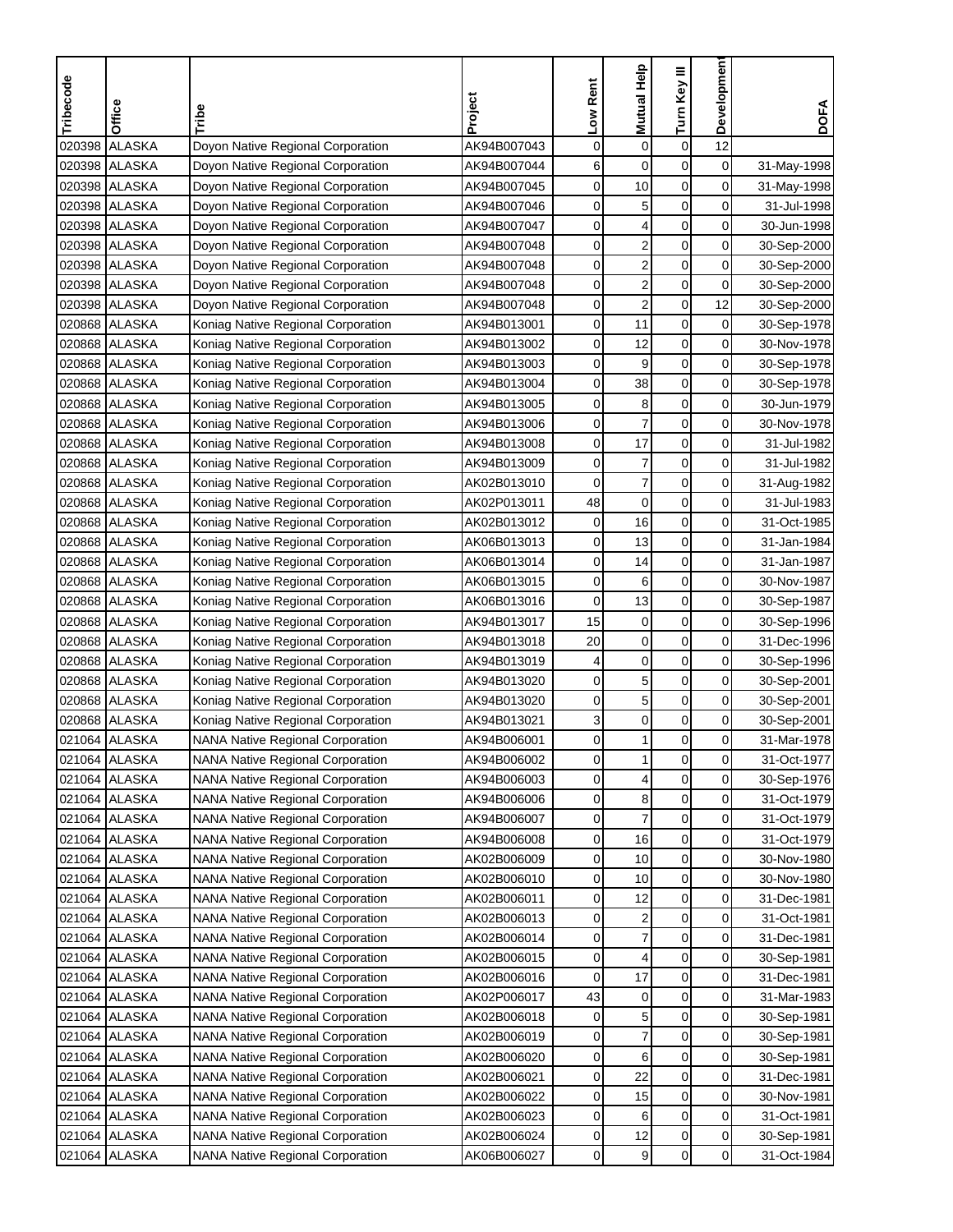| Tribecode | Office | Tribe | Project | Low Rent | Mutual Help | Turn Key III | Development | DOFA |
|---|---|---|---|---|---|---|---|---|
| 020398 | ALASKA | Doyon Native Regional Corporation | AK94B007043 | 0 | 0 | 0 | 12 | |
| 020398 | ALASKA | Doyon Native Regional Corporation | AK94B007044 | 6 | 0 | 0 | 0 | 31-May-1998 |
| 020398 | ALASKA | Doyon Native Regional Corporation | AK94B007045 | 0 | 10 | 0 | 0 | 31-May-1998 |
| 020398 | ALASKA | Doyon Native Regional Corporation | AK94B007046 | 0 | 5 | 0 | 0 | 31-Jul-1998 |
| 020398 | ALASKA | Doyon Native Regional Corporation | AK94B007047 | 0 | 4 | 0 | 0 | 30-Jun-1998 |
| 020398 | ALASKA | Doyon Native Regional Corporation | AK94B007048 | 0 | 2 | 0 | 0 | 30-Sep-2000 |
| 020398 | ALASKA | Doyon Native Regional Corporation | AK94B007048 | 0 | 2 | 0 | 0 | 30-Sep-2000 |
| 020398 | ALASKA | Doyon Native Regional Corporation | AK94B007048 | 0 | 2 | 0 | 0 | 30-Sep-2000 |
| 020398 | ALASKA | Doyon Native Regional Corporation | AK94B007048 | 0 | 2 | 0 | 12 | 30-Sep-2000 |
| 020868 | ALASKA | Koniag Native Regional Corporation | AK94B013001 | 0 | 11 | 0 | 0 | 30-Sep-1978 |
| 020868 | ALASKA | Koniag Native Regional Corporation | AK94B013002 | 0 | 12 | 0 | 0 | 30-Nov-1978 |
| 020868 | ALASKA | Koniag Native Regional Corporation | AK94B013003 | 0 | 9 | 0 | 0 | 30-Sep-1978 |
| 020868 | ALASKA | Koniag Native Regional Corporation | AK94B013004 | 0 | 38 | 0 | 0 | 30-Sep-1978 |
| 020868 | ALASKA | Koniag Native Regional Corporation | AK94B013005 | 0 | 8 | 0 | 0 | 30-Jun-1979 |
| 020868 | ALASKA | Koniag Native Regional Corporation | AK94B013006 | 0 | 7 | 0 | 0 | 30-Nov-1978 |
| 020868 | ALASKA | Koniag Native Regional Corporation | AK94B013008 | 0 | 17 | 0 | 0 | 31-Jul-1982 |
| 020868 | ALASKA | Koniag Native Regional Corporation | AK94B013009 | 0 | 7 | 0 | 0 | 31-Jul-1982 |
| 020868 | ALASKA | Koniag Native Regional Corporation | AK02B013010 | 0 | 7 | 0 | 0 | 31-Aug-1982 |
| 020868 | ALASKA | Koniag Native Regional Corporation | AK02P013011 | 48 | 0 | 0 | 0 | 31-Jul-1983 |
| 020868 | ALASKA | Koniag Native Regional Corporation | AK02B013012 | 0 | 16 | 0 | 0 | 31-Oct-1985 |
| 020868 | ALASKA | Koniag Native Regional Corporation | AK06B013013 | 0 | 13 | 0 | 0 | 31-Jan-1984 |
| 020868 | ALASKA | Koniag Native Regional Corporation | AK06B013014 | 0 | 14 | 0 | 0 | 31-Jan-1987 |
| 020868 | ALASKA | Koniag Native Regional Corporation | AK06B013015 | 0 | 6 | 0 | 0 | 30-Nov-1987 |
| 020868 | ALASKA | Koniag Native Regional Corporation | AK06B013016 | 0 | 13 | 0 | 0 | 30-Sep-1987 |
| 020868 | ALASKA | Koniag Native Regional Corporation | AK94B013017 | 15 | 0 | 0 | 0 | 30-Sep-1996 |
| 020868 | ALASKA | Koniag Native Regional Corporation | AK94B013018 | 20 | 0 | 0 | 0 | 31-Dec-1996 |
| 020868 | ALASKA | Koniag Native Regional Corporation | AK94B013019 | 4 | 0 | 0 | 0 | 30-Sep-1996 |
| 020868 | ALASKA | Koniag Native Regional Corporation | AK94B013020 | 0 | 5 | 0 | 0 | 30-Sep-2001 |
| 020868 | ALASKA | Koniag Native Regional Corporation | AK94B013020 | 0 | 5 | 0 | 0 | 30-Sep-2001 |
| 020868 | ALASKA | Koniag Native Regional Corporation | AK94B013021 | 3 | 0 | 0 | 0 | 30-Sep-2001 |
| 021064 | ALASKA | NANA Native Regional Corporation | AK94B006001 | 0 | 1 | 0 | 0 | 31-Mar-1978 |
| 021064 | ALASKA | NANA Native Regional Corporation | AK94B006002 | 0 | 1 | 0 | 0 | 31-Oct-1977 |
| 021064 | ALASKA | NANA Native Regional Corporation | AK94B006003 | 0 | 4 | 0 | 0 | 30-Sep-1976 |
| 021064 | ALASKA | NANA Native Regional Corporation | AK94B006006 | 0 | 8 | 0 | 0 | 31-Oct-1979 |
| 021064 | ALASKA | NANA Native Regional Corporation | AK94B006007 | 0 | 7 | 0 | 0 | 31-Oct-1979 |
| 021064 | ALASKA | NANA Native Regional Corporation | AK94B006008 | 0 | 16 | 0 | 0 | 31-Oct-1979 |
| 021064 | ALASKA | NANA Native Regional Corporation | AK02B006009 | 0 | 10 | 0 | 0 | 30-Nov-1980 |
| 021064 | ALASKA | NANA Native Regional Corporation | AK02B006010 | 0 | 10 | 0 | 0 | 30-Nov-1980 |
| 021064 | ALASKA | NANA Native Regional Corporation | AK02B006011 | 0 | 12 | 0 | 0 | 31-Dec-1981 |
| 021064 | ALASKA | NANA Native Regional Corporation | AK02B006013 | 0 | 2 | 0 | 0 | 31-Oct-1981 |
| 021064 | ALASKA | NANA Native Regional Corporation | AK02B006014 | 0 | 7 | 0 | 0 | 31-Dec-1981 |
| 021064 | ALASKA | NANA Native Regional Corporation | AK02B006015 | 0 | 4 | 0 | 0 | 30-Sep-1981 |
| 021064 | ALASKA | NANA Native Regional Corporation | AK02B006016 | 0 | 17 | 0 | 0 | 31-Dec-1981 |
| 021064 | ALASKA | NANA Native Regional Corporation | AK02P006017 | 43 | 0 | 0 | 0 | 31-Mar-1983 |
| 021064 | ALASKA | NANA Native Regional Corporation | AK02B006018 | 0 | 5 | 0 | 0 | 30-Sep-1981 |
| 021064 | ALASKA | NANA Native Regional Corporation | AK02B006019 | 0 | 7 | 0 | 0 | 30-Sep-1981 |
| 021064 | ALASKA | NANA Native Regional Corporation | AK02B006020 | 0 | 6 | 0 | 0 | 30-Sep-1981 |
| 021064 | ALASKA | NANA Native Regional Corporation | AK02B006021 | 0 | 22 | 0 | 0 | 31-Dec-1981 |
| 021064 | ALASKA | NANA Native Regional Corporation | AK02B006022 | 0 | 15 | 0 | 0 | 30-Nov-1981 |
| 021064 | ALASKA | NANA Native Regional Corporation | AK02B006023 | 0 | 6 | 0 | 0 | 31-Oct-1981 |
| 021064 | ALASKA | NANA Native Regional Corporation | AK02B006024 | 0 | 12 | 0 | 0 | 30-Sep-1981 |
| 021064 | ALASKA | NANA Native Regional Corporation | AK06B006027 | 0 | 9 | 0 | 0 | 31-Oct-1984 |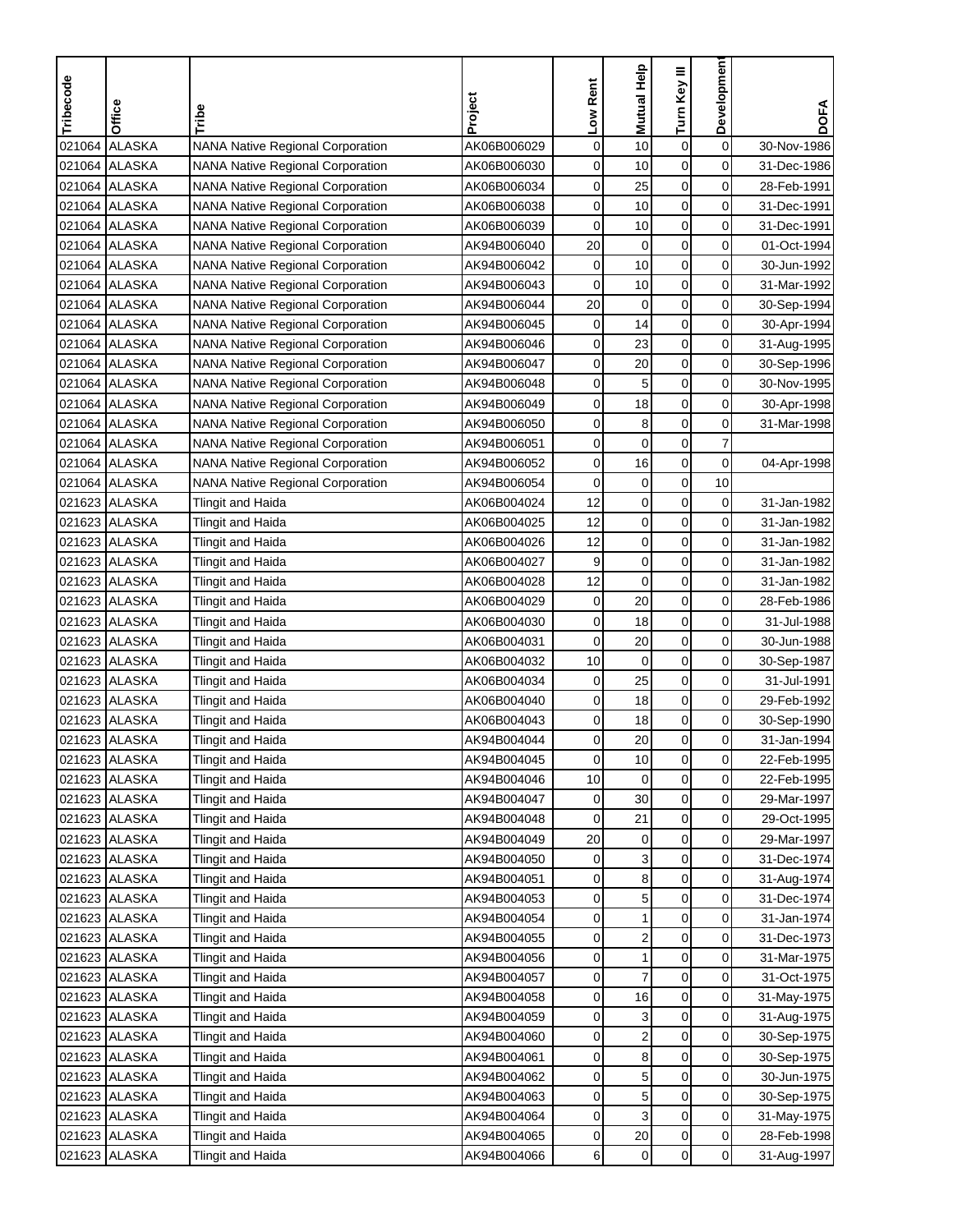| Tribecode | Office | Tribe | Project | Low Rent | Mutual Help | Turn Key III | Development | DOFA |
|---|---|---|---|---|---|---|---|---|
| 021064 | ALASKA | NANA Native Regional Corporation | AK06B006029 | 0 | 10 | 0 | 0 | 30-Nov-1986 |
| 021064 | ALASKA | NANA Native Regional Corporation | AK06B006030 | 0 | 10 | 0 | 0 | 31-Dec-1986 |
| 021064 | ALASKA | NANA Native Regional Corporation | AK06B006034 | 0 | 25 | 0 | 0 | 28-Feb-1991 |
| 021064 | ALASKA | NANA Native Regional Corporation | AK06B006038 | 0 | 10 | 0 | 0 | 31-Dec-1991 |
| 021064 | ALASKA | NANA Native Regional Corporation | AK06B006039 | 0 | 10 | 0 | 0 | 31-Dec-1991 |
| 021064 | ALASKA | NANA Native Regional Corporation | AK94B006040 | 20 | 0 | 0 | 0 | 01-Oct-1994 |
| 021064 | ALASKA | NANA Native Regional Corporation | AK94B006042 | 0 | 10 | 0 | 0 | 30-Jun-1992 |
| 021064 | ALASKA | NANA Native Regional Corporation | AK94B006043 | 0 | 10 | 0 | 0 | 31-Mar-1992 |
| 021064 | ALASKA | NANA Native Regional Corporation | AK94B006044 | 20 | 0 | 0 | 0 | 30-Sep-1994 |
| 021064 | ALASKA | NANA Native Regional Corporation | AK94B006045 | 0 | 14 | 0 | 0 | 30-Apr-1994 |
| 021064 | ALASKA | NANA Native Regional Corporation | AK94B006046 | 0 | 23 | 0 | 0 | 31-Aug-1995 |
| 021064 | ALASKA | NANA Native Regional Corporation | AK94B006047 | 0 | 20 | 0 | 0 | 30-Sep-1996 |
| 021064 | ALASKA | NANA Native Regional Corporation | AK94B006048 | 0 | 5 | 0 | 0 | 30-Nov-1995 |
| 021064 | ALASKA | NANA Native Regional Corporation | AK94B006049 | 0 | 18 | 0 | 0 | 30-Apr-1998 |
| 021064 | ALASKA | NANA Native Regional Corporation | AK94B006050 | 0 | 8 | 0 | 0 | 31-Mar-1998 |
| 021064 | ALASKA | NANA Native Regional Corporation | AK94B006051 | 0 | 0 | 0 | 7 | |
| 021064 | ALASKA | NANA Native Regional Corporation | AK94B006052 | 0 | 16 | 0 | 0 | 04-Apr-1998 |
| 021064 | ALASKA | NANA Native Regional Corporation | AK94B006054 | 0 | 0 | 0 | 10 | |
| 021623 | ALASKA | Tlingit and Haida | AK06B004024 | 12 | 0 | 0 | 0 | 31-Jan-1982 |
| 021623 | ALASKA | Tlingit and Haida | AK06B004025 | 12 | 0 | 0 | 0 | 31-Jan-1982 |
| 021623 | ALASKA | Tlingit and Haida | AK06B004026 | 12 | 0 | 0 | 0 | 31-Jan-1982 |
| 021623 | ALASKA | Tlingit and Haida | AK06B004027 | 9 | 0 | 0 | 0 | 31-Jan-1982 |
| 021623 | ALASKA | Tlingit and Haida | AK06B004028 | 12 | 0 | 0 | 0 | 31-Jan-1982 |
| 021623 | ALASKA | Tlingit and Haida | AK06B004029 | 0 | 20 | 0 | 0 | 28-Feb-1986 |
| 021623 | ALASKA | Tlingit and Haida | AK06B004030 | 0 | 18 | 0 | 0 | 31-Jul-1988 |
| 021623 | ALASKA | Tlingit and Haida | AK06B004031 | 0 | 20 | 0 | 0 | 30-Jun-1988 |
| 021623 | ALASKA | Tlingit and Haida | AK06B004032 | 10 | 0 | 0 | 0 | 30-Sep-1987 |
| 021623 | ALASKA | Tlingit and Haida | AK06B004034 | 0 | 25 | 0 | 0 | 31-Jul-1991 |
| 021623 | ALASKA | Tlingit and Haida | AK06B004040 | 0 | 18 | 0 | 0 | 29-Feb-1992 |
| 021623 | ALASKA | Tlingit and Haida | AK06B004043 | 0 | 18 | 0 | 0 | 30-Sep-1990 |
| 021623 | ALASKA | Tlingit and Haida | AK94B004044 | 0 | 20 | 0 | 0 | 31-Jan-1994 |
| 021623 | ALASKA | Tlingit and Haida | AK94B004045 | 0 | 10 | 0 | 0 | 22-Feb-1995 |
| 021623 | ALASKA | Tlingit and Haida | AK94B004046 | 10 | 0 | 0 | 0 | 22-Feb-1995 |
| 021623 | ALASKA | Tlingit and Haida | AK94B004047 | 0 | 30 | 0 | 0 | 29-Mar-1997 |
| 021623 | ALASKA | Tlingit and Haida | AK94B004048 | 0 | 21 | 0 | 0 | 29-Oct-1995 |
| 021623 | ALASKA | Tlingit and Haida | AK94B004049 | 20 | 0 | 0 | 0 | 29-Mar-1997 |
| 021623 | ALASKA | Tlingit and Haida | AK94B004050 | 0 | 3 | 0 | 0 | 31-Dec-1974 |
| 021623 | ALASKA | Tlingit and Haida | AK94B004051 | 0 | 8 | 0 | 0 | 31-Aug-1974 |
| 021623 | ALASKA | Tlingit and Haida | AK94B004053 | 0 | 5 | 0 | 0 | 31-Dec-1974 |
| 021623 | ALASKA | Tlingit and Haida | AK94B004054 | 0 | 1 | 0 | 0 | 31-Jan-1974 |
| 021623 | ALASKA | Tlingit and Haida | AK94B004055 | 0 | 2 | 0 | 0 | 31-Dec-1973 |
| 021623 | ALASKA | Tlingit and Haida | AK94B004056 | 0 | 1 | 0 | 0 | 31-Mar-1975 |
| 021623 | ALASKA | Tlingit and Haida | AK94B004057 | 0 | 7 | 0 | 0 | 31-Oct-1975 |
| 021623 | ALASKA | Tlingit and Haida | AK94B004058 | 0 | 16 | 0 | 0 | 31-May-1975 |
| 021623 | ALASKA | Tlingit and Haida | AK94B004059 | 0 | 3 | 0 | 0 | 31-Aug-1975 |
| 021623 | ALASKA | Tlingit and Haida | AK94B004060 | 0 | 2 | 0 | 0 | 30-Sep-1975 |
| 021623 | ALASKA | Tlingit and Haida | AK94B004061 | 0 | 8 | 0 | 0 | 30-Sep-1975 |
| 021623 | ALASKA | Tlingit and Haida | AK94B004062 | 0 | 5 | 0 | 0 | 30-Jun-1975 |
| 021623 | ALASKA | Tlingit and Haida | AK94B004063 | 0 | 5 | 0 | 0 | 30-Sep-1975 |
| 021623 | ALASKA | Tlingit and Haida | AK94B004064 | 0 | 3 | 0 | 0 | 31-May-1975 |
| 021623 | ALASKA | Tlingit and Haida | AK94B004065 | 0 | 20 | 0 | 0 | 28-Feb-1998 |
| 021623 | ALASKA | Tlingit and Haida | AK94B004066 | 6 | 0 | 0 | 0 | 31-Aug-1997 |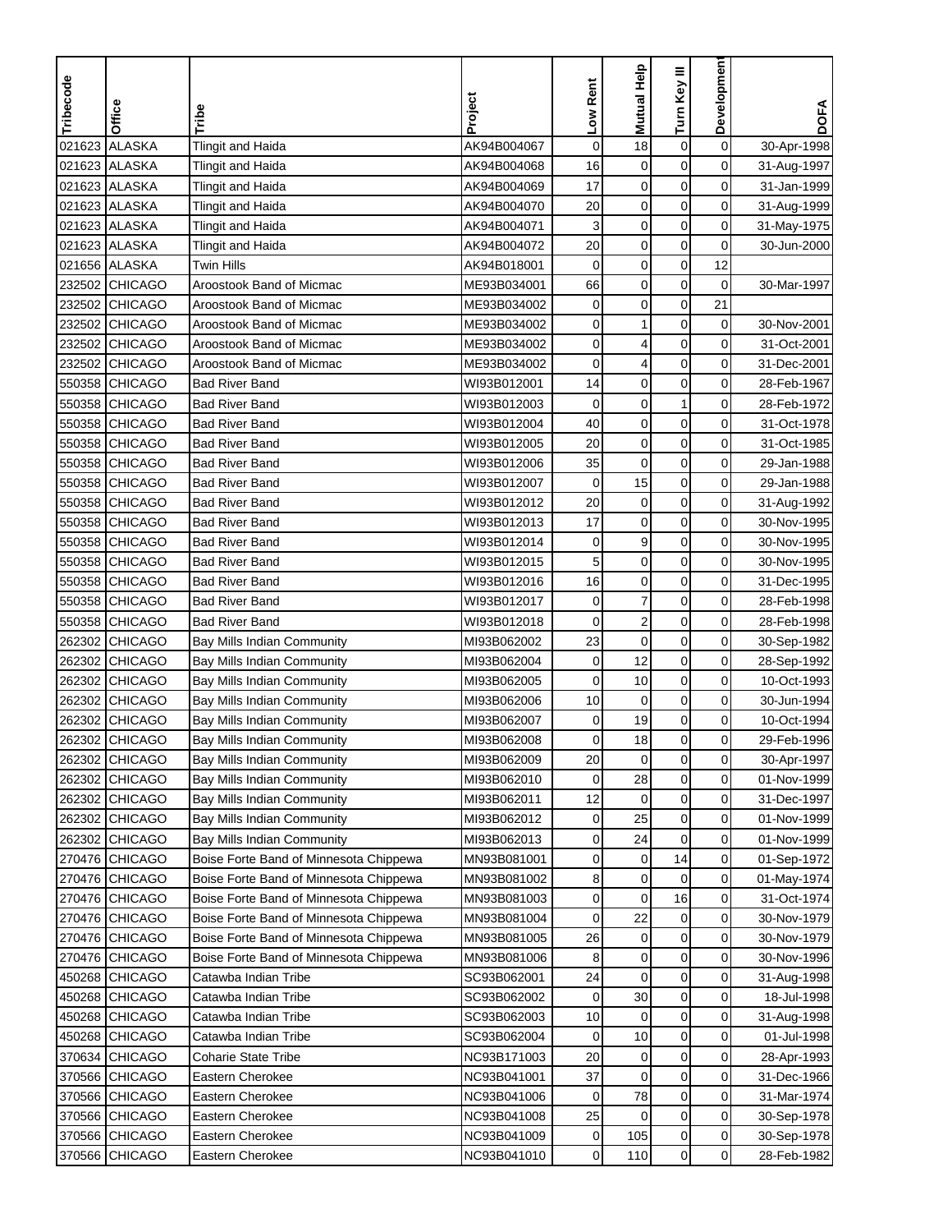| Tribecode | Office | Tribe | Project | Low Rent | Mutual Help | Turn Key III | Development | DOFA |
|---|---|---|---|---|---|---|---|---|
| 021623 | ALASKA | Tlingit and Haida | AK94B004067 | 0 | 18 | 0 | 0 | 30-Apr-1998 |
| 021623 | ALASKA | Tlingit and Haida | AK94B004068 | 16 | 0 | 0 | 0 | 31-Aug-1997 |
| 021623 | ALASKA | Tlingit and Haida | AK94B004069 | 17 | 0 | 0 | 0 | 31-Jan-1999 |
| 021623 | ALASKA | Tlingit and Haida | AK94B004070 | 20 | 0 | 0 | 0 | 31-Aug-1999 |
| 021623 | ALASKA | Tlingit and Haida | AK94B004071 | 3 | 0 | 0 | 0 | 31-May-1975 |
| 021623 | ALASKA | Tlingit and Haida | AK94B004072 | 20 | 0 | 0 | 0 | 30-Jun-2000 |
| 021656 | ALASKA | Twin Hills | AK94B018001 | 0 | 0 | 0 | 12 | |
| 232502 | CHICAGO | Aroostook Band of Micmac | ME93B034001 | 66 | 0 | 0 | 0 | 30-Mar-1997 |
| 232502 | CHICAGO | Aroostook Band of Micmac | ME93B034002 | 0 | 0 | 0 | 21 | |
| 232502 | CHICAGO | Aroostook Band of Micmac | ME93B034002 | 0 | 1 | 0 | 0 | 30-Nov-2001 |
| 232502 | CHICAGO | Aroostook Band of Micmac | ME93B034002 | 0 | 4 | 0 | 0 | 31-Oct-2001 |
| 232502 | CHICAGO | Aroostook Band of Micmac | ME93B034002 | 0 | 4 | 0 | 0 | 31-Dec-2001 |
| 550358 | CHICAGO | Bad River Band | WI93B012001 | 14 | 0 | 0 | 0 | 28-Feb-1967 |
| 550358 | CHICAGO | Bad River Band | WI93B012003 | 0 | 0 | 1 | 0 | 28-Feb-1972 |
| 550358 | CHICAGO | Bad River Band | WI93B012004 | 40 | 0 | 0 | 0 | 31-Oct-1978 |
| 550358 | CHICAGO | Bad River Band | WI93B012005 | 20 | 0 | 0 | 0 | 31-Oct-1985 |
| 550358 | CHICAGO | Bad River Band | WI93B012006 | 35 | 0 | 0 | 0 | 29-Jan-1988 |
| 550358 | CHICAGO | Bad River Band | WI93B012007 | 0 | 15 | 0 | 0 | 29-Jan-1988 |
| 550358 | CHICAGO | Bad River Band | WI93B012012 | 20 | 0 | 0 | 0 | 31-Aug-1992 |
| 550358 | CHICAGO | Bad River Band | WI93B012013 | 17 | 0 | 0 | 0 | 30-Nov-1995 |
| 550358 | CHICAGO | Bad River Band | WI93B012014 | 0 | 9 | 0 | 0 | 30-Nov-1995 |
| 550358 | CHICAGO | Bad River Band | WI93B012015 | 5 | 0 | 0 | 0 | 30-Nov-1995 |
| 550358 | CHICAGO | Bad River Band | WI93B012016 | 16 | 0 | 0 | 0 | 31-Dec-1995 |
| 550358 | CHICAGO | Bad River Band | WI93B012017 | 0 | 7 | 0 | 0 | 28-Feb-1998 |
| 550358 | CHICAGO | Bad River Band | WI93B012018 | 0 | 2 | 0 | 0 | 28-Feb-1998 |
| 262302 | CHICAGO | Bay Mills Indian Community | MI93B062002 | 23 | 0 | 0 | 0 | 30-Sep-1982 |
| 262302 | CHICAGO | Bay Mills Indian Community | MI93B062004 | 0 | 12 | 0 | 0 | 28-Sep-1992 |
| 262302 | CHICAGO | Bay Mills Indian Community | MI93B062005 | 0 | 10 | 0 | 0 | 10-Oct-1993 |
| 262302 | CHICAGO | Bay Mills Indian Community | MI93B062006 | 10 | 0 | 0 | 0 | 30-Jun-1994 |
| 262302 | CHICAGO | Bay Mills Indian Community | MI93B062007 | 0 | 19 | 0 | 0 | 10-Oct-1994 |
| 262302 | CHICAGO | Bay Mills Indian Community | MI93B062008 | 0 | 18 | 0 | 0 | 29-Feb-1996 |
| 262302 | CHICAGO | Bay Mills Indian Community | MI93B062009 | 20 | 0 | 0 | 0 | 30-Apr-1997 |
| 262302 | CHICAGO | Bay Mills Indian Community | MI93B062010 | 0 | 28 | 0 | 0 | 01-Nov-1999 |
| 262302 | CHICAGO | Bay Mills Indian Community | MI93B062011 | 12 | 0 | 0 | 0 | 31-Dec-1997 |
| 262302 | CHICAGO | Bay Mills Indian Community | MI93B062012 | 0 | 25 | 0 | 0 | 01-Nov-1999 |
| 262302 | CHICAGO | Bay Mills Indian Community | MI93B062013 | 0 | 24 | 0 | 0 | 01-Nov-1999 |
| 270476 | CHICAGO | Boise Forte Band of Minnesota Chippewa | MN93B081001 | 0 | 0 | 14 | 0 | 01-Sep-1972 |
| 270476 | CHICAGO | Boise Forte Band of Minnesota Chippewa | MN93B081002 | 8 | 0 | 0 | 0 | 01-May-1974 |
| 270476 | CHICAGO | Boise Forte Band of Minnesota Chippewa | MN93B081003 | 0 | 0 | 16 | 0 | 31-Oct-1974 |
| 270476 | CHICAGO | Boise Forte Band of Minnesota Chippewa | MN93B081004 | 0 | 22 | 0 | 0 | 30-Nov-1979 |
| 270476 | CHICAGO | Boise Forte Band of Minnesota Chippewa | MN93B081005 | 26 | 0 | 0 | 0 | 30-Nov-1979 |
| 270476 | CHICAGO | Boise Forte Band of Minnesota Chippewa | MN93B081006 | 8 | 0 | 0 | 0 | 30-Nov-1996 |
| 450268 | CHICAGO | Catawba Indian Tribe | SC93B062001 | 24 | 0 | 0 | 0 | 31-Aug-1998 |
| 450268 | CHICAGO | Catawba Indian Tribe | SC93B062002 | 0 | 30 | 0 | 0 | 18-Jul-1998 |
| 450268 | CHICAGO | Catawba Indian Tribe | SC93B062003 | 10 | 0 | 0 | 0 | 31-Aug-1998 |
| 450268 | CHICAGO | Catawba Indian Tribe | SC93B062004 | 0 | 10 | 0 | 0 | 01-Jul-1998 |
| 370634 | CHICAGO | Coharie State Tribe | NC93B171003 | 20 | 0 | 0 | 0 | 28-Apr-1993 |
| 370566 | CHICAGO | Eastern Cherokee | NC93B041001 | 37 | 0 | 0 | 0 | 31-Dec-1966 |
| 370566 | CHICAGO | Eastern Cherokee | NC93B041006 | 0 | 78 | 0 | 0 | 31-Mar-1974 |
| 370566 | CHICAGO | Eastern Cherokee | NC93B041008 | 25 | 0 | 0 | 0 | 30-Sep-1978 |
| 370566 | CHICAGO | Eastern Cherokee | NC93B041009 | 0 | 105 | 0 | 0 | 30-Sep-1978 |
| 370566 | CHICAGO | Eastern Cherokee | NC93B041010 | 0 | 110 | 0 | 0 | 28-Feb-1982 |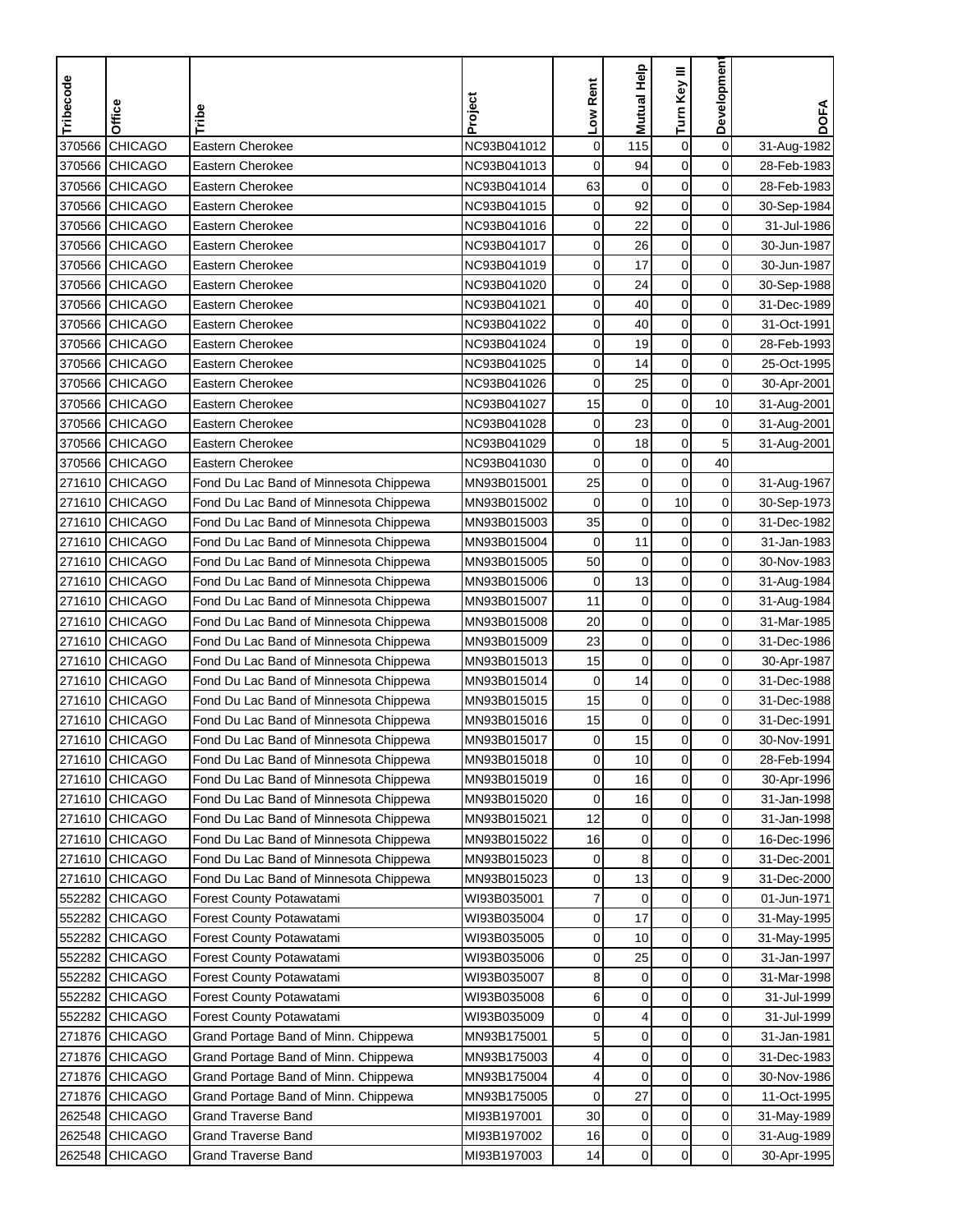| Tribecode | Office | Tribe | Project | Low Rent | Mutual Help | Turn Key III | Development | DOFA |
|---|---|---|---|---|---|---|---|---|
| 370566 | CHICAGO | Eastern Cherokee | NC93B041012 | 0 | 115 | 0 | 0 | 31-Aug-1982 |
| 370566 | CHICAGO | Eastern Cherokee | NC93B041013 | 0 | 94 | 0 | 0 | 28-Feb-1983 |
| 370566 | CHICAGO | Eastern Cherokee | NC93B041014 | 63 | 0 | 0 | 0 | 28-Feb-1983 |
| 370566 | CHICAGO | Eastern Cherokee | NC93B041015 | 0 | 92 | 0 | 0 | 30-Sep-1984 |
| 370566 | CHICAGO | Eastern Cherokee | NC93B041016 | 0 | 22 | 0 | 0 | 31-Jul-1986 |
| 370566 | CHICAGO | Eastern Cherokee | NC93B041017 | 0 | 26 | 0 | 0 | 30-Jun-1987 |
| 370566 | CHICAGO | Eastern Cherokee | NC93B041019 | 0 | 17 | 0 | 0 | 30-Jun-1987 |
| 370566 | CHICAGO | Eastern Cherokee | NC93B041020 | 0 | 24 | 0 | 0 | 30-Sep-1988 |
| 370566 | CHICAGO | Eastern Cherokee | NC93B041021 | 0 | 40 | 0 | 0 | 31-Dec-1989 |
| 370566 | CHICAGO | Eastern Cherokee | NC93B041022 | 0 | 40 | 0 | 0 | 31-Oct-1991 |
| 370566 | CHICAGO | Eastern Cherokee | NC93B041024 | 0 | 19 | 0 | 0 | 28-Feb-1993 |
| 370566 | CHICAGO | Eastern Cherokee | NC93B041025 | 0 | 14 | 0 | 0 | 25-Oct-1995 |
| 370566 | CHICAGO | Eastern Cherokee | NC93B041026 | 0 | 25 | 0 | 0 | 30-Apr-2001 |
| 370566 | CHICAGO | Eastern Cherokee | NC93B041027 | 15 | 0 | 0 | 10 | 31-Aug-2001 |
| 370566 | CHICAGO | Eastern Cherokee | NC93B041028 | 0 | 23 | 0 | 0 | 31-Aug-2001 |
| 370566 | CHICAGO | Eastern Cherokee | NC93B041029 | 0 | 18 | 0 | 5 | 31-Aug-2001 |
| 370566 | CHICAGO | Eastern Cherokee | NC93B041030 | 0 | 0 | 0 | 40 | |
| 271610 | CHICAGO | Fond Du Lac Band of Minnesota Chippewa | MN93B015001 | 25 | 0 | 0 | 0 | 31-Aug-1967 |
| 271610 | CHICAGO | Fond Du Lac Band of Minnesota Chippewa | MN93B015002 | 0 | 0 | 10 | 0 | 30-Sep-1973 |
| 271610 | CHICAGO | Fond Du Lac Band of Minnesota Chippewa | MN93B015003 | 35 | 0 | 0 | 0 | 31-Dec-1982 |
| 271610 | CHICAGO | Fond Du Lac Band of Minnesota Chippewa | MN93B015004 | 0 | 11 | 0 | 0 | 31-Jan-1983 |
| 271610 | CHICAGO | Fond Du Lac Band of Minnesota Chippewa | MN93B015005 | 50 | 0 | 0 | 0 | 30-Nov-1983 |
| 271610 | CHICAGO | Fond Du Lac Band of Minnesota Chippewa | MN93B015006 | 0 | 13 | 0 | 0 | 31-Aug-1984 |
| 271610 | CHICAGO | Fond Du Lac Band of Minnesota Chippewa | MN93B015007 | 11 | 0 | 0 | 0 | 31-Aug-1984 |
| 271610 | CHICAGO | Fond Du Lac Band of Minnesota Chippewa | MN93B015008 | 20 | 0 | 0 | 0 | 31-Mar-1985 |
| 271610 | CHICAGO | Fond Du Lac Band of Minnesota Chippewa | MN93B015009 | 23 | 0 | 0 | 0 | 31-Dec-1986 |
| 271610 | CHICAGO | Fond Du Lac Band of Minnesota Chippewa | MN93B015013 | 15 | 0 | 0 | 0 | 30-Apr-1987 |
| 271610 | CHICAGO | Fond Du Lac Band of Minnesota Chippewa | MN93B015014 | 0 | 14 | 0 | 0 | 31-Dec-1988 |
| 271610 | CHICAGO | Fond Du Lac Band of Minnesota Chippewa | MN93B015015 | 15 | 0 | 0 | 0 | 31-Dec-1988 |
| 271610 | CHICAGO | Fond Du Lac Band of Minnesota Chippewa | MN93B015016 | 15 | 0 | 0 | 0 | 31-Dec-1991 |
| 271610 | CHICAGO | Fond Du Lac Band of Minnesota Chippewa | MN93B015017 | 0 | 15 | 0 | 0 | 30-Nov-1991 |
| 271610 | CHICAGO | Fond Du Lac Band of Minnesota Chippewa | MN93B015018 | 0 | 10 | 0 | 0 | 28-Feb-1994 |
| 271610 | CHICAGO | Fond Du Lac Band of Minnesota Chippewa | MN93B015019 | 0 | 16 | 0 | 0 | 30-Apr-1996 |
| 271610 | CHICAGO | Fond Du Lac Band of Minnesota Chippewa | MN93B015020 | 0 | 16 | 0 | 0 | 31-Jan-1998 |
| 271610 | CHICAGO | Fond Du Lac Band of Minnesota Chippewa | MN93B015021 | 12 | 0 | 0 | 0 | 31-Jan-1998 |
| 271610 | CHICAGO | Fond Du Lac Band of Minnesota Chippewa | MN93B015022 | 16 | 0 | 0 | 0 | 16-Dec-1996 |
| 271610 | CHICAGO | Fond Du Lac Band of Minnesota Chippewa | MN93B015023 | 0 | 8 | 0 | 0 | 31-Dec-2001 |
| 271610 | CHICAGO | Fond Du Lac Band of Minnesota Chippewa | MN93B015023 | 0 | 13 | 0 | 9 | 31-Dec-2000 |
| 552282 | CHICAGO | Forest County Potawatami | WI93B035001 | 7 | 0 | 0 | 0 | 01-Jun-1971 |
| 552282 | CHICAGO | Forest County Potawatami | WI93B035004 | 0 | 17 | 0 | 0 | 31-May-1995 |
| 552282 | CHICAGO | Forest County Potawatami | WI93B035005 | 0 | 10 | 0 | 0 | 31-May-1995 |
| 552282 | CHICAGO | Forest County Potawatami | WI93B035006 | 0 | 25 | 0 | 0 | 31-Jan-1997 |
| 552282 | CHICAGO | Forest County Potawatami | WI93B035007 | 8 | 0 | 0 | 0 | 31-Mar-1998 |
| 552282 | CHICAGO | Forest County Potawatami | WI93B035008 | 6 | 0 | 0 | 0 | 31-Jul-1999 |
| 552282 | CHICAGO | Forest County Potawatami | WI93B035009 | 0 | 4 | 0 | 0 | 31-Jul-1999 |
| 271876 | CHICAGO | Grand Portage Band of Minn. Chippewa | MN93B175001 | 5 | 0 | 0 | 0 | 31-Jan-1981 |
| 271876 | CHICAGO | Grand Portage Band of Minn. Chippewa | MN93B175003 | 4 | 0 | 0 | 0 | 31-Dec-1983 |
| 271876 | CHICAGO | Grand Portage Band of Minn. Chippewa | MN93B175004 | 4 | 0 | 0 | 0 | 30-Nov-1986 |
| 271876 | CHICAGO | Grand Portage Band of Minn. Chippewa | MN93B175005 | 0 | 27 | 0 | 0 | 11-Oct-1995 |
| 262548 | CHICAGO | Grand Traverse Band | MI93B197001 | 30 | 0 | 0 | 0 | 31-May-1989 |
| 262548 | CHICAGO | Grand Traverse Band | MI93B197002 | 16 | 0 | 0 | 0 | 31-Aug-1989 |
| 262548 | CHICAGO | Grand Traverse Band | MI93B197003 | 14 | 0 | 0 | 0 | 30-Apr-1995 |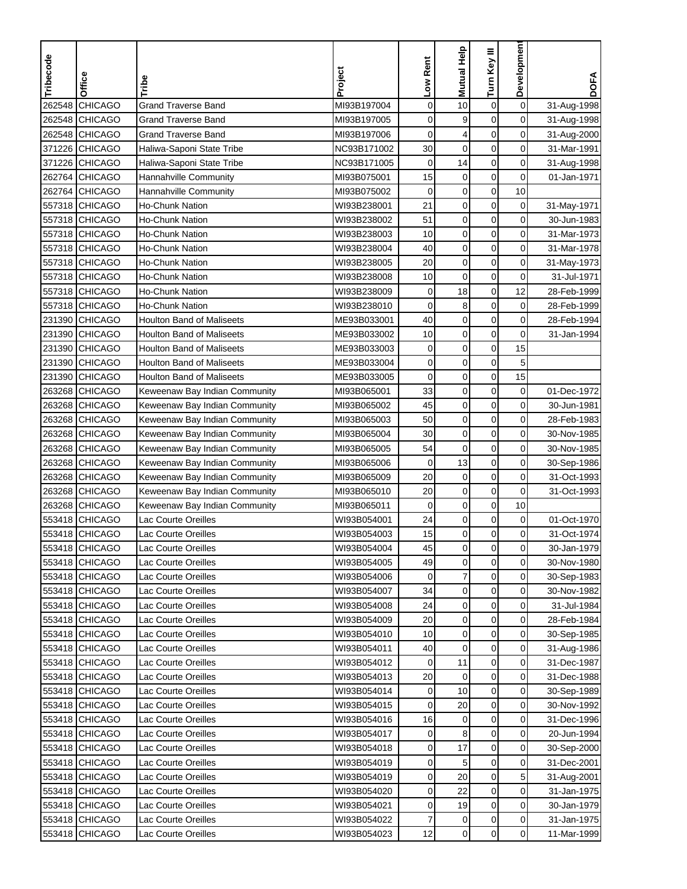| Tribecode | Office | Tribe | Project | Low Rent | Mutual Help | Turn Key III | Development | DOFA |
|---|---|---|---|---|---|---|---|---|
| 262548 | CHICAGO | Grand Traverse Band | MI93B197004 | 0 | 10 | 0 | 0 | 31-Aug-1998 |
| 262548 | CHICAGO | Grand Traverse Band | MI93B197005 | 0 | 9 | 0 | 0 | 31-Aug-1998 |
| 262548 | CHICAGO | Grand Traverse Band | MI93B197006 | 0 | 4 | 0 | 0 | 31-Aug-2000 |
| 371226 | CHICAGO | Haliwa-Saponi State Tribe | NC93B171002 | 30 | 0 | 0 | 0 | 31-Mar-1991 |
| 371226 | CHICAGO | Haliwa-Saponi State Tribe | NC93B171005 | 0 | 14 | 0 | 0 | 31-Aug-1998 |
| 262764 | CHICAGO | Hannahville Community | MI93B075001 | 15 | 0 | 0 | 0 | 01-Jan-1971 |
| 262764 | CHICAGO | Hannahville Community | MI93B075002 | 0 | 0 | 0 | 10 | |
| 557318 | CHICAGO | Ho-Chunk Nation | WI93B238001 | 21 | 0 | 0 | 0 | 31-May-1971 |
| 557318 | CHICAGO | Ho-Chunk Nation | WI93B238002 | 51 | 0 | 0 | 0 | 30-Jun-1983 |
| 557318 | CHICAGO | Ho-Chunk Nation | WI93B238003 | 10 | 0 | 0 | 0 | 31-Mar-1973 |
| 557318 | CHICAGO | Ho-Chunk Nation | WI93B238004 | 40 | 0 | 0 | 0 | 31-Mar-1978 |
| 557318 | CHICAGO | Ho-Chunk Nation | WI93B238005 | 20 | 0 | 0 | 0 | 31-May-1973 |
| 557318 | CHICAGO | Ho-Chunk Nation | WI93B238008 | 10 | 0 | 0 | 0 | 31-Jul-1971 |
| 557318 | CHICAGO | Ho-Chunk Nation | WI93B238009 | 0 | 18 | 0 | 12 | 28-Feb-1999 |
| 557318 | CHICAGO | Ho-Chunk Nation | WI93B238010 | 0 | 8 | 0 | 0 | 28-Feb-1999 |
| 231390 | CHICAGO | Houlton Band of Maliseets | ME93B033001 | 40 | 0 | 0 | 0 | 28-Feb-1994 |
| 231390 | CHICAGO | Houlton Band of Maliseets | ME93B033002 | 10 | 0 | 0 | 0 | 31-Jan-1994 |
| 231390 | CHICAGO | Houlton Band of Maliseets | ME93B033003 | 0 | 0 | 0 | 15 | |
| 231390 | CHICAGO | Houlton Band of Maliseets | ME93B033004 | 0 | 0 | 0 | 5 | |
| 231390 | CHICAGO | Houlton Band of Maliseets | ME93B033005 | 0 | 0 | 0 | 15 | |
| 263268 | CHICAGO | Keweenaw Bay Indian Community | MI93B065001 | 33 | 0 | 0 | 0 | 01-Dec-1972 |
| 263268 | CHICAGO | Keweenaw Bay Indian Community | MI93B065002 | 45 | 0 | 0 | 0 | 30-Jun-1981 |
| 263268 | CHICAGO | Keweenaw Bay Indian Community | MI93B065003 | 50 | 0 | 0 | 0 | 28-Feb-1983 |
| 263268 | CHICAGO | Keweenaw Bay Indian Community | MI93B065004 | 30 | 0 | 0 | 0 | 30-Nov-1985 |
| 263268 | CHICAGO | Keweenaw Bay Indian Community | MI93B065005 | 54 | 0 | 0 | 0 | 30-Nov-1985 |
| 263268 | CHICAGO | Keweenaw Bay Indian Community | MI93B065006 | 0 | 13 | 0 | 0 | 30-Sep-1986 |
| 263268 | CHICAGO | Keweenaw Bay Indian Community | MI93B065009 | 20 | 0 | 0 | 0 | 31-Oct-1993 |
| 263268 | CHICAGO | Keweenaw Bay Indian Community | MI93B065010 | 20 | 0 | 0 | 0 | 31-Oct-1993 |
| 263268 | CHICAGO | Keweenaw Bay Indian Community | MI93B065011 | 0 | 0 | 0 | 10 | |
| 553418 | CHICAGO | Lac Courte Oreilles | WI93B054001 | 24 | 0 | 0 | 0 | 01-Oct-1970 |
| 553418 | CHICAGO | Lac Courte Oreilles | WI93B054003 | 15 | 0 | 0 | 0 | 31-Oct-1974 |
| 553418 | CHICAGO | Lac Courte Oreilles | WI93B054004 | 45 | 0 | 0 | 0 | 30-Jan-1979 |
| 553418 | CHICAGO | Lac Courte Oreilles | WI93B054005 | 49 | 0 | 0 | 0 | 30-Nov-1980 |
| 553418 | CHICAGO | Lac Courte Oreilles | WI93B054006 | 0 | 7 | 0 | 0 | 30-Sep-1983 |
| 553418 | CHICAGO | Lac Courte Oreilles | WI93B054007 | 34 | 0 | 0 | 0 | 30-Nov-1982 |
| 553418 | CHICAGO | Lac Courte Oreilles | WI93B054008 | 24 | 0 | 0 | 0 | 31-Jul-1984 |
| 553418 | CHICAGO | Lac Courte Oreilles | WI93B054009 | 20 | 0 | 0 | 0 | 28-Feb-1984 |
| 553418 | CHICAGO | Lac Courte Oreilles | WI93B054010 | 10 | 0 | 0 | 0 | 30-Sep-1985 |
| 553418 | CHICAGO | Lac Courte Oreilles | WI93B054011 | 40 | 0 | 0 | 0 | 31-Aug-1986 |
| 553418 | CHICAGO | Lac Courte Oreilles | WI93B054012 | 0 | 11 | 0 | 0 | 31-Dec-1987 |
| 553418 | CHICAGO | Lac Courte Oreilles | WI93B054013 | 20 | 0 | 0 | 0 | 31-Dec-1988 |
| 553418 | CHICAGO | Lac Courte Oreilles | WI93B054014 | 0 | 10 | 0 | 0 | 30-Sep-1989 |
| 553418 | CHICAGO | Lac Courte Oreilles | WI93B054015 | 0 | 20 | 0 | 0 | 30-Nov-1992 |
| 553418 | CHICAGO | Lac Courte Oreilles | WI93B054016 | 16 | 0 | 0 | 0 | 31-Dec-1996 |
| 553418 | CHICAGO | Lac Courte Oreilles | WI93B054017 | 0 | 8 | 0 | 0 | 20-Jun-1994 |
| 553418 | CHICAGO | Lac Courte Oreilles | WI93B054018 | 0 | 17 | 0 | 0 | 30-Sep-2000 |
| 553418 | CHICAGO | Lac Courte Oreilles | WI93B054019 | 0 | 5 | 0 | 0 | 31-Dec-2001 |
| 553418 | CHICAGO | Lac Courte Oreilles | WI93B054019 | 0 | 20 | 0 | 5 | 31-Aug-2001 |
| 553418 | CHICAGO | Lac Courte Oreilles | WI93B054020 | 0 | 22 | 0 | 0 | 31-Jan-1975 |
| 553418 | CHICAGO | Lac Courte Oreilles | WI93B054021 | 0 | 19 | 0 | 0 | 30-Jan-1979 |
| 553418 | CHICAGO | Lac Courte Oreilles | WI93B054022 | 7 | 0 | 0 | 0 | 31-Jan-1975 |
| 553418 | CHICAGO | Lac Courte Oreilles | WI93B054023 | 12 | 0 | 0 | 0 | 11-Mar-1999 |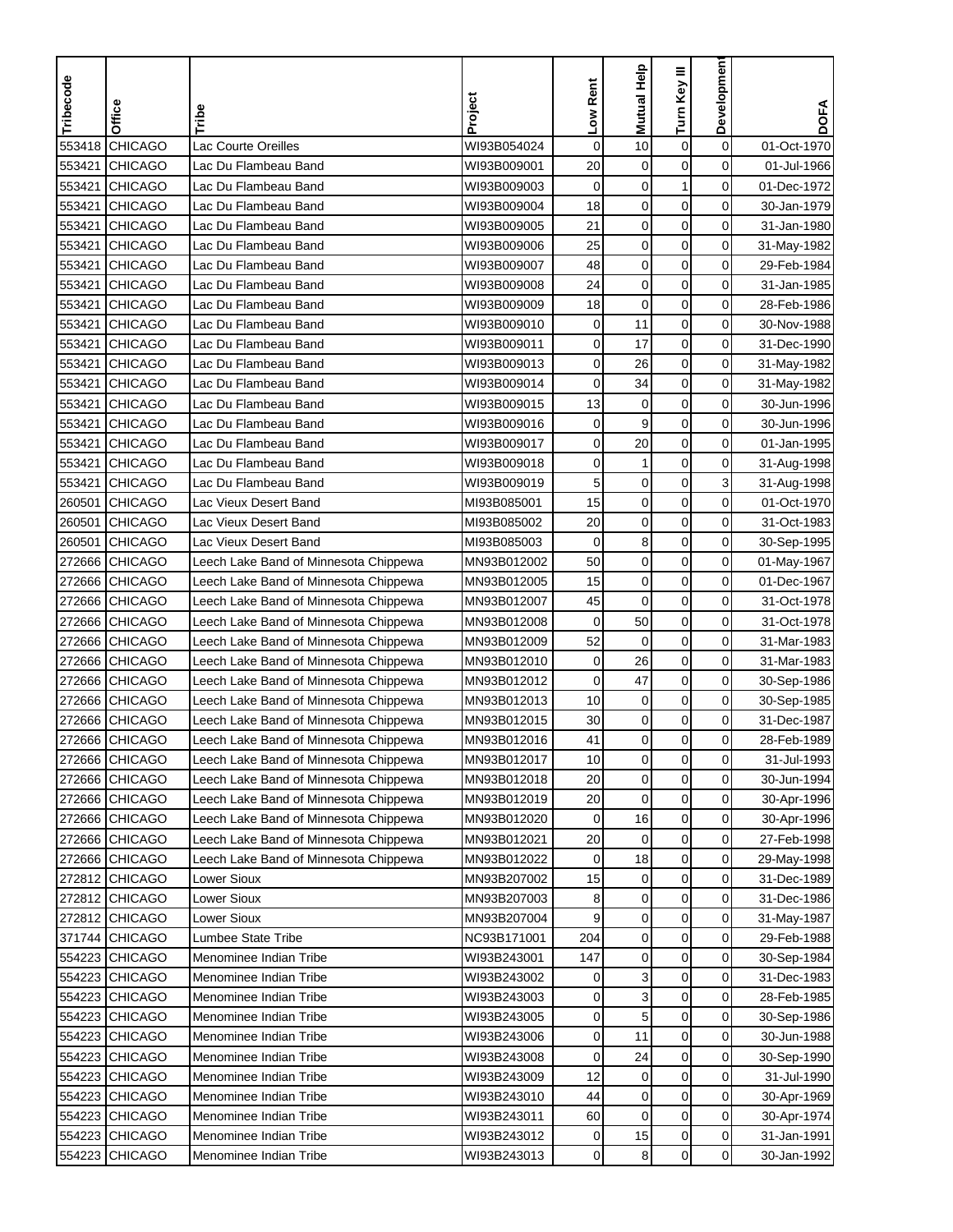| Tribecode | Office | Tribe | Project | Low Rent | Mutual Help | Turn Key III | Development | DOFA |
|---|---|---|---|---|---|---|---|---|
| 553418 | CHICAGO | Lac Courte Oreilles | WI93B054024 | 0 | 10 | 0 | 0 | 01-Oct-1970 |
| 553421 | CHICAGO | Lac Du Flambeau Band | WI93B009001 | 20 | 0 | 0 | 0 | 01-Jul-1966 |
| 553421 | CHICAGO | Lac Du Flambeau Band | WI93B009003 | 0 | 0 | 1 | 0 | 01-Dec-1972 |
| 553421 | CHICAGO | Lac Du Flambeau Band | WI93B009004 | 18 | 0 | 0 | 0 | 30-Jan-1979 |
| 553421 | CHICAGO | Lac Du Flambeau Band | WI93B009005 | 21 | 0 | 0 | 0 | 31-Jan-1980 |
| 553421 | CHICAGO | Lac Du Flambeau Band | WI93B009006 | 25 | 0 | 0 | 0 | 31-May-1982 |
| 553421 | CHICAGO | Lac Du Flambeau Band | WI93B009007 | 48 | 0 | 0 | 0 | 29-Feb-1984 |
| 553421 | CHICAGO | Lac Du Flambeau Band | WI93B009008 | 24 | 0 | 0 | 0 | 31-Jan-1985 |
| 553421 | CHICAGO | Lac Du Flambeau Band | WI93B009009 | 18 | 0 | 0 | 0 | 28-Feb-1986 |
| 553421 | CHICAGO | Lac Du Flambeau Band | WI93B009010 | 0 | 11 | 0 | 0 | 30-Nov-1988 |
| 553421 | CHICAGO | Lac Du Flambeau Band | WI93B009011 | 0 | 17 | 0 | 0 | 31-Dec-1990 |
| 553421 | CHICAGO | Lac Du Flambeau Band | WI93B009013 | 0 | 26 | 0 | 0 | 31-May-1982 |
| 553421 | CHICAGO | Lac Du Flambeau Band | WI93B009014 | 0 | 34 | 0 | 0 | 31-May-1982 |
| 553421 | CHICAGO | Lac Du Flambeau Band | WI93B009015 | 13 | 0 | 0 | 0 | 30-Jun-1996 |
| 553421 | CHICAGO | Lac Du Flambeau Band | WI93B009016 | 0 | 9 | 0 | 0 | 30-Jun-1996 |
| 553421 | CHICAGO | Lac Du Flambeau Band | WI93B009017 | 0 | 20 | 0 | 0 | 01-Jan-1995 |
| 553421 | CHICAGO | Lac Du Flambeau Band | WI93B009018 | 0 | 1 | 0 | 0 | 31-Aug-1998 |
| 553421 | CHICAGO | Lac Du Flambeau Band | WI93B009019 | 5 | 0 | 0 | 3 | 31-Aug-1998 |
| 260501 | CHICAGO | Lac Vieux Desert Band | MI93B085001 | 15 | 0 | 0 | 0 | 01-Oct-1970 |
| 260501 | CHICAGO | Lac Vieux Desert Band | MI93B085002 | 20 | 0 | 0 | 0 | 31-Oct-1983 |
| 260501 | CHICAGO | Lac Vieux Desert Band | MI93B085003 | 0 | 8 | 0 | 0 | 30-Sep-1995 |
| 272666 | CHICAGO | Leech Lake Band of Minnesota Chippewa | MN93B012002 | 50 | 0 | 0 | 0 | 01-May-1967 |
| 272666 | CHICAGO | Leech Lake Band of Minnesota Chippewa | MN93B012005 | 15 | 0 | 0 | 0 | 01-Dec-1967 |
| 272666 | CHICAGO | Leech Lake Band of Minnesota Chippewa | MN93B012007 | 45 | 0 | 0 | 0 | 31-Oct-1978 |
| 272666 | CHICAGO | Leech Lake Band of Minnesota Chippewa | MN93B012008 | 0 | 50 | 0 | 0 | 31-Oct-1978 |
| 272666 | CHICAGO | Leech Lake Band of Minnesota Chippewa | MN93B012009 | 52 | 0 | 0 | 0 | 31-Mar-1983 |
| 272666 | CHICAGO | Leech Lake Band of Minnesota Chippewa | MN93B012010 | 0 | 26 | 0 | 0 | 31-Mar-1983 |
| 272666 | CHICAGO | Leech Lake Band of Minnesota Chippewa | MN93B012012 | 0 | 47 | 0 | 0 | 30-Sep-1986 |
| 272666 | CHICAGO | Leech Lake Band of Minnesota Chippewa | MN93B012013 | 10 | 0 | 0 | 0 | 30-Sep-1985 |
| 272666 | CHICAGO | Leech Lake Band of Minnesota Chippewa | MN93B012015 | 30 | 0 | 0 | 0 | 31-Dec-1987 |
| 272666 | CHICAGO | Leech Lake Band of Minnesota Chippewa | MN93B012016 | 41 | 0 | 0 | 0 | 28-Feb-1989 |
| 272666 | CHICAGO | Leech Lake Band of Minnesota Chippewa | MN93B012017 | 10 | 0 | 0 | 0 | 31-Jul-1993 |
| 272666 | CHICAGO | Leech Lake Band of Minnesota Chippewa | MN93B012018 | 20 | 0 | 0 | 0 | 30-Jun-1994 |
| 272666 | CHICAGO | Leech Lake Band of Minnesota Chippewa | MN93B012019 | 20 | 0 | 0 | 0 | 30-Apr-1996 |
| 272666 | CHICAGO | Leech Lake Band of Minnesota Chippewa | MN93B012020 | 0 | 16 | 0 | 0 | 30-Apr-1996 |
| 272666 | CHICAGO | Leech Lake Band of Minnesota Chippewa | MN93B012021 | 20 | 0 | 0 | 0 | 27-Feb-1998 |
| 272666 | CHICAGO | Leech Lake Band of Minnesota Chippewa | MN93B012022 | 0 | 18 | 0 | 0 | 29-May-1998 |
| 272812 | CHICAGO | Lower Sioux | MN93B207002 | 15 | 0 | 0 | 0 | 31-Dec-1989 |
| 272812 | CHICAGO | Lower Sioux | MN93B207003 | 8 | 0 | 0 | 0 | 31-Dec-1986 |
| 272812 | CHICAGO | Lower Sioux | MN93B207004 | 9 | 0 | 0 | 0 | 31-May-1987 |
| 371744 | CHICAGO | Lumbee State Tribe | NC93B171001 | 204 | 0 | 0 | 0 | 29-Feb-1988 |
| 554223 | CHICAGO | Menominee Indian Tribe | WI93B243001 | 147 | 0 | 0 | 0 | 30-Sep-1984 |
| 554223 | CHICAGO | Menominee Indian Tribe | WI93B243002 | 0 | 3 | 0 | 0 | 31-Dec-1983 |
| 554223 | CHICAGO | Menominee Indian Tribe | WI93B243003 | 0 | 3 | 0 | 0 | 28-Feb-1985 |
| 554223 | CHICAGO | Menominee Indian Tribe | WI93B243005 | 0 | 5 | 0 | 0 | 30-Sep-1986 |
| 554223 | CHICAGO | Menominee Indian Tribe | WI93B243006 | 0 | 11 | 0 | 0 | 30-Jun-1988 |
| 554223 | CHICAGO | Menominee Indian Tribe | WI93B243008 | 0 | 24 | 0 | 0 | 30-Sep-1990 |
| 554223 | CHICAGO | Menominee Indian Tribe | WI93B243009 | 12 | 0 | 0 | 0 | 31-Jul-1990 |
| 554223 | CHICAGO | Menominee Indian Tribe | WI93B243010 | 44 | 0 | 0 | 0 | 30-Apr-1969 |
| 554223 | CHICAGO | Menominee Indian Tribe | WI93B243011 | 60 | 0 | 0 | 0 | 30-Apr-1974 |
| 554223 | CHICAGO | Menominee Indian Tribe | WI93B243012 | 0 | 15 | 0 | 0 | 31-Jan-1991 |
| 554223 | CHICAGO | Menominee Indian Tribe | WI93B243013 | 0 | 8 | 0 | 0 | 30-Jan-1992 |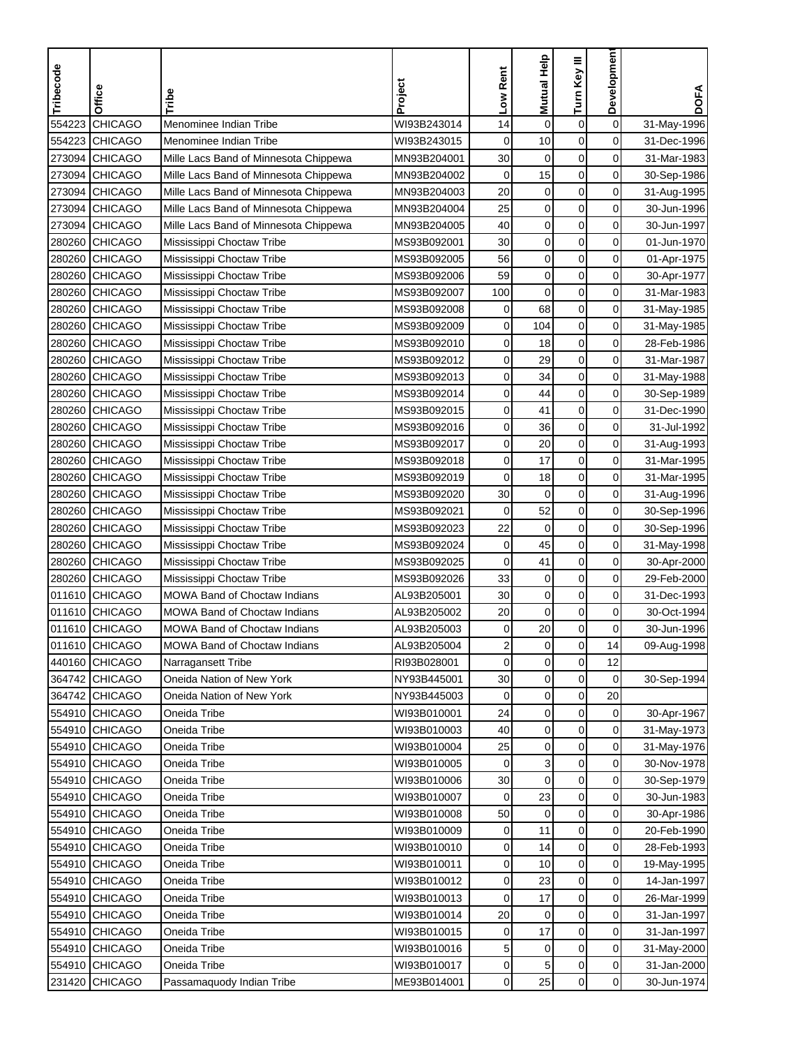| Tribecode | Office | Tribe | Project | Low Rent | Mutual Help | Turn Key III | Development | DOFA |
|---|---|---|---|---|---|---|---|---|
| 554223 | CHICAGO | Menominee Indian Tribe | WI93B243014 | 14 | 0 | 0 | 0 | 31-May-1996 |
| 554223 | CHICAGO | Menominee Indian Tribe | WI93B243015 | 0 | 10 | 0 | 0 | 31-Dec-1996 |
| 273094 | CHICAGO | Mille Lacs Band of Minnesota Chippewa | MN93B204001 | 30 | 0 | 0 | 0 | 31-Mar-1983 |
| 273094 | CHICAGO | Mille Lacs Band of Minnesota Chippewa | MN93B204002 | 0 | 15 | 0 | 0 | 30-Sep-1986 |
| 273094 | CHICAGO | Mille Lacs Band of Minnesota Chippewa | MN93B204003 | 20 | 0 | 0 | 0 | 31-Aug-1995 |
| 273094 | CHICAGO | Mille Lacs Band of Minnesota Chippewa | MN93B204004 | 25 | 0 | 0 | 0 | 30-Jun-1996 |
| 273094 | CHICAGO | Mille Lacs Band of Minnesota Chippewa | MN93B204005 | 40 | 0 | 0 | 0 | 30-Jun-1997 |
| 280260 | CHICAGO | Mississippi Choctaw Tribe | MS93B092001 | 30 | 0 | 0 | 0 | 01-Jun-1970 |
| 280260 | CHICAGO | Mississippi Choctaw Tribe | MS93B092005 | 56 | 0 | 0 | 0 | 01-Apr-1975 |
| 280260 | CHICAGO | Mississippi Choctaw Tribe | MS93B092006 | 59 | 0 | 0 | 0 | 30-Apr-1977 |
| 280260 | CHICAGO | Mississippi Choctaw Tribe | MS93B092007 | 100 | 0 | 0 | 0 | 31-Mar-1983 |
| 280260 | CHICAGO | Mississippi Choctaw Tribe | MS93B092008 | 0 | 68 | 0 | 0 | 31-May-1985 |
| 280260 | CHICAGO | Mississippi Choctaw Tribe | MS93B092009 | 0 | 104 | 0 | 0 | 31-May-1985 |
| 280260 | CHICAGO | Mississippi Choctaw Tribe | MS93B092010 | 0 | 18 | 0 | 0 | 28-Feb-1986 |
| 280260 | CHICAGO | Mississippi Choctaw Tribe | MS93B092012 | 0 | 29 | 0 | 0 | 31-Mar-1987 |
| 280260 | CHICAGO | Mississippi Choctaw Tribe | MS93B092013 | 0 | 34 | 0 | 0 | 31-May-1988 |
| 280260 | CHICAGO | Mississippi Choctaw Tribe | MS93B092014 | 0 | 44 | 0 | 0 | 30-Sep-1989 |
| 280260 | CHICAGO | Mississippi Choctaw Tribe | MS93B092015 | 0 | 41 | 0 | 0 | 31-Dec-1990 |
| 280260 | CHICAGO | Mississippi Choctaw Tribe | MS93B092016 | 0 | 36 | 0 | 0 | 31-Jul-1992 |
| 280260 | CHICAGO | Mississippi Choctaw Tribe | MS93B092017 | 0 | 20 | 0 | 0 | 31-Aug-1993 |
| 280260 | CHICAGO | Mississippi Choctaw Tribe | MS93B092018 | 0 | 17 | 0 | 0 | 31-Mar-1995 |
| 280260 | CHICAGO | Mississippi Choctaw Tribe | MS93B092019 | 0 | 18 | 0 | 0 | 31-Mar-1995 |
| 280260 | CHICAGO | Mississippi Choctaw Tribe | MS93B092020 | 30 | 0 | 0 | 0 | 31-Aug-1996 |
| 280260 | CHICAGO | Mississippi Choctaw Tribe | MS93B092021 | 0 | 52 | 0 | 0 | 30-Sep-1996 |
| 280260 | CHICAGO | Mississippi Choctaw Tribe | MS93B092023 | 22 | 0 | 0 | 0 | 30-Sep-1996 |
| 280260 | CHICAGO | Mississippi Choctaw Tribe | MS93B092024 | 0 | 45 | 0 | 0 | 31-May-1998 |
| 280260 | CHICAGO | Mississippi Choctaw Tribe | MS93B092025 | 0 | 41 | 0 | 0 | 30-Apr-2000 |
| 280260 | CHICAGO | Mississippi Choctaw Tribe | MS93B092026 | 33 | 0 | 0 | 0 | 29-Feb-2000 |
| 011610 | CHICAGO | MOWA Band of Choctaw Indians | AL93B205001 | 30 | 0 | 0 | 0 | 31-Dec-1993 |
| 011610 | CHICAGO | MOWA Band of Choctaw Indians | AL93B205002 | 20 | 0 | 0 | 0 | 30-Oct-1994 |
| 011610 | CHICAGO | MOWA Band of Choctaw Indians | AL93B205003 | 0 | 20 | 0 | 0 | 30-Jun-1996 |
| 011610 | CHICAGO | MOWA Band of Choctaw Indians | AL93B205004 | 2 | 0 | 0 | 14 | 09-Aug-1998 |
| 440160 | CHICAGO | Narragansett Tribe | RI93B028001 | 0 | 0 | 0 | 12 | |
| 364742 | CHICAGO | Oneida Nation of New York | NY93B445001 | 30 | 0 | 0 | 0 | 30-Sep-1994 |
| 364742 | CHICAGO | Oneida Nation of New York | NY93B445003 | 0 | 0 | 0 | 20 | |
| 554910 | CHICAGO | Oneida Tribe | WI93B010001 | 24 | 0 | 0 | 0 | 30-Apr-1967 |
| 554910 | CHICAGO | Oneida Tribe | WI93B010003 | 40 | 0 | 0 | 0 | 31-May-1973 |
| 554910 | CHICAGO | Oneida Tribe | WI93B010004 | 25 | 0 | 0 | 0 | 31-May-1976 |
| 554910 | CHICAGO | Oneida Tribe | WI93B010005 | 0 | 3 | 0 | 0 | 30-Nov-1978 |
| 554910 | CHICAGO | Oneida Tribe | WI93B010006 | 30 | 0 | 0 | 0 | 30-Sep-1979 |
| 554910 | CHICAGO | Oneida Tribe | WI93B010007 | 0 | 23 | 0 | 0 | 30-Jun-1983 |
| 554910 | CHICAGO | Oneida Tribe | WI93B010008 | 50 | 0 | 0 | 0 | 30-Apr-1986 |
| 554910 | CHICAGO | Oneida Tribe | WI93B010009 | 0 | 11 | 0 | 0 | 20-Feb-1990 |
| 554910 | CHICAGO | Oneida Tribe | WI93B010010 | 0 | 14 | 0 | 0 | 28-Feb-1993 |
| 554910 | CHICAGO | Oneida Tribe | WI93B010011 | 0 | 10 | 0 | 0 | 19-May-1995 |
| 554910 | CHICAGO | Oneida Tribe | WI93B010012 | 0 | 23 | 0 | 0 | 14-Jan-1997 |
| 554910 | CHICAGO | Oneida Tribe | WI93B010013 | 0 | 17 | 0 | 0 | 26-Mar-1999 |
| 554910 | CHICAGO | Oneida Tribe | WI93B010014 | 20 | 0 | 0 | 0 | 31-Jan-1997 |
| 554910 | CHICAGO | Oneida Tribe | WI93B010015 | 0 | 17 | 0 | 0 | 31-Jan-1997 |
| 554910 | CHICAGO | Oneida Tribe | WI93B010016 | 5 | 0 | 0 | 0 | 31-May-2000 |
| 554910 | CHICAGO | Oneida Tribe | WI93B010017 | 0 | 5 | 0 | 0 | 31-Jan-2000 |
| 231420 | CHICAGO | Passamaquody Indian Tribe | ME93B014001 | 0 | 25 | 0 | 0 | 30-Jun-1974 |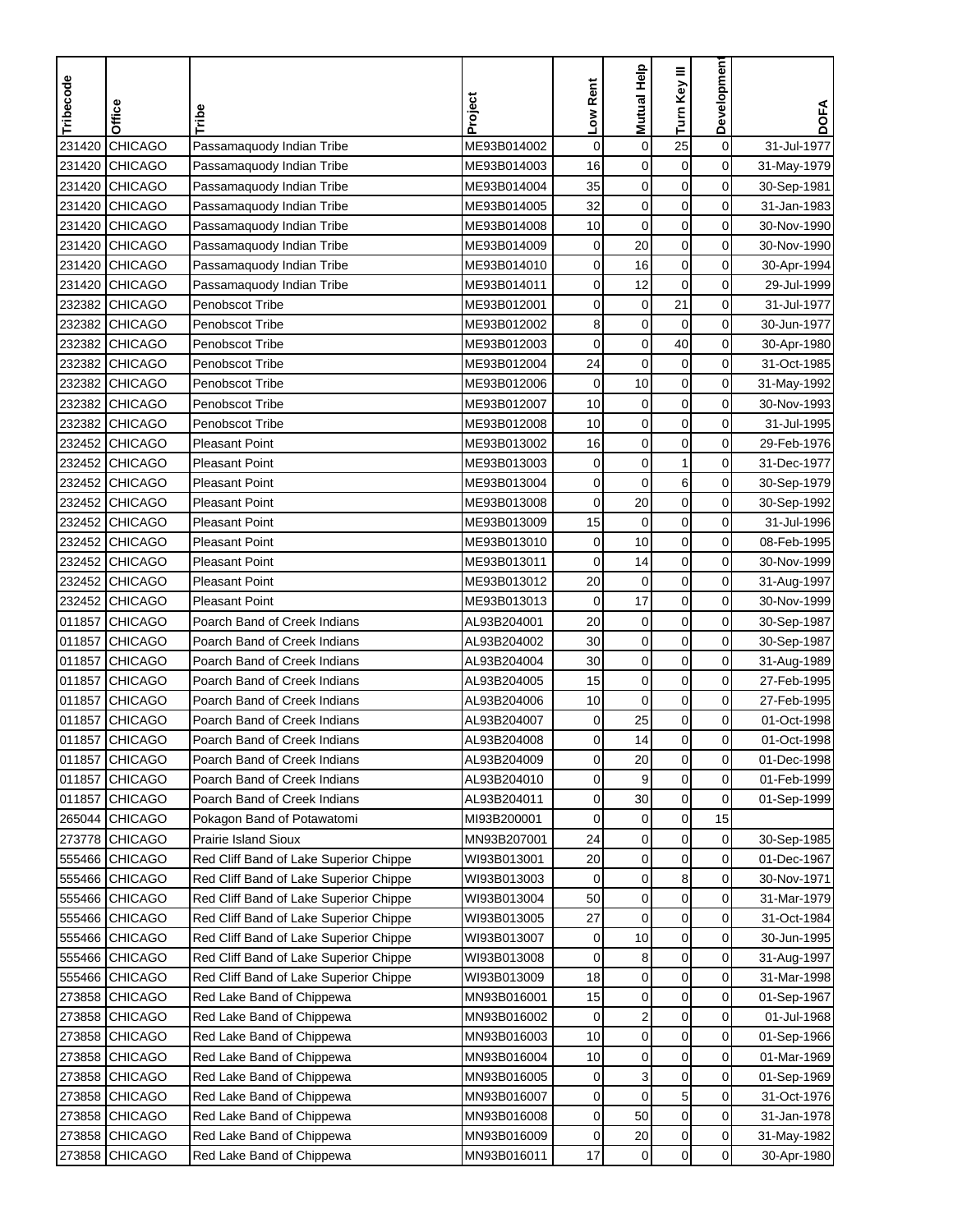| Tribecode | Office | Tribe | Project | Low Rent | Mutual Help | Turn Key III | Development | DOFA |
|---|---|---|---|---|---|---|---|---|
| 231420 | CHICAGO | Passamaquody Indian Tribe | ME93B014002 | 0 | 0 | 25 | 0 | 31-Jul-1977 |
| 231420 | CHICAGO | Passamaquody Indian Tribe | ME93B014003 | 16 | 0 | 0 | 0 | 31-May-1979 |
| 231420 | CHICAGO | Passamaquody Indian Tribe | ME93B014004 | 35 | 0 | 0 | 0 | 30-Sep-1981 |
| 231420 | CHICAGO | Passamaquody Indian Tribe | ME93B014005 | 32 | 0 | 0 | 0 | 31-Jan-1983 |
| 231420 | CHICAGO | Passamaquody Indian Tribe | ME93B014008 | 10 | 0 | 0 | 0 | 30-Nov-1990 |
| 231420 | CHICAGO | Passamaquody Indian Tribe | ME93B014009 | 0 | 20 | 0 | 0 | 30-Nov-1990 |
| 231420 | CHICAGO | Passamaquody Indian Tribe | ME93B014010 | 0 | 16 | 0 | 0 | 30-Apr-1994 |
| 231420 | CHICAGO | Passamaquody Indian Tribe | ME93B014011 | 0 | 12 | 0 | 0 | 29-Jul-1999 |
| 232382 | CHICAGO | Penobscot Tribe | ME93B012001 | 0 | 0 | 21 | 0 | 31-Jul-1977 |
| 232382 | CHICAGO | Penobscot Tribe | ME93B012002 | 8 | 0 | 0 | 0 | 30-Jun-1977 |
| 232382 | CHICAGO | Penobscot Tribe | ME93B012003 | 0 | 0 | 40 | 0 | 30-Apr-1980 |
| 232382 | CHICAGO | Penobscot Tribe | ME93B012004 | 24 | 0 | 0 | 0 | 31-Oct-1985 |
| 232382 | CHICAGO | Penobscot Tribe | ME93B012006 | 0 | 10 | 0 | 0 | 31-May-1992 |
| 232382 | CHICAGO | Penobscot Tribe | ME93B012007 | 10 | 0 | 0 | 0 | 30-Nov-1993 |
| 232382 | CHICAGO | Penobscot Tribe | ME93B012008 | 10 | 0 | 0 | 0 | 31-Jul-1995 |
| 232452 | CHICAGO | Pleasant Point | ME93B013002 | 16 | 0 | 0 | 0 | 29-Feb-1976 |
| 232452 | CHICAGO | Pleasant Point | ME93B013003 | 0 | 0 | 1 | 0 | 31-Dec-1977 |
| 232452 | CHICAGO | Pleasant Point | ME93B013004 | 0 | 0 | 6 | 0 | 30-Sep-1979 |
| 232452 | CHICAGO | Pleasant Point | ME93B013008 | 0 | 20 | 0 | 0 | 30-Sep-1992 |
| 232452 | CHICAGO | Pleasant Point | ME93B013009 | 15 | 0 | 0 | 0 | 31-Jul-1996 |
| 232452 | CHICAGO | Pleasant Point | ME93B013010 | 0 | 10 | 0 | 0 | 08-Feb-1995 |
| 232452 | CHICAGO | Pleasant Point | ME93B013011 | 0 | 14 | 0 | 0 | 30-Nov-1999 |
| 232452 | CHICAGO | Pleasant Point | ME93B013012 | 20 | 0 | 0 | 0 | 31-Aug-1997 |
| 232452 | CHICAGO | Pleasant Point | ME93B013013 | 0 | 17 | 0 | 0 | 30-Nov-1999 |
| 011857 | CHICAGO | Poarch Band of Creek Indians | AL93B204001 | 20 | 0 | 0 | 0 | 30-Sep-1987 |
| 011857 | CHICAGO | Poarch Band of Creek Indians | AL93B204002 | 30 | 0 | 0 | 0 | 30-Sep-1987 |
| 011857 | CHICAGO | Poarch Band of Creek Indians | AL93B204004 | 30 | 0 | 0 | 0 | 31-Aug-1989 |
| 011857 | CHICAGO | Poarch Band of Creek Indians | AL93B204005 | 15 | 0 | 0 | 0 | 27-Feb-1995 |
| 011857 | CHICAGO | Poarch Band of Creek Indians | AL93B204006 | 10 | 0 | 0 | 0 | 27-Feb-1995 |
| 011857 | CHICAGO | Poarch Band of Creek Indians | AL93B204007 | 0 | 25 | 0 | 0 | 01-Oct-1998 |
| 011857 | CHICAGO | Poarch Band of Creek Indians | AL93B204008 | 0 | 14 | 0 | 0 | 01-Oct-1998 |
| 011857 | CHICAGO | Poarch Band of Creek Indians | AL93B204009 | 0 | 20 | 0 | 0 | 01-Dec-1998 |
| 011857 | CHICAGO | Poarch Band of Creek Indians | AL93B204010 | 0 | 9 | 0 | 0 | 01-Feb-1999 |
| 011857 | CHICAGO | Poarch Band of Creek Indians | AL93B204011 | 0 | 30 | 0 | 0 | 01-Sep-1999 |
| 265044 | CHICAGO | Pokagon Band of Potawatomi | MI93B200001 | 0 | 0 | 0 | 15 | |
| 273778 | CHICAGO | Prairie Island Sioux | MN93B207001 | 24 | 0 | 0 | 0 | 30-Sep-1985 |
| 555466 | CHICAGO | Red Cliff Band of Lake Superior Chippe | WI93B013001 | 20 | 0 | 0 | 0 | 01-Dec-1967 |
| 555466 | CHICAGO | Red Cliff Band of Lake Superior Chippe | WI93B013003 | 0 | 0 | 8 | 0 | 30-Nov-1971 |
| 555466 | CHICAGO | Red Cliff Band of Lake Superior Chippe | WI93B013004 | 50 | 0 | 0 | 0 | 31-Mar-1979 |
| 555466 | CHICAGO | Red Cliff Band of Lake Superior Chippe | WI93B013005 | 27 | 0 | 0 | 0 | 31-Oct-1984 |
| 555466 | CHICAGO | Red Cliff Band of Lake Superior Chippe | WI93B013007 | 0 | 10 | 0 | 0 | 30-Jun-1995 |
| 555466 | CHICAGO | Red Cliff Band of Lake Superior Chippe | WI93B013008 | 0 | 8 | 0 | 0 | 31-Aug-1997 |
| 555466 | CHICAGO | Red Cliff Band of Lake Superior Chippe | WI93B013009 | 18 | 0 | 0 | 0 | 31-Mar-1998 |
| 273858 | CHICAGO | Red Lake Band of Chippewa | MN93B016001 | 15 | 0 | 0 | 0 | 01-Sep-1967 |
| 273858 | CHICAGO | Red Lake Band of Chippewa | MN93B016002 | 0 | 2 | 0 | 0 | 01-Jul-1968 |
| 273858 | CHICAGO | Red Lake Band of Chippewa | MN93B016003 | 10 | 0 | 0 | 0 | 01-Sep-1966 |
| 273858 | CHICAGO | Red Lake Band of Chippewa | MN93B016004 | 10 | 0 | 0 | 0 | 01-Mar-1969 |
| 273858 | CHICAGO | Red Lake Band of Chippewa | MN93B016005 | 0 | 3 | 0 | 0 | 01-Sep-1969 |
| 273858 | CHICAGO | Red Lake Band of Chippewa | MN93B016007 | 0 | 0 | 5 | 0 | 31-Oct-1976 |
| 273858 | CHICAGO | Red Lake Band of Chippewa | MN93B016008 | 0 | 50 | 0 | 0 | 31-Jan-1978 |
| 273858 | CHICAGO | Red Lake Band of Chippewa | MN93B016009 | 0 | 20 | 0 | 0 | 31-May-1982 |
| 273858 | CHICAGO | Red Lake Band of Chippewa | MN93B016011 | 17 | 0 | 0 | 0 | 30-Apr-1980 |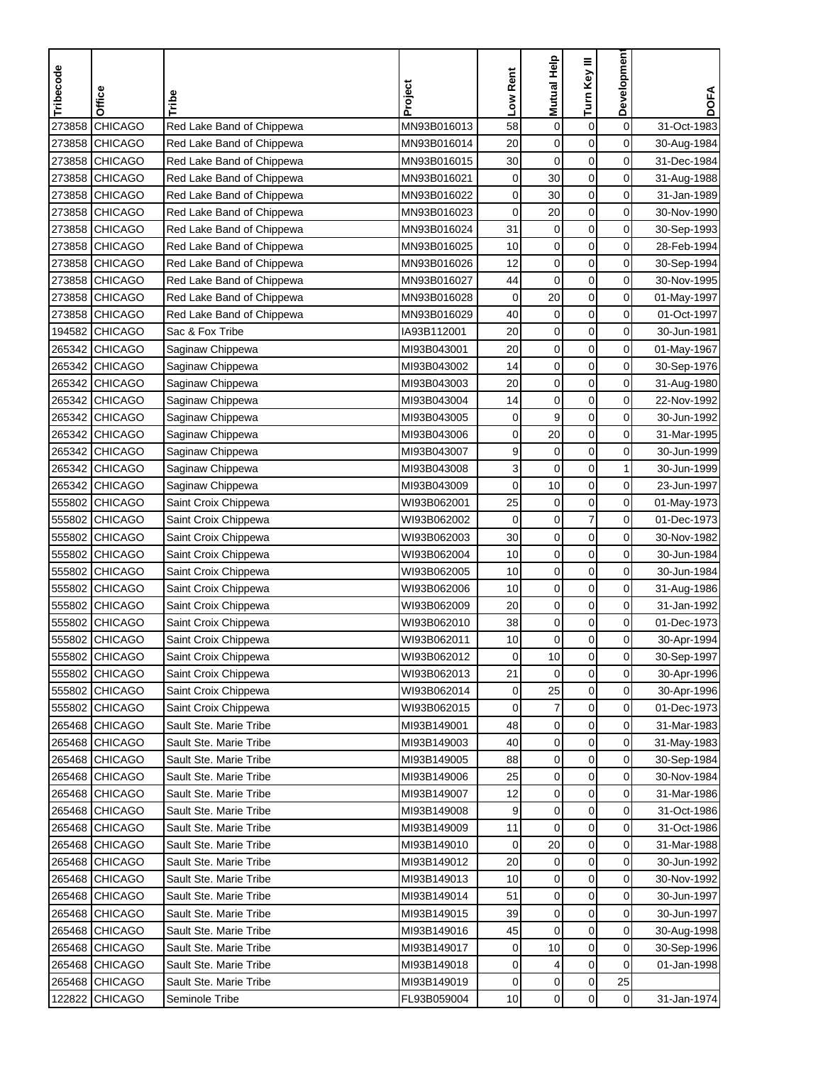| Tribecode | Office | Tribe | Project | Low Rent | Mutual Help | Turn Key III | Development | DOFA |
|---|---|---|---|---|---|---|---|---|
| 273858 | CHICAGO | Red Lake Band of Chippewa | MN93B016013 | 58 | 0 | 0 | 0 | 31-Oct-1983 |
| 273858 | CHICAGO | Red Lake Band of Chippewa | MN93B016014 | 20 | 0 | 0 | 0 | 30-Aug-1984 |
| 273858 | CHICAGO | Red Lake Band of Chippewa | MN93B016015 | 30 | 0 | 0 | 0 | 31-Dec-1984 |
| 273858 | CHICAGO | Red Lake Band of Chippewa | MN93B016021 | 0 | 30 | 0 | 0 | 31-Aug-1988 |
| 273858 | CHICAGO | Red Lake Band of Chippewa | MN93B016022 | 0 | 30 | 0 | 0 | 31-Jan-1989 |
| 273858 | CHICAGO | Red Lake Band of Chippewa | MN93B016023 | 0 | 20 | 0 | 0 | 30-Nov-1990 |
| 273858 | CHICAGO | Red Lake Band of Chippewa | MN93B016024 | 31 | 0 | 0 | 0 | 30-Sep-1993 |
| 273858 | CHICAGO | Red Lake Band of Chippewa | MN93B016025 | 10 | 0 | 0 | 0 | 28-Feb-1994 |
| 273858 | CHICAGO | Red Lake Band of Chippewa | MN93B016026 | 12 | 0 | 0 | 0 | 30-Sep-1994 |
| 273858 | CHICAGO | Red Lake Band of Chippewa | MN93B016027 | 44 | 0 | 0 | 0 | 30-Nov-1995 |
| 273858 | CHICAGO | Red Lake Band of Chippewa | MN93B016028 | 0 | 20 | 0 | 0 | 01-May-1997 |
| 273858 | CHICAGO | Red Lake Band of Chippewa | MN93B016029 | 40 | 0 | 0 | 0 | 01-Oct-1997 |
| 194582 | CHICAGO | Sac & Fox Tribe | IA93B112001 | 20 | 0 | 0 | 0 | 30-Jun-1981 |
| 265342 | CHICAGO | Saginaw Chippewa | MI93B043001 | 20 | 0 | 0 | 0 | 01-May-1967 |
| 265342 | CHICAGO | Saginaw Chippewa | MI93B043002 | 14 | 0 | 0 | 0 | 30-Sep-1976 |
| 265342 | CHICAGO | Saginaw Chippewa | MI93B043003 | 20 | 0 | 0 | 0 | 31-Aug-1980 |
| 265342 | CHICAGO | Saginaw Chippewa | MI93B043004 | 14 | 0 | 0 | 0 | 22-Nov-1992 |
| 265342 | CHICAGO | Saginaw Chippewa | MI93B043005 | 0 | 9 | 0 | 0 | 30-Jun-1992 |
| 265342 | CHICAGO | Saginaw Chippewa | MI93B043006 | 0 | 20 | 0 | 0 | 31-Mar-1995 |
| 265342 | CHICAGO | Saginaw Chippewa | MI93B043007 | 9 | 0 | 0 | 0 | 30-Jun-1999 |
| 265342 | CHICAGO | Saginaw Chippewa | MI93B043008 | 3 | 0 | 0 | 1 | 30-Jun-1999 |
| 265342 | CHICAGO | Saginaw Chippewa | MI93B043009 | 0 | 10 | 0 | 0 | 23-Jun-1997 |
| 555802 | CHICAGO | Saint Croix Chippewa | WI93B062001 | 25 | 0 | 0 | 0 | 01-May-1973 |
| 555802 | CHICAGO | Saint Croix Chippewa | WI93B062002 | 0 | 0 | 7 | 0 | 01-Dec-1973 |
| 555802 | CHICAGO | Saint Croix Chippewa | WI93B062003 | 30 | 0 | 0 | 0 | 30-Nov-1982 |
| 555802 | CHICAGO | Saint Croix Chippewa | WI93B062004 | 10 | 0 | 0 | 0 | 30-Jun-1984 |
| 555802 | CHICAGO | Saint Croix Chippewa | WI93B062005 | 10 | 0 | 0 | 0 | 30-Jun-1984 |
| 555802 | CHICAGO | Saint Croix Chippewa | WI93B062006 | 10 | 0 | 0 | 0 | 31-Aug-1986 |
| 555802 | CHICAGO | Saint Croix Chippewa | WI93B062009 | 20 | 0 | 0 | 0 | 31-Jan-1992 |
| 555802 | CHICAGO | Saint Croix Chippewa | WI93B062010 | 38 | 0 | 0 | 0 | 01-Dec-1973 |
| 555802 | CHICAGO | Saint Croix Chippewa | WI93B062011 | 10 | 0 | 0 | 0 | 30-Apr-1994 |
| 555802 | CHICAGO | Saint Croix Chippewa | WI93B062012 | 0 | 10 | 0 | 0 | 30-Sep-1997 |
| 555802 | CHICAGO | Saint Croix Chippewa | WI93B062013 | 21 | 0 | 0 | 0 | 30-Apr-1996 |
| 555802 | CHICAGO | Saint Croix Chippewa | WI93B062014 | 0 | 25 | 0 | 0 | 30-Apr-1996 |
| 555802 | CHICAGO | Saint Croix Chippewa | WI93B062015 | 0 | 7 | 0 | 0 | 01-Dec-1973 |
| 265468 | CHICAGO | Sault Ste. Marie Tribe | MI93B149001 | 48 | 0 | 0 | 0 | 31-Mar-1983 |
| 265468 | CHICAGO | Sault Ste. Marie Tribe | MI93B149003 | 40 | 0 | 0 | 0 | 31-May-1983 |
| 265468 | CHICAGO | Sault Ste. Marie Tribe | MI93B149005 | 88 | 0 | 0 | 0 | 30-Sep-1984 |
| 265468 | CHICAGO | Sault Ste. Marie Tribe | MI93B149006 | 25 | 0 | 0 | 0 | 30-Nov-1984 |
| 265468 | CHICAGO | Sault Ste. Marie Tribe | MI93B149007 | 12 | 0 | 0 | 0 | 31-Mar-1986 |
| 265468 | CHICAGO | Sault Ste. Marie Tribe | MI93B149008 | 9 | 0 | 0 | 0 | 31-Oct-1986 |
| 265468 | CHICAGO | Sault Ste. Marie Tribe | MI93B149009 | 11 | 0 | 0 | 0 | 31-Oct-1986 |
| 265468 | CHICAGO | Sault Ste. Marie Tribe | MI93B149010 | 0 | 20 | 0 | 0 | 31-Mar-1988 |
| 265468 | CHICAGO | Sault Ste. Marie Tribe | MI93B149012 | 20 | 0 | 0 | 0 | 30-Jun-1992 |
| 265468 | CHICAGO | Sault Ste. Marie Tribe | MI93B149013 | 10 | 0 | 0 | 0 | 30-Nov-1992 |
| 265468 | CHICAGO | Sault Ste. Marie Tribe | MI93B149014 | 51 | 0 | 0 | 0 | 30-Jun-1997 |
| 265468 | CHICAGO | Sault Ste. Marie Tribe | MI93B149015 | 39 | 0 | 0 | 0 | 30-Jun-1997 |
| 265468 | CHICAGO | Sault Ste. Marie Tribe | MI93B149016 | 45 | 0 | 0 | 0 | 30-Aug-1998 |
| 265468 | CHICAGO | Sault Ste. Marie Tribe | MI93B149017 | 0 | 10 | 0 | 0 | 30-Sep-1996 |
| 265468 | CHICAGO | Sault Ste. Marie Tribe | MI93B149018 | 0 | 4 | 0 | 0 | 01-Jan-1998 |
| 265468 | CHICAGO | Sault Ste. Marie Tribe | MI93B149019 | 0 | 0 | 0 | 25 | |
| 122822 | CHICAGO | Seminole Tribe | FL93B059004 | 10 | 0 | 0 | 0 | 31-Jan-1974 |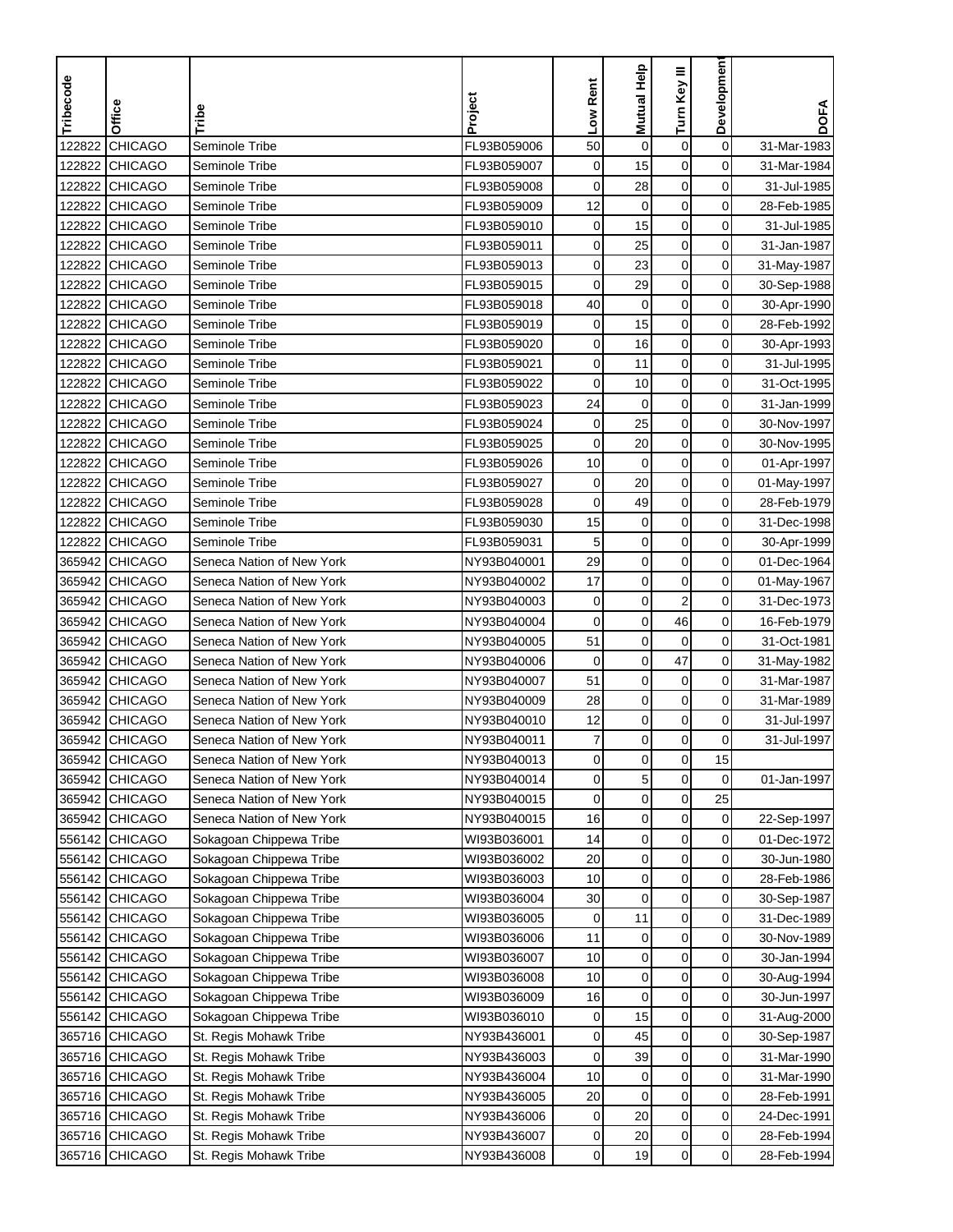| Tribecode | Office | Tribe | Project | Low Rent | Mutual Help | Turn Key III | Development | DOFA |
|---|---|---|---|---|---|---|---|---|
| 122822 | CHICAGO | Seminole Tribe | FL93B059006 | 50 | 0 | 0 | 0 | 31-Mar-1983 |
| 122822 | CHICAGO | Seminole Tribe | FL93B059007 | 0 | 15 | 0 | 0 | 31-Mar-1984 |
| 122822 | CHICAGO | Seminole Tribe | FL93B059008 | 0 | 28 | 0 | 0 | 31-Jul-1985 |
| 122822 | CHICAGO | Seminole Tribe | FL93B059009 | 12 | 0 | 0 | 0 | 28-Feb-1985 |
| 122822 | CHICAGO | Seminole Tribe | FL93B059010 | 0 | 15 | 0 | 0 | 31-Jul-1985 |
| 122822 | CHICAGO | Seminole Tribe | FL93B059011 | 0 | 25 | 0 | 0 | 31-Jan-1987 |
| 122822 | CHICAGO | Seminole Tribe | FL93B059013 | 0 | 23 | 0 | 0 | 31-May-1987 |
| 122822 | CHICAGO | Seminole Tribe | FL93B059015 | 0 | 29 | 0 | 0 | 30-Sep-1988 |
| 122822 | CHICAGO | Seminole Tribe | FL93B059018 | 40 | 0 | 0 | 0 | 30-Apr-1990 |
| 122822 | CHICAGO | Seminole Tribe | FL93B059019 | 0 | 15 | 0 | 0 | 28-Feb-1992 |
| 122822 | CHICAGO | Seminole Tribe | FL93B059020 | 0 | 16 | 0 | 0 | 30-Apr-1993 |
| 122822 | CHICAGO | Seminole Tribe | FL93B059021 | 0 | 11 | 0 | 0 | 31-Jul-1995 |
| 122822 | CHICAGO | Seminole Tribe | FL93B059022 | 0 | 10 | 0 | 0 | 31-Oct-1995 |
| 122822 | CHICAGO | Seminole Tribe | FL93B059023 | 24 | 0 | 0 | 0 | 31-Jan-1999 |
| 122822 | CHICAGO | Seminole Tribe | FL93B059024 | 0 | 25 | 0 | 0 | 30-Nov-1997 |
| 122822 | CHICAGO | Seminole Tribe | FL93B059025 | 0 | 20 | 0 | 0 | 30-Nov-1995 |
| 122822 | CHICAGO | Seminole Tribe | FL93B059026 | 10 | 0 | 0 | 0 | 01-Apr-1997 |
| 122822 | CHICAGO | Seminole Tribe | FL93B059027 | 0 | 20 | 0 | 0 | 01-May-1997 |
| 122822 | CHICAGO | Seminole Tribe | FL93B059028 | 0 | 49 | 0 | 0 | 28-Feb-1979 |
| 122822 | CHICAGO | Seminole Tribe | FL93B059030 | 15 | 0 | 0 | 0 | 31-Dec-1998 |
| 122822 | CHICAGO | Seminole Tribe | FL93B059031 | 5 | 0 | 0 | 0 | 30-Apr-1999 |
| 365942 | CHICAGO | Seneca Nation of New York | NY93B040001 | 29 | 0 | 0 | 0 | 01-Dec-1964 |
| 365942 | CHICAGO | Seneca Nation of New York | NY93B040002 | 17 | 0 | 0 | 0 | 01-May-1967 |
| 365942 | CHICAGO | Seneca Nation of New York | NY93B040003 | 0 | 0 | 2 | 0 | 31-Dec-1973 |
| 365942 | CHICAGO | Seneca Nation of New York | NY93B040004 | 0 | 0 | 46 | 0 | 16-Feb-1979 |
| 365942 | CHICAGO | Seneca Nation of New York | NY93B040005 | 51 | 0 | 0 | 0 | 31-Oct-1981 |
| 365942 | CHICAGO | Seneca Nation of New York | NY93B040006 | 0 | 0 | 47 | 0 | 31-May-1982 |
| 365942 | CHICAGO | Seneca Nation of New York | NY93B040007 | 51 | 0 | 0 | 0 | 31-Mar-1987 |
| 365942 | CHICAGO | Seneca Nation of New York | NY93B040009 | 28 | 0 | 0 | 0 | 31-Mar-1989 |
| 365942 | CHICAGO | Seneca Nation of New York | NY93B040010 | 12 | 0 | 0 | 0 | 31-Jul-1997 |
| 365942 | CHICAGO | Seneca Nation of New York | NY93B040011 | 7 | 0 | 0 | 0 | 31-Jul-1997 |
| 365942 | CHICAGO | Seneca Nation of New York | NY93B040013 | 0 | 0 | 0 | 15 | |
| 365942 | CHICAGO | Seneca Nation of New York | NY93B040014 | 0 | 5 | 0 | 0 | 01-Jan-1997 |
| 365942 | CHICAGO | Seneca Nation of New York | NY93B040015 | 0 | 0 | 0 | 25 | |
| 365942 | CHICAGO | Seneca Nation of New York | NY93B040015 | 16 | 0 | 0 | 0 | 22-Sep-1997 |
| 556142 | CHICAGO | Sokagoan Chippewa Tribe | WI93B036001 | 14 | 0 | 0 | 0 | 01-Dec-1972 |
| 556142 | CHICAGO | Sokagoan Chippewa Tribe | WI93B036002 | 20 | 0 | 0 | 0 | 30-Jun-1980 |
| 556142 | CHICAGO | Sokagoan Chippewa Tribe | WI93B036003 | 10 | 0 | 0 | 0 | 28-Feb-1986 |
| 556142 | CHICAGO | Sokagoan Chippewa Tribe | WI93B036004 | 30 | 0 | 0 | 0 | 30-Sep-1987 |
| 556142 | CHICAGO | Sokagoan Chippewa Tribe | WI93B036005 | 0 | 11 | 0 | 0 | 31-Dec-1989 |
| 556142 | CHICAGO | Sokagoan Chippewa Tribe | WI93B036006 | 11 | 0 | 0 | 0 | 30-Nov-1989 |
| 556142 | CHICAGO | Sokagoan Chippewa Tribe | WI93B036007 | 10 | 0 | 0 | 0 | 30-Jan-1994 |
| 556142 | CHICAGO | Sokagoan Chippewa Tribe | WI93B036008 | 10 | 0 | 0 | 0 | 30-Aug-1994 |
| 556142 | CHICAGO | Sokagoan Chippewa Tribe | WI93B036009 | 16 | 0 | 0 | 0 | 30-Jun-1997 |
| 556142 | CHICAGO | Sokagoan Chippewa Tribe | WI93B036010 | 0 | 15 | 0 | 0 | 31-Aug-2000 |
| 365716 | CHICAGO | St. Regis Mohawk Tribe | NY93B436001 | 0 | 45 | 0 | 0 | 30-Sep-1987 |
| 365716 | CHICAGO | St. Regis Mohawk Tribe | NY93B436003 | 0 | 39 | 0 | 0 | 31-Mar-1990 |
| 365716 | CHICAGO | St. Regis Mohawk Tribe | NY93B436004 | 10 | 0 | 0 | 0 | 31-Mar-1990 |
| 365716 | CHICAGO | St. Regis Mohawk Tribe | NY93B436005 | 20 | 0 | 0 | 0 | 28-Feb-1991 |
| 365716 | CHICAGO | St. Regis Mohawk Tribe | NY93B436006 | 0 | 20 | 0 | 0 | 24-Dec-1991 |
| 365716 | CHICAGO | St. Regis Mohawk Tribe | NY93B436007 | 0 | 20 | 0 | 0 | 28-Feb-1994 |
| 365716 | CHICAGO | St. Regis Mohawk Tribe | NY93B436008 | 0 | 19 | 0 | 0 | 28-Feb-1994 |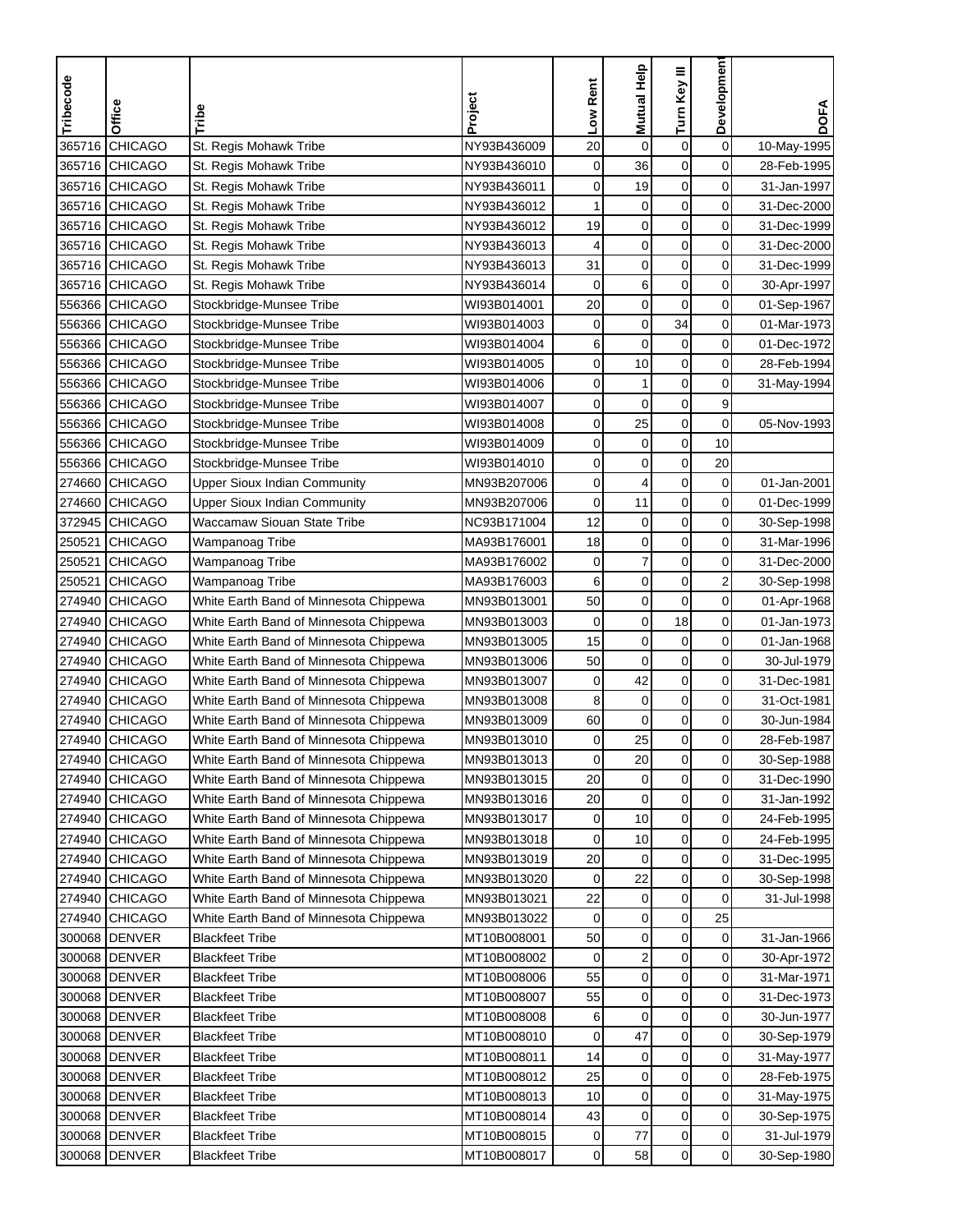| Tribecode | Office | Tribe | Project | Low Rent | Mutual Help | Turn Key III | Development | DOFA |
|---|---|---|---|---|---|---|---|---|
| 365716 | CHICAGO | St. Regis Mohawk Tribe | NY93B436009 | 20 | 0 | 0 | 0 | 10-May-1995 |
| 365716 | CHICAGO | St. Regis Mohawk Tribe | NY93B436010 | 0 | 36 | 0 | 0 | 28-Feb-1995 |
| 365716 | CHICAGO | St. Regis Mohawk Tribe | NY93B436011 | 0 | 19 | 0 | 0 | 31-Jan-1997 |
| 365716 | CHICAGO | St. Regis Mohawk Tribe | NY93B436012 | 1 | 0 | 0 | 0 | 31-Dec-2000 |
| 365716 | CHICAGO | St. Regis Mohawk Tribe | NY93B436012 | 19 | 0 | 0 | 0 | 31-Dec-1999 |
| 365716 | CHICAGO | St. Regis Mohawk Tribe | NY93B436013 | 4 | 0 | 0 | 0 | 31-Dec-2000 |
| 365716 | CHICAGO | St. Regis Mohawk Tribe | NY93B436013 | 31 | 0 | 0 | 0 | 31-Dec-1999 |
| 365716 | CHICAGO | St. Regis Mohawk Tribe | NY93B436014 | 0 | 6 | 0 | 0 | 30-Apr-1997 |
| 556366 | CHICAGO | Stockbridge-Munsee Tribe | WI93B014001 | 20 | 0 | 0 | 0 | 01-Sep-1967 |
| 556366 | CHICAGO | Stockbridge-Munsee Tribe | WI93B014003 | 0 | 0 | 34 | 0 | 01-Mar-1973 |
| 556366 | CHICAGO | Stockbridge-Munsee Tribe | WI93B014004 | 6 | 0 | 0 | 0 | 01-Dec-1972 |
| 556366 | CHICAGO | Stockbridge-Munsee Tribe | WI93B014005 | 0 | 10 | 0 | 0 | 28-Feb-1994 |
| 556366 | CHICAGO | Stockbridge-Munsee Tribe | WI93B014006 | 0 | 1 | 0 | 0 | 31-May-1994 |
| 556366 | CHICAGO | Stockbridge-Munsee Tribe | WI93B014007 | 0 | 0 | 0 | 9 | |
| 556366 | CHICAGO | Stockbridge-Munsee Tribe | WI93B014008 | 0 | 25 | 0 | 0 | 05-Nov-1993 |
| 556366 | CHICAGO | Stockbridge-Munsee Tribe | WI93B014009 | 0 | 0 | 0 | 10 | |
| 556366 | CHICAGO | Stockbridge-Munsee Tribe | WI93B014010 | 0 | 0 | 0 | 20 | |
| 274660 | CHICAGO | Upper Sioux Indian Community | MN93B207006 | 0 | 4 | 0 | 0 | 01-Jan-2001 |
| 274660 | CHICAGO | Upper Sioux Indian Community | MN93B207006 | 0 | 11 | 0 | 0 | 01-Dec-1999 |
| 372945 | CHICAGO | Waccamaw Siouan State Tribe | NC93B171004 | 12 | 0 | 0 | 0 | 30-Sep-1998 |
| 250521 | CHICAGO | Wampanoag Tribe | MA93B176001 | 18 | 0 | 0 | 0 | 31-Mar-1996 |
| 250521 | CHICAGO | Wampanoag Tribe | MA93B176002 | 0 | 7 | 0 | 0 | 31-Dec-2000 |
| 250521 | CHICAGO | Wampanoag Tribe | MA93B176003 | 6 | 0 | 0 | 2 | 30-Sep-1998 |
| 274940 | CHICAGO | White Earth Band of Minnesota Chippewa | MN93B013001 | 50 | 0 | 0 | 0 | 01-Apr-1968 |
| 274940 | CHICAGO | White Earth Band of Minnesota Chippewa | MN93B013003 | 0 | 0 | 18 | 0 | 01-Jan-1973 |
| 274940 | CHICAGO | White Earth Band of Minnesota Chippewa | MN93B013005 | 15 | 0 | 0 | 0 | 01-Jan-1968 |
| 274940 | CHICAGO | White Earth Band of Minnesota Chippewa | MN93B013006 | 50 | 0 | 0 | 0 | 30-Jul-1979 |
| 274940 | CHICAGO | White Earth Band of Minnesota Chippewa | MN93B013007 | 0 | 42 | 0 | 0 | 31-Dec-1981 |
| 274940 | CHICAGO | White Earth Band of Minnesota Chippewa | MN93B013008 | 8 | 0 | 0 | 0 | 31-Oct-1981 |
| 274940 | CHICAGO | White Earth Band of Minnesota Chippewa | MN93B013009 | 60 | 0 | 0 | 0 | 30-Jun-1984 |
| 274940 | CHICAGO | White Earth Band of Minnesota Chippewa | MN93B013010 | 0 | 25 | 0 | 0 | 28-Feb-1987 |
| 274940 | CHICAGO | White Earth Band of Minnesota Chippewa | MN93B013013 | 0 | 20 | 0 | 0 | 30-Sep-1988 |
| 274940 | CHICAGO | White Earth Band of Minnesota Chippewa | MN93B013015 | 20 | 0 | 0 | 0 | 31-Dec-1990 |
| 274940 | CHICAGO | White Earth Band of Minnesota Chippewa | MN93B013016 | 20 | 0 | 0 | 0 | 31-Jan-1992 |
| 274940 | CHICAGO | White Earth Band of Minnesota Chippewa | MN93B013017 | 0 | 10 | 0 | 0 | 24-Feb-1995 |
| 274940 | CHICAGO | White Earth Band of Minnesota Chippewa | MN93B013018 | 0 | 10 | 0 | 0 | 24-Feb-1995 |
| 274940 | CHICAGO | White Earth Band of Minnesota Chippewa | MN93B013019 | 20 | 0 | 0 | 0 | 31-Dec-1995 |
| 274940 | CHICAGO | White Earth Band of Minnesota Chippewa | MN93B013020 | 0 | 22 | 0 | 0 | 30-Sep-1998 |
| 274940 | CHICAGO | White Earth Band of Minnesota Chippewa | MN93B013021 | 22 | 0 | 0 | 0 | 31-Jul-1998 |
| 274940 | CHICAGO | White Earth Band of Minnesota Chippewa | MN93B013022 | 0 | 0 | 0 | 25 | |
| 300068 | DENVER | Blackfeet Tribe | MT10B008001 | 50 | 0 | 0 | 0 | 31-Jan-1966 |
| 300068 | DENVER | Blackfeet Tribe | MT10B008002 | 0 | 2 | 0 | 0 | 30-Apr-1972 |
| 300068 | DENVER | Blackfeet Tribe | MT10B008006 | 55 | 0 | 0 | 0 | 31-Mar-1971 |
| 300068 | DENVER | Blackfeet Tribe | MT10B008007 | 55 | 0 | 0 | 0 | 31-Dec-1973 |
| 300068 | DENVER | Blackfeet Tribe | MT10B008008 | 6 | 0 | 0 | 0 | 30-Jun-1977 |
| 300068 | DENVER | Blackfeet Tribe | MT10B008010 | 0 | 47 | 0 | 0 | 30-Sep-1979 |
| 300068 | DENVER | Blackfeet Tribe | MT10B008011 | 14 | 0 | 0 | 0 | 31-May-1977 |
| 300068 | DENVER | Blackfeet Tribe | MT10B008012 | 25 | 0 | 0 | 0 | 28-Feb-1975 |
| 300068 | DENVER | Blackfeet Tribe | MT10B008013 | 10 | 0 | 0 | 0 | 31-May-1975 |
| 300068 | DENVER | Blackfeet Tribe | MT10B008014 | 43 | 0 | 0 | 0 | 30-Sep-1975 |
| 300068 | DENVER | Blackfeet Tribe | MT10B008015 | 0 | 77 | 0 | 0 | 31-Jul-1979 |
| 300068 | DENVER | Blackfeet Tribe | MT10B008017 | 0 | 58 | 0 | 0 | 30-Sep-1980 |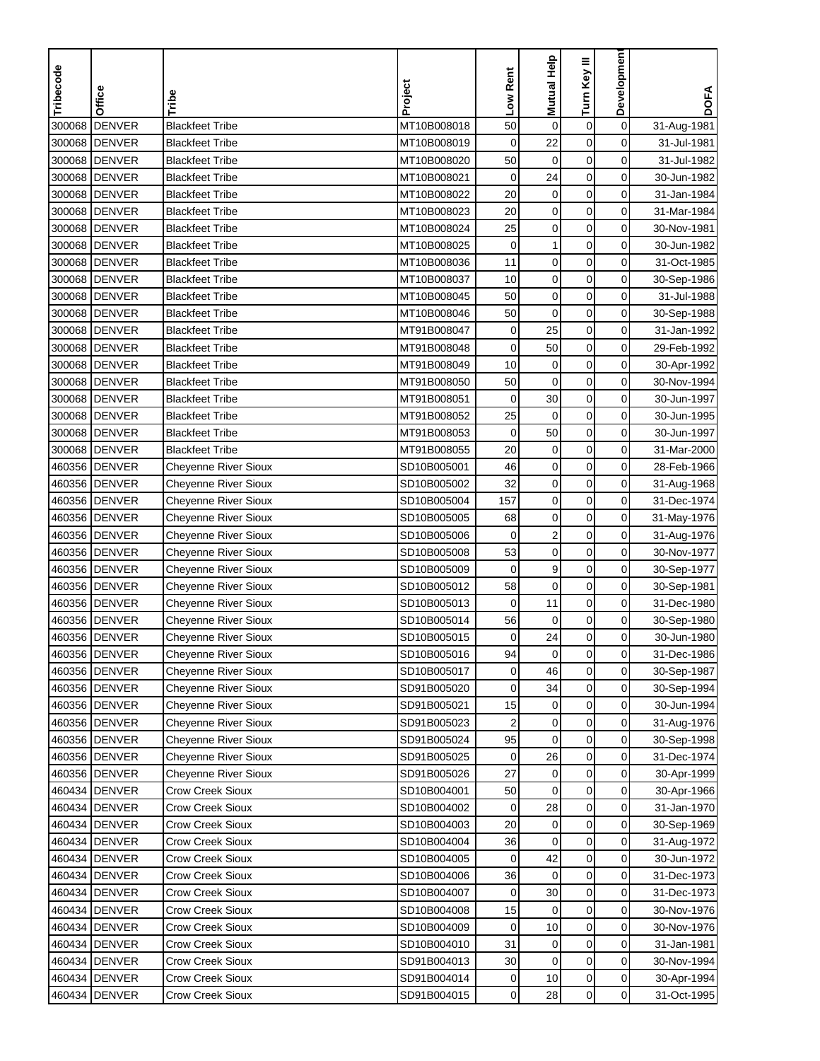| Tribecode | Office | Tribe | Project | Low Rent | Mutual Help | Turn Key III | Development | DOFA |
|---|---|---|---|---|---|---|---|---|
| 300068 | DENVER | Blackfeet Tribe | MT10B008018 | 50 | 0 | 0 | 0 | 31-Aug-1981 |
| 300068 | DENVER | Blackfeet Tribe | MT10B008019 | 0 | 22 | 0 | 0 | 31-Jul-1981 |
| 300068 | DENVER | Blackfeet Tribe | MT10B008020 | 50 | 0 | 0 | 0 | 31-Jul-1982 |
| 300068 | DENVER | Blackfeet Tribe | MT10B008021 | 0 | 24 | 0 | 0 | 30-Jun-1982 |
| 300068 | DENVER | Blackfeet Tribe | MT10B008022 | 20 | 0 | 0 | 0 | 31-Jan-1984 |
| 300068 | DENVER | Blackfeet Tribe | MT10B008023 | 20 | 0 | 0 | 0 | 31-Mar-1984 |
| 300068 | DENVER | Blackfeet Tribe | MT10B008024 | 25 | 0 | 0 | 0 | 30-Nov-1981 |
| 300068 | DENVER | Blackfeet Tribe | MT10B008025 | 0 | 1 | 0 | 0 | 30-Jun-1982 |
| 300068 | DENVER | Blackfeet Tribe | MT10B008036 | 11 | 0 | 0 | 0 | 31-Oct-1985 |
| 300068 | DENVER | Blackfeet Tribe | MT10B008037 | 10 | 0 | 0 | 0 | 30-Sep-1986 |
| 300068 | DENVER | Blackfeet Tribe | MT10B008045 | 50 | 0 | 0 | 0 | 31-Jul-1988 |
| 300068 | DENVER | Blackfeet Tribe | MT10B008046 | 50 | 0 | 0 | 0 | 30-Sep-1988 |
| 300068 | DENVER | Blackfeet Tribe | MT91B008047 | 0 | 25 | 0 | 0 | 31-Jan-1992 |
| 300068 | DENVER | Blackfeet Tribe | MT91B008048 | 0 | 50 | 0 | 0 | 29-Feb-1992 |
| 300068 | DENVER | Blackfeet Tribe | MT91B008049 | 10 | 0 | 0 | 0 | 30-Apr-1992 |
| 300068 | DENVER | Blackfeet Tribe | MT91B008050 | 50 | 0 | 0 | 0 | 30-Nov-1994 |
| 300068 | DENVER | Blackfeet Tribe | MT91B008051 | 0 | 30 | 0 | 0 | 30-Jun-1997 |
| 300068 | DENVER | Blackfeet Tribe | MT91B008052 | 25 | 0 | 0 | 0 | 30-Jun-1995 |
| 300068 | DENVER | Blackfeet Tribe | MT91B008053 | 0 | 50 | 0 | 0 | 30-Jun-1997 |
| 300068 | DENVER | Blackfeet Tribe | MT91B008055 | 20 | 0 | 0 | 0 | 31-Mar-2000 |
| 460356 | DENVER | Cheyenne River Sioux | SD10B005001 | 46 | 0 | 0 | 0 | 28-Feb-1966 |
| 460356 | DENVER | Cheyenne River Sioux | SD10B005002 | 32 | 0 | 0 | 0 | 31-Aug-1968 |
| 460356 | DENVER | Cheyenne River Sioux | SD10B005004 | 157 | 0 | 0 | 0 | 31-Dec-1974 |
| 460356 | DENVER | Cheyenne River Sioux | SD10B005005 | 68 | 0 | 0 | 0 | 31-May-1976 |
| 460356 | DENVER | Cheyenne River Sioux | SD10B005006 | 0 | 2 | 0 | 0 | 31-Aug-1976 |
| 460356 | DENVER | Cheyenne River Sioux | SD10B005008 | 53 | 0 | 0 | 0 | 30-Nov-1977 |
| 460356 | DENVER | Cheyenne River Sioux | SD10B005009 | 0 | 9 | 0 | 0 | 30-Sep-1977 |
| 460356 | DENVER | Cheyenne River Sioux | SD10B005012 | 58 | 0 | 0 | 0 | 30-Sep-1981 |
| 460356 | DENVER | Cheyenne River Sioux | SD10B005013 | 0 | 11 | 0 | 0 | 31-Dec-1980 |
| 460356 | DENVER | Cheyenne River Sioux | SD10B005014 | 56 | 0 | 0 | 0 | 30-Sep-1980 |
| 460356 | DENVER | Cheyenne River Sioux | SD10B005015 | 0 | 24 | 0 | 0 | 30-Jun-1980 |
| 460356 | DENVER | Cheyenne River Sioux | SD10B005016 | 94 | 0 | 0 | 0 | 31-Dec-1986 |
| 460356 | DENVER | Cheyenne River Sioux | SD10B005017 | 0 | 46 | 0 | 0 | 30-Sep-1987 |
| 460356 | DENVER | Cheyenne River Sioux | SD91B005020 | 0 | 34 | 0 | 0 | 30-Sep-1994 |
| 460356 | DENVER | Cheyenne River Sioux | SD91B005021 | 15 | 0 | 0 | 0 | 30-Jun-1994 |
| 460356 | DENVER | Cheyenne River Sioux | SD91B005023 | 2 | 0 | 0 | 0 | 31-Aug-1976 |
| 460356 | DENVER | Cheyenne River Sioux | SD91B005024 | 95 | 0 | 0 | 0 | 30-Sep-1998 |
| 460356 | DENVER | Cheyenne River Sioux | SD91B005025 | 0 | 26 | 0 | 0 | 31-Dec-1974 |
| 460356 | DENVER | Cheyenne River Sioux | SD91B005026 | 27 | 0 | 0 | 0 | 30-Apr-1999 |
| 460434 | DENVER | Crow Creek Sioux | SD10B004001 | 50 | 0 | 0 | 0 | 30-Apr-1966 |
| 460434 | DENVER | Crow Creek Sioux | SD10B004002 | 0 | 28 | 0 | 0 | 31-Jan-1970 |
| 460434 | DENVER | Crow Creek Sioux | SD10B004003 | 20 | 0 | 0 | 0 | 30-Sep-1969 |
| 460434 | DENVER | Crow Creek Sioux | SD10B004004 | 36 | 0 | 0 | 0 | 31-Aug-1972 |
| 460434 | DENVER | Crow Creek Sioux | SD10B004005 | 0 | 42 | 0 | 0 | 30-Jun-1972 |
| 460434 | DENVER | Crow Creek Sioux | SD10B004006 | 36 | 0 | 0 | 0 | 31-Dec-1973 |
| 460434 | DENVER | Crow Creek Sioux | SD10B004007 | 0 | 30 | 0 | 0 | 31-Dec-1973 |
| 460434 | DENVER | Crow Creek Sioux | SD10B004008 | 15 | 0 | 0 | 0 | 30-Nov-1976 |
| 460434 | DENVER | Crow Creek Sioux | SD10B004009 | 0 | 10 | 0 | 0 | 30-Nov-1976 |
| 460434 | DENVER | Crow Creek Sioux | SD10B004010 | 31 | 0 | 0 | 0 | 31-Jan-1981 |
| 460434 | DENVER | Crow Creek Sioux | SD91B004013 | 30 | 0 | 0 | 0 | 30-Nov-1994 |
| 460434 | DENVER | Crow Creek Sioux | SD91B004014 | 0 | 10 | 0 | 0 | 30-Apr-1994 |
| 460434 | DENVER | Crow Creek Sioux | SD91B004015 | 0 | 28 | 0 | 0 | 31-Oct-1995 |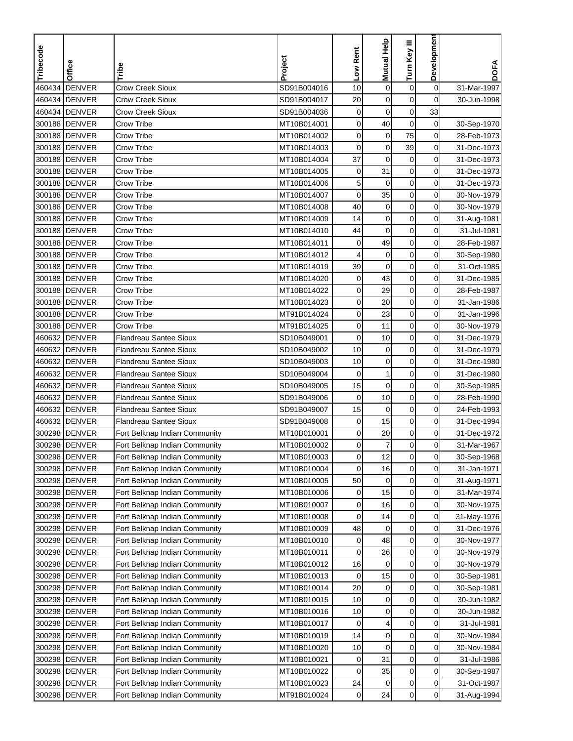| Tribecode | Office | Tribe | Project | Low Rent | Mutual Help | Turn Key III | Development | DOFA |
|---|---|---|---|---|---|---|---|---|
| 460434 | DENVER | Crow Creek Sioux | SD91B004016 | 10 | 0 | 0 | 0 | 31-Mar-1997 |
| 460434 | DENVER | Crow Creek Sioux | SD91B004017 | 20 | 0 | 0 | 0 | 30-Jun-1998 |
| 460434 | DENVER | Crow Creek Sioux | SD91B004036 | 0 | 0 | 0 | 33 | |
| 300188 | DENVER | Crow Tribe | MT10B014001 | 0 | 40 | 0 | 0 | 30-Sep-1970 |
| 300188 | DENVER | Crow Tribe | MT10B014002 | 0 | 0 | 75 | 0 | 28-Feb-1973 |
| 300188 | DENVER | Crow Tribe | MT10B014003 | 0 | 0 | 39 | 0 | 31-Dec-1973 |
| 300188 | DENVER | Crow Tribe | MT10B014004 | 37 | 0 | 0 | 0 | 31-Dec-1973 |
| 300188 | DENVER | Crow Tribe | MT10B014005 | 0 | 31 | 0 | 0 | 31-Dec-1973 |
| 300188 | DENVER | Crow Tribe | MT10B014006 | 5 | 0 | 0 | 0 | 31-Dec-1973 |
| 300188 | DENVER | Crow Tribe | MT10B014007 | 0 | 35 | 0 | 0 | 30-Nov-1979 |
| 300188 | DENVER | Crow Tribe | MT10B014008 | 40 | 0 | 0 | 0 | 30-Nov-1979 |
| 300188 | DENVER | Crow Tribe | MT10B014009 | 14 | 0 | 0 | 0 | 31-Aug-1981 |
| 300188 | DENVER | Crow Tribe | MT10B014010 | 44 | 0 | 0 | 0 | 31-Jul-1981 |
| 300188 | DENVER | Crow Tribe | MT10B014011 | 0 | 49 | 0 | 0 | 28-Feb-1987 |
| 300188 | DENVER | Crow Tribe | MT10B014012 | 4 | 0 | 0 | 0 | 30-Sep-1980 |
| 300188 | DENVER | Crow Tribe | MT10B014019 | 39 | 0 | 0 | 0 | 31-Oct-1985 |
| 300188 | DENVER | Crow Tribe | MT10B014020 | 0 | 43 | 0 | 0 | 31-Dec-1985 |
| 300188 | DENVER | Crow Tribe | MT10B014022 | 0 | 29 | 0 | 0 | 28-Feb-1987 |
| 300188 | DENVER | Crow Tribe | MT10B014023 | 0 | 20 | 0 | 0 | 31-Jan-1986 |
| 300188 | DENVER | Crow Tribe | MT91B014024 | 0 | 23 | 0 | 0 | 31-Jan-1996 |
| 300188 | DENVER | Crow Tribe | MT91B014025 | 0 | 11 | 0 | 0 | 30-Nov-1979 |
| 460632 | DENVER | Flandreau Santee Sioux | SD10B049001 | 0 | 10 | 0 | 0 | 31-Dec-1979 |
| 460632 | DENVER | Flandreau Santee Sioux | SD10B049002 | 10 | 0 | 0 | 0 | 31-Dec-1979 |
| 460632 | DENVER | Flandreau Santee Sioux | SD10B049003 | 10 | 0 | 0 | 0 | 31-Dec-1980 |
| 460632 | DENVER | Flandreau Santee Sioux | SD10B049004 | 0 | 1 | 0 | 0 | 31-Dec-1980 |
| 460632 | DENVER | Flandreau Santee Sioux | SD10B049005 | 15 | 0 | 0 | 0 | 30-Sep-1985 |
| 460632 | DENVER | Flandreau Santee Sioux | SD91B049006 | 0 | 10 | 0 | 0 | 28-Feb-1990 |
| 460632 | DENVER | Flandreau Santee Sioux | SD91B049007 | 15 | 0 | 0 | 0 | 24-Feb-1993 |
| 460632 | DENVER | Flandreau Santee Sioux | SD91B049008 | 0 | 15 | 0 | 0 | 31-Dec-1994 |
| 300298 | DENVER | Fort Belknap Indian Community | MT10B010001 | 0 | 20 | 0 | 0 | 31-Dec-1972 |
| 300298 | DENVER | Fort Belknap Indian Community | MT10B010002 | 0 | 7 | 0 | 0 | 31-Mar-1967 |
| 300298 | DENVER | Fort Belknap Indian Community | MT10B010003 | 0 | 12 | 0 | 0 | 30-Sep-1968 |
| 300298 | DENVER | Fort Belknap Indian Community | MT10B010004 | 0 | 16 | 0 | 0 | 31-Jan-1971 |
| 300298 | DENVER | Fort Belknap Indian Community | MT10B010005 | 50 | 0 | 0 | 0 | 31-Aug-1971 |
| 300298 | DENVER | Fort Belknap Indian Community | MT10B010006 | 0 | 15 | 0 | 0 | 31-Mar-1974 |
| 300298 | DENVER | Fort Belknap Indian Community | MT10B010007 | 0 | 16 | 0 | 0 | 30-Nov-1975 |
| 300298 | DENVER | Fort Belknap Indian Community | MT10B010008 | 0 | 14 | 0 | 0 | 31-May-1976 |
| 300298 | DENVER | Fort Belknap Indian Community | MT10B010009 | 48 | 0 | 0 | 0 | 31-Dec-1976 |
| 300298 | DENVER | Fort Belknap Indian Community | MT10B010010 | 0 | 48 | 0 | 0 | 30-Nov-1977 |
| 300298 | DENVER | Fort Belknap Indian Community | MT10B010011 | 0 | 26 | 0 | 0 | 30-Nov-1979 |
| 300298 | DENVER | Fort Belknap Indian Community | MT10B010012 | 16 | 0 | 0 | 0 | 30-Nov-1979 |
| 300298 | DENVER | Fort Belknap Indian Community | MT10B010013 | 0 | 15 | 0 | 0 | 30-Sep-1981 |
| 300298 | DENVER | Fort Belknap Indian Community | MT10B010014 | 20 | 0 | 0 | 0 | 30-Sep-1981 |
| 300298 | DENVER | Fort Belknap Indian Community | MT10B010015 | 10 | 0 | 0 | 0 | 30-Jun-1982 |
| 300298 | DENVER | Fort Belknap Indian Community | MT10B010016 | 10 | 0 | 0 | 0 | 30-Jun-1982 |
| 300298 | DENVER | Fort Belknap Indian Community | MT10B010017 | 0 | 4 | 0 | 0 | 31-Jul-1981 |
| 300298 | DENVER | Fort Belknap Indian Community | MT10B010019 | 14 | 0 | 0 | 0 | 30-Nov-1984 |
| 300298 | DENVER | Fort Belknap Indian Community | MT10B010020 | 10 | 0 | 0 | 0 | 30-Nov-1984 |
| 300298 | DENVER | Fort Belknap Indian Community | MT10B010021 | 0 | 31 | 0 | 0 | 31-Jul-1986 |
| 300298 | DENVER | Fort Belknap Indian Community | MT10B010022 | 0 | 35 | 0 | 0 | 30-Sep-1987 |
| 300298 | DENVER | Fort Belknap Indian Community | MT10B010023 | 24 | 0 | 0 | 0 | 31-Oct-1987 |
| 300298 | DENVER | Fort Belknap Indian Community | MT91B010024 | 0 | 24 | 0 | 0 | 31-Aug-1994 |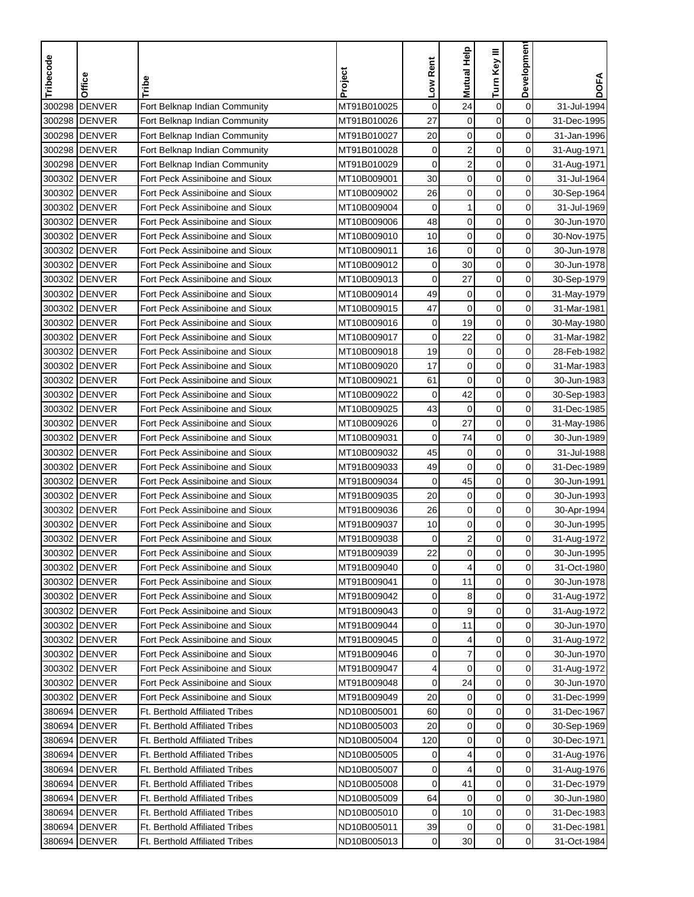| Tribecode | Office | Tribe | Project | Low Rent | Mutual Help | Turn Key III | Development | DOFA |
|---|---|---|---|---|---|---|---|---|
| 300298 | DENVER | Fort Belknap Indian Community | MT91B010025 | 0 | 24 | 0 | 0 | 31-Jul-1994 |
| 300298 | DENVER | Fort Belknap Indian Community | MT91B010026 | 27 | 0 | 0 | 0 | 31-Dec-1995 |
| 300298 | DENVER | Fort Belknap Indian Community | MT91B010027 | 20 | 0 | 0 | 0 | 31-Jan-1996 |
| 300298 | DENVER | Fort Belknap Indian Community | MT91B010028 | 0 | 2 | 0 | 0 | 31-Aug-1971 |
| 300298 | DENVER | Fort Belknap Indian Community | MT91B010029 | 0 | 2 | 0 | 0 | 31-Aug-1971 |
| 300302 | DENVER | Fort Peck Assiniboine and Sioux | MT10B009001 | 30 | 0 | 0 | 0 | 31-Jul-1964 |
| 300302 | DENVER | Fort Peck Assiniboine and Sioux | MT10B009002 | 26 | 0 | 0 | 0 | 30-Sep-1964 |
| 300302 | DENVER | Fort Peck Assiniboine and Sioux | MT10B009004 | 0 | 1 | 0 | 0 | 31-Jul-1969 |
| 300302 | DENVER | Fort Peck Assiniboine and Sioux | MT10B009006 | 48 | 0 | 0 | 0 | 30-Jun-1970 |
| 300302 | DENVER | Fort Peck Assiniboine and Sioux | MT10B009010 | 10 | 0 | 0 | 0 | 30-Nov-1975 |
| 300302 | DENVER | Fort Peck Assiniboine and Sioux | MT10B009011 | 16 | 0 | 0 | 0 | 30-Jun-1978 |
| 300302 | DENVER | Fort Peck Assiniboine and Sioux | MT10B009012 | 0 | 30 | 0 | 0 | 30-Jun-1978 |
| 300302 | DENVER | Fort Peck Assiniboine and Sioux | MT10B009013 | 0 | 27 | 0 | 0 | 30-Sep-1979 |
| 300302 | DENVER | Fort Peck Assiniboine and Sioux | MT10B009014 | 49 | 0 | 0 | 0 | 31-May-1979 |
| 300302 | DENVER | Fort Peck Assiniboine and Sioux | MT10B009015 | 47 | 0 | 0 | 0 | 31-Mar-1981 |
| 300302 | DENVER | Fort Peck Assiniboine and Sioux | MT10B009016 | 0 | 19 | 0 | 0 | 30-May-1980 |
| 300302 | DENVER | Fort Peck Assiniboine and Sioux | MT10B009017 | 0 | 22 | 0 | 0 | 31-Mar-1982 |
| 300302 | DENVER | Fort Peck Assiniboine and Sioux | MT10B009018 | 19 | 0 | 0 | 0 | 28-Feb-1982 |
| 300302 | DENVER | Fort Peck Assiniboine and Sioux | MT10B009020 | 17 | 0 | 0 | 0 | 31-Mar-1983 |
| 300302 | DENVER | Fort Peck Assiniboine and Sioux | MT10B009021 | 61 | 0 | 0 | 0 | 30-Jun-1983 |
| 300302 | DENVER | Fort Peck Assiniboine and Sioux | MT10B009022 | 0 | 42 | 0 | 0 | 30-Sep-1983 |
| 300302 | DENVER | Fort Peck Assiniboine and Sioux | MT10B009025 | 43 | 0 | 0 | 0 | 31-Dec-1985 |
| 300302 | DENVER | Fort Peck Assiniboine and Sioux | MT10B009026 | 0 | 27 | 0 | 0 | 31-May-1986 |
| 300302 | DENVER | Fort Peck Assiniboine and Sioux | MT10B009031 | 0 | 74 | 0 | 0 | 30-Jun-1989 |
| 300302 | DENVER | Fort Peck Assiniboine and Sioux | MT10B009032 | 45 | 0 | 0 | 0 | 31-Jul-1988 |
| 300302 | DENVER | Fort Peck Assiniboine and Sioux | MT91B009033 | 49 | 0 | 0 | 0 | 31-Dec-1989 |
| 300302 | DENVER | Fort Peck Assiniboine and Sioux | MT91B009034 | 0 | 45 | 0 | 0 | 30-Jun-1991 |
| 300302 | DENVER | Fort Peck Assiniboine and Sioux | MT91B009035 | 20 | 0 | 0 | 0 | 30-Jun-1993 |
| 300302 | DENVER | Fort Peck Assiniboine and Sioux | MT91B009036 | 26 | 0 | 0 | 0 | 30-Apr-1994 |
| 300302 | DENVER | Fort Peck Assiniboine and Sioux | MT91B009037 | 10 | 0 | 0 | 0 | 30-Jun-1995 |
| 300302 | DENVER | Fort Peck Assiniboine and Sioux | MT91B009038 | 0 | 2 | 0 | 0 | 31-Aug-1972 |
| 300302 | DENVER | Fort Peck Assiniboine and Sioux | MT91B009039 | 22 | 0 | 0 | 0 | 30-Jun-1995 |
| 300302 | DENVER | Fort Peck Assiniboine and Sioux | MT91B009040 | 0 | 4 | 0 | 0 | 31-Oct-1980 |
| 300302 | DENVER | Fort Peck Assiniboine and Sioux | MT91B009041 | 0 | 11 | 0 | 0 | 30-Jun-1978 |
| 300302 | DENVER | Fort Peck Assiniboine and Sioux | MT91B009042 | 0 | 8 | 0 | 0 | 31-Aug-1972 |
| 300302 | DENVER | Fort Peck Assiniboine and Sioux | MT91B009043 | 0 | 9 | 0 | 0 | 31-Aug-1972 |
| 300302 | DENVER | Fort Peck Assiniboine and Sioux | MT91B009044 | 0 | 11 | 0 | 0 | 30-Jun-1970 |
| 300302 | DENVER | Fort Peck Assiniboine and Sioux | MT91B009045 | 0 | 4 | 0 | 0 | 31-Aug-1972 |
| 300302 | DENVER | Fort Peck Assiniboine and Sioux | MT91B009046 | 0 | 7 | 0 | 0 | 30-Jun-1970 |
| 300302 | DENVER | Fort Peck Assiniboine and Sioux | MT91B009047 | 4 | 0 | 0 | 0 | 31-Aug-1972 |
| 300302 | DENVER | Fort Peck Assiniboine and Sioux | MT91B009048 | 0 | 24 | 0 | 0 | 30-Jun-1970 |
| 300302 | DENVER | Fort Peck Assiniboine and Sioux | MT91B009049 | 20 | 0 | 0 | 0 | 31-Dec-1999 |
| 380694 | DENVER | Ft. Berthold Affiliated Tribes | ND10B005001 | 60 | 0 | 0 | 0 | 31-Dec-1967 |
| 380694 | DENVER | Ft. Berthold Affiliated Tribes | ND10B005003 | 20 | 0 | 0 | 0 | 30-Sep-1969 |
| 380694 | DENVER | Ft. Berthold Affiliated Tribes | ND10B005004 | 120 | 0 | 0 | 0 | 30-Dec-1971 |
| 380694 | DENVER | Ft. Berthold Affiliated Tribes | ND10B005005 | 0 | 4 | 0 | 0 | 31-Aug-1976 |
| 380694 | DENVER | Ft. Berthold Affiliated Tribes | ND10B005007 | 0 | 4 | 0 | 0 | 31-Aug-1976 |
| 380694 | DENVER | Ft. Berthold Affiliated Tribes | ND10B005008 | 0 | 41 | 0 | 0 | 31-Dec-1979 |
| 380694 | DENVER | Ft. Berthold Affiliated Tribes | ND10B005009 | 64 | 0 | 0 | 0 | 30-Jun-1980 |
| 380694 | DENVER | Ft. Berthold Affiliated Tribes | ND10B005010 | 0 | 10 | 0 | 0 | 31-Dec-1983 |
| 380694 | DENVER | Ft. Berthold Affiliated Tribes | ND10B005011 | 39 | 0 | 0 | 0 | 31-Dec-1981 |
| 380694 | DENVER | Ft. Berthold Affiliated Tribes | ND10B005013 | 0 | 30 | 0 | 0 | 31-Oct-1984 |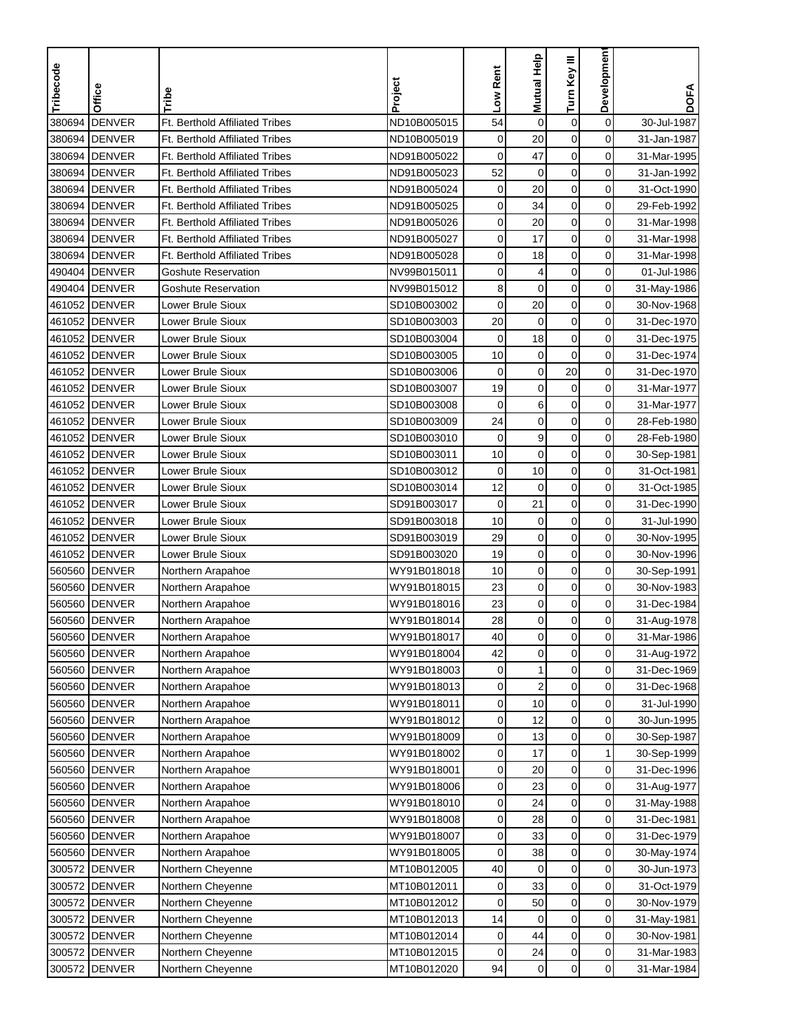| Tribecode | Office | Tribe | Project | Low Rent | Mutual Help | Turn Key III | Development | DOFA |
|---|---|---|---|---|---|---|---|---|
| 380694 | DENVER | Ft. Berthold Affiliated Tribes | ND10B005015 | 54 | 0 | 0 | 0 | 30-Jul-1987 |
| 380694 | DENVER | Ft. Berthold Affiliated Tribes | ND10B005019 | 0 | 20 | 0 | 0 | 31-Jan-1987 |
| 380694 | DENVER | Ft. Berthold Affiliated Tribes | ND91B005022 | 0 | 47 | 0 | 0 | 31-Mar-1995 |
| 380694 | DENVER | Ft. Berthold Affiliated Tribes | ND91B005023 | 52 | 0 | 0 | 0 | 31-Jan-1992 |
| 380694 | DENVER | Ft. Berthold Affiliated Tribes | ND91B005024 | 0 | 20 | 0 | 0 | 31-Oct-1990 |
| 380694 | DENVER | Ft. Berthold Affiliated Tribes | ND91B005025 | 0 | 34 | 0 | 0 | 29-Feb-1992 |
| 380694 | DENVER | Ft. Berthold Affiliated Tribes | ND91B005026 | 0 | 20 | 0 | 0 | 31-Mar-1998 |
| 380694 | DENVER | Ft. Berthold Affiliated Tribes | ND91B005027 | 0 | 17 | 0 | 0 | 31-Mar-1998 |
| 380694 | DENVER | Ft. Berthold Affiliated Tribes | ND91B005028 | 0 | 18 | 0 | 0 | 31-Mar-1998 |
| 490404 | DENVER | Goshute Reservation | NV99B015011 | 0 | 4 | 0 | 0 | 01-Jul-1986 |
| 490404 | DENVER | Goshute Reservation | NV99B015012 | 8 | 0 | 0 | 0 | 31-May-1986 |
| 461052 | DENVER | Lower Brule Sioux | SD10B003002 | 0 | 20 | 0 | 0 | 30-Nov-1968 |
| 461052 | DENVER | Lower Brule Sioux | SD10B003003 | 20 | 0 | 0 | 0 | 31-Dec-1970 |
| 461052 | DENVER | Lower Brule Sioux | SD10B003004 | 0 | 18 | 0 | 0 | 31-Dec-1975 |
| 461052 | DENVER | Lower Brule Sioux | SD10B003005 | 10 | 0 | 0 | 0 | 31-Dec-1974 |
| 461052 | DENVER | Lower Brule Sioux | SD10B003006 | 0 | 0 | 20 | 0 | 31-Dec-1970 |
| 461052 | DENVER | Lower Brule Sioux | SD10B003007 | 19 | 0 | 0 | 0 | 31-Mar-1977 |
| 461052 | DENVER | Lower Brule Sioux | SD10B003008 | 0 | 6 | 0 | 0 | 31-Mar-1977 |
| 461052 | DENVER | Lower Brule Sioux | SD10B003009 | 24 | 0 | 0 | 0 | 28-Feb-1980 |
| 461052 | DENVER | Lower Brule Sioux | SD10B003010 | 0 | 9 | 0 | 0 | 28-Feb-1980 |
| 461052 | DENVER | Lower Brule Sioux | SD10B003011 | 10 | 0 | 0 | 0 | 30-Sep-1981 |
| 461052 | DENVER | Lower Brule Sioux | SD10B003012 | 0 | 10 | 0 | 0 | 31-Oct-1981 |
| 461052 | DENVER | Lower Brule Sioux | SD10B003014 | 12 | 0 | 0 | 0 | 31-Oct-1985 |
| 461052 | DENVER | Lower Brule Sioux | SD91B003017 | 0 | 21 | 0 | 0 | 31-Dec-1990 |
| 461052 | DENVER | Lower Brule Sioux | SD91B003018 | 10 | 0 | 0 | 0 | 31-Jul-1990 |
| 461052 | DENVER | Lower Brule Sioux | SD91B003019 | 29 | 0 | 0 | 0 | 30-Nov-1995 |
| 461052 | DENVER | Lower Brule Sioux | SD91B003020 | 19 | 0 | 0 | 0 | 30-Nov-1996 |
| 560560 | DENVER | Northern Arapahoe | WY91B018018 | 10 | 0 | 0 | 0 | 30-Sep-1991 |
| 560560 | DENVER | Northern Arapahoe | WY91B018015 | 23 | 0 | 0 | 0 | 30-Nov-1983 |
| 560560 | DENVER | Northern Arapahoe | WY91B018016 | 23 | 0 | 0 | 0 | 31-Dec-1984 |
| 560560 | DENVER | Northern Arapahoe | WY91B018014 | 28 | 0 | 0 | 0 | 31-Aug-1978 |
| 560560 | DENVER | Northern Arapahoe | WY91B018017 | 40 | 0 | 0 | 0 | 31-Mar-1986 |
| 560560 | DENVER | Northern Arapahoe | WY91B018004 | 42 | 0 | 0 | 0 | 31-Aug-1972 |
| 560560 | DENVER | Northern Arapahoe | WY91B018003 | 0 | 1 | 0 | 0 | 31-Dec-1969 |
| 560560 | DENVER | Northern Arapahoe | WY91B018013 | 0 | 2 | 0 | 0 | 31-Dec-1968 |
| 560560 | DENVER | Northern Arapahoe | WY91B018011 | 0 | 10 | 0 | 0 | 31-Jul-1990 |
| 560560 | DENVER | Northern Arapahoe | WY91B018012 | 0 | 12 | 0 | 0 | 30-Jun-1995 |
| 560560 | DENVER | Northern Arapahoe | WY91B018009 | 0 | 13 | 0 | 0 | 30-Sep-1987 |
| 560560 | DENVER | Northern Arapahoe | WY91B018002 | 0 | 17 | 0 | 1 | 30-Sep-1999 |
| 560560 | DENVER | Northern Arapahoe | WY91B018001 | 0 | 20 | 0 | 0 | 31-Dec-1996 |
| 560560 | DENVER | Northern Arapahoe | WY91B018006 | 0 | 23 | 0 | 0 | 31-Aug-1977 |
| 560560 | DENVER | Northern Arapahoe | WY91B018010 | 0 | 24 | 0 | 0 | 31-May-1988 |
| 560560 | DENVER | Northern Arapahoe | WY91B018008 | 0 | 28 | 0 | 0 | 31-Dec-1981 |
| 560560 | DENVER | Northern Arapahoe | WY91B018007 | 0 | 33 | 0 | 0 | 31-Dec-1979 |
| 560560 | DENVER | Northern Arapahoe | WY91B018005 | 0 | 38 | 0 | 0 | 30-May-1974 |
| 300572 | DENVER | Northern Cheyenne | MT10B012005 | 40 | 0 | 0 | 0 | 30-Jun-1973 |
| 300572 | DENVER | Northern Cheyenne | MT10B012011 | 0 | 33 | 0 | 0 | 31-Oct-1979 |
| 300572 | DENVER | Northern Cheyenne | MT10B012012 | 0 | 50 | 0 | 0 | 30-Nov-1979 |
| 300572 | DENVER | Northern Cheyenne | MT10B012013 | 14 | 0 | 0 | 0 | 31-May-1981 |
| 300572 | DENVER | Northern Cheyenne | MT10B012014 | 0 | 44 | 0 | 0 | 30-Nov-1981 |
| 300572 | DENVER | Northern Cheyenne | MT10B012015 | 0 | 24 | 0 | 0 | 31-Mar-1983 |
| 300572 | DENVER | Northern Cheyenne | MT10B012020 | 94 | 0 | 0 | 0 | 31-Mar-1984 |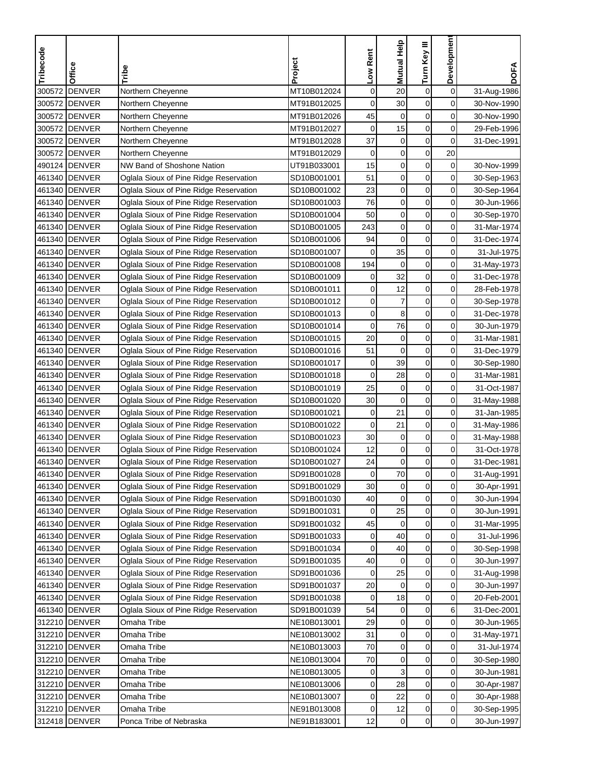| Tribecode | Office | Tribe | Project | Low Rent | Mutual Help | Turn Key III | Development | DOFA |
|---|---|---|---|---|---|---|---|---|
| 300572 | DENVER | Northern Cheyenne | MT10B012024 | 0 | 20 | 0 | 0 | 31-Aug-1986 |
| 300572 | DENVER | Northern Cheyenne | MT91B012025 | 0 | 30 | 0 | 0 | 30-Nov-1990 |
| 300572 | DENVER | Northern Cheyenne | MT91B012026 | 45 | 0 | 0 | 0 | 30-Nov-1990 |
| 300572 | DENVER | Northern Cheyenne | MT91B012027 | 0 | 15 | 0 | 0 | 29-Feb-1996 |
| 300572 | DENVER | Northern Cheyenne | MT91B012028 | 37 | 0 | 0 | 0 | 31-Dec-1991 |
| 300572 | DENVER | Northern Cheyenne | MT91B012029 | 0 | 0 | 0 | 20 | |
| 490124 | DENVER | NW Band of Shoshone Nation | UT91B033001 | 15 | 0 | 0 | 0 | 30-Nov-1999 |
| 461340 | DENVER | Oglala Sioux of Pine Ridge Reservation | SD10B001001 | 51 | 0 | 0 | 0 | 30-Sep-1963 |
| 461340 | DENVER | Oglala Sioux of Pine Ridge Reservation | SD10B001002 | 23 | 0 | 0 | 0 | 30-Sep-1964 |
| 461340 | DENVER | Oglala Sioux of Pine Ridge Reservation | SD10B001003 | 76 | 0 | 0 | 0 | 30-Jun-1966 |
| 461340 | DENVER | Oglala Sioux of Pine Ridge Reservation | SD10B001004 | 50 | 0 | 0 | 0 | 30-Sep-1970 |
| 461340 | DENVER | Oglala Sioux of Pine Ridge Reservation | SD10B001005 | 243 | 0 | 0 | 0 | 31-Mar-1974 |
| 461340 | DENVER | Oglala Sioux of Pine Ridge Reservation | SD10B001006 | 94 | 0 | 0 | 0 | 31-Dec-1974 |
| 461340 | DENVER | Oglala Sioux of Pine Ridge Reservation | SD10B001007 | 0 | 35 | 0 | 0 | 31-Jul-1975 |
| 461340 | DENVER | Oglala Sioux of Pine Ridge Reservation | SD10B001008 | 194 | 0 | 0 | 0 | 31-May-1973 |
| 461340 | DENVER | Oglala Sioux of Pine Ridge Reservation | SD10B001009 | 0 | 32 | 0 | 0 | 31-Dec-1978 |
| 461340 | DENVER | Oglala Sioux of Pine Ridge Reservation | SD10B001011 | 0 | 12 | 0 | 0 | 28-Feb-1978 |
| 461340 | DENVER | Oglala Sioux of Pine Ridge Reservation | SD10B001012 | 0 | 7 | 0 | 0 | 30-Sep-1978 |
| 461340 | DENVER | Oglala Sioux of Pine Ridge Reservation | SD10B001013 | 0 | 8 | 0 | 0 | 31-Dec-1978 |
| 461340 | DENVER | Oglala Sioux of Pine Ridge Reservation | SD10B001014 | 0 | 76 | 0 | 0 | 30-Jun-1979 |
| 461340 | DENVER | Oglala Sioux of Pine Ridge Reservation | SD10B001015 | 20 | 0 | 0 | 0 | 31-Mar-1981 |
| 461340 | DENVER | Oglala Sioux of Pine Ridge Reservation | SD10B001016 | 51 | 0 | 0 | 0 | 31-Dec-1979 |
| 461340 | DENVER | Oglala Sioux of Pine Ridge Reservation | SD10B001017 | 0 | 39 | 0 | 0 | 30-Sep-1980 |
| 461340 | DENVER | Oglala Sioux of Pine Ridge Reservation | SD10B001018 | 0 | 28 | 0 | 0 | 31-Mar-1981 |
| 461340 | DENVER | Oglala Sioux of Pine Ridge Reservation | SD10B001019 | 25 | 0 | 0 | 0 | 31-Oct-1987 |
| 461340 | DENVER | Oglala Sioux of Pine Ridge Reservation | SD10B001020 | 30 | 0 | 0 | 0 | 31-May-1988 |
| 461340 | DENVER | Oglala Sioux of Pine Ridge Reservation | SD10B001021 | 0 | 21 | 0 | 0 | 31-Jan-1985 |
| 461340 | DENVER | Oglala Sioux of Pine Ridge Reservation | SD10B001022 | 0 | 21 | 0 | 0 | 31-May-1986 |
| 461340 | DENVER | Oglala Sioux of Pine Ridge Reservation | SD10B001023 | 30 | 0 | 0 | 0 | 31-May-1988 |
| 461340 | DENVER | Oglala Sioux of Pine Ridge Reservation | SD10B001024 | 12 | 0 | 0 | 0 | 31-Oct-1978 |
| 461340 | DENVER | Oglala Sioux of Pine Ridge Reservation | SD10B001027 | 24 | 0 | 0 | 0 | 31-Dec-1981 |
| 461340 | DENVER | Oglala Sioux of Pine Ridge Reservation | SD91B001028 | 0 | 70 | 0 | 0 | 31-Aug-1991 |
| 461340 | DENVER | Oglala Sioux of Pine Ridge Reservation | SD91B001029 | 30 | 0 | 0 | 0 | 30-Apr-1991 |
| 461340 | DENVER | Oglala Sioux of Pine Ridge Reservation | SD91B001030 | 40 | 0 | 0 | 0 | 30-Jun-1994 |
| 461340 | DENVER | Oglala Sioux of Pine Ridge Reservation | SD91B001031 | 0 | 25 | 0 | 0 | 30-Jun-1991 |
| 461340 | DENVER | Oglala Sioux of Pine Ridge Reservation | SD91B001032 | 45 | 0 | 0 | 0 | 31-Mar-1995 |
| 461340 | DENVER | Oglala Sioux of Pine Ridge Reservation | SD91B001033 | 0 | 40 | 0 | 0 | 31-Jul-1996 |
| 461340 | DENVER | Oglala Sioux of Pine Ridge Reservation | SD91B001034 | 0 | 40 | 0 | 0 | 30-Sep-1998 |
| 461340 | DENVER | Oglala Sioux of Pine Ridge Reservation | SD91B001035 | 40 | 0 | 0 | 0 | 30-Jun-1997 |
| 461340 | DENVER | Oglala Sioux of Pine Ridge Reservation | SD91B001036 | 0 | 25 | 0 | 0 | 31-Aug-1998 |
| 461340 | DENVER | Oglala Sioux of Pine Ridge Reservation | SD91B001037 | 20 | 0 | 0 | 0 | 30-Jun-1997 |
| 461340 | DENVER | Oglala Sioux of Pine Ridge Reservation | SD91B001038 | 0 | 18 | 0 | 0 | 20-Feb-2001 |
| 461340 | DENVER | Oglala Sioux of Pine Ridge Reservation | SD91B001039 | 54 | 0 | 0 | 6 | 31-Dec-2001 |
| 312210 | DENVER | Omaha Tribe | NE10B013001 | 29 | 0 | 0 | 0 | 30-Jun-1965 |
| 312210 | DENVER | Omaha Tribe | NE10B013002 | 31 | 0 | 0 | 0 | 31-May-1971 |
| 312210 | DENVER | Omaha Tribe | NE10B013003 | 70 | 0 | 0 | 0 | 31-Jul-1974 |
| 312210 | DENVER | Omaha Tribe | NE10B013004 | 70 | 0 | 0 | 0 | 30-Sep-1980 |
| 312210 | DENVER | Omaha Tribe | NE10B013005 | 0 | 3 | 0 | 0 | 30-Jun-1981 |
| 312210 | DENVER | Omaha Tribe | NE10B013006 | 0 | 28 | 0 | 0 | 30-Apr-1987 |
| 312210 | DENVER | Omaha Tribe | NE10B013007 | 0 | 22 | 0 | 0 | 30-Apr-1988 |
| 312210 | DENVER | Omaha Tribe | NE91B013008 | 0 | 12 | 0 | 0 | 30-Sep-1995 |
| 312418 | DENVER | Ponca Tribe of Nebraska | NE91B183001 | 12 | 0 | 0 | 0 | 30-Jun-1997 |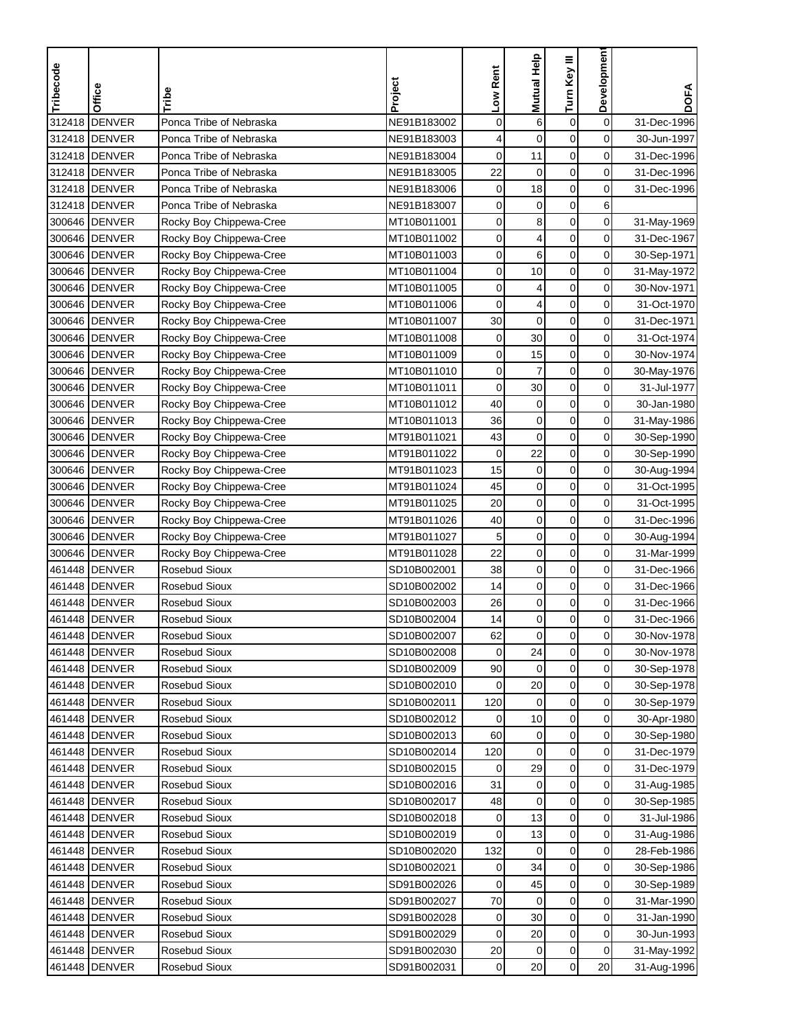| Tribecode | Office | Tribe | Project | Low Rent | Mutual Help | Turn Key III | Development | DOFA |
|---|---|---|---|---|---|---|---|---|
| 312418 | DENVER | Ponca Tribe of Nebraska | NE91B183002 | 0 | 6 | 0 | 0 | 31-Dec-1996 |
| 312418 | DENVER | Ponca Tribe of Nebraska | NE91B183003 | 4 | 0 | 0 | 0 | 30-Jun-1997 |
| 312418 | DENVER | Ponca Tribe of Nebraska | NE91B183004 | 0 | 11 | 0 | 0 | 31-Dec-1996 |
| 312418 | DENVER | Ponca Tribe of Nebraska | NE91B183005 | 22 | 0 | 0 | 0 | 31-Dec-1996 |
| 312418 | DENVER | Ponca Tribe of Nebraska | NE91B183006 | 0 | 18 | 0 | 0 | 31-Dec-1996 |
| 312418 | DENVER | Ponca Tribe of Nebraska | NE91B183007 | 0 | 0 | 0 | 6 | |
| 300646 | DENVER | Rocky Boy Chippewa-Cree | MT10B011001 | 0 | 8 | 0 | 0 | 31-May-1969 |
| 300646 | DENVER | Rocky Boy Chippewa-Cree | MT10B011002 | 0 | 4 | 0 | 0 | 31-Dec-1967 |
| 300646 | DENVER | Rocky Boy Chippewa-Cree | MT10B011003 | 0 | 6 | 0 | 0 | 30-Sep-1971 |
| 300646 | DENVER | Rocky Boy Chippewa-Cree | MT10B011004 | 0 | 10 | 0 | 0 | 31-May-1972 |
| 300646 | DENVER | Rocky Boy Chippewa-Cree | MT10B011005 | 0 | 4 | 0 | 0 | 30-Nov-1971 |
| 300646 | DENVER | Rocky Boy Chippewa-Cree | MT10B011006 | 0 | 4 | 0 | 0 | 31-Oct-1970 |
| 300646 | DENVER | Rocky Boy Chippewa-Cree | MT10B011007 | 30 | 0 | 0 | 0 | 31-Dec-1971 |
| 300646 | DENVER | Rocky Boy Chippewa-Cree | MT10B011008 | 0 | 30 | 0 | 0 | 31-Oct-1974 |
| 300646 | DENVER | Rocky Boy Chippewa-Cree | MT10B011009 | 0 | 15 | 0 | 0 | 30-Nov-1974 |
| 300646 | DENVER | Rocky Boy Chippewa-Cree | MT10B011010 | 0 | 7 | 0 | 0 | 30-May-1976 |
| 300646 | DENVER | Rocky Boy Chippewa-Cree | MT10B011011 | 0 | 30 | 0 | 0 | 31-Jul-1977 |
| 300646 | DENVER | Rocky Boy Chippewa-Cree | MT10B011012 | 40 | 0 | 0 | 0 | 30-Jan-1980 |
| 300646 | DENVER | Rocky Boy Chippewa-Cree | MT10B011013 | 36 | 0 | 0 | 0 | 31-May-1986 |
| 300646 | DENVER | Rocky Boy Chippewa-Cree | MT91B011021 | 43 | 0 | 0 | 0 | 30-Sep-1990 |
| 300646 | DENVER | Rocky Boy Chippewa-Cree | MT91B011022 | 0 | 22 | 0 | 0 | 30-Sep-1990 |
| 300646 | DENVER | Rocky Boy Chippewa-Cree | MT91B011023 | 15 | 0 | 0 | 0 | 30-Aug-1994 |
| 300646 | DENVER | Rocky Boy Chippewa-Cree | MT91B011024 | 45 | 0 | 0 | 0 | 31-Oct-1995 |
| 300646 | DENVER | Rocky Boy Chippewa-Cree | MT91B011025 | 20 | 0 | 0 | 0 | 31-Oct-1995 |
| 300646 | DENVER | Rocky Boy Chippewa-Cree | MT91B011026 | 40 | 0 | 0 | 0 | 31-Dec-1996 |
| 300646 | DENVER | Rocky Boy Chippewa-Cree | MT91B011027 | 5 | 0 | 0 | 0 | 30-Aug-1994 |
| 300646 | DENVER | Rocky Boy Chippewa-Cree | MT91B011028 | 22 | 0 | 0 | 0 | 31-Mar-1999 |
| 461448 | DENVER | Rosebud Sioux | SD10B002001 | 38 | 0 | 0 | 0 | 31-Dec-1966 |
| 461448 | DENVER | Rosebud Sioux | SD10B002002 | 14 | 0 | 0 | 0 | 31-Dec-1966 |
| 461448 | DENVER | Rosebud Sioux | SD10B002003 | 26 | 0 | 0 | 0 | 31-Dec-1966 |
| 461448 | DENVER | Rosebud Sioux | SD10B002004 | 14 | 0 | 0 | 0 | 31-Dec-1966 |
| 461448 | DENVER | Rosebud Sioux | SD10B002007 | 62 | 0 | 0 | 0 | 30-Nov-1978 |
| 461448 | DENVER | Rosebud Sioux | SD10B002008 | 0 | 24 | 0 | 0 | 30-Nov-1978 |
| 461448 | DENVER | Rosebud Sioux | SD10B002009 | 90 | 0 | 0 | 0 | 30-Sep-1978 |
| 461448 | DENVER | Rosebud Sioux | SD10B002010 | 0 | 20 | 0 | 0 | 30-Sep-1978 |
| 461448 | DENVER | Rosebud Sioux | SD10B002011 | 120 | 0 | 0 | 0 | 30-Sep-1979 |
| 461448 | DENVER | Rosebud Sioux | SD10B002012 | 0 | 10 | 0 | 0 | 30-Apr-1980 |
| 461448 | DENVER | Rosebud Sioux | SD10B002013 | 60 | 0 | 0 | 0 | 30-Sep-1980 |
| 461448 | DENVER | Rosebud Sioux | SD10B002014 | 120 | 0 | 0 | 0 | 31-Dec-1979 |
| 461448 | DENVER | Rosebud Sioux | SD10B002015 | 0 | 29 | 0 | 0 | 31-Dec-1979 |
| 461448 | DENVER | Rosebud Sioux | SD10B002016 | 31 | 0 | 0 | 0 | 31-Aug-1985 |
| 461448 | DENVER | Rosebud Sioux | SD10B002017 | 48 | 0 | 0 | 0 | 30-Sep-1985 |
| 461448 | DENVER | Rosebud Sioux | SD10B002018 | 0 | 13 | 0 | 0 | 31-Jul-1986 |
| 461448 | DENVER | Rosebud Sioux | SD10B002019 | 0 | 13 | 0 | 0 | 31-Aug-1986 |
| 461448 | DENVER | Rosebud Sioux | SD10B002020 | 132 | 0 | 0 | 0 | 28-Feb-1986 |
| 461448 | DENVER | Rosebud Sioux | SD10B002021 | 0 | 34 | 0 | 0 | 30-Sep-1986 |
| 461448 | DENVER | Rosebud Sioux | SD91B002026 | 0 | 45 | 0 | 0 | 30-Sep-1989 |
| 461448 | DENVER | Rosebud Sioux | SD91B002027 | 70 | 0 | 0 | 0 | 31-Mar-1990 |
| 461448 | DENVER | Rosebud Sioux | SD91B002028 | 0 | 30 | 0 | 0 | 31-Jan-1990 |
| 461448 | DENVER | Rosebud Sioux | SD91B002029 | 0 | 20 | 0 | 0 | 30-Jun-1993 |
| 461448 | DENVER | Rosebud Sioux | SD91B002030 | 20 | 0 | 0 | 0 | 31-May-1992 |
| 461448 | DENVER | Rosebud Sioux | SD91B002031 | 0 | 20 | 0 | 20 | 31-Aug-1996 |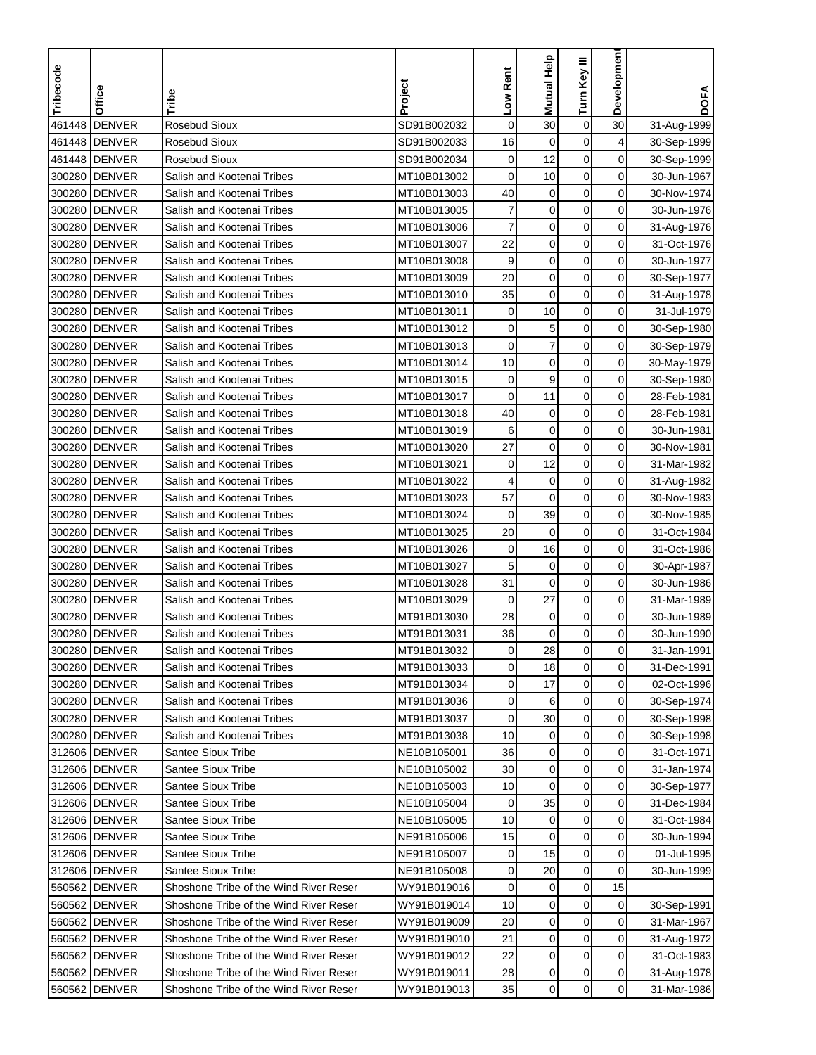| Tribecode | Office | Tribe | Project | Low Rent | Mutual Help | Turn Key III | Development | DOFA |
|---|---|---|---|---|---|---|---|---|
| 461448 | DENVER | Rosebud Sioux | SD91B002032 | 0 | 30 | 0 | 30 | 31-Aug-1999 |
| 461448 | DENVER | Rosebud Sioux | SD91B002033 | 16 | 0 | 0 | 4 | 30-Sep-1999 |
| 461448 | DENVER | Rosebud Sioux | SD91B002034 | 0 | 12 | 0 | 0 | 30-Sep-1999 |
| 300280 | DENVER | Salish and Kootenai Tribes | MT10B013002 | 0 | 10 | 0 | 0 | 30-Jun-1967 |
| 300280 | DENVER | Salish and Kootenai Tribes | MT10B013003 | 40 | 0 | 0 | 0 | 30-Nov-1974 |
| 300280 | DENVER | Salish and Kootenai Tribes | MT10B013005 | 7 | 0 | 0 | 0 | 30-Jun-1976 |
| 300280 | DENVER | Salish and Kootenai Tribes | MT10B013006 | 7 | 0 | 0 | 0 | 31-Aug-1976 |
| 300280 | DENVER | Salish and Kootenai Tribes | MT10B013007 | 22 | 0 | 0 | 0 | 31-Oct-1976 |
| 300280 | DENVER | Salish and Kootenai Tribes | MT10B013008 | 9 | 0 | 0 | 0 | 30-Jun-1977 |
| 300280 | DENVER | Salish and Kootenai Tribes | MT10B013009 | 20 | 0 | 0 | 0 | 30-Sep-1977 |
| 300280 | DENVER | Salish and Kootenai Tribes | MT10B013010 | 35 | 0 | 0 | 0 | 31-Aug-1978 |
| 300280 | DENVER | Salish and Kootenai Tribes | MT10B013011 | 0 | 10 | 0 | 0 | 31-Jul-1979 |
| 300280 | DENVER | Salish and Kootenai Tribes | MT10B013012 | 0 | 5 | 0 | 0 | 30-Sep-1980 |
| 300280 | DENVER | Salish and Kootenai Tribes | MT10B013013 | 0 | 7 | 0 | 0 | 30-Sep-1979 |
| 300280 | DENVER | Salish and Kootenai Tribes | MT10B013014 | 10 | 0 | 0 | 0 | 30-May-1979 |
| 300280 | DENVER | Salish and Kootenai Tribes | MT10B013015 | 0 | 9 | 0 | 0 | 30-Sep-1980 |
| 300280 | DENVER | Salish and Kootenai Tribes | MT10B013017 | 0 | 11 | 0 | 0 | 28-Feb-1981 |
| 300280 | DENVER | Salish and Kootenai Tribes | MT10B013018 | 40 | 0 | 0 | 0 | 28-Feb-1981 |
| 300280 | DENVER | Salish and Kootenai Tribes | MT10B013019 | 6 | 0 | 0 | 0 | 30-Jun-1981 |
| 300280 | DENVER | Salish and Kootenai Tribes | MT10B013020 | 27 | 0 | 0 | 0 | 30-Nov-1981 |
| 300280 | DENVER | Salish and Kootenai Tribes | MT10B013021 | 0 | 12 | 0 | 0 | 31-Mar-1982 |
| 300280 | DENVER | Salish and Kootenai Tribes | MT10B013022 | 4 | 0 | 0 | 0 | 31-Aug-1982 |
| 300280 | DENVER | Salish and Kootenai Tribes | MT10B013023 | 57 | 0 | 0 | 0 | 30-Nov-1983 |
| 300280 | DENVER | Salish and Kootenai Tribes | MT10B013024 | 0 | 39 | 0 | 0 | 30-Nov-1985 |
| 300280 | DENVER | Salish and Kootenai Tribes | MT10B013025 | 20 | 0 | 0 | 0 | 31-Oct-1984 |
| 300280 | DENVER | Salish and Kootenai Tribes | MT10B013026 | 0 | 16 | 0 | 0 | 31-Oct-1986 |
| 300280 | DENVER | Salish and Kootenai Tribes | MT10B013027 | 5 | 0 | 0 | 0 | 30-Apr-1987 |
| 300280 | DENVER | Salish and Kootenai Tribes | MT10B013028 | 31 | 0 | 0 | 0 | 30-Jun-1986 |
| 300280 | DENVER | Salish and Kootenai Tribes | MT10B013029 | 0 | 27 | 0 | 0 | 31-Mar-1989 |
| 300280 | DENVER | Salish and Kootenai Tribes | MT91B013030 | 28 | 0 | 0 | 0 | 30-Jun-1989 |
| 300280 | DENVER | Salish and Kootenai Tribes | MT91B013031 | 36 | 0 | 0 | 0 | 30-Jun-1990 |
| 300280 | DENVER | Salish and Kootenai Tribes | MT91B013032 | 0 | 28 | 0 | 0 | 31-Jan-1991 |
| 300280 | DENVER | Salish and Kootenai Tribes | MT91B013033 | 0 | 18 | 0 | 0 | 31-Dec-1991 |
| 300280 | DENVER | Salish and Kootenai Tribes | MT91B013034 | 0 | 17 | 0 | 0 | 02-Oct-1996 |
| 300280 | DENVER | Salish and Kootenai Tribes | MT91B013036 | 0 | 6 | 0 | 0 | 30-Sep-1974 |
| 300280 | DENVER | Salish and Kootenai Tribes | MT91B013037 | 0 | 30 | 0 | 0 | 30-Sep-1998 |
| 300280 | DENVER | Salish and Kootenai Tribes | MT91B013038 | 10 | 0 | 0 | 0 | 30-Sep-1998 |
| 312606 | DENVER | Santee Sioux Tribe | NE10B105001 | 36 | 0 | 0 | 0 | 31-Oct-1971 |
| 312606 | DENVER | Santee Sioux Tribe | NE10B105002 | 30 | 0 | 0 | 0 | 31-Jan-1974 |
| 312606 | DENVER | Santee Sioux Tribe | NE10B105003 | 10 | 0 | 0 | 0 | 30-Sep-1977 |
| 312606 | DENVER | Santee Sioux Tribe | NE10B105004 | 0 | 35 | 0 | 0 | 31-Dec-1984 |
| 312606 | DENVER | Santee Sioux Tribe | NE10B105005 | 10 | 0 | 0 | 0 | 31-Oct-1984 |
| 312606 | DENVER | Santee Sioux Tribe | NE91B105006 | 15 | 0 | 0 | 0 | 30-Jun-1994 |
| 312606 | DENVER | Santee Sioux Tribe | NE91B105007 | 0 | 15 | 0 | 0 | 01-Jul-1995 |
| 312606 | DENVER | Santee Sioux Tribe | NE91B105008 | 0 | 20 | 0 | 0 | 30-Jun-1999 |
| 560562 | DENVER | Shoshone Tribe of the Wind River Reser | WY91B019016 | 0 | 0 | 0 | 15 | |
| 560562 | DENVER | Shoshone Tribe of the Wind River Reser | WY91B019014 | 10 | 0 | 0 | 0 | 30-Sep-1991 |
| 560562 | DENVER | Shoshone Tribe of the Wind River Reser | WY91B019009 | 20 | 0 | 0 | 0 | 31-Mar-1967 |
| 560562 | DENVER | Shoshone Tribe of the Wind River Reser | WY91B019010 | 21 | 0 | 0 | 0 | 31-Aug-1972 |
| 560562 | DENVER | Shoshone Tribe of the Wind River Reser | WY91B019012 | 22 | 0 | 0 | 0 | 31-Oct-1983 |
| 560562 | DENVER | Shoshone Tribe of the Wind River Reser | WY91B019011 | 28 | 0 | 0 | 0 | 31-Aug-1978 |
| 560562 | DENVER | Shoshone Tribe of the Wind River Reser | WY91B019013 | 35 | 0 | 0 | 0 | 31-Mar-1986 |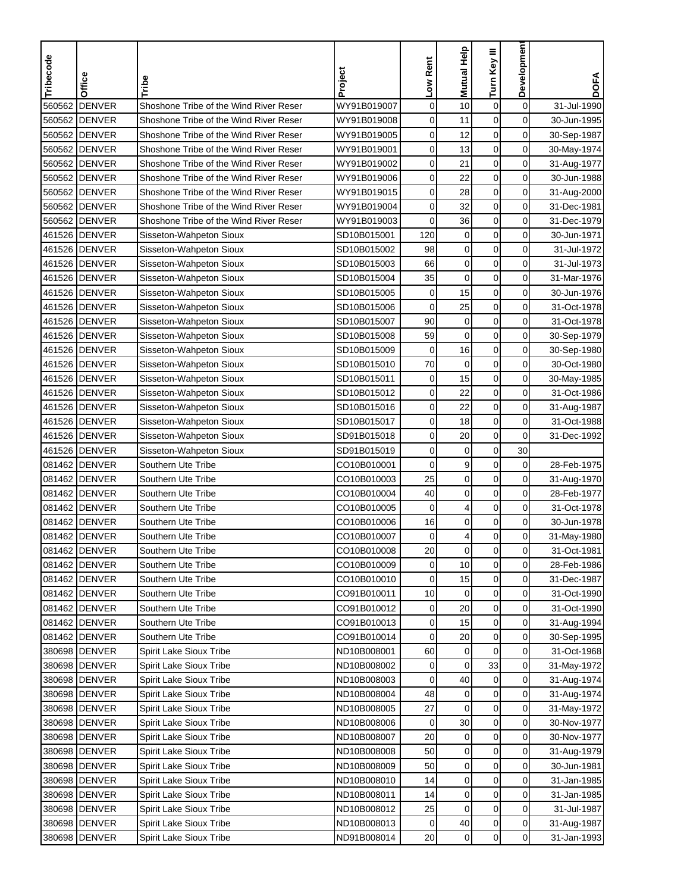| Tribecode | Office | Tribe | Project | Low Rent | Mutual Help | Turn Key III | Development | DOFA |
|---|---|---|---|---|---|---|---|---|
| 560562 | DENVER | Shoshone Tribe of the Wind River Reser | WY91B019007 | 0 | 10 | 0 | 0 | 31-Jul-1990 |
| 560562 | DENVER | Shoshone Tribe of the Wind River Reser | WY91B019008 | 0 | 11 | 0 | 0 | 30-Jun-1995 |
| 560562 | DENVER | Shoshone Tribe of the Wind River Reser | WY91B019005 | 0 | 12 | 0 | 0 | 30-Sep-1987 |
| 560562 | DENVER | Shoshone Tribe of the Wind River Reser | WY91B019001 | 0 | 13 | 0 | 0 | 30-May-1974 |
| 560562 | DENVER | Shoshone Tribe of the Wind River Reser | WY91B019002 | 0 | 21 | 0 | 0 | 31-Aug-1977 |
| 560562 | DENVER | Shoshone Tribe of the Wind River Reser | WY91B019006 | 0 | 22 | 0 | 0 | 30-Jun-1988 |
| 560562 | DENVER | Shoshone Tribe of the Wind River Reser | WY91B019015 | 0 | 28 | 0 | 0 | 31-Aug-2000 |
| 560562 | DENVER | Shoshone Tribe of the Wind River Reser | WY91B019004 | 0 | 32 | 0 | 0 | 31-Dec-1981 |
| 560562 | DENVER | Shoshone Tribe of the Wind River Reser | WY91B019003 | 0 | 36 | 0 | 0 | 31-Dec-1979 |
| 461526 | DENVER | Sisseton-Wahpeton Sioux | SD10B015001 | 120 | 0 | 0 | 0 | 30-Jun-1971 |
| 461526 | DENVER | Sisseton-Wahpeton Sioux | SD10B015002 | 98 | 0 | 0 | 0 | 31-Jul-1972 |
| 461526 | DENVER | Sisseton-Wahpeton Sioux | SD10B015003 | 66 | 0 | 0 | 0 | 31-Jul-1973 |
| 461526 | DENVER | Sisseton-Wahpeton Sioux | SD10B015004 | 35 | 0 | 0 | 0 | 31-Mar-1976 |
| 461526 | DENVER | Sisseton-Wahpeton Sioux | SD10B015005 | 0 | 15 | 0 | 0 | 30-Jun-1976 |
| 461526 | DENVER | Sisseton-Wahpeton Sioux | SD10B015006 | 0 | 25 | 0 | 0 | 31-Oct-1978 |
| 461526 | DENVER | Sisseton-Wahpeton Sioux | SD10B015007 | 90 | 0 | 0 | 0 | 31-Oct-1978 |
| 461526 | DENVER | Sisseton-Wahpeton Sioux | SD10B015008 | 59 | 0 | 0 | 0 | 30-Sep-1979 |
| 461526 | DENVER | Sisseton-Wahpeton Sioux | SD10B015009 | 0 | 16 | 0 | 0 | 30-Sep-1980 |
| 461526 | DENVER | Sisseton-Wahpeton Sioux | SD10B015010 | 70 | 0 | 0 | 0 | 30-Oct-1980 |
| 461526 | DENVER | Sisseton-Wahpeton Sioux | SD10B015011 | 0 | 15 | 0 | 0 | 30-May-1985 |
| 461526 | DENVER | Sisseton-Wahpeton Sioux | SD10B015012 | 0 | 22 | 0 | 0 | 31-Oct-1986 |
| 461526 | DENVER | Sisseton-Wahpeton Sioux | SD10B015016 | 0 | 22 | 0 | 0 | 31-Aug-1987 |
| 461526 | DENVER | Sisseton-Wahpeton Sioux | SD10B015017 | 0 | 18 | 0 | 0 | 31-Oct-1988 |
| 461526 | DENVER | Sisseton-Wahpeton Sioux | SD91B015018 | 0 | 20 | 0 | 0 | 31-Dec-1992 |
| 461526 | DENVER | Sisseton-Wahpeton Sioux | SD91B015019 | 0 | 0 | 0 | 30 | |
| 081462 | DENVER | Southern Ute Tribe | CO10B010001 | 0 | 9 | 0 | 0 | 28-Feb-1975 |
| 081462 | DENVER | Southern Ute Tribe | CO10B010003 | 25 | 0 | 0 | 0 | 31-Aug-1970 |
| 081462 | DENVER | Southern Ute Tribe | CO10B010004 | 40 | 0 | 0 | 0 | 28-Feb-1977 |
| 081462 | DENVER | Southern Ute Tribe | CO10B010005 | 0 | 4 | 0 | 0 | 31-Oct-1978 |
| 081462 | DENVER | Southern Ute Tribe | CO10B010006 | 16 | 0 | 0 | 0 | 30-Jun-1978 |
| 081462 | DENVER | Southern Ute Tribe | CO10B010007 | 0 | 4 | 0 | 0 | 31-May-1980 |
| 081462 | DENVER | Southern Ute Tribe | CO10B010008 | 20 | 0 | 0 | 0 | 31-Oct-1981 |
| 081462 | DENVER | Southern Ute Tribe | CO10B010009 | 0 | 10 | 0 | 0 | 28-Feb-1986 |
| 081462 | DENVER | Southern Ute Tribe | CO10B010010 | 0 | 15 | 0 | 0 | 31-Dec-1987 |
| 081462 | DENVER | Southern Ute Tribe | CO91B010011 | 10 | 0 | 0 | 0 | 31-Oct-1990 |
| 081462 | DENVER | Southern Ute Tribe | CO91B010012 | 0 | 20 | 0 | 0 | 31-Oct-1990 |
| 081462 | DENVER | Southern Ute Tribe | CO91B010013 | 0 | 15 | 0 | 0 | 31-Aug-1994 |
| 081462 | DENVER | Southern Ute Tribe | CO91B010014 | 0 | 20 | 0 | 0 | 30-Sep-1995 |
| 380698 | DENVER | Spirit Lake Sioux Tribe | ND10B008001 | 60 | 0 | 0 | 0 | 31-Oct-1968 |
| 380698 | DENVER | Spirit Lake Sioux Tribe | ND10B008002 | 0 | 0 | 33 | 0 | 31-May-1972 |
| 380698 | DENVER | Spirit Lake Sioux Tribe | ND10B008003 | 0 | 40 | 0 | 0 | 31-Aug-1974 |
| 380698 | DENVER | Spirit Lake Sioux Tribe | ND10B008004 | 48 | 0 | 0 | 0 | 31-Aug-1974 |
| 380698 | DENVER | Spirit Lake Sioux Tribe | ND10B008005 | 27 | 0 | 0 | 0 | 31-May-1972 |
| 380698 | DENVER | Spirit Lake Sioux Tribe | ND10B008006 | 0 | 30 | 0 | 0 | 30-Nov-1977 |
| 380698 | DENVER | Spirit Lake Sioux Tribe | ND10B008007 | 20 | 0 | 0 | 0 | 30-Nov-1977 |
| 380698 | DENVER | Spirit Lake Sioux Tribe | ND10B008008 | 50 | 0 | 0 | 0 | 31-Aug-1979 |
| 380698 | DENVER | Spirit Lake Sioux Tribe | ND10B008009 | 50 | 0 | 0 | 0 | 30-Jun-1981 |
| 380698 | DENVER | Spirit Lake Sioux Tribe | ND10B008010 | 14 | 0 | 0 | 0 | 31-Jan-1985 |
| 380698 | DENVER | Spirit Lake Sioux Tribe | ND10B008011 | 14 | 0 | 0 | 0 | 31-Jan-1985 |
| 380698 | DENVER | Spirit Lake Sioux Tribe | ND10B008012 | 25 | 0 | 0 | 0 | 31-Jul-1987 |
| 380698 | DENVER | Spirit Lake Sioux Tribe | ND10B008013 | 0 | 40 | 0 | 0 | 31-Aug-1987 |
| 380698 | DENVER | Spirit Lake Sioux Tribe | ND91B008014 | 20 | 0 | 0 | 0 | 31-Jan-1993 |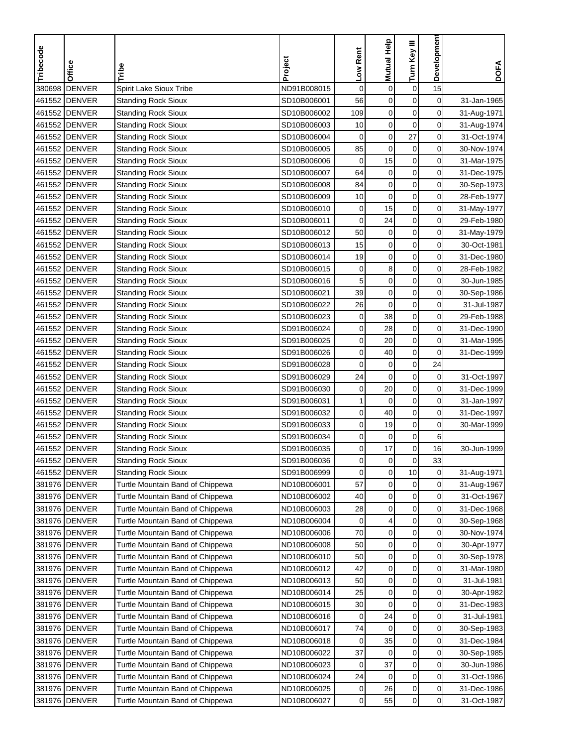| Tribecode | Office | Tribe | Project | Low Rent | Mutual Help | Turn Key III | Development | DOFA |
|---|---|---|---|---|---|---|---|---|
| 380698 | DENVER | Spirit Lake Sioux Tribe | ND91B008015 | 0 | 0 | 0 | 15 | |
| 461552 | DENVER | Standing Rock Sioux | SD10B006001 | 56 | 0 | 0 | 0 | 31-Jan-1965 |
| 461552 | DENVER | Standing Rock Sioux | SD10B006002 | 109 | 0 | 0 | 0 | 31-Aug-1971 |
| 461552 | DENVER | Standing Rock Sioux | SD10B006003 | 10 | 0 | 0 | 0 | 31-Aug-1974 |
| 461552 | DENVER | Standing Rock Sioux | SD10B006004 | 0 | 0 | 27 | 0 | 31-Oct-1974 |
| 461552 | DENVER | Standing Rock Sioux | SD10B006005 | 85 | 0 | 0 | 0 | 30-Nov-1974 |
| 461552 | DENVER | Standing Rock Sioux | SD10B006006 | 0 | 15 | 0 | 0 | 31-Mar-1975 |
| 461552 | DENVER | Standing Rock Sioux | SD10B006007 | 64 | 0 | 0 | 0 | 31-Dec-1975 |
| 461552 | DENVER | Standing Rock Sioux | SD10B006008 | 84 | 0 | 0 | 0 | 30-Sep-1973 |
| 461552 | DENVER | Standing Rock Sioux | SD10B006009 | 10 | 0 | 0 | 0 | 28-Feb-1977 |
| 461552 | DENVER | Standing Rock Sioux | SD10B006010 | 0 | 15 | 0 | 0 | 31-May-1977 |
| 461552 | DENVER | Standing Rock Sioux | SD10B006011 | 0 | 24 | 0 | 0 | 29-Feb-1980 |
| 461552 | DENVER | Standing Rock Sioux | SD10B006012 | 50 | 0 | 0 | 0 | 31-May-1979 |
| 461552 | DENVER | Standing Rock Sioux | SD10B006013 | 15 | 0 | 0 | 0 | 30-Oct-1981 |
| 461552 | DENVER | Standing Rock Sioux | SD10B006014 | 19 | 0 | 0 | 0 | 31-Dec-1980 |
| 461552 | DENVER | Standing Rock Sioux | SD10B006015 | 0 | 8 | 0 | 0 | 28-Feb-1982 |
| 461552 | DENVER | Standing Rock Sioux | SD10B006016 | 5 | 0 | 0 | 0 | 30-Jun-1985 |
| 461552 | DENVER | Standing Rock Sioux | SD10B006021 | 39 | 0 | 0 | 0 | 30-Sep-1986 |
| 461552 | DENVER | Standing Rock Sioux | SD10B006022 | 26 | 0 | 0 | 0 | 31-Jul-1987 |
| 461552 | DENVER | Standing Rock Sioux | SD10B006023 | 0 | 38 | 0 | 0 | 29-Feb-1988 |
| 461552 | DENVER | Standing Rock Sioux | SD91B006024 | 0 | 28 | 0 | 0 | 31-Dec-1990 |
| 461552 | DENVER | Standing Rock Sioux | SD91B006025 | 0 | 20 | 0 | 0 | 31-Mar-1995 |
| 461552 | DENVER | Standing Rock Sioux | SD91B006026 | 0 | 40 | 0 | 0 | 31-Dec-1999 |
| 461552 | DENVER | Standing Rock Sioux | SD91B006028 | 0 | 0 | 0 | 24 | |
| 461552 | DENVER | Standing Rock Sioux | SD91B006029 | 24 | 0 | 0 | 0 | 31-Oct-1997 |
| 461552 | DENVER | Standing Rock Sioux | SD91B006030 | 0 | 20 | 0 | 0 | 31-Dec-1999 |
| 461552 | DENVER | Standing Rock Sioux | SD91B006031 | 1 | 0 | 0 | 0 | 31-Jan-1997 |
| 461552 | DENVER | Standing Rock Sioux | SD91B006032 | 0 | 40 | 0 | 0 | 31-Dec-1997 |
| 461552 | DENVER | Standing Rock Sioux | SD91B006033 | 0 | 19 | 0 | 0 | 30-Mar-1999 |
| 461552 | DENVER | Standing Rock Sioux | SD91B006034 | 0 | 0 | 0 | 6 | |
| 461552 | DENVER | Standing Rock Sioux | SD91B006035 | 0 | 17 | 0 | 16 | 30-Jun-1999 |
| 461552 | DENVER | Standing Rock Sioux | SD91B006036 | 0 | 0 | 0 | 33 | |
| 461552 | DENVER | Standing Rock Sioux | SD91B006999 | 0 | 0 | 10 | 0 | 31-Aug-1971 |
| 381976 | DENVER | Turtle Mountain Band of Chippewa | ND10B006001 | 57 | 0 | 0 | 0 | 31-Aug-1967 |
| 381976 | DENVER | Turtle Mountain Band of Chippewa | ND10B006002 | 40 | 0 | 0 | 0 | 31-Oct-1967 |
| 381976 | DENVER | Turtle Mountain Band of Chippewa | ND10B006003 | 28 | 0 | 0 | 0 | 31-Dec-1968 |
| 381976 | DENVER | Turtle Mountain Band of Chippewa | ND10B006004 | 0 | 4 | 0 | 0 | 30-Sep-1968 |
| 381976 | DENVER | Turtle Mountain Band of Chippewa | ND10B006006 | 70 | 0 | 0 | 0 | 30-Nov-1974 |
| 381976 | DENVER | Turtle Mountain Band of Chippewa | ND10B006008 | 50 | 0 | 0 | 0 | 30-Apr-1977 |
| 381976 | DENVER | Turtle Mountain Band of Chippewa | ND10B006010 | 50 | 0 | 0 | 0 | 30-Sep-1978 |
| 381976 | DENVER | Turtle Mountain Band of Chippewa | ND10B006012 | 42 | 0 | 0 | 0 | 31-Mar-1980 |
| 381976 | DENVER | Turtle Mountain Band of Chippewa | ND10B006013 | 50 | 0 | 0 | 0 | 31-Jul-1981 |
| 381976 | DENVER | Turtle Mountain Band of Chippewa | ND10B006014 | 25 | 0 | 0 | 0 | 30-Apr-1982 |
| 381976 | DENVER | Turtle Mountain Band of Chippewa | ND10B006015 | 30 | 0 | 0 | 0 | 31-Dec-1983 |
| 381976 | DENVER | Turtle Mountain Band of Chippewa | ND10B006016 | 0 | 24 | 0 | 0 | 31-Jul-1981 |
| 381976 | DENVER | Turtle Mountain Band of Chippewa | ND10B006017 | 74 | 0 | 0 | 0 | 30-Sep-1983 |
| 381976 | DENVER | Turtle Mountain Band of Chippewa | ND10B006018 | 0 | 35 | 0 | 0 | 31-Dec-1984 |
| 381976 | DENVER | Turtle Mountain Band of Chippewa | ND10B006022 | 37 | 0 | 0 | 0 | 30-Sep-1985 |
| 381976 | DENVER | Turtle Mountain Band of Chippewa | ND10B006023 | 0 | 37 | 0 | 0 | 30-Jun-1986 |
| 381976 | DENVER | Turtle Mountain Band of Chippewa | ND10B006024 | 24 | 0 | 0 | 0 | 31-Oct-1986 |
| 381976 | DENVER | Turtle Mountain Band of Chippewa | ND10B006025 | 0 | 26 | 0 | 0 | 31-Dec-1986 |
| 381976 | DENVER | Turtle Mountain Band of Chippewa | ND10B006027 | 0 | 55 | 0 | 0 | 31-Oct-1987 |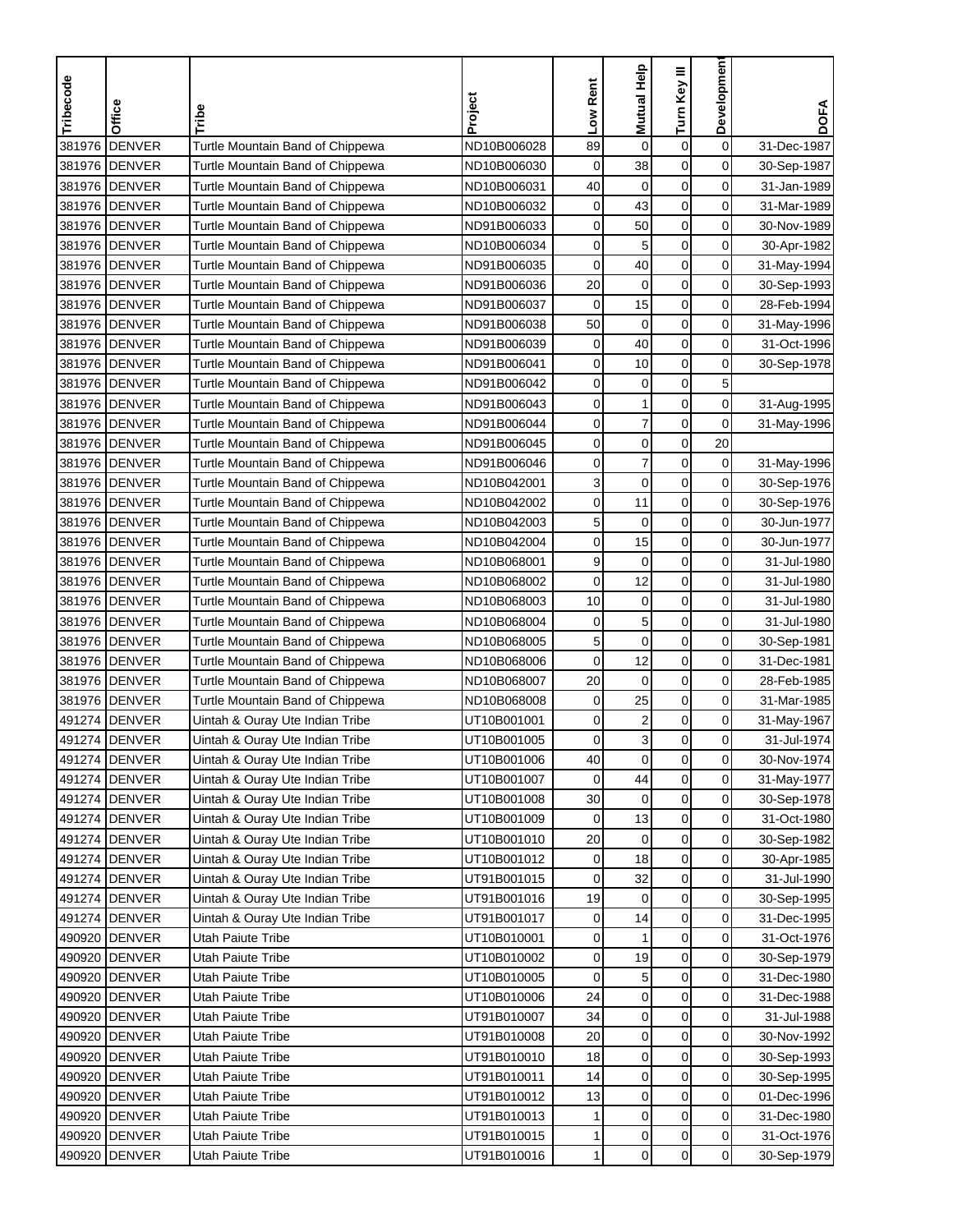| Tribecode | Office | Tribe | Project | Low Rent | Mutual Help | Turn Key III | Development | DOFA |
|---|---|---|---|---|---|---|---|---|
| 381976 | DENVER | Turtle Mountain Band of Chippewa | ND10B006028 | 89 | 0 | 0 | 0 | 31-Dec-1987 |
| 381976 | DENVER | Turtle Mountain Band of Chippewa | ND10B006030 | 0 | 38 | 0 | 0 | 30-Sep-1987 |
| 381976 | DENVER | Turtle Mountain Band of Chippewa | ND10B006031 | 40 | 0 | 0 | 0 | 31-Jan-1989 |
| 381976 | DENVER | Turtle Mountain Band of Chippewa | ND10B006032 | 0 | 43 | 0 | 0 | 31-Mar-1989 |
| 381976 | DENVER | Turtle Mountain Band of Chippewa | ND91B006033 | 0 | 50 | 0 | 0 | 30-Nov-1989 |
| 381976 | DENVER | Turtle Mountain Band of Chippewa | ND10B006034 | 0 | 5 | 0 | 0 | 30-Apr-1982 |
| 381976 | DENVER | Turtle Mountain Band of Chippewa | ND91B006035 | 0 | 40 | 0 | 0 | 31-May-1994 |
| 381976 | DENVER | Turtle Mountain Band of Chippewa | ND91B006036 | 20 | 0 | 0 | 0 | 30-Sep-1993 |
| 381976 | DENVER | Turtle Mountain Band of Chippewa | ND91B006037 | 0 | 15 | 0 | 0 | 28-Feb-1994 |
| 381976 | DENVER | Turtle Mountain Band of Chippewa | ND91B006038 | 50 | 0 | 0 | 0 | 31-May-1996 |
| 381976 | DENVER | Turtle Mountain Band of Chippewa | ND91B006039 | 0 | 40 | 0 | 0 | 31-Oct-1996 |
| 381976 | DENVER | Turtle Mountain Band of Chippewa | ND91B006041 | 0 | 10 | 0 | 0 | 30-Sep-1978 |
| 381976 | DENVER | Turtle Mountain Band of Chippewa | ND91B006042 | 0 | 0 | 0 | 5 | |
| 381976 | DENVER | Turtle Mountain Band of Chippewa | ND91B006043 | 0 | 1 | 0 | 0 | 31-Aug-1995 |
| 381976 | DENVER | Turtle Mountain Band of Chippewa | ND91B006044 | 0 | 7 | 0 | 0 | 31-May-1996 |
| 381976 | DENVER | Turtle Mountain Band of Chippewa | ND91B006045 | 0 | 0 | 0 | 20 | |
| 381976 | DENVER | Turtle Mountain Band of Chippewa | ND91B006046 | 0 | 7 | 0 | 0 | 31-May-1996 |
| 381976 | DENVER | Turtle Mountain Band of Chippewa | ND10B042001 | 3 | 0 | 0 | 0 | 30-Sep-1976 |
| 381976 | DENVER | Turtle Mountain Band of Chippewa | ND10B042002 | 0 | 11 | 0 | 0 | 30-Sep-1976 |
| 381976 | DENVER | Turtle Mountain Band of Chippewa | ND10B042003 | 5 | 0 | 0 | 0 | 30-Jun-1977 |
| 381976 | DENVER | Turtle Mountain Band of Chippewa | ND10B042004 | 0 | 15 | 0 | 0 | 30-Jun-1977 |
| 381976 | DENVER | Turtle Mountain Band of Chippewa | ND10B068001 | 9 | 0 | 0 | 0 | 31-Jul-1980 |
| 381976 | DENVER | Turtle Mountain Band of Chippewa | ND10B068002 | 0 | 12 | 0 | 0 | 31-Jul-1980 |
| 381976 | DENVER | Turtle Mountain Band of Chippewa | ND10B068003 | 10 | 0 | 0 | 0 | 31-Jul-1980 |
| 381976 | DENVER | Turtle Mountain Band of Chippewa | ND10B068004 | 0 | 5 | 0 | 0 | 31-Jul-1980 |
| 381976 | DENVER | Turtle Mountain Band of Chippewa | ND10B068005 | 5 | 0 | 0 | 0 | 30-Sep-1981 |
| 381976 | DENVER | Turtle Mountain Band of Chippewa | ND10B068006 | 0 | 12 | 0 | 0 | 31-Dec-1981 |
| 381976 | DENVER | Turtle Mountain Band of Chippewa | ND10B068007 | 20 | 0 | 0 | 0 | 28-Feb-1985 |
| 381976 | DENVER | Turtle Mountain Band of Chippewa | ND10B068008 | 0 | 25 | 0 | 0 | 31-Mar-1985 |
| 491274 | DENVER | Uintah & Ouray Ute Indian Tribe | UT10B001001 | 0 | 2 | 0 | 0 | 31-May-1967 |
| 491274 | DENVER | Uintah & Ouray Ute Indian Tribe | UT10B001005 | 0 | 3 | 0 | 0 | 31-Jul-1974 |
| 491274 | DENVER | Uintah & Ouray Ute Indian Tribe | UT10B001006 | 40 | 0 | 0 | 0 | 30-Nov-1974 |
| 491274 | DENVER | Uintah & Ouray Ute Indian Tribe | UT10B001007 | 0 | 44 | 0 | 0 | 31-May-1977 |
| 491274 | DENVER | Uintah & Ouray Ute Indian Tribe | UT10B001008 | 30 | 0 | 0 | 0 | 30-Sep-1978 |
| 491274 | DENVER | Uintah & Ouray Ute Indian Tribe | UT10B001009 | 0 | 13 | 0 | 0 | 31-Oct-1980 |
| 491274 | DENVER | Uintah & Ouray Ute Indian Tribe | UT10B001010 | 20 | 0 | 0 | 0 | 30-Sep-1982 |
| 491274 | DENVER | Uintah & Ouray Ute Indian Tribe | UT10B001012 | 0 | 18 | 0 | 0 | 30-Apr-1985 |
| 491274 | DENVER | Uintah & Ouray Ute Indian Tribe | UT91B001015 | 0 | 32 | 0 | 0 | 31-Jul-1990 |
| 491274 | DENVER | Uintah & Ouray Ute Indian Tribe | UT91B001016 | 19 | 0 | 0 | 0 | 30-Sep-1995 |
| 491274 | DENVER | Uintah & Ouray Ute Indian Tribe | UT91B001017 | 0 | 14 | 0 | 0 | 31-Dec-1995 |
| 490920 | DENVER | Utah Paiute Tribe | UT10B010001 | 0 | 1 | 0 | 0 | 31-Oct-1976 |
| 490920 | DENVER | Utah Paiute Tribe | UT10B010002 | 0 | 19 | 0 | 0 | 30-Sep-1979 |
| 490920 | DENVER | Utah Paiute Tribe | UT10B010005 | 0 | 5 | 0 | 0 | 31-Dec-1980 |
| 490920 | DENVER | Utah Paiute Tribe | UT10B010006 | 24 | 0 | 0 | 0 | 31-Dec-1988 |
| 490920 | DENVER | Utah Paiute Tribe | UT91B010007 | 34 | 0 | 0 | 0 | 31-Jul-1988 |
| 490920 | DENVER | Utah Paiute Tribe | UT91B010008 | 20 | 0 | 0 | 0 | 30-Nov-1992 |
| 490920 | DENVER | Utah Paiute Tribe | UT91B010010 | 18 | 0 | 0 | 0 | 30-Sep-1993 |
| 490920 | DENVER | Utah Paiute Tribe | UT91B010011 | 14 | 0 | 0 | 0 | 30-Sep-1995 |
| 490920 | DENVER | Utah Paiute Tribe | UT91B010012 | 13 | 0 | 0 | 0 | 01-Dec-1996 |
| 490920 | DENVER | Utah Paiute Tribe | UT91B010013 | 1 | 0 | 0 | 0 | 31-Dec-1980 |
| 490920 | DENVER | Utah Paiute Tribe | UT91B010015 | 1 | 0 | 0 | 0 | 31-Oct-1976 |
| 490920 | DENVER | Utah Paiute Tribe | UT91B010016 | 1 | 0 | 0 | 0 | 30-Sep-1979 |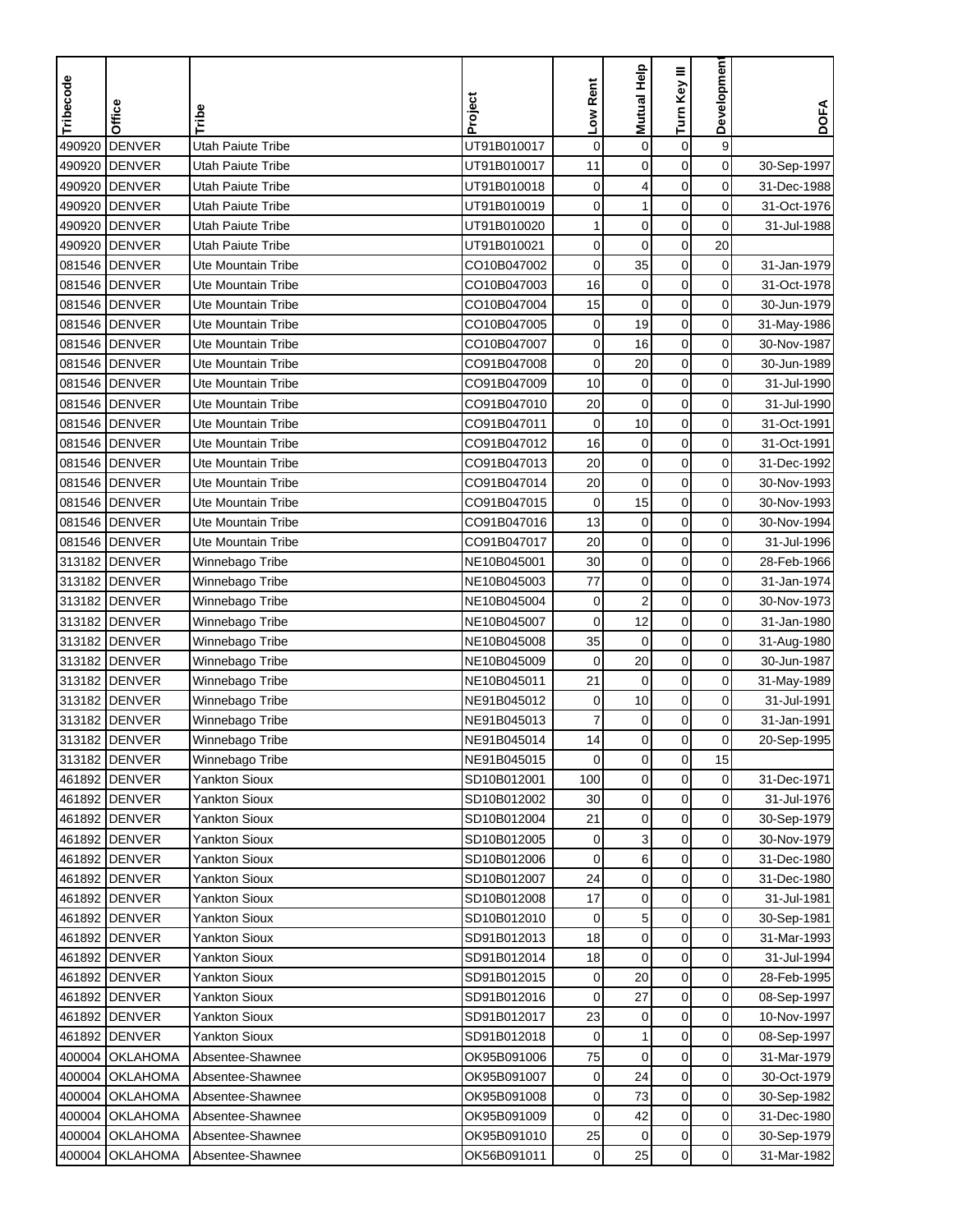| Tribecode | Office | Tribe | Project | Low Rent | Mutual Help | Turn Key III | Development | DOFA |
|---|---|---|---|---|---|---|---|---|
| 490920 | DENVER | Utah Paiute Tribe | UT91B010017 | 0 | 0 | 0 | 9 | |
| 490920 | DENVER | Utah Paiute Tribe | UT91B010017 | 11 | 0 | 0 | 0 | 30-Sep-1997 |
| 490920 | DENVER | Utah Paiute Tribe | UT91B010018 | 0 | 4 | 0 | 0 | 31-Dec-1988 |
| 490920 | DENVER | Utah Paiute Tribe | UT91B010019 | 0 | 1 | 0 | 0 | 31-Oct-1976 |
| 490920 | DENVER | Utah Paiute Tribe | UT91B010020 | 1 | 0 | 0 | 0 | 31-Jul-1988 |
| 490920 | DENVER | Utah Paiute Tribe | UT91B010021 | 0 | 0 | 0 | 20 | |
| 081546 | DENVER | Ute Mountain Tribe | CO10B047002 | 0 | 35 | 0 | 0 | 31-Jan-1979 |
| 081546 | DENVER | Ute Mountain Tribe | CO10B047003 | 16 | 0 | 0 | 0 | 31-Oct-1978 |
| 081546 | DENVER | Ute Mountain Tribe | CO10B047004 | 15 | 0 | 0 | 0 | 30-Jun-1979 |
| 081546 | DENVER | Ute Mountain Tribe | CO10B047005 | 0 | 19 | 0 | 0 | 31-May-1986 |
| 081546 | DENVER | Ute Mountain Tribe | CO10B047007 | 0 | 16 | 0 | 0 | 30-Nov-1987 |
| 081546 | DENVER | Ute Mountain Tribe | CO91B047008 | 0 | 20 | 0 | 0 | 30-Jun-1989 |
| 081546 | DENVER | Ute Mountain Tribe | CO91B047009 | 10 | 0 | 0 | 0 | 31-Jul-1990 |
| 081546 | DENVER | Ute Mountain Tribe | CO91B047010 | 20 | 0 | 0 | 0 | 31-Jul-1990 |
| 081546 | DENVER | Ute Mountain Tribe | CO91B047011 | 0 | 10 | 0 | 0 | 31-Oct-1991 |
| 081546 | DENVER | Ute Mountain Tribe | CO91B047012 | 16 | 0 | 0 | 0 | 31-Oct-1991 |
| 081546 | DENVER | Ute Mountain Tribe | CO91B047013 | 20 | 0 | 0 | 0 | 31-Dec-1992 |
| 081546 | DENVER | Ute Mountain Tribe | CO91B047014 | 20 | 0 | 0 | 0 | 30-Nov-1993 |
| 081546 | DENVER | Ute Mountain Tribe | CO91B047015 | 0 | 15 | 0 | 0 | 30-Nov-1993 |
| 081546 | DENVER | Ute Mountain Tribe | CO91B047016 | 13 | 0 | 0 | 0 | 30-Nov-1994 |
| 081546 | DENVER | Ute Mountain Tribe | CO91B047017 | 20 | 0 | 0 | 0 | 31-Jul-1996 |
| 313182 | DENVER | Winnebago Tribe | NE10B045001 | 30 | 0 | 0 | 0 | 28-Feb-1966 |
| 313182 | DENVER | Winnebago Tribe | NE10B045003 | 77 | 0 | 0 | 0 | 31-Jan-1974 |
| 313182 | DENVER | Winnebago Tribe | NE10B045004 | 0 | 2 | 0 | 0 | 30-Nov-1973 |
| 313182 | DENVER | Winnebago Tribe | NE10B045007 | 0 | 12 | 0 | 0 | 31-Jan-1980 |
| 313182 | DENVER | Winnebago Tribe | NE10B045008 | 35 | 0 | 0 | 0 | 31-Aug-1980 |
| 313182 | DENVER | Winnebago Tribe | NE10B045009 | 0 | 20 | 0 | 0 | 30-Jun-1987 |
| 313182 | DENVER | Winnebago Tribe | NE10B045011 | 21 | 0 | 0 | 0 | 31-May-1989 |
| 313182 | DENVER | Winnebago Tribe | NE91B045012 | 0 | 10 | 0 | 0 | 31-Jul-1991 |
| 313182 | DENVER | Winnebago Tribe | NE91B045013 | 7 | 0 | 0 | 0 | 31-Jan-1991 |
| 313182 | DENVER | Winnebago Tribe | NE91B045014 | 14 | 0 | 0 | 0 | 20-Sep-1995 |
| 313182 | DENVER | Winnebago Tribe | NE91B045015 | 0 | 0 | 0 | 15 | |
| 461892 | DENVER | Yankton Sioux | SD10B012001 | 100 | 0 | 0 | 0 | 31-Dec-1971 |
| 461892 | DENVER | Yankton Sioux | SD10B012002 | 30 | 0 | 0 | 0 | 31-Jul-1976 |
| 461892 | DENVER | Yankton Sioux | SD10B012004 | 21 | 0 | 0 | 0 | 30-Sep-1979 |
| 461892 | DENVER | Yankton Sioux | SD10B012005 | 0 | 3 | 0 | 0 | 30-Nov-1979 |
| 461892 | DENVER | Yankton Sioux | SD10B012006 | 0 | 6 | 0 | 0 | 31-Dec-1980 |
| 461892 | DENVER | Yankton Sioux | SD10B012007 | 24 | 0 | 0 | 0 | 31-Dec-1980 |
| 461892 | DENVER | Yankton Sioux | SD10B012008 | 17 | 0 | 0 | 0 | 31-Jul-1981 |
| 461892 | DENVER | Yankton Sioux | SD10B012010 | 0 | 5 | 0 | 0 | 30-Sep-1981 |
| 461892 | DENVER | Yankton Sioux | SD91B012013 | 18 | 0 | 0 | 0 | 31-Mar-1993 |
| 461892 | DENVER | Yankton Sioux | SD91B012014 | 18 | 0 | 0 | 0 | 31-Jul-1994 |
| 461892 | DENVER | Yankton Sioux | SD91B012015 | 0 | 20 | 0 | 0 | 28-Feb-1995 |
| 461892 | DENVER | Yankton Sioux | SD91B012016 | 0 | 27 | 0 | 0 | 08-Sep-1997 |
| 461892 | DENVER | Yankton Sioux | SD91B012017 | 23 | 0 | 0 | 0 | 10-Nov-1997 |
| 461892 | DENVER | Yankton Sioux | SD91B012018 | 0 | 1 | 0 | 0 | 08-Sep-1997 |
| 400004 | OKLAHOMA | Absentee-Shawnee | OK95B091006 | 75 | 0 | 0 | 0 | 31-Mar-1979 |
| 400004 | OKLAHOMA | Absentee-Shawnee | OK95B091007 | 0 | 24 | 0 | 0 | 30-Oct-1979 |
| 400004 | OKLAHOMA | Absentee-Shawnee | OK95B091008 | 0 | 73 | 0 | 0 | 30-Sep-1982 |
| 400004 | OKLAHOMA | Absentee-Shawnee | OK95B091009 | 0 | 42 | 0 | 0 | 31-Dec-1980 |
| 400004 | OKLAHOMA | Absentee-Shawnee | OK95B091010 | 25 | 0 | 0 | 0 | 30-Sep-1979 |
| 400004 | OKLAHOMA | Absentee-Shawnee | OK56B091011 | 0 | 25 | 0 | 0 | 31-Mar-1982 |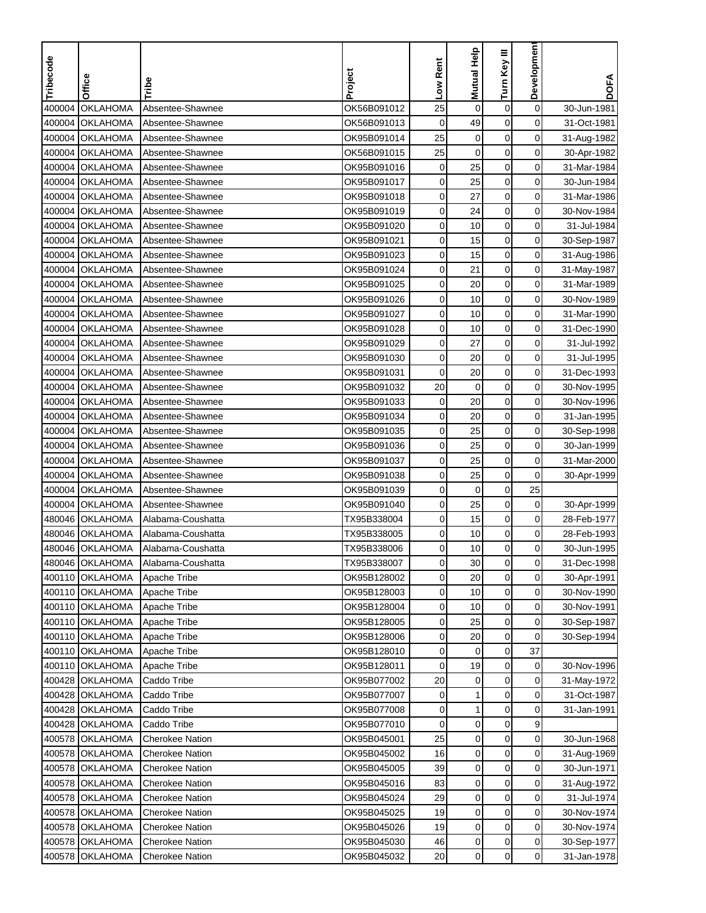| Tribecode | Office | Tribe | Project | Low Rent | Mutual Help | Turn Key III | Development | DOFA |
|---|---|---|---|---|---|---|---|---|
| 400004 | OKLAHOMA | Absentee-Shawnee | OK56B091012 | 25 | 0 | 0 | 0 | 30-Jun-1981 |
| 400004 | OKLAHOMA | Absentee-Shawnee | OK56B091013 | 0 | 49 | 0 | 0 | 31-Oct-1981 |
| 400004 | OKLAHOMA | Absentee-Shawnee | OK95B091014 | 25 | 0 | 0 | 0 | 31-Aug-1982 |
| 400004 | OKLAHOMA | Absentee-Shawnee | OK56B091015 | 25 | 0 | 0 | 0 | 30-Apr-1982 |
| 400004 | OKLAHOMA | Absentee-Shawnee | OK95B091016 | 0 | 25 | 0 | 0 | 31-Mar-1984 |
| 400004 | OKLAHOMA | Absentee-Shawnee | OK95B091017 | 0 | 25 | 0 | 0 | 30-Jun-1984 |
| 400004 | OKLAHOMA | Absentee-Shawnee | OK95B091018 | 0 | 27 | 0 | 0 | 31-Mar-1986 |
| 400004 | OKLAHOMA | Absentee-Shawnee | OK95B091019 | 0 | 24 | 0 | 0 | 30-Nov-1984 |
| 400004 | OKLAHOMA | Absentee-Shawnee | OK95B091020 | 0 | 10 | 0 | 0 | 31-Jul-1984 |
| 400004 | OKLAHOMA | Absentee-Shawnee | OK95B091021 | 0 | 15 | 0 | 0 | 30-Sep-1987 |
| 400004 | OKLAHOMA | Absentee-Shawnee | OK95B091023 | 0 | 15 | 0 | 0 | 31-Aug-1986 |
| 400004 | OKLAHOMA | Absentee-Shawnee | OK95B091024 | 0 | 21 | 0 | 0 | 31-May-1987 |
| 400004 | OKLAHOMA | Absentee-Shawnee | OK95B091025 | 0 | 20 | 0 | 0 | 31-Mar-1989 |
| 400004 | OKLAHOMA | Absentee-Shawnee | OK95B091026 | 0 | 10 | 0 | 0 | 30-Nov-1989 |
| 400004 | OKLAHOMA | Absentee-Shawnee | OK95B091027 | 0 | 10 | 0 | 0 | 31-Mar-1990 |
| 400004 | OKLAHOMA | Absentee-Shawnee | OK95B091028 | 0 | 10 | 0 | 0 | 31-Dec-1990 |
| 400004 | OKLAHOMA | Absentee-Shawnee | OK95B091029 | 0 | 27 | 0 | 0 | 31-Jul-1992 |
| 400004 | OKLAHOMA | Absentee-Shawnee | OK95B091030 | 0 | 20 | 0 | 0 | 31-Jul-1995 |
| 400004 | OKLAHOMA | Absentee-Shawnee | OK95B091031 | 0 | 20 | 0 | 0 | 31-Dec-1993 |
| 400004 | OKLAHOMA | Absentee-Shawnee | OK95B091032 | 20 | 0 | 0 | 0 | 30-Nov-1995 |
| 400004 | OKLAHOMA | Absentee-Shawnee | OK95B091033 | 0 | 20 | 0 | 0 | 30-Nov-1996 |
| 400004 | OKLAHOMA | Absentee-Shawnee | OK95B091034 | 0 | 20 | 0 | 0 | 31-Jan-1995 |
| 400004 | OKLAHOMA | Absentee-Shawnee | OK95B091035 | 0 | 25 | 0 | 0 | 30-Sep-1998 |
| 400004 | OKLAHOMA | Absentee-Shawnee | OK95B091036 | 0 | 25 | 0 | 0 | 30-Jan-1999 |
| 400004 | OKLAHOMA | Absentee-Shawnee | OK95B091037 | 0 | 25 | 0 | 0 | 31-Mar-2000 |
| 400004 | OKLAHOMA | Absentee-Shawnee | OK95B091038 | 0 | 25 | 0 | 0 | 30-Apr-1999 |
| 400004 | OKLAHOMA | Absentee-Shawnee | OK95B091039 | 0 | 0 | 0 | 25 | |
| 400004 | OKLAHOMA | Absentee-Shawnee | OK95B091040 | 0 | 25 | 0 | 0 | 30-Apr-1999 |
| 480046 | OKLAHOMA | Alabama-Coushatta | TX95B338004 | 0 | 15 | 0 | 0 | 28-Feb-1977 |
| 480046 | OKLAHOMA | Alabama-Coushatta | TX95B338005 | 0 | 10 | 0 | 0 | 28-Feb-1993 |
| 480046 | OKLAHOMA | Alabama-Coushatta | TX95B338006 | 0 | 10 | 0 | 0 | 30-Jun-1995 |
| 480046 | OKLAHOMA | Alabama-Coushatta | TX95B338007 | 0 | 30 | 0 | 0 | 31-Dec-1998 |
| 400110 | OKLAHOMA | Apache Tribe | OK95B128002 | 0 | 20 | 0 | 0 | 30-Apr-1991 |
| 400110 | OKLAHOMA | Apache Tribe | OK95B128003 | 0 | 10 | 0 | 0 | 30-Nov-1990 |
| 400110 | OKLAHOMA | Apache Tribe | OK95B128004 | 0 | 10 | 0 | 0 | 30-Nov-1991 |
| 400110 | OKLAHOMA | Apache Tribe | OK95B128005 | 0 | 25 | 0 | 0 | 30-Sep-1987 |
| 400110 | OKLAHOMA | Apache Tribe | OK95B128006 | 0 | 20 | 0 | 0 | 30-Sep-1994 |
| 400110 | OKLAHOMA | Apache Tribe | OK95B128010 | 0 | 0 | 0 | 37 | |
| 400110 | OKLAHOMA | Apache Tribe | OK95B128011 | 0 | 19 | 0 | 0 | 30-Nov-1996 |
| 400428 | OKLAHOMA | Caddo Tribe | OK95B077002 | 20 | 0 | 0 | 0 | 31-May-1972 |
| 400428 | OKLAHOMA | Caddo Tribe | OK95B077007 | 0 | 1 | 0 | 0 | 31-Oct-1987 |
| 400428 | OKLAHOMA | Caddo Tribe | OK95B077008 | 0 | 1 | 0 | 0 | 31-Jan-1991 |
| 400428 | OKLAHOMA | Caddo Tribe | OK95B077010 | 0 | 0 | 0 | 9 | |
| 400578 | OKLAHOMA | Cherokee Nation | OK95B045001 | 25 | 0 | 0 | 0 | 30-Jun-1968 |
| 400578 | OKLAHOMA | Cherokee Nation | OK95B045002 | 16 | 0 | 0 | 0 | 31-Aug-1969 |
| 400578 | OKLAHOMA | Cherokee Nation | OK95B045005 | 39 | 0 | 0 | 0 | 30-Jun-1971 |
| 400578 | OKLAHOMA | Cherokee Nation | OK95B045016 | 83 | 0 | 0 | 0 | 31-Aug-1972 |
| 400578 | OKLAHOMA | Cherokee Nation | OK95B045024 | 29 | 0 | 0 | 0 | 31-Jul-1974 |
| 400578 | OKLAHOMA | Cherokee Nation | OK95B045025 | 19 | 0 | 0 | 0 | 30-Nov-1974 |
| 400578 | OKLAHOMA | Cherokee Nation | OK95B045026 | 19 | 0 | 0 | 0 | 30-Nov-1974 |
| 400578 | OKLAHOMA | Cherokee Nation | OK95B045030 | 46 | 0 | 0 | 0 | 30-Sep-1977 |
| 400578 | OKLAHOMA | Cherokee Nation | OK95B045032 | 20 | 0 | 0 | 0 | 31-Jan-1978 |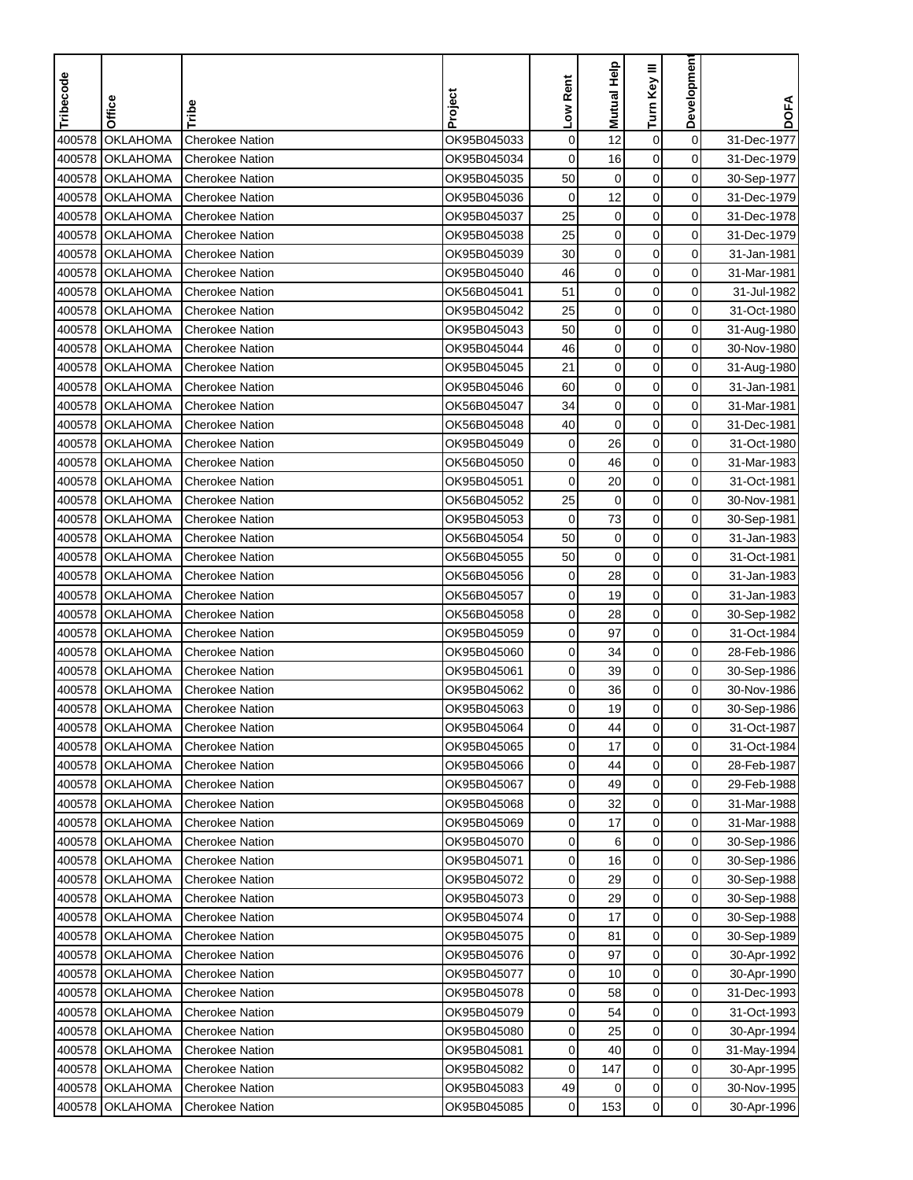| Tribecode | Office | Tribe | Project | Low Rent | Mutual Help | Turn Key III | Development | DOFA |
|---|---|---|---|---|---|---|---|---|
| 400578 | OKLAHOMA | Cherokee Nation | OK95B045033 | 0 | 12 | 0 | 0 | 31-Dec-1977 |
| 400578 | OKLAHOMA | Cherokee Nation | OK95B045034 | 0 | 16 | 0 | 0 | 31-Dec-1979 |
| 400578 | OKLAHOMA | Cherokee Nation | OK95B045035 | 50 | 0 | 0 | 0 | 30-Sep-1977 |
| 400578 | OKLAHOMA | Cherokee Nation | OK95B045036 | 0 | 12 | 0 | 0 | 31-Dec-1979 |
| 400578 | OKLAHOMA | Cherokee Nation | OK95B045037 | 25 | 0 | 0 | 0 | 31-Dec-1978 |
| 400578 | OKLAHOMA | Cherokee Nation | OK95B045038 | 25 | 0 | 0 | 0 | 31-Dec-1979 |
| 400578 | OKLAHOMA | Cherokee Nation | OK95B045039 | 30 | 0 | 0 | 0 | 31-Jan-1981 |
| 400578 | OKLAHOMA | Cherokee Nation | OK95B045040 | 46 | 0 | 0 | 0 | 31-Mar-1981 |
| 400578 | OKLAHOMA | Cherokee Nation | OK56B045041 | 51 | 0 | 0 | 0 | 31-Jul-1982 |
| 400578 | OKLAHOMA | Cherokee Nation | OK95B045042 | 25 | 0 | 0 | 0 | 31-Oct-1980 |
| 400578 | OKLAHOMA | Cherokee Nation | OK95B045043 | 50 | 0 | 0 | 0 | 31-Aug-1980 |
| 400578 | OKLAHOMA | Cherokee Nation | OK95B045044 | 46 | 0 | 0 | 0 | 30-Nov-1980 |
| 400578 | OKLAHOMA | Cherokee Nation | OK95B045045 | 21 | 0 | 0 | 0 | 31-Aug-1980 |
| 400578 | OKLAHOMA | Cherokee Nation | OK95B045046 | 60 | 0 | 0 | 0 | 31-Jan-1981 |
| 400578 | OKLAHOMA | Cherokee Nation | OK56B045047 | 34 | 0 | 0 | 0 | 31-Mar-1981 |
| 400578 | OKLAHOMA | Cherokee Nation | OK56B045048 | 40 | 0 | 0 | 0 | 31-Dec-1981 |
| 400578 | OKLAHOMA | Cherokee Nation | OK95B045049 | 0 | 26 | 0 | 0 | 31-Oct-1980 |
| 400578 | OKLAHOMA | Cherokee Nation | OK56B045050 | 0 | 46 | 0 | 0 | 31-Mar-1983 |
| 400578 | OKLAHOMA | Cherokee Nation | OK95B045051 | 0 | 20 | 0 | 0 | 31-Oct-1981 |
| 400578 | OKLAHOMA | Cherokee Nation | OK56B045052 | 25 | 0 | 0 | 0 | 30-Nov-1981 |
| 400578 | OKLAHOMA | Cherokee Nation | OK95B045053 | 0 | 73 | 0 | 0 | 30-Sep-1981 |
| 400578 | OKLAHOMA | Cherokee Nation | OK56B045054 | 50 | 0 | 0 | 0 | 31-Jan-1983 |
| 400578 | OKLAHOMA | Cherokee Nation | OK56B045055 | 50 | 0 | 0 | 0 | 31-Oct-1981 |
| 400578 | OKLAHOMA | Cherokee Nation | OK56B045056 | 0 | 28 | 0 | 0 | 31-Jan-1983 |
| 400578 | OKLAHOMA | Cherokee Nation | OK56B045057 | 0 | 19 | 0 | 0 | 31-Jan-1983 |
| 400578 | OKLAHOMA | Cherokee Nation | OK56B045058 | 0 | 28 | 0 | 0 | 30-Sep-1982 |
| 400578 | OKLAHOMA | Cherokee Nation | OK95B045059 | 0 | 97 | 0 | 0 | 31-Oct-1984 |
| 400578 | OKLAHOMA | Cherokee Nation | OK95B045060 | 0 | 34 | 0 | 0 | 28-Feb-1986 |
| 400578 | OKLAHOMA | Cherokee Nation | OK95B045061 | 0 | 39 | 0 | 0 | 30-Sep-1986 |
| 400578 | OKLAHOMA | Cherokee Nation | OK95B045062 | 0 | 36 | 0 | 0 | 30-Nov-1986 |
| 400578 | OKLAHOMA | Cherokee Nation | OK95B045063 | 0 | 19 | 0 | 0 | 30-Sep-1986 |
| 400578 | OKLAHOMA | Cherokee Nation | OK95B045064 | 0 | 44 | 0 | 0 | 31-Oct-1987 |
| 400578 | OKLAHOMA | Cherokee Nation | OK95B045065 | 0 | 17 | 0 | 0 | 31-Oct-1984 |
| 400578 | OKLAHOMA | Cherokee Nation | OK95B045066 | 0 | 44 | 0 | 0 | 28-Feb-1987 |
| 400578 | OKLAHOMA | Cherokee Nation | OK95B045067 | 0 | 49 | 0 | 0 | 29-Feb-1988 |
| 400578 | OKLAHOMA | Cherokee Nation | OK95B045068 | 0 | 32 | 0 | 0 | 31-Mar-1988 |
| 400578 | OKLAHOMA | Cherokee Nation | OK95B045069 | 0 | 17 | 0 | 0 | 31-Mar-1988 |
| 400578 | OKLAHOMA | Cherokee Nation | OK95B045070 | 0 | 6 | 0 | 0 | 30-Sep-1986 |
| 400578 | OKLAHOMA | Cherokee Nation | OK95B045071 | 0 | 16 | 0 | 0 | 30-Sep-1986 |
| 400578 | OKLAHOMA | Cherokee Nation | OK95B045072 | 0 | 29 | 0 | 0 | 30-Sep-1988 |
| 400578 | OKLAHOMA | Cherokee Nation | OK95B045073 | 0 | 29 | 0 | 0 | 30-Sep-1988 |
| 400578 | OKLAHOMA | Cherokee Nation | OK95B045074 | 0 | 17 | 0 | 0 | 30-Sep-1988 |
| 400578 | OKLAHOMA | Cherokee Nation | OK95B045075 | 0 | 81 | 0 | 0 | 30-Sep-1989 |
| 400578 | OKLAHOMA | Cherokee Nation | OK95B045076 | 0 | 97 | 0 | 0 | 30-Apr-1992 |
| 400578 | OKLAHOMA | Cherokee Nation | OK95B045077 | 0 | 10 | 0 | 0 | 30-Apr-1990 |
| 400578 | OKLAHOMA | Cherokee Nation | OK95B045078 | 0 | 58 | 0 | 0 | 31-Dec-1993 |
| 400578 | OKLAHOMA | Cherokee Nation | OK95B045079 | 0 | 54 | 0 | 0 | 31-Oct-1993 |
| 400578 | OKLAHOMA | Cherokee Nation | OK95B045080 | 0 | 25 | 0 | 0 | 30-Apr-1994 |
| 400578 | OKLAHOMA | Cherokee Nation | OK95B045081 | 0 | 40 | 0 | 0 | 31-May-1994 |
| 400578 | OKLAHOMA | Cherokee Nation | OK95B045082 | 0 | 147 | 0 | 0 | 30-Apr-1995 |
| 400578 | OKLAHOMA | Cherokee Nation | OK95B045083 | 49 | 0 | 0 | 0 | 30-Nov-1995 |
| 400578 | OKLAHOMA | Cherokee Nation | OK95B045085 | 0 | 153 | 0 | 0 | 30-Apr-1996 |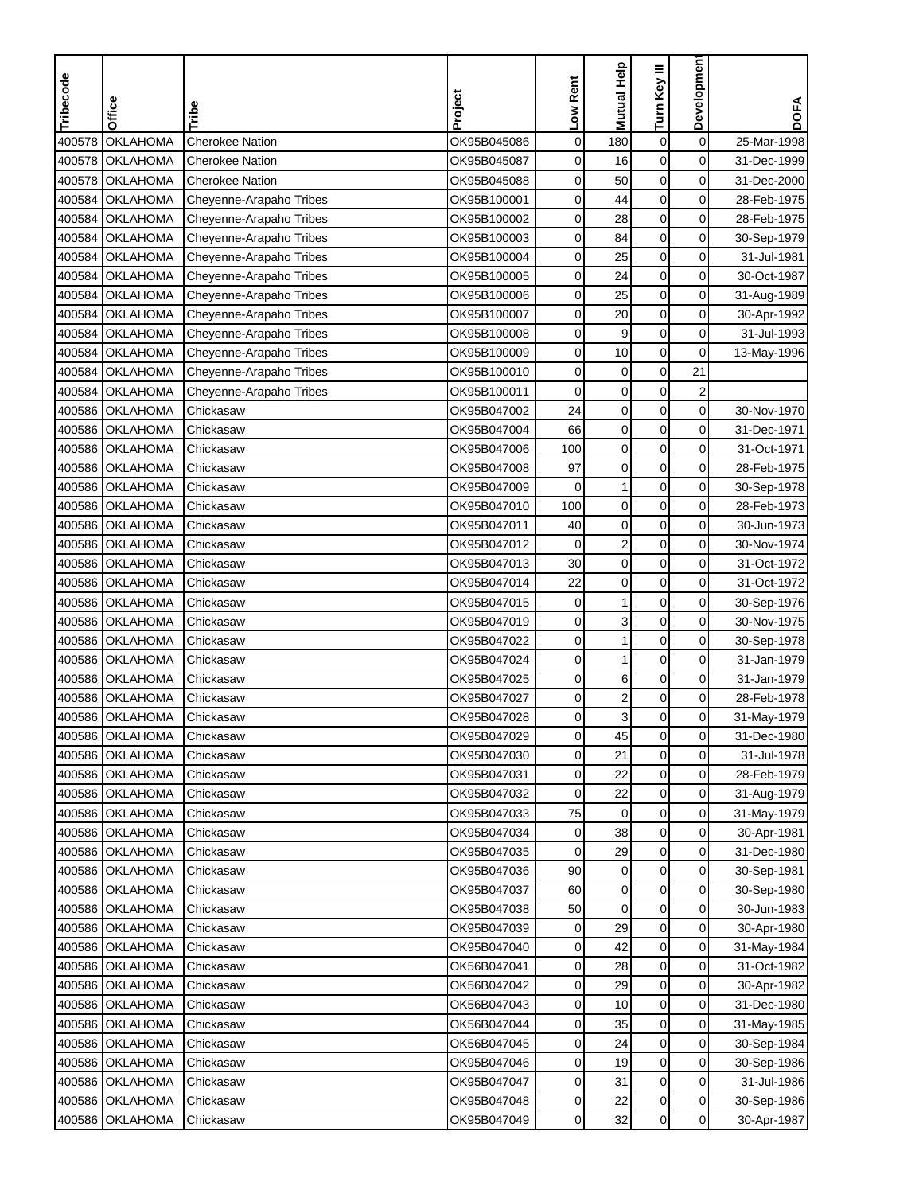| Tribecode | Office | Tribe | Project | Low Rent | Mutual Help | Turn Key III | Development | DOFA |
|---|---|---|---|---|---|---|---|---|
| 400578 | OKLAHOMA | Cherokee Nation | OK95B045086 | 0 | 180 | 0 | 0 | 25-Mar-1998 |
| 400578 | OKLAHOMA | Cherokee Nation | OK95B045087 | 0 | 16 | 0 | 0 | 31-Dec-1999 |
| 400578 | OKLAHOMA | Cherokee Nation | OK95B045088 | 0 | 50 | 0 | 0 | 31-Dec-2000 |
| 400584 | OKLAHOMA | Cheyenne-Arapaho Tribes | OK95B100001 | 0 | 44 | 0 | 0 | 28-Feb-1975 |
| 400584 | OKLAHOMA | Cheyenne-Arapaho Tribes | OK95B100002 | 0 | 28 | 0 | 0 | 28-Feb-1975 |
| 400584 | OKLAHOMA | Cheyenne-Arapaho Tribes | OK95B100003 | 0 | 84 | 0 | 0 | 30-Sep-1979 |
| 400584 | OKLAHOMA | Cheyenne-Arapaho Tribes | OK95B100004 | 0 | 25 | 0 | 0 | 31-Jul-1981 |
| 400584 | OKLAHOMA | Cheyenne-Arapaho Tribes | OK95B100005 | 0 | 24 | 0 | 0 | 30-Oct-1987 |
| 400584 | OKLAHOMA | Cheyenne-Arapaho Tribes | OK95B100006 | 0 | 25 | 0 | 0 | 31-Aug-1989 |
| 400584 | OKLAHOMA | Cheyenne-Arapaho Tribes | OK95B100007 | 0 | 20 | 0 | 0 | 30-Apr-1992 |
| 400584 | OKLAHOMA | Cheyenne-Arapaho Tribes | OK95B100008 | 0 | 9 | 0 | 0 | 31-Jul-1993 |
| 400584 | OKLAHOMA | Cheyenne-Arapaho Tribes | OK95B100009 | 0 | 10 | 0 | 0 | 13-May-1996 |
| 400584 | OKLAHOMA | Cheyenne-Arapaho Tribes | OK95B100010 | 0 | 0 | 0 | 21 | |
| 400584 | OKLAHOMA | Cheyenne-Arapaho Tribes | OK95B100011 | 0 | 0 | 0 | 2 | |
| 400586 | OKLAHOMA | Chickasaw | OK95B047002 | 24 | 0 | 0 | 0 | 30-Nov-1970 |
| 400586 | OKLAHOMA | Chickasaw | OK95B047004 | 66 | 0 | 0 | 0 | 31-Dec-1971 |
| 400586 | OKLAHOMA | Chickasaw | OK95B047006 | 100 | 0 | 0 | 0 | 31-Oct-1971 |
| 400586 | OKLAHOMA | Chickasaw | OK95B047008 | 97 | 0 | 0 | 0 | 28-Feb-1975 |
| 400586 | OKLAHOMA | Chickasaw | OK95B047009 | 0 | 1 | 0 | 0 | 30-Sep-1978 |
| 400586 | OKLAHOMA | Chickasaw | OK95B047010 | 100 | 0 | 0 | 0 | 28-Feb-1973 |
| 400586 | OKLAHOMA | Chickasaw | OK95B047011 | 40 | 0 | 0 | 0 | 30-Jun-1973 |
| 400586 | OKLAHOMA | Chickasaw | OK95B047012 | 0 | 2 | 0 | 0 | 30-Nov-1974 |
| 400586 | OKLAHOMA | Chickasaw | OK95B047013 | 30 | 0 | 0 | 0 | 31-Oct-1972 |
| 400586 | OKLAHOMA | Chickasaw | OK95B047014 | 22 | 0 | 0 | 0 | 31-Oct-1972 |
| 400586 | OKLAHOMA | Chickasaw | OK95B047015 | 0 | 1 | 0 | 0 | 30-Sep-1976 |
| 400586 | OKLAHOMA | Chickasaw | OK95B047019 | 0 | 3 | 0 | 0 | 30-Nov-1975 |
| 400586 | OKLAHOMA | Chickasaw | OK95B047022 | 0 | 1 | 0 | 0 | 30-Sep-1978 |
| 400586 | OKLAHOMA | Chickasaw | OK95B047024 | 0 | 1 | 0 | 0 | 31-Jan-1979 |
| 400586 | OKLAHOMA | Chickasaw | OK95B047025 | 0 | 6 | 0 | 0 | 31-Jan-1979 |
| 400586 | OKLAHOMA | Chickasaw | OK95B047027 | 0 | 2 | 0 | 0 | 28-Feb-1978 |
| 400586 | OKLAHOMA | Chickasaw | OK95B047028 | 0 | 3 | 0 | 0 | 31-May-1979 |
| 400586 | OKLAHOMA | Chickasaw | OK95B047029 | 0 | 45 | 0 | 0 | 31-Dec-1980 |
| 400586 | OKLAHOMA | Chickasaw | OK95B047030 | 0 | 21 | 0 | 0 | 31-Jul-1978 |
| 400586 | OKLAHOMA | Chickasaw | OK95B047031 | 0 | 22 | 0 | 0 | 28-Feb-1979 |
| 400586 | OKLAHOMA | Chickasaw | OK95B047032 | 0 | 22 | 0 | 0 | 31-Aug-1979 |
| 400586 | OKLAHOMA | Chickasaw | OK95B047033 | 75 | 0 | 0 | 0 | 31-May-1979 |
| 400586 | OKLAHOMA | Chickasaw | OK95B047034 | 0 | 38 | 0 | 0 | 30-Apr-1981 |
| 400586 | OKLAHOMA | Chickasaw | OK95B047035 | 0 | 29 | 0 | 0 | 31-Dec-1980 |
| 400586 | OKLAHOMA | Chickasaw | OK95B047036 | 90 | 0 | 0 | 0 | 30-Sep-1981 |
| 400586 | OKLAHOMA | Chickasaw | OK95B047037 | 60 | 0 | 0 | 0 | 30-Sep-1980 |
| 400586 | OKLAHOMA | Chickasaw | OK95B047038 | 50 | 0 | 0 | 0 | 30-Jun-1983 |
| 400586 | OKLAHOMA | Chickasaw | OK95B047039 | 0 | 29 | 0 | 0 | 30-Apr-1980 |
| 400586 | OKLAHOMA | Chickasaw | OK95B047040 | 0 | 42 | 0 | 0 | 31-May-1984 |
| 400586 | OKLAHOMA | Chickasaw | OK56B047041 | 0 | 28 | 0 | 0 | 31-Oct-1982 |
| 400586 | OKLAHOMA | Chickasaw | OK56B047042 | 0 | 29 | 0 | 0 | 30-Apr-1982 |
| 400586 | OKLAHOMA | Chickasaw | OK56B047043 | 0 | 10 | 0 | 0 | 31-Dec-1980 |
| 400586 | OKLAHOMA | Chickasaw | OK56B047044 | 0 | 35 | 0 | 0 | 31-May-1985 |
| 400586 | OKLAHOMA | Chickasaw | OK56B047045 | 0 | 24 | 0 | 0 | 30-Sep-1984 |
| 400586 | OKLAHOMA | Chickasaw | OK95B047046 | 0 | 19 | 0 | 0 | 30-Sep-1986 |
| 400586 | OKLAHOMA | Chickasaw | OK95B047047 | 0 | 31 | 0 | 0 | 31-Jul-1986 |
| 400586 | OKLAHOMA | Chickasaw | OK95B047048 | 0 | 22 | 0 | 0 | 30-Sep-1986 |
| 400586 | OKLAHOMA | Chickasaw | OK95B047049 | 0 | 32 | 0 | 0 | 30-Apr-1987 |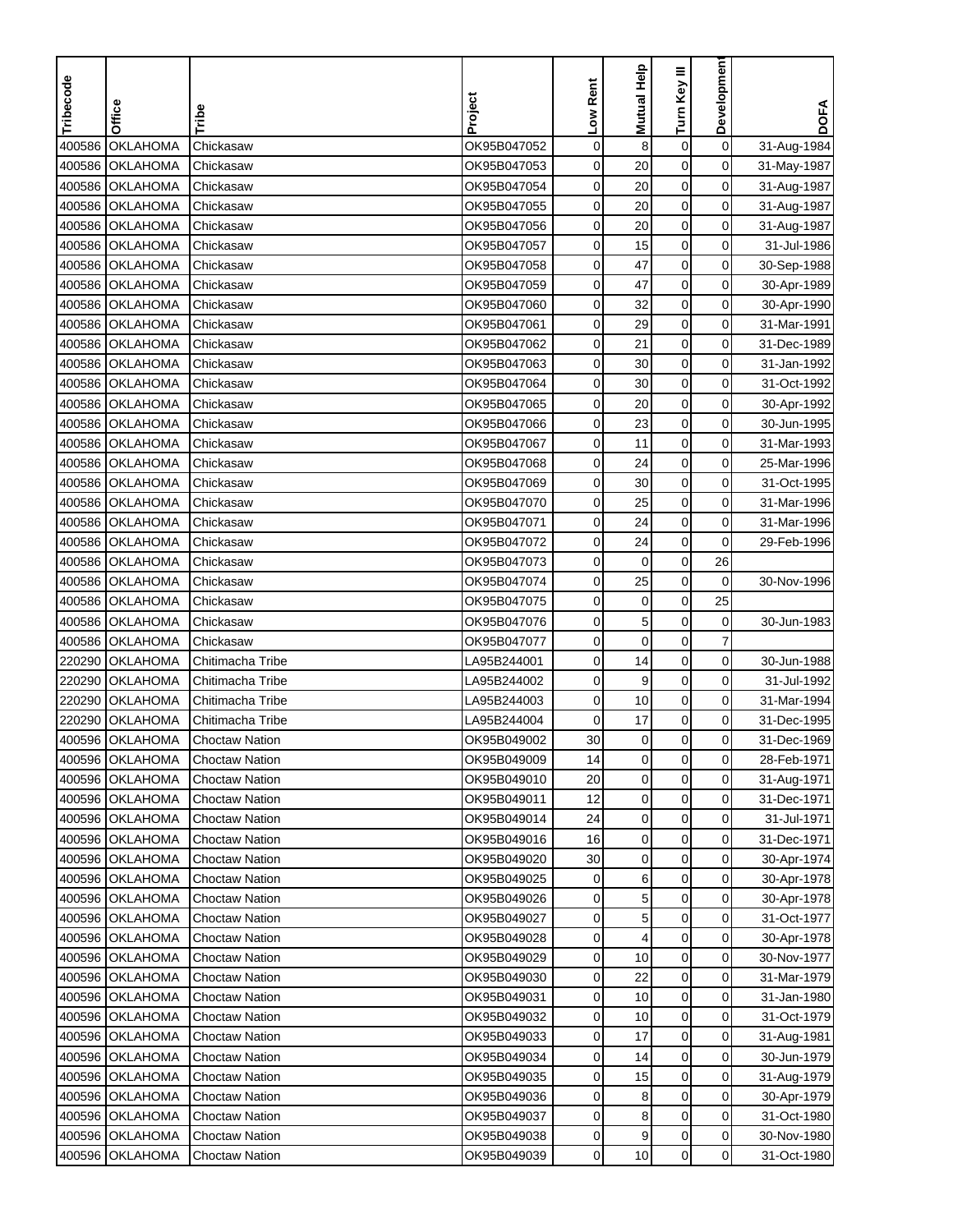| Tribecode | Office | Tribe | Project | Low Rent | Mutual Help | Turn Key III | Development | DOFA |
|---|---|---|---|---|---|---|---|---|
| 400586 | OKLAHOMA | Chickasaw | OK95B047052 | 0 | 8 | 0 | 0 | 31-Aug-1984 |
| 400586 | OKLAHOMA | Chickasaw | OK95B047053 | 0 | 20 | 0 | 0 | 31-May-1987 |
| 400586 | OKLAHOMA | Chickasaw | OK95B047054 | 0 | 20 | 0 | 0 | 31-Aug-1987 |
| 400586 | OKLAHOMA | Chickasaw | OK95B047055 | 0 | 20 | 0 | 0 | 31-Aug-1987 |
| 400586 | OKLAHOMA | Chickasaw | OK95B047056 | 0 | 20 | 0 | 0 | 31-Aug-1987 |
| 400586 | OKLAHOMA | Chickasaw | OK95B047057 | 0 | 15 | 0 | 0 | 31-Jul-1986 |
| 400586 | OKLAHOMA | Chickasaw | OK95B047058 | 0 | 47 | 0 | 0 | 30-Sep-1988 |
| 400586 | OKLAHOMA | Chickasaw | OK95B047059 | 0 | 47 | 0 | 0 | 30-Apr-1989 |
| 400586 | OKLAHOMA | Chickasaw | OK95B047060 | 0 | 32 | 0 | 0 | 30-Apr-1990 |
| 400586 | OKLAHOMA | Chickasaw | OK95B047061 | 0 | 29 | 0 | 0 | 31-Mar-1991 |
| 400586 | OKLAHOMA | Chickasaw | OK95B047062 | 0 | 21 | 0 | 0 | 31-Dec-1989 |
| 400586 | OKLAHOMA | Chickasaw | OK95B047063 | 0 | 30 | 0 | 0 | 31-Jan-1992 |
| 400586 | OKLAHOMA | Chickasaw | OK95B047064 | 0 | 30 | 0 | 0 | 31-Oct-1992 |
| 400586 | OKLAHOMA | Chickasaw | OK95B047065 | 0 | 20 | 0 | 0 | 30-Apr-1992 |
| 400586 | OKLAHOMA | Chickasaw | OK95B047066 | 0 | 23 | 0 | 0 | 30-Jun-1995 |
| 400586 | OKLAHOMA | Chickasaw | OK95B047067 | 0 | 11 | 0 | 0 | 31-Mar-1993 |
| 400586 | OKLAHOMA | Chickasaw | OK95B047068 | 0 | 24 | 0 | 0 | 25-Mar-1996 |
| 400586 | OKLAHOMA | Chickasaw | OK95B047069 | 0 | 30 | 0 | 0 | 31-Oct-1995 |
| 400586 | OKLAHOMA | Chickasaw | OK95B047070 | 0 | 25 | 0 | 0 | 31-Mar-1996 |
| 400586 | OKLAHOMA | Chickasaw | OK95B047071 | 0 | 24 | 0 | 0 | 31-Mar-1996 |
| 400586 | OKLAHOMA | Chickasaw | OK95B047072 | 0 | 24 | 0 | 0 | 29-Feb-1996 |
| 400586 | OKLAHOMA | Chickasaw | OK95B047073 | 0 | 0 | 0 | 26 | |
| 400586 | OKLAHOMA | Chickasaw | OK95B047074 | 0 | 25 | 0 | 0 | 30-Nov-1996 |
| 400586 | OKLAHOMA | Chickasaw | OK95B047075 | 0 | 0 | 0 | 25 | |
| 400586 | OKLAHOMA | Chickasaw | OK95B047076 | 0 | 5 | 0 | 0 | 30-Jun-1983 |
| 400586 | OKLAHOMA | Chickasaw | OK95B047077 | 0 | 0 | 0 | 7 | |
| 220290 | OKLAHOMA | Chitimacha Tribe | LA95B244001 | 0 | 14 | 0 | 0 | 30-Jun-1988 |
| 220290 | OKLAHOMA | Chitimacha Tribe | LA95B244002 | 0 | 9 | 0 | 0 | 31-Jul-1992 |
| 220290 | OKLAHOMA | Chitimacha Tribe | LA95B244003 | 0 | 10 | 0 | 0 | 31-Mar-1994 |
| 220290 | OKLAHOMA | Chitimacha Tribe | LA95B244004 | 0 | 17 | 0 | 0 | 31-Dec-1995 |
| 400596 | OKLAHOMA | Choctaw Nation | OK95B049002 | 30 | 0 | 0 | 0 | 31-Dec-1969 |
| 400596 | OKLAHOMA | Choctaw Nation | OK95B049009 | 14 | 0 | 0 | 0 | 28-Feb-1971 |
| 400596 | OKLAHOMA | Choctaw Nation | OK95B049010 | 20 | 0 | 0 | 0 | 31-Aug-1971 |
| 400596 | OKLAHOMA | Choctaw Nation | OK95B049011 | 12 | 0 | 0 | 0 | 31-Dec-1971 |
| 400596 | OKLAHOMA | Choctaw Nation | OK95B049014 | 24 | 0 | 0 | 0 | 31-Jul-1971 |
| 400596 | OKLAHOMA | Choctaw Nation | OK95B049016 | 16 | 0 | 0 | 0 | 31-Dec-1971 |
| 400596 | OKLAHOMA | Choctaw Nation | OK95B049020 | 30 | 0 | 0 | 0 | 30-Apr-1974 |
| 400596 | OKLAHOMA | Choctaw Nation | OK95B049025 | 0 | 6 | 0 | 0 | 30-Apr-1978 |
| 400596 | OKLAHOMA | Choctaw Nation | OK95B049026 | 0 | 5 | 0 | 0 | 30-Apr-1978 |
| 400596 | OKLAHOMA | Choctaw Nation | OK95B049027 | 0 | 5 | 0 | 0 | 31-Oct-1977 |
| 400596 | OKLAHOMA | Choctaw Nation | OK95B049028 | 0 | 4 | 0 | 0 | 30-Apr-1978 |
| 400596 | OKLAHOMA | Choctaw Nation | OK95B049029 | 0 | 10 | 0 | 0 | 30-Nov-1977 |
| 400596 | OKLAHOMA | Choctaw Nation | OK95B049030 | 0 | 22 | 0 | 0 | 31-Mar-1979 |
| 400596 | OKLAHOMA | Choctaw Nation | OK95B049031 | 0 | 10 | 0 | 0 | 31-Jan-1980 |
| 400596 | OKLAHOMA | Choctaw Nation | OK95B049032 | 0 | 10 | 0 | 0 | 31-Oct-1979 |
| 400596 | OKLAHOMA | Choctaw Nation | OK95B049033 | 0 | 17 | 0 | 0 | 31-Aug-1981 |
| 400596 | OKLAHOMA | Choctaw Nation | OK95B049034 | 0 | 14 | 0 | 0 | 30-Jun-1979 |
| 400596 | OKLAHOMA | Choctaw Nation | OK95B049035 | 0 | 15 | 0 | 0 | 31-Aug-1979 |
| 400596 | OKLAHOMA | Choctaw Nation | OK95B049036 | 0 | 8 | 0 | 0 | 30-Apr-1979 |
| 400596 | OKLAHOMA | Choctaw Nation | OK95B049037 | 0 | 8 | 0 | 0 | 31-Oct-1980 |
| 400596 | OKLAHOMA | Choctaw Nation | OK95B049038 | 0 | 9 | 0 | 0 | 30-Nov-1980 |
| 400596 | OKLAHOMA | Choctaw Nation | OK95B049039 | 0 | 10 | 0 | 0 | 31-Oct-1980 |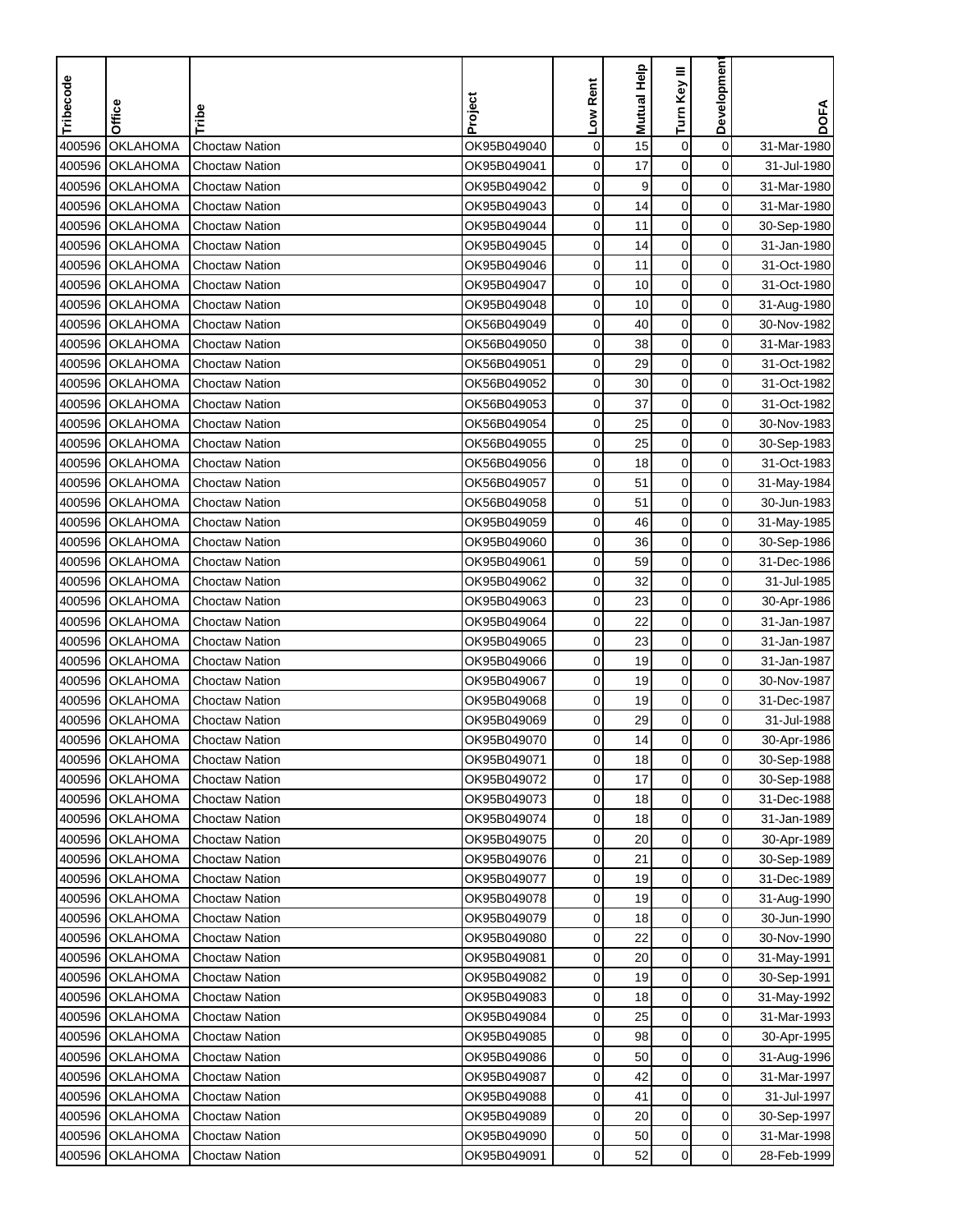| Tribecode | Office | Tribe | Project | Low Rent | Mutual Help | Turn Key III | Development | DOFA |
|---|---|---|---|---|---|---|---|---|
| 400596 | OKLAHOMA | Choctaw Nation | OK95B049040 | 0 | 15 | 0 | 0 | 31-Mar-1980 |
| 400596 | OKLAHOMA | Choctaw Nation | OK95B049041 | 0 | 17 | 0 | 0 | 31-Jul-1980 |
| 400596 | OKLAHOMA | Choctaw Nation | OK95B049042 | 0 | 9 | 0 | 0 | 31-Mar-1980 |
| 400596 | OKLAHOMA | Choctaw Nation | OK95B049043 | 0 | 14 | 0 | 0 | 31-Mar-1980 |
| 400596 | OKLAHOMA | Choctaw Nation | OK95B049044 | 0 | 11 | 0 | 0 | 30-Sep-1980 |
| 400596 | OKLAHOMA | Choctaw Nation | OK95B049045 | 0 | 14 | 0 | 0 | 31-Jan-1980 |
| 400596 | OKLAHOMA | Choctaw Nation | OK95B049046 | 0 | 11 | 0 | 0 | 31-Oct-1980 |
| 400596 | OKLAHOMA | Choctaw Nation | OK95B049047 | 0 | 10 | 0 | 0 | 31-Oct-1980 |
| 400596 | OKLAHOMA | Choctaw Nation | OK95B049048 | 0 | 10 | 0 | 0 | 31-Aug-1980 |
| 400596 | OKLAHOMA | Choctaw Nation | OK56B049049 | 0 | 40 | 0 | 0 | 30-Nov-1982 |
| 400596 | OKLAHOMA | Choctaw Nation | OK56B049050 | 0 | 38 | 0 | 0 | 31-Mar-1983 |
| 400596 | OKLAHOMA | Choctaw Nation | OK56B049051 | 0 | 29 | 0 | 0 | 31-Oct-1982 |
| 400596 | OKLAHOMA | Choctaw Nation | OK56B049052 | 0 | 30 | 0 | 0 | 31-Oct-1982 |
| 400596 | OKLAHOMA | Choctaw Nation | OK56B049053 | 0 | 37 | 0 | 0 | 31-Oct-1982 |
| 400596 | OKLAHOMA | Choctaw Nation | OK56B049054 | 0 | 25 | 0 | 0 | 30-Nov-1983 |
| 400596 | OKLAHOMA | Choctaw Nation | OK56B049055 | 0 | 25 | 0 | 0 | 30-Sep-1983 |
| 400596 | OKLAHOMA | Choctaw Nation | OK56B049056 | 0 | 18 | 0 | 0 | 31-Oct-1983 |
| 400596 | OKLAHOMA | Choctaw Nation | OK56B049057 | 0 | 51 | 0 | 0 | 31-May-1984 |
| 400596 | OKLAHOMA | Choctaw Nation | OK56B049058 | 0 | 51 | 0 | 0 | 30-Jun-1983 |
| 400596 | OKLAHOMA | Choctaw Nation | OK95B049059 | 0 | 46 | 0 | 0 | 31-May-1985 |
| 400596 | OKLAHOMA | Choctaw Nation | OK95B049060 | 0 | 36 | 0 | 0 | 30-Sep-1986 |
| 400596 | OKLAHOMA | Choctaw Nation | OK95B049061 | 0 | 59 | 0 | 0 | 31-Dec-1986 |
| 400596 | OKLAHOMA | Choctaw Nation | OK95B049062 | 0 | 32 | 0 | 0 | 31-Jul-1985 |
| 400596 | OKLAHOMA | Choctaw Nation | OK95B049063 | 0 | 23 | 0 | 0 | 30-Apr-1986 |
| 400596 | OKLAHOMA | Choctaw Nation | OK95B049064 | 0 | 22 | 0 | 0 | 31-Jan-1987 |
| 400596 | OKLAHOMA | Choctaw Nation | OK95B049065 | 0 | 23 | 0 | 0 | 31-Jan-1987 |
| 400596 | OKLAHOMA | Choctaw Nation | OK95B049066 | 0 | 19 | 0 | 0 | 31-Jan-1987 |
| 400596 | OKLAHOMA | Choctaw Nation | OK95B049067 | 0 | 19 | 0 | 0 | 30-Nov-1987 |
| 400596 | OKLAHOMA | Choctaw Nation | OK95B049068 | 0 | 19 | 0 | 0 | 31-Dec-1987 |
| 400596 | OKLAHOMA | Choctaw Nation | OK95B049069 | 0 | 29 | 0 | 0 | 31-Jul-1988 |
| 400596 | OKLAHOMA | Choctaw Nation | OK95B049070 | 0 | 14 | 0 | 0 | 30-Apr-1986 |
| 400596 | OKLAHOMA | Choctaw Nation | OK95B049071 | 0 | 18 | 0 | 0 | 30-Sep-1988 |
| 400596 | OKLAHOMA | Choctaw Nation | OK95B049072 | 0 | 17 | 0 | 0 | 30-Sep-1988 |
| 400596 | OKLAHOMA | Choctaw Nation | OK95B049073 | 0 | 18 | 0 | 0 | 31-Dec-1988 |
| 400596 | OKLAHOMA | Choctaw Nation | OK95B049074 | 0 | 18 | 0 | 0 | 31-Jan-1989 |
| 400596 | OKLAHOMA | Choctaw Nation | OK95B049075 | 0 | 20 | 0 | 0 | 30-Apr-1989 |
| 400596 | OKLAHOMA | Choctaw Nation | OK95B049076 | 0 | 21 | 0 | 0 | 30-Sep-1989 |
| 400596 | OKLAHOMA | Choctaw Nation | OK95B049077 | 0 | 19 | 0 | 0 | 31-Dec-1989 |
| 400596 | OKLAHOMA | Choctaw Nation | OK95B049078 | 0 | 19 | 0 | 0 | 31-Aug-1990 |
| 400596 | OKLAHOMA | Choctaw Nation | OK95B049079 | 0 | 18 | 0 | 0 | 30-Jun-1990 |
| 400596 | OKLAHOMA | Choctaw Nation | OK95B049080 | 0 | 22 | 0 | 0 | 30-Nov-1990 |
| 400596 | OKLAHOMA | Choctaw Nation | OK95B049081 | 0 | 20 | 0 | 0 | 31-May-1991 |
| 400596 | OKLAHOMA | Choctaw Nation | OK95B049082 | 0 | 19 | 0 | 0 | 30-Sep-1991 |
| 400596 | OKLAHOMA | Choctaw Nation | OK95B049083 | 0 | 18 | 0 | 0 | 31-May-1992 |
| 400596 | OKLAHOMA | Choctaw Nation | OK95B049084 | 0 | 25 | 0 | 0 | 31-Mar-1993 |
| 400596 | OKLAHOMA | Choctaw Nation | OK95B049085 | 0 | 98 | 0 | 0 | 30-Apr-1995 |
| 400596 | OKLAHOMA | Choctaw Nation | OK95B049086 | 0 | 50 | 0 | 0 | 31-Aug-1996 |
| 400596 | OKLAHOMA | Choctaw Nation | OK95B049087 | 0 | 42 | 0 | 0 | 31-Mar-1997 |
| 400596 | OKLAHOMA | Choctaw Nation | OK95B049088 | 0 | 41 | 0 | 0 | 31-Jul-1997 |
| 400596 | OKLAHOMA | Choctaw Nation | OK95B049089 | 0 | 20 | 0 | 0 | 30-Sep-1997 |
| 400596 | OKLAHOMA | Choctaw Nation | OK95B049090 | 0 | 50 | 0 | 0 | 31-Mar-1998 |
| 400596 | OKLAHOMA | Choctaw Nation | OK95B049091 | 0 | 52 | 0 | 0 | 28-Feb-1999 |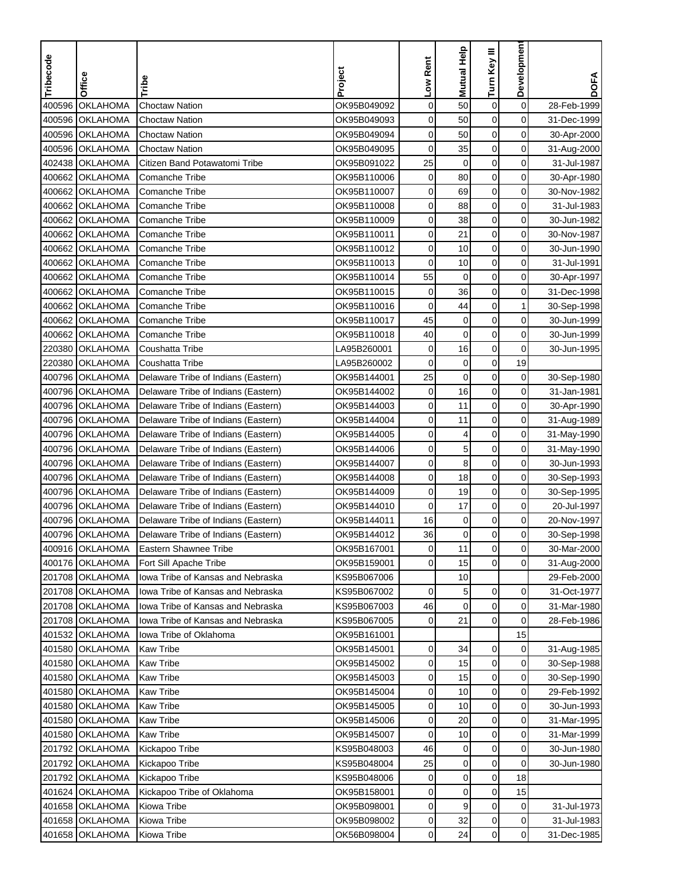| Tribecode | Office | Tribe | Project | Low Rent | Mutual Help | Turn Key III | Development | DOFA |
|---|---|---|---|---|---|---|---|---|
| 400596 | OKLAHOMA | Choctaw Nation | OK95B049092 | 0 | 50 | 0 | 0 | 28-Feb-1999 |
| 400596 | OKLAHOMA | Choctaw Nation | OK95B049093 | 0 | 50 | 0 | 0 | 31-Dec-1999 |
| 400596 | OKLAHOMA | Choctaw Nation | OK95B049094 | 0 | 50 | 0 | 0 | 30-Apr-2000 |
| 400596 | OKLAHOMA | Choctaw Nation | OK95B049095 | 0 | 35 | 0 | 0 | 31-Aug-2000 |
| 402438 | OKLAHOMA | Citizen Band Potawatomi Tribe | OK95B091022 | 25 | 0 | 0 | 0 | 31-Jul-1987 |
| 400662 | OKLAHOMA | Comanche Tribe | OK95B110006 | 0 | 80 | 0 | 0 | 30-Apr-1980 |
| 400662 | OKLAHOMA | Comanche Tribe | OK95B110007 | 0 | 69 | 0 | 0 | 30-Nov-1982 |
| 400662 | OKLAHOMA | Comanche Tribe | OK95B110008 | 0 | 88 | 0 | 0 | 31-Jul-1983 |
| 400662 | OKLAHOMA | Comanche Tribe | OK95B110009 | 0 | 38 | 0 | 0 | 30-Jun-1982 |
| 400662 | OKLAHOMA | Comanche Tribe | OK95B110011 | 0 | 21 | 0 | 0 | 30-Nov-1987 |
| 400662 | OKLAHOMA | Comanche Tribe | OK95B110012 | 0 | 10 | 0 | 0 | 30-Jun-1990 |
| 400662 | OKLAHOMA | Comanche Tribe | OK95B110013 | 0 | 10 | 0 | 0 | 31-Jul-1991 |
| 400662 | OKLAHOMA | Comanche Tribe | OK95B110014 | 55 | 0 | 0 | 0 | 30-Apr-1997 |
| 400662 | OKLAHOMA | Comanche Tribe | OK95B110015 | 0 | 36 | 0 | 0 | 31-Dec-1998 |
| 400662 | OKLAHOMA | Comanche Tribe | OK95B110016 | 0 | 44 | 0 | 1 | 30-Sep-1998 |
| 400662 | OKLAHOMA | Comanche Tribe | OK95B110017 | 45 | 0 | 0 | 0 | 30-Jun-1999 |
| 400662 | OKLAHOMA | Comanche Tribe | OK95B110018 | 40 | 0 | 0 | 0 | 30-Jun-1999 |
| 220380 | OKLAHOMA | Coushatta Tribe | LA95B260001 | 0 | 16 | 0 | 0 | 30-Jun-1995 |
| 220380 | OKLAHOMA | Coushatta Tribe | LA95B260002 | 0 | 0 | 0 | 19 | |
| 400796 | OKLAHOMA | Delaware Tribe of Indians (Eastern) | OK95B144001 | 25 | 0 | 0 | 0 | 30-Sep-1980 |
| 400796 | OKLAHOMA | Delaware Tribe of Indians (Eastern) | OK95B144002 | 0 | 16 | 0 | 0 | 31-Jan-1981 |
| 400796 | OKLAHOMA | Delaware Tribe of Indians (Eastern) | OK95B144003 | 0 | 11 | 0 | 0 | 30-Apr-1990 |
| 400796 | OKLAHOMA | Delaware Tribe of Indians (Eastern) | OK95B144004 | 0 | 11 | 0 | 0 | 31-Aug-1989 |
| 400796 | OKLAHOMA | Delaware Tribe of Indians (Eastern) | OK95B144005 | 0 | 4 | 0 | 0 | 31-May-1990 |
| 400796 | OKLAHOMA | Delaware Tribe of Indians (Eastern) | OK95B144006 | 0 | 5 | 0 | 0 | 31-May-1990 |
| 400796 | OKLAHOMA | Delaware Tribe of Indians (Eastern) | OK95B144007 | 0 | 8 | 0 | 0 | 30-Jun-1993 |
| 400796 | OKLAHOMA | Delaware Tribe of Indians (Eastern) | OK95B144008 | 0 | 18 | 0 | 0 | 30-Sep-1993 |
| 400796 | OKLAHOMA | Delaware Tribe of Indians (Eastern) | OK95B144009 | 0 | 19 | 0 | 0 | 30-Sep-1995 |
| 400796 | OKLAHOMA | Delaware Tribe of Indians (Eastern) | OK95B144010 | 0 | 17 | 0 | 0 | 20-Jul-1997 |
| 400796 | OKLAHOMA | Delaware Tribe of Indians (Eastern) | OK95B144011 | 16 | 0 | 0 | 0 | 20-Nov-1997 |
| 400796 | OKLAHOMA | Delaware Tribe of Indians (Eastern) | OK95B144012 | 36 | 0 | 0 | 0 | 30-Sep-1998 |
| 400916 | OKLAHOMA | Eastern Shawnee Tribe | OK95B167001 | 0 | 11 | 0 | 0 | 30-Mar-2000 |
| 400176 | OKLAHOMA | Fort Sill Apache Tribe | OK95B159001 | 0 | 15 | 0 | 0 | 31-Aug-2000 |
| 201708 | OKLAHOMA | Iowa Tribe of Kansas and Nebraska | KS95B067006 | | 10 | | | 29-Feb-2000 |
| 201708 | OKLAHOMA | Iowa Tribe of Kansas and Nebraska | KS95B067002 | 0 | 5 | 0 | 0 | 31-Oct-1977 |
| 201708 | OKLAHOMA | Iowa Tribe of Kansas and Nebraska | KS95B067003 | 46 | 0 | 0 | 0 | 31-Mar-1980 |
| 201708 | OKLAHOMA | Iowa Tribe of Kansas and Nebraska | KS95B067005 | 0 | 21 | 0 | 0 | 28-Feb-1986 |
| 401532 | OKLAHOMA | Iowa Tribe of Oklahoma | OK95B161001 | | | | 15 | |
| 401580 | OKLAHOMA | Kaw Tribe | OK95B145001 | 0 | 34 | 0 | 0 | 31-Aug-1985 |
| 401580 | OKLAHOMA | Kaw Tribe | OK95B145002 | 0 | 15 | 0 | 0 | 30-Sep-1988 |
| 401580 | OKLAHOMA | Kaw Tribe | OK95B145003 | 0 | 15 | 0 | 0 | 30-Sep-1990 |
| 401580 | OKLAHOMA | Kaw Tribe | OK95B145004 | 0 | 10 | 0 | 0 | 29-Feb-1992 |
| 401580 | OKLAHOMA | Kaw Tribe | OK95B145005 | 0 | 10 | 0 | 0 | 30-Jun-1993 |
| 401580 | OKLAHOMA | Kaw Tribe | OK95B145006 | 0 | 20 | 0 | 0 | 31-Mar-1995 |
| 401580 | OKLAHOMA | Kaw Tribe | OK95B145007 | 0 | 10 | 0 | 0 | 31-Mar-1999 |
| 201792 | OKLAHOMA | Kickapoo Tribe | KS95B048003 | 46 | 0 | 0 | 0 | 30-Jun-1980 |
| 201792 | OKLAHOMA | Kickapoo Tribe | KS95B048004 | 25 | 0 | 0 | 0 | 30-Jun-1980 |
| 201792 | OKLAHOMA | Kickapoo Tribe | KS95B048006 | 0 | 0 | 0 | 18 | |
| 401624 | OKLAHOMA | Kickapoo Tribe of Oklahoma | OK95B158001 | 0 | 0 | 0 | 15 | |
| 401658 | OKLAHOMA | Kiowa Tribe | OK95B098001 | 0 | 9 | 0 | 0 | 31-Jul-1973 |
| 401658 | OKLAHOMA | Kiowa Tribe | OK95B098002 | 0 | 32 | 0 | 0 | 31-Jul-1983 |
| 401658 | OKLAHOMA | Kiowa Tribe | OK56B098004 | 0 | 24 | 0 | 0 | 31-Dec-1985 |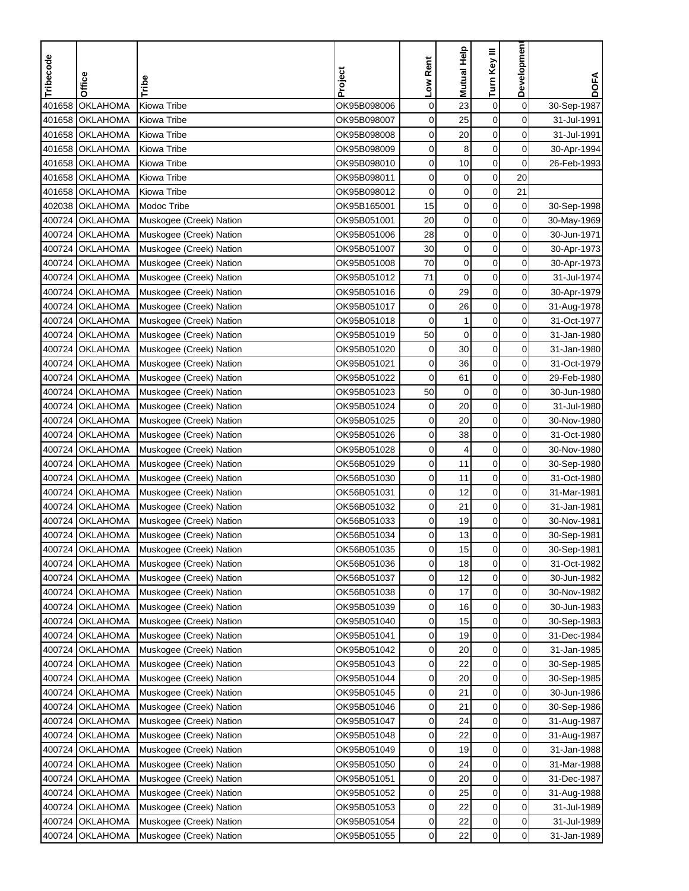| Tribecode | Office | Tribe | Project | Low Rent | Mutual Help | Turn Key III | Development | DOFA |
|---|---|---|---|---|---|---|---|---|
| 401658 | OKLAHOMA | Kiowa Tribe | OK95B098006 | 0 | 23 | 0 | 0 | 30-Sep-1987 |
| 401658 | OKLAHOMA | Kiowa Tribe | OK95B098007 | 0 | 25 | 0 | 0 | 31-Jul-1991 |
| 401658 | OKLAHOMA | Kiowa Tribe | OK95B098008 | 0 | 20 | 0 | 0 | 31-Jul-1991 |
| 401658 | OKLAHOMA | Kiowa Tribe | OK95B098009 | 0 | 8 | 0 | 0 | 30-Apr-1994 |
| 401658 | OKLAHOMA | Kiowa Tribe | OK95B098010 | 0 | 10 | 0 | 0 | 26-Feb-1993 |
| 401658 | OKLAHOMA | Kiowa Tribe | OK95B098011 | 0 | 0 | 0 | 20 | |
| 401658 | OKLAHOMA | Kiowa Tribe | OK95B098012 | 0 | 0 | 0 | 21 | |
| 402038 | OKLAHOMA | Modoc Tribe | OK95B165001 | 15 | 0 | 0 | 0 | 30-Sep-1998 |
| 400724 | OKLAHOMA | Muskogee (Creek) Nation | OK95B051001 | 20 | 0 | 0 | 0 | 30-May-1969 |
| 400724 | OKLAHOMA | Muskogee (Creek) Nation | OK95B051006 | 28 | 0 | 0 | 0 | 30-Jun-1971 |
| 400724 | OKLAHOMA | Muskogee (Creek) Nation | OK95B051007 | 30 | 0 | 0 | 0 | 30-Apr-1973 |
| 400724 | OKLAHOMA | Muskogee (Creek) Nation | OK95B051008 | 70 | 0 | 0 | 0 | 30-Apr-1973 |
| 400724 | OKLAHOMA | Muskogee (Creek) Nation | OK95B051012 | 71 | 0 | 0 | 0 | 31-Jul-1974 |
| 400724 | OKLAHOMA | Muskogee (Creek) Nation | OK95B051016 | 0 | 29 | 0 | 0 | 30-Apr-1979 |
| 400724 | OKLAHOMA | Muskogee (Creek) Nation | OK95B051017 | 0 | 26 | 0 | 0 | 31-Aug-1978 |
| 400724 | OKLAHOMA | Muskogee (Creek) Nation | OK95B051018 | 0 | 1 | 0 | 0 | 31-Oct-1977 |
| 400724 | OKLAHOMA | Muskogee (Creek) Nation | OK95B051019 | 50 | 0 | 0 | 0 | 31-Jan-1980 |
| 400724 | OKLAHOMA | Muskogee (Creek) Nation | OK95B051020 | 0 | 30 | 0 | 0 | 31-Jan-1980 |
| 400724 | OKLAHOMA | Muskogee (Creek) Nation | OK95B051021 | 0 | 36 | 0 | 0 | 31-Oct-1979 |
| 400724 | OKLAHOMA | Muskogee (Creek) Nation | OK95B051022 | 0 | 61 | 0 | 0 | 29-Feb-1980 |
| 400724 | OKLAHOMA | Muskogee (Creek) Nation | OK95B051023 | 50 | 0 | 0 | 0 | 30-Jun-1980 |
| 400724 | OKLAHOMA | Muskogee (Creek) Nation | OK95B051024 | 0 | 20 | 0 | 0 | 31-Jul-1980 |
| 400724 | OKLAHOMA | Muskogee (Creek) Nation | OK95B051025 | 0 | 20 | 0 | 0 | 30-Nov-1980 |
| 400724 | OKLAHOMA | Muskogee (Creek) Nation | OK95B051026 | 0 | 38 | 0 | 0 | 31-Oct-1980 |
| 400724 | OKLAHOMA | Muskogee (Creek) Nation | OK95B051028 | 0 | 4 | 0 | 0 | 30-Nov-1980 |
| 400724 | OKLAHOMA | Muskogee (Creek) Nation | OK56B051029 | 0 | 11 | 0 | 0 | 30-Sep-1980 |
| 400724 | OKLAHOMA | Muskogee (Creek) Nation | OK56B051030 | 0 | 11 | 0 | 0 | 31-Oct-1980 |
| 400724 | OKLAHOMA | Muskogee (Creek) Nation | OK56B051031 | 0 | 12 | 0 | 0 | 31-Mar-1981 |
| 400724 | OKLAHOMA | Muskogee (Creek) Nation | OK56B051032 | 0 | 21 | 0 | 0 | 31-Jan-1981 |
| 400724 | OKLAHOMA | Muskogee (Creek) Nation | OK56B051033 | 0 | 19 | 0 | 0 | 30-Nov-1981 |
| 400724 | OKLAHOMA | Muskogee (Creek) Nation | OK56B051034 | 0 | 13 | 0 | 0 | 30-Sep-1981 |
| 400724 | OKLAHOMA | Muskogee (Creek) Nation | OK56B051035 | 0 | 15 | 0 | 0 | 30-Sep-1981 |
| 400724 | OKLAHOMA | Muskogee (Creek) Nation | OK56B051036 | 0 | 18 | 0 | 0 | 31-Oct-1982 |
| 400724 | OKLAHOMA | Muskogee (Creek) Nation | OK56B051037 | 0 | 12 | 0 | 0 | 30-Jun-1982 |
| 400724 | OKLAHOMA | Muskogee (Creek) Nation | OK56B051038 | 0 | 17 | 0 | 0 | 30-Nov-1982 |
| 400724 | OKLAHOMA | Muskogee (Creek) Nation | OK95B051039 | 0 | 16 | 0 | 0 | 30-Jun-1983 |
| 400724 | OKLAHOMA | Muskogee (Creek) Nation | OK95B051040 | 0 | 15 | 0 | 0 | 30-Sep-1983 |
| 400724 | OKLAHOMA | Muskogee (Creek) Nation | OK95B051041 | 0 | 19 | 0 | 0 | 31-Dec-1984 |
| 400724 | OKLAHOMA | Muskogee (Creek) Nation | OK95B051042 | 0 | 20 | 0 | 0 | 31-Jan-1985 |
| 400724 | OKLAHOMA | Muskogee (Creek) Nation | OK95B051043 | 0 | 22 | 0 | 0 | 30-Sep-1985 |
| 400724 | OKLAHOMA | Muskogee (Creek) Nation | OK95B051044 | 0 | 20 | 0 | 0 | 30-Sep-1985 |
| 400724 | OKLAHOMA | Muskogee (Creek) Nation | OK95B051045 | 0 | 21 | 0 | 0 | 30-Jun-1986 |
| 400724 | OKLAHOMA | Muskogee (Creek) Nation | OK95B051046 | 0 | 21 | 0 | 0 | 30-Sep-1986 |
| 400724 | OKLAHOMA | Muskogee (Creek) Nation | OK95B051047 | 0 | 24 | 0 | 0 | 31-Aug-1987 |
| 400724 | OKLAHOMA | Muskogee (Creek) Nation | OK95B051048 | 0 | 22 | 0 | 0 | 31-Aug-1987 |
| 400724 | OKLAHOMA | Muskogee (Creek) Nation | OK95B051049 | 0 | 19 | 0 | 0 | 31-Jan-1988 |
| 400724 | OKLAHOMA | Muskogee (Creek) Nation | OK95B051050 | 0 | 24 | 0 | 0 | 31-Mar-1988 |
| 400724 | OKLAHOMA | Muskogee (Creek) Nation | OK95B051051 | 0 | 20 | 0 | 0 | 31-Dec-1987 |
| 400724 | OKLAHOMA | Muskogee (Creek) Nation | OK95B051052 | 0 | 25 | 0 | 0 | 31-Aug-1988 |
| 400724 | OKLAHOMA | Muskogee (Creek) Nation | OK95B051053 | 0 | 22 | 0 | 0 | 31-Jul-1989 |
| 400724 | OKLAHOMA | Muskogee (Creek) Nation | OK95B051054 | 0 | 22 | 0 | 0 | 31-Jul-1989 |
| 400724 | OKLAHOMA | Muskogee (Creek) Nation | OK95B051055 | 0 | 22 | 0 | 0 | 31-Jan-1989 |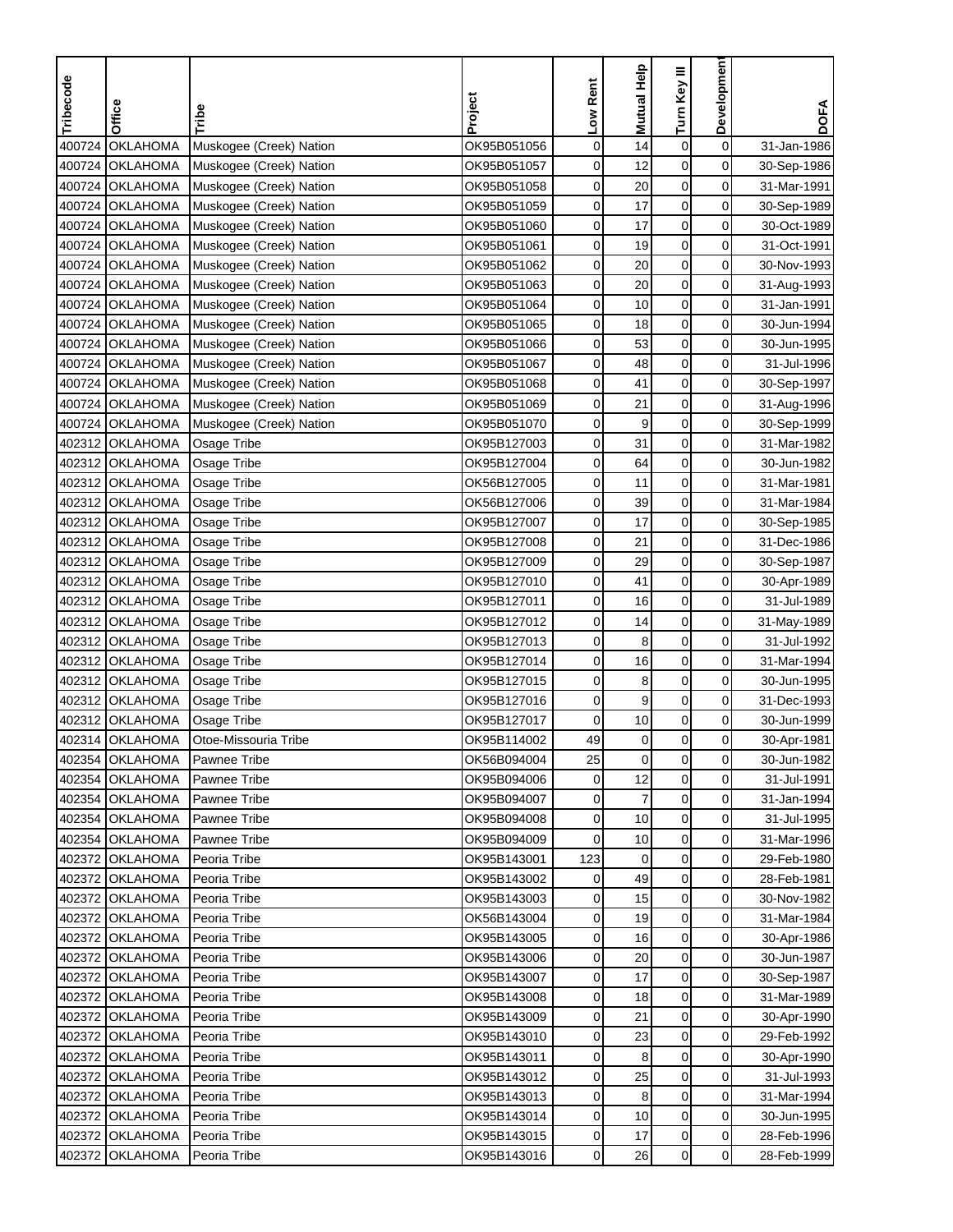| Tribecode | Office | Tribe | Project | Low Rent | Mutual Help | Turn Key III | Development | DOFA |
|---|---|---|---|---|---|---|---|---|
| 400724 | OKLAHOMA | Muskogee (Creek) Nation | OK95B051056 | 0 | 14 | 0 | 0 | 31-Jan-1986 |
| 400724 | OKLAHOMA | Muskogee (Creek) Nation | OK95B051057 | 0 | 12 | 0 | 0 | 30-Sep-1986 |
| 400724 | OKLAHOMA | Muskogee (Creek) Nation | OK95B051058 | 0 | 20 | 0 | 0 | 31-Mar-1991 |
| 400724 | OKLAHOMA | Muskogee (Creek) Nation | OK95B051059 | 0 | 17 | 0 | 0 | 30-Sep-1989 |
| 400724 | OKLAHOMA | Muskogee (Creek) Nation | OK95B051060 | 0 | 17 | 0 | 0 | 30-Oct-1989 |
| 400724 | OKLAHOMA | Muskogee (Creek) Nation | OK95B051061 | 0 | 19 | 0 | 0 | 31-Oct-1991 |
| 400724 | OKLAHOMA | Muskogee (Creek) Nation | OK95B051062 | 0 | 20 | 0 | 0 | 30-Nov-1993 |
| 400724 | OKLAHOMA | Muskogee (Creek) Nation | OK95B051063 | 0 | 20 | 0 | 0 | 31-Aug-1993 |
| 400724 | OKLAHOMA | Muskogee (Creek) Nation | OK95B051064 | 0 | 10 | 0 | 0 | 31-Jan-1991 |
| 400724 | OKLAHOMA | Muskogee (Creek) Nation | OK95B051065 | 0 | 18 | 0 | 0 | 30-Jun-1994 |
| 400724 | OKLAHOMA | Muskogee (Creek) Nation | OK95B051066 | 0 | 53 | 0 | 0 | 30-Jun-1995 |
| 400724 | OKLAHOMA | Muskogee (Creek) Nation | OK95B051067 | 0 | 48 | 0 | 0 | 31-Jul-1996 |
| 400724 | OKLAHOMA | Muskogee (Creek) Nation | OK95B051068 | 0 | 41 | 0 | 0 | 30-Sep-1997 |
| 400724 | OKLAHOMA | Muskogee (Creek) Nation | OK95B051069 | 0 | 21 | 0 | 0 | 31-Aug-1996 |
| 400724 | OKLAHOMA | Muskogee (Creek) Nation | OK95B051070 | 0 | 9 | 0 | 0 | 30-Sep-1999 |
| 402312 | OKLAHOMA | Osage Tribe | OK95B127003 | 0 | 31 | 0 | 0 | 31-Mar-1982 |
| 402312 | OKLAHOMA | Osage Tribe | OK95B127004 | 0 | 64 | 0 | 0 | 30-Jun-1982 |
| 402312 | OKLAHOMA | Osage Tribe | OK56B127005 | 0 | 11 | 0 | 0 | 31-Mar-1981 |
| 402312 | OKLAHOMA | Osage Tribe | OK56B127006 | 0 | 39 | 0 | 0 | 31-Mar-1984 |
| 402312 | OKLAHOMA | Osage Tribe | OK95B127007 | 0 | 17 | 0 | 0 | 30-Sep-1985 |
| 402312 | OKLAHOMA | Osage Tribe | OK95B127008 | 0 | 21 | 0 | 0 | 31-Dec-1986 |
| 402312 | OKLAHOMA | Osage Tribe | OK95B127009 | 0 | 29 | 0 | 0 | 30-Sep-1987 |
| 402312 | OKLAHOMA | Osage Tribe | OK95B127010 | 0 | 41 | 0 | 0 | 30-Apr-1989 |
| 402312 | OKLAHOMA | Osage Tribe | OK95B127011 | 0 | 16 | 0 | 0 | 31-Jul-1989 |
| 402312 | OKLAHOMA | Osage Tribe | OK95B127012 | 0 | 14 | 0 | 0 | 31-May-1989 |
| 402312 | OKLAHOMA | Osage Tribe | OK95B127013 | 0 | 8 | 0 | 0 | 31-Jul-1992 |
| 402312 | OKLAHOMA | Osage Tribe | OK95B127014 | 0 | 16 | 0 | 0 | 31-Mar-1994 |
| 402312 | OKLAHOMA | Osage Tribe | OK95B127015 | 0 | 8 | 0 | 0 | 30-Jun-1995 |
| 402312 | OKLAHOMA | Osage Tribe | OK95B127016 | 0 | 9 | 0 | 0 | 31-Dec-1993 |
| 402312 | OKLAHOMA | Osage Tribe | OK95B127017 | 0 | 10 | 0 | 0 | 30-Jun-1999 |
| 402314 | OKLAHOMA | Otoe-Missouria Tribe | OK95B114002 | 49 | 0 | 0 | 0 | 30-Apr-1981 |
| 402354 | OKLAHOMA | Pawnee Tribe | OK56B094004 | 25 | 0 | 0 | 0 | 30-Jun-1982 |
| 402354 | OKLAHOMA | Pawnee Tribe | OK95B094006 | 0 | 12 | 0 | 0 | 31-Jul-1991 |
| 402354 | OKLAHOMA | Pawnee Tribe | OK95B094007 | 0 | 7 | 0 | 0 | 31-Jan-1994 |
| 402354 | OKLAHOMA | Pawnee Tribe | OK95B094008 | 0 | 10 | 0 | 0 | 31-Jul-1995 |
| 402354 | OKLAHOMA | Pawnee Tribe | OK95B094009 | 0 | 10 | 0 | 0 | 31-Mar-1996 |
| 402372 | OKLAHOMA | Peoria Tribe | OK95B143001 | 123 | 0 | 0 | 0 | 29-Feb-1980 |
| 402372 | OKLAHOMA | Peoria Tribe | OK95B143002 | 0 | 49 | 0 | 0 | 28-Feb-1981 |
| 402372 | OKLAHOMA | Peoria Tribe | OK95B143003 | 0 | 15 | 0 | 0 | 30-Nov-1982 |
| 402372 | OKLAHOMA | Peoria Tribe | OK56B143004 | 0 | 19 | 0 | 0 | 31-Mar-1984 |
| 402372 | OKLAHOMA | Peoria Tribe | OK95B143005 | 0 | 16 | 0 | 0 | 30-Apr-1986 |
| 402372 | OKLAHOMA | Peoria Tribe | OK95B143006 | 0 | 20 | 0 | 0 | 30-Jun-1987 |
| 402372 | OKLAHOMA | Peoria Tribe | OK95B143007 | 0 | 17 | 0 | 0 | 30-Sep-1987 |
| 402372 | OKLAHOMA | Peoria Tribe | OK95B143008 | 0 | 18 | 0 | 0 | 31-Mar-1989 |
| 402372 | OKLAHOMA | Peoria Tribe | OK95B143009 | 0 | 21 | 0 | 0 | 30-Apr-1990 |
| 402372 | OKLAHOMA | Peoria Tribe | OK95B143010 | 0 | 23 | 0 | 0 | 29-Feb-1992 |
| 402372 | OKLAHOMA | Peoria Tribe | OK95B143011 | 0 | 8 | 0 | 0 | 30-Apr-1990 |
| 402372 | OKLAHOMA | Peoria Tribe | OK95B143012 | 0 | 25 | 0 | 0 | 31-Jul-1993 |
| 402372 | OKLAHOMA | Peoria Tribe | OK95B143013 | 0 | 8 | 0 | 0 | 31-Mar-1994 |
| 402372 | OKLAHOMA | Peoria Tribe | OK95B143014 | 0 | 10 | 0 | 0 | 30-Jun-1995 |
| 402372 | OKLAHOMA | Peoria Tribe | OK95B143015 | 0 | 17 | 0 | 0 | 28-Feb-1996 |
| 402372 | OKLAHOMA | Peoria Tribe | OK95B143016 | 0 | 26 | 0 | 0 | 28-Feb-1999 |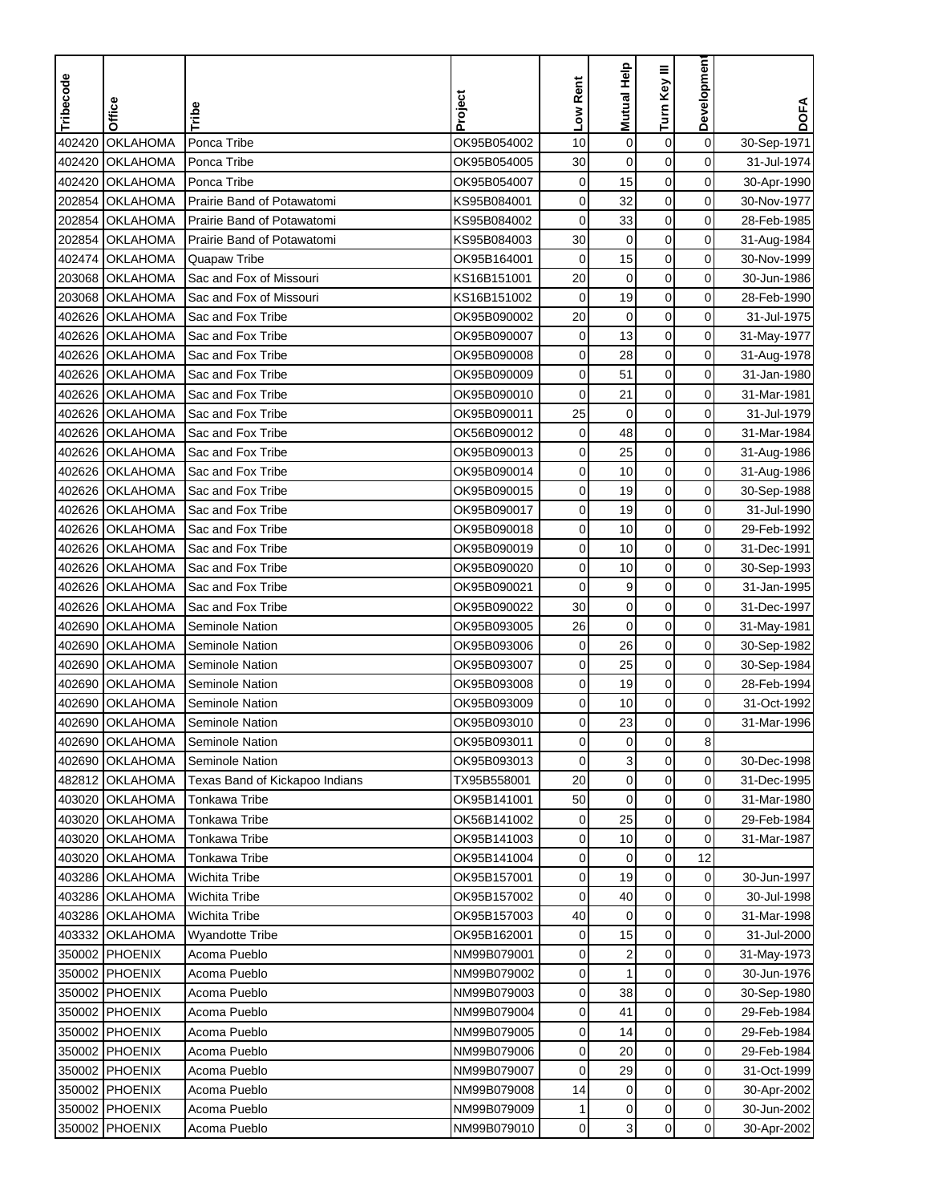| Tribecode | Office | Tribe | Project | Low Rent | Mutual Help | Turn Key III | Development | DOFA |
|---|---|---|---|---|---|---|---|---|
| 402420 | OKLAHOMA | Ponca Tribe | OK95B054002 | 10 | 0 | 0 | 0 | 30-Sep-1971 |
| 402420 | OKLAHOMA | Ponca Tribe | OK95B054005 | 30 | 0 | 0 | 0 | 31-Jul-1974 |
| 402420 | OKLAHOMA | Ponca Tribe | OK95B054007 | 0 | 15 | 0 | 0 | 30-Apr-1990 |
| 202854 | OKLAHOMA | Prairie Band of Potawatomi | KS95B084001 | 0 | 32 | 0 | 0 | 30-Nov-1977 |
| 202854 | OKLAHOMA | Prairie Band of Potawatomi | KS95B084002 | 0 | 33 | 0 | 0 | 28-Feb-1985 |
| 202854 | OKLAHOMA | Prairie Band of Potawatomi | KS95B084003 | 30 | 0 | 0 | 0 | 31-Aug-1984 |
| 402474 | OKLAHOMA | Quapaw Tribe | OK95B164001 | 0 | 15 | 0 | 0 | 30-Nov-1999 |
| 203068 | OKLAHOMA | Sac and Fox of Missouri | KS16B151001 | 20 | 0 | 0 | 0 | 30-Jun-1986 |
| 203068 | OKLAHOMA | Sac and Fox of Missouri | KS16B151002 | 0 | 19 | 0 | 0 | 28-Feb-1990 |
| 402626 | OKLAHOMA | Sac and Fox Tribe | OK95B090002 | 20 | 0 | 0 | 0 | 31-Jul-1975 |
| 402626 | OKLAHOMA | Sac and Fox Tribe | OK95B090007 | 0 | 13 | 0 | 0 | 31-May-1977 |
| 402626 | OKLAHOMA | Sac and Fox Tribe | OK95B090008 | 0 | 28 | 0 | 0 | 31-Aug-1978 |
| 402626 | OKLAHOMA | Sac and Fox Tribe | OK95B090009 | 0 | 51 | 0 | 0 | 31-Jan-1980 |
| 402626 | OKLAHOMA | Sac and Fox Tribe | OK95B090010 | 0 | 21 | 0 | 0 | 31-Mar-1981 |
| 402626 | OKLAHOMA | Sac and Fox Tribe | OK95B090011 | 25 | 0 | 0 | 0 | 31-Jul-1979 |
| 402626 | OKLAHOMA | Sac and Fox Tribe | OK56B090012 | 0 | 48 | 0 | 0 | 31-Mar-1984 |
| 402626 | OKLAHOMA | Sac and Fox Tribe | OK95B090013 | 0 | 25 | 0 | 0 | 31-Aug-1986 |
| 402626 | OKLAHOMA | Sac and Fox Tribe | OK95B090014 | 0 | 10 | 0 | 0 | 31-Aug-1986 |
| 402626 | OKLAHOMA | Sac and Fox Tribe | OK95B090015 | 0 | 19 | 0 | 0 | 30-Sep-1988 |
| 402626 | OKLAHOMA | Sac and Fox Tribe | OK95B090017 | 0 | 19 | 0 | 0 | 31-Jul-1990 |
| 402626 | OKLAHOMA | Sac and Fox Tribe | OK95B090018 | 0 | 10 | 0 | 0 | 29-Feb-1992 |
| 402626 | OKLAHOMA | Sac and Fox Tribe | OK95B090019 | 0 | 10 | 0 | 0 | 31-Dec-1991 |
| 402626 | OKLAHOMA | Sac and Fox Tribe | OK95B090020 | 0 | 10 | 0 | 0 | 30-Sep-1993 |
| 402626 | OKLAHOMA | Sac and Fox Tribe | OK95B090021 | 0 | 9 | 0 | 0 | 31-Jan-1995 |
| 402626 | OKLAHOMA | Sac and Fox Tribe | OK95B090022 | 30 | 0 | 0 | 0 | 31-Dec-1997 |
| 402690 | OKLAHOMA | Seminole Nation | OK95B093005 | 26 | 0 | 0 | 0 | 31-May-1981 |
| 402690 | OKLAHOMA | Seminole Nation | OK95B093006 | 0 | 26 | 0 | 0 | 30-Sep-1982 |
| 402690 | OKLAHOMA | Seminole Nation | OK95B093007 | 0 | 25 | 0 | 0 | 30-Sep-1984 |
| 402690 | OKLAHOMA | Seminole Nation | OK95B093008 | 0 | 19 | 0 | 0 | 28-Feb-1994 |
| 402690 | OKLAHOMA | Seminole Nation | OK95B093009 | 0 | 10 | 0 | 0 | 31-Oct-1992 |
| 402690 | OKLAHOMA | Seminole Nation | OK95B093010 | 0 | 23 | 0 | 0 | 31-Mar-1996 |
| 402690 | OKLAHOMA | Seminole Nation | OK95B093011 | 0 | 0 | 0 | 8 | |
| 402690 | OKLAHOMA | Seminole Nation | OK95B093013 | 0 | 3 | 0 | 0 | 30-Dec-1998 |
| 482812 | OKLAHOMA | Texas Band of Kickapoo Indians | TX95B558001 | 20 | 0 | 0 | 0 | 31-Dec-1995 |
| 403020 | OKLAHOMA | Tonkawa Tribe | OK95B141001 | 50 | 0 | 0 | 0 | 31-Mar-1980 |
| 403020 | OKLAHOMA | Tonkawa Tribe | OK56B141002 | 0 | 25 | 0 | 0 | 29-Feb-1984 |
| 403020 | OKLAHOMA | Tonkawa Tribe | OK95B141003 | 0 | 10 | 0 | 0 | 31-Mar-1987 |
| 403020 | OKLAHOMA | Tonkawa Tribe | OK95B141004 | 0 | 0 | 0 | 12 | |
| 403286 | OKLAHOMA | Wichita Tribe | OK95B157001 | 0 | 19 | 0 | 0 | 30-Jun-1997 |
| 403286 | OKLAHOMA | Wichita Tribe | OK95B157002 | 0 | 40 | 0 | 0 | 30-Jul-1998 |
| 403286 | OKLAHOMA | Wichita Tribe | OK95B157003 | 40 | 0 | 0 | 0 | 31-Mar-1998 |
| 403332 | OKLAHOMA | Wyandotte Tribe | OK95B162001 | 0 | 15 | 0 | 0 | 31-Jul-2000 |
| 350002 | PHOENIX | Acoma Pueblo | NM99B079001 | 0 | 2 | 0 | 0 | 31-May-1973 |
| 350002 | PHOENIX | Acoma Pueblo | NM99B079002 | 0 | 1 | 0 | 0 | 30-Jun-1976 |
| 350002 | PHOENIX | Acoma Pueblo | NM99B079003 | 0 | 38 | 0 | 0 | 30-Sep-1980 |
| 350002 | PHOENIX | Acoma Pueblo | NM99B079004 | 0 | 41 | 0 | 0 | 29-Feb-1984 |
| 350002 | PHOENIX | Acoma Pueblo | NM99B079005 | 0 | 14 | 0 | 0 | 29-Feb-1984 |
| 350002 | PHOENIX | Acoma Pueblo | NM99B079006 | 0 | 20 | 0 | 0 | 29-Feb-1984 |
| 350002 | PHOENIX | Acoma Pueblo | NM99B079007 | 0 | 29 | 0 | 0 | 31-Oct-1999 |
| 350002 | PHOENIX | Acoma Pueblo | NM99B079008 | 14 | 0 | 0 | 0 | 30-Apr-2002 |
| 350002 | PHOENIX | Acoma Pueblo | NM99B079009 | 1 | 0 | 0 | 0 | 30-Jun-2002 |
| 350002 | PHOENIX | Acoma Pueblo | NM99B079010 | 0 | 3 | 0 | 0 | 30-Apr-2002 |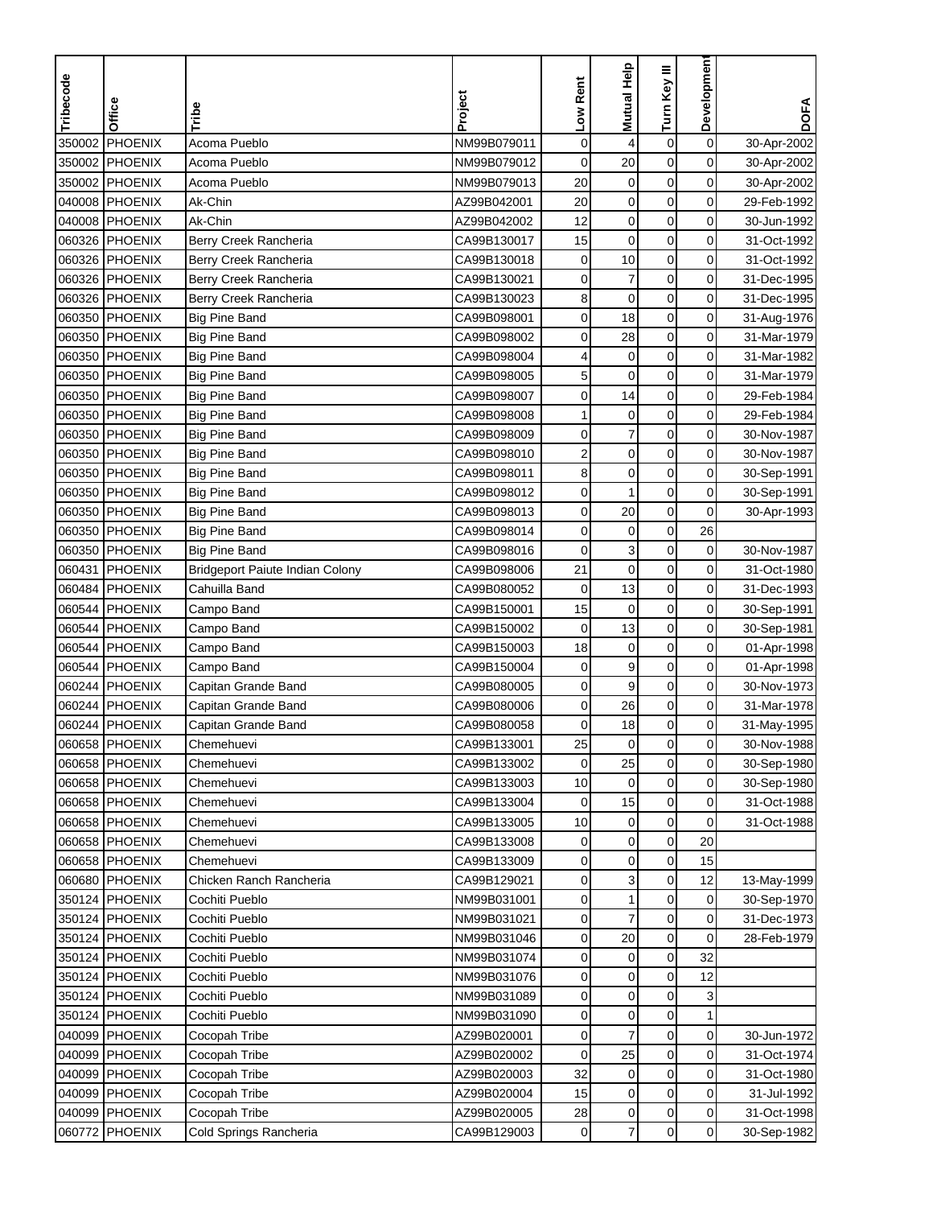| Tribecode | Office | Tribe | Project | Low Rent | Mutual Help | Turn Key III | Development | DOFA |
|---|---|---|---|---|---|---|---|---|
| 350002 | PHOENIX | Acoma Pueblo | NM99B079011 | 0 | 4 | 0 | 0 | 30-Apr-2002 |
| 350002 | PHOENIX | Acoma Pueblo | NM99B079012 | 0 | 20 | 0 | 0 | 30-Apr-2002 |
| 350002 | PHOENIX | Acoma Pueblo | NM99B079013 | 20 | 0 | 0 | 0 | 30-Apr-2002 |
| 040008 | PHOENIX | Ak-Chin | AZ99B042001 | 20 | 0 | 0 | 0 | 29-Feb-1992 |
| 040008 | PHOENIX | Ak-Chin | AZ99B042002 | 12 | 0 | 0 | 0 | 30-Jun-1992 |
| 060326 | PHOENIX | Berry Creek Rancheria | CA99B130017 | 15 | 0 | 0 | 0 | 31-Oct-1992 |
| 060326 | PHOENIX | Berry Creek Rancheria | CA99B130018 | 0 | 10 | 0 | 0 | 31-Oct-1992 |
| 060326 | PHOENIX | Berry Creek Rancheria | CA99B130021 | 0 | 7 | 0 | 0 | 31-Dec-1995 |
| 060326 | PHOENIX | Berry Creek Rancheria | CA99B130023 | 8 | 0 | 0 | 0 | 31-Dec-1995 |
| 060350 | PHOENIX | Big Pine Band | CA99B098001 | 0 | 18 | 0 | 0 | 31-Aug-1976 |
| 060350 | PHOENIX | Big Pine Band | CA99B098002 | 0 | 28 | 0 | 0 | 31-Mar-1979 |
| 060350 | PHOENIX | Big Pine Band | CA99B098004 | 4 | 0 | 0 | 0 | 31-Mar-1982 |
| 060350 | PHOENIX | Big Pine Band | CA99B098005 | 5 | 0 | 0 | 0 | 31-Mar-1979 |
| 060350 | PHOENIX | Big Pine Band | CA99B098007 | 0 | 14 | 0 | 0 | 29-Feb-1984 |
| 060350 | PHOENIX | Big Pine Band | CA99B098008 | 1 | 0 | 0 | 0 | 29-Feb-1984 |
| 060350 | PHOENIX | Big Pine Band | CA99B098009 | 0 | 7 | 0 | 0 | 30-Nov-1987 |
| 060350 | PHOENIX | Big Pine Band | CA99B098010 | 2 | 0 | 0 | 0 | 30-Nov-1987 |
| 060350 | PHOENIX | Big Pine Band | CA99B098011 | 8 | 0 | 0 | 0 | 30-Sep-1991 |
| 060350 | PHOENIX | Big Pine Band | CA99B098012 | 0 | 1 | 0 | 0 | 30-Sep-1991 |
| 060350 | PHOENIX | Big Pine Band | CA99B098013 | 0 | 20 | 0 | 0 | 30-Apr-1993 |
| 060350 | PHOENIX | Big Pine Band | CA99B098014 | 0 | 0 | 0 | 26 | |
| 060350 | PHOENIX | Big Pine Band | CA99B098016 | 0 | 3 | 0 | 0 | 30-Nov-1987 |
| 060431 | PHOENIX | Bridgeport Paiute Indian Colony | CA99B098006 | 21 | 0 | 0 | 0 | 31-Oct-1980 |
| 060484 | PHOENIX | Cahuilla Band | CA99B080052 | 0 | 13 | 0 | 0 | 31-Dec-1993 |
| 060544 | PHOENIX | Campo Band | CA99B150001 | 15 | 0 | 0 | 0 | 30-Sep-1991 |
| 060544 | PHOENIX | Campo Band | CA99B150002 | 0 | 13 | 0 | 0 | 30-Sep-1981 |
| 060544 | PHOENIX | Campo Band | CA99B150003 | 18 | 0 | 0 | 0 | 01-Apr-1998 |
| 060544 | PHOENIX | Campo Band | CA99B150004 | 0 | 9 | 0 | 0 | 01-Apr-1998 |
| 060244 | PHOENIX | Capitan Grande Band | CA99B080005 | 0 | 9 | 0 | 0 | 30-Nov-1973 |
| 060244 | PHOENIX | Capitan Grande Band | CA99B080006 | 0 | 26 | 0 | 0 | 31-Mar-1978 |
| 060244 | PHOENIX | Capitan Grande Band | CA99B080058 | 0 | 18 | 0 | 0 | 31-May-1995 |
| 060658 | PHOENIX | Chemehuevi | CA99B133001 | 25 | 0 | 0 | 0 | 30-Nov-1988 |
| 060658 | PHOENIX | Chemehuevi | CA99B133002 | 0 | 25 | 0 | 0 | 30-Sep-1980 |
| 060658 | PHOENIX | Chemehuevi | CA99B133003 | 10 | 0 | 0 | 0 | 30-Sep-1980 |
| 060658 | PHOENIX | Chemehuevi | CA99B133004 | 0 | 15 | 0 | 0 | 31-Oct-1988 |
| 060658 | PHOENIX | Chemehuevi | CA99B133005 | 10 | 0 | 0 | 0 | 31-Oct-1988 |
| 060658 | PHOENIX | Chemehuevi | CA99B133008 | 0 | 0 | 0 | 20 | |
| 060658 | PHOENIX | Chemehuevi | CA99B133009 | 0 | 0 | 0 | 15 | |
| 060680 | PHOENIX | Chicken Ranch Rancheria | CA99B129021 | 0 | 3 | 0 | 12 | 13-May-1999 |
| 350124 | PHOENIX | Cochiti Pueblo | NM99B031001 | 0 | 1 | 0 | 0 | 30-Sep-1970 |
| 350124 | PHOENIX | Cochiti Pueblo | NM99B031021 | 0 | 7 | 0 | 0 | 31-Dec-1973 |
| 350124 | PHOENIX | Cochiti Pueblo | NM99B031046 | 0 | 20 | 0 | 0 | 28-Feb-1979 |
| 350124 | PHOENIX | Cochiti Pueblo | NM99B031074 | 0 | 0 | 0 | 32 | |
| 350124 | PHOENIX | Cochiti Pueblo | NM99B031076 | 0 | 0 | 0 | 12 | |
| 350124 | PHOENIX | Cochiti Pueblo | NM99B031089 | 0 | 0 | 0 | 3 | |
| 350124 | PHOENIX | Cochiti Pueblo | NM99B031090 | 0 | 0 | 0 | 1 | |
| 040099 | PHOENIX | Cocopah Tribe | AZ99B020001 | 0 | 7 | 0 | 0 | 30-Jun-1972 |
| 040099 | PHOENIX | Cocopah Tribe | AZ99B020002 | 0 | 25 | 0 | 0 | 31-Oct-1974 |
| 040099 | PHOENIX | Cocopah Tribe | AZ99B020003 | 32 | 0 | 0 | 0 | 31-Oct-1980 |
| 040099 | PHOENIX | Cocopah Tribe | AZ99B020004 | 15 | 0 | 0 | 0 | 31-Jul-1992 |
| 040099 | PHOENIX | Cocopah Tribe | AZ99B020005 | 28 | 0 | 0 | 0 | 31-Oct-1998 |
| 060772 | PHOENIX | Cold Springs Rancheria | CA99B129003 | 0 | 7 | 0 | 0 | 30-Sep-1982 |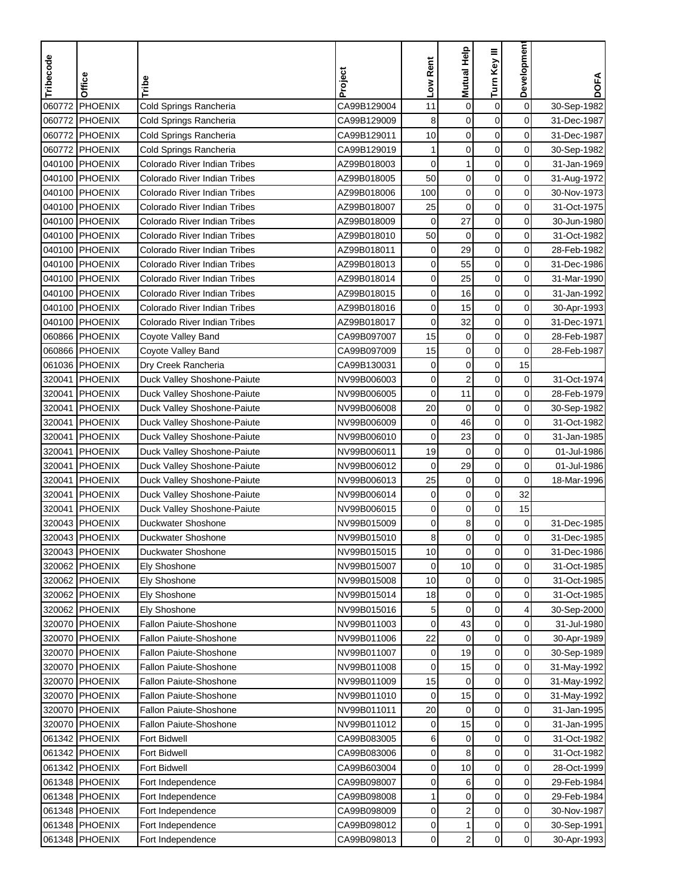| Tribecode | Office | Tribe | Project | Low Rent | Mutual Help | Turn Key III | Development | DOFA |
|---|---|---|---|---|---|---|---|---|
| 060772 | PHOENIX | Cold Springs Rancheria | CA99B129004 | 11 | 0 | 0 | 0 | 30-Sep-1982 |
| 060772 | PHOENIX | Cold Springs Rancheria | CA99B129009 | 8 | 0 | 0 | 0 | 31-Dec-1987 |
| 060772 | PHOENIX | Cold Springs Rancheria | CA99B129011 | 10 | 0 | 0 | 0 | 31-Dec-1987 |
| 060772 | PHOENIX | Cold Springs Rancheria | CA99B129019 | 1 | 0 | 0 | 0 | 30-Sep-1982 |
| 040100 | PHOENIX | Colorado River Indian Tribes | AZ99B018003 | 0 | 1 | 0 | 0 | 31-Jan-1969 |
| 040100 | PHOENIX | Colorado River Indian Tribes | AZ99B018005 | 50 | 0 | 0 | 0 | 31-Aug-1972 |
| 040100 | PHOENIX | Colorado River Indian Tribes | AZ99B018006 | 100 | 0 | 0 | 0 | 30-Nov-1973 |
| 040100 | PHOENIX | Colorado River Indian Tribes | AZ99B018007 | 25 | 0 | 0 | 0 | 31-Oct-1975 |
| 040100 | PHOENIX | Colorado River Indian Tribes | AZ99B018009 | 0 | 27 | 0 | 0 | 30-Jun-1980 |
| 040100 | PHOENIX | Colorado River Indian Tribes | AZ99B018010 | 50 | 0 | 0 | 0 | 31-Oct-1982 |
| 040100 | PHOENIX | Colorado River Indian Tribes | AZ99B018011 | 0 | 29 | 0 | 0 | 28-Feb-1982 |
| 040100 | PHOENIX | Colorado River Indian Tribes | AZ99B018013 | 0 | 55 | 0 | 0 | 31-Dec-1986 |
| 040100 | PHOENIX | Colorado River Indian Tribes | AZ99B018014 | 0 | 25 | 0 | 0 | 31-Mar-1990 |
| 040100 | PHOENIX | Colorado River Indian Tribes | AZ99B018015 | 0 | 16 | 0 | 0 | 31-Jan-1992 |
| 040100 | PHOENIX | Colorado River Indian Tribes | AZ99B018016 | 0 | 15 | 0 | 0 | 30-Apr-1993 |
| 040100 | PHOENIX | Colorado River Indian Tribes | AZ99B018017 | 0 | 32 | 0 | 0 | 31-Dec-1971 |
| 060866 | PHOENIX | Coyote Valley Band | CA99B097007 | 15 | 0 | 0 | 0 | 28-Feb-1987 |
| 060866 | PHOENIX | Coyote Valley Band | CA99B097009 | 15 | 0 | 0 | 0 | 28-Feb-1987 |
| 061036 | PHOENIX | Dry Creek Rancheria | CA99B130031 | 0 | 0 | 0 | 15 | |
| 320041 | PHOENIX | Duck Valley Shoshone-Paiute | NV99B006003 | 0 | 2 | 0 | 0 | 31-Oct-1974 |
| 320041 | PHOENIX | Duck Valley Shoshone-Paiute | NV99B006005 | 0 | 11 | 0 | 0 | 28-Feb-1979 |
| 320041 | PHOENIX | Duck Valley Shoshone-Paiute | NV99B006008 | 20 | 0 | 0 | 0 | 30-Sep-1982 |
| 320041 | PHOENIX | Duck Valley Shoshone-Paiute | NV99B006009 | 0 | 46 | 0 | 0 | 31-Oct-1982 |
| 320041 | PHOENIX | Duck Valley Shoshone-Paiute | NV99B006010 | 0 | 23 | 0 | 0 | 31-Jan-1985 |
| 320041 | PHOENIX | Duck Valley Shoshone-Paiute | NV99B006011 | 19 | 0 | 0 | 0 | 01-Jul-1986 |
| 320041 | PHOENIX | Duck Valley Shoshone-Paiute | NV99B006012 | 0 | 29 | 0 | 0 | 01-Jul-1986 |
| 320041 | PHOENIX | Duck Valley Shoshone-Paiute | NV99B006013 | 25 | 0 | 0 | 0 | 18-Mar-1996 |
| 320041 | PHOENIX | Duck Valley Shoshone-Paiute | NV99B006014 | 0 | 0 | 0 | 32 | |
| 320041 | PHOENIX | Duck Valley Shoshone-Paiute | NV99B006015 | 0 | 0 | 0 | 15 | |
| 320043 | PHOENIX | Duckwater Shoshone | NV99B015009 | 0 | 8 | 0 | 0 | 31-Dec-1985 |
| 320043 | PHOENIX | Duckwater Shoshone | NV99B015010 | 8 | 0 | 0 | 0 | 31-Dec-1985 |
| 320043 | PHOENIX | Duckwater Shoshone | NV99B015015 | 10 | 0 | 0 | 0 | 31-Dec-1986 |
| 320062 | PHOENIX | Ely Shoshone | NV99B015007 | 0 | 10 | 0 | 0 | 31-Oct-1985 |
| 320062 | PHOENIX | Ely Shoshone | NV99B015008 | 10 | 0 | 0 | 0 | 31-Oct-1985 |
| 320062 | PHOENIX | Ely Shoshone | NV99B015014 | 18 | 0 | 0 | 0 | 31-Oct-1985 |
| 320062 | PHOENIX | Ely Shoshone | NV99B015016 | 5 | 0 | 0 | 4 | 30-Sep-2000 |
| 320070 | PHOENIX | Fallon Paiute-Shoshone | NV99B011003 | 0 | 43 | 0 | 0 | 31-Jul-1980 |
| 320070 | PHOENIX | Fallon Paiute-Shoshone | NV99B011006 | 22 | 0 | 0 | 0 | 30-Apr-1989 |
| 320070 | PHOENIX | Fallon Paiute-Shoshone | NV99B011007 | 0 | 19 | 0 | 0 | 30-Sep-1989 |
| 320070 | PHOENIX | Fallon Paiute-Shoshone | NV99B011008 | 0 | 15 | 0 | 0 | 31-May-1992 |
| 320070 | PHOENIX | Fallon Paiute-Shoshone | NV99B011009 | 15 | 0 | 0 | 0 | 31-May-1992 |
| 320070 | PHOENIX | Fallon Paiute-Shoshone | NV99B011010 | 0 | 15 | 0 | 0 | 31-May-1992 |
| 320070 | PHOENIX | Fallon Paiute-Shoshone | NV99B011011 | 20 | 0 | 0 | 0 | 31-Jan-1995 |
| 320070 | PHOENIX | Fallon Paiute-Shoshone | NV99B011012 | 0 | 15 | 0 | 0 | 31-Jan-1995 |
| 061342 | PHOENIX | Fort Bidwell | CA99B083005 | 6 | 0 | 0 | 0 | 31-Oct-1982 |
| 061342 | PHOENIX | Fort Bidwell | CA99B083006 | 0 | 8 | 0 | 0 | 31-Oct-1982 |
| 061342 | PHOENIX | Fort Bidwell | CA99B603004 | 0 | 10 | 0 | 0 | 28-Oct-1999 |
| 061348 | PHOENIX | Fort Independence | CA99B098007 | 0 | 6 | 0 | 0 | 29-Feb-1984 |
| 061348 | PHOENIX | Fort Independence | CA99B098008 | 1 | 0 | 0 | 0 | 29-Feb-1984 |
| 061348 | PHOENIX | Fort Independence | CA99B098009 | 0 | 2 | 0 | 0 | 30-Nov-1987 |
| 061348 | PHOENIX | Fort Independence | CA99B098012 | 0 | 1 | 0 | 0 | 30-Sep-1991 |
| 061348 | PHOENIX | Fort Independence | CA99B098013 | 0 | 2 | 0 | 0 | 30-Apr-1993 |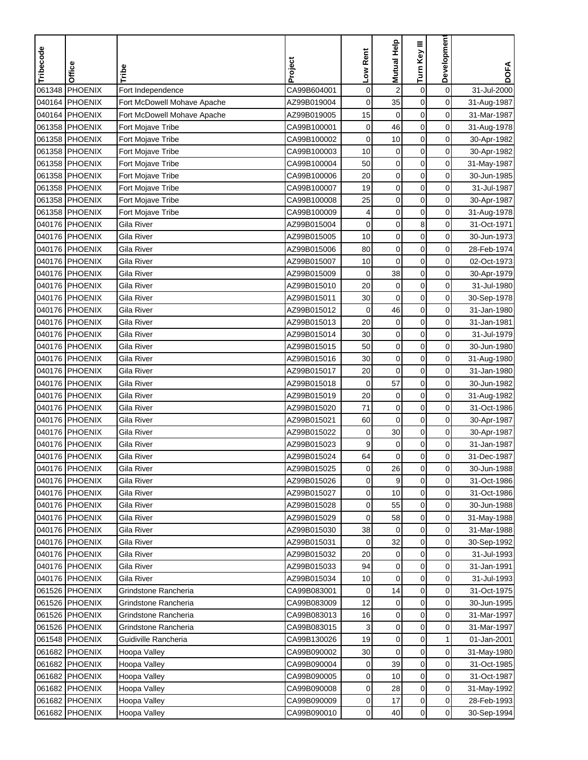| Tribecode | Office | Tribe | Project | Low Rent | Mutual Help | Turn Key III | Development | DOFA |
|---|---|---|---|---|---|---|---|---|
| 061348 | PHOENIX | Fort Independence | CA99B604001 | 0 | 2 | 0 | 0 | 31-Jul-2000 |
| 040164 | PHOENIX | Fort McDowell Mohave Apache | AZ99B019004 | 0 | 35 | 0 | 0 | 31-Aug-1987 |
| 040164 | PHOENIX | Fort McDowell Mohave Apache | AZ99B019005 | 15 | 0 | 0 | 0 | 31-Mar-1987 |
| 061358 | PHOENIX | Fort Mojave Tribe | CA99B100001 | 0 | 46 | 0 | 0 | 31-Aug-1978 |
| 061358 | PHOENIX | Fort Mojave Tribe | CA99B100002 | 0 | 10 | 0 | 0 | 30-Apr-1982 |
| 061358 | PHOENIX | Fort Mojave Tribe | CA99B100003 | 10 | 0 | 0 | 0 | 30-Apr-1982 |
| 061358 | PHOENIX | Fort Mojave Tribe | CA99B100004 | 50 | 0 | 0 | 0 | 31-May-1987 |
| 061358 | PHOENIX | Fort Mojave Tribe | CA99B100006 | 20 | 0 | 0 | 0 | 30-Jun-1985 |
| 061358 | PHOENIX | Fort Mojave Tribe | CA99B100007 | 19 | 0 | 0 | 0 | 31-Jul-1987 |
| 061358 | PHOENIX | Fort Mojave Tribe | CA99B100008 | 25 | 0 | 0 | 0 | 30-Apr-1987 |
| 061358 | PHOENIX | Fort Mojave Tribe | CA99B100009 | 4 | 0 | 0 | 0 | 31-Aug-1978 |
| 040176 | PHOENIX | Gila River | AZ99B015004 | 0 | 0 | 8 | 0 | 31-Oct-1971 |
| 040176 | PHOENIX | Gila River | AZ99B015005 | 10 | 0 | 0 | 0 | 30-Jun-1973 |
| 040176 | PHOENIX | Gila River | AZ99B015006 | 80 | 0 | 0 | 0 | 28-Feb-1974 |
| 040176 | PHOENIX | Gila River | AZ99B015007 | 10 | 0 | 0 | 0 | 02-Oct-1973 |
| 040176 | PHOENIX | Gila River | AZ99B015009 | 0 | 38 | 0 | 0 | 30-Apr-1979 |
| 040176 | PHOENIX | Gila River | AZ99B015010 | 20 | 0 | 0 | 0 | 31-Jul-1980 |
| 040176 | PHOENIX | Gila River | AZ99B015011 | 30 | 0 | 0 | 0 | 30-Sep-1978 |
| 040176 | PHOENIX | Gila River | AZ99B015012 | 0 | 46 | 0 | 0 | 31-Jan-1980 |
| 040176 | PHOENIX | Gila River | AZ99B015013 | 20 | 0 | 0 | 0 | 31-Jan-1981 |
| 040176 | PHOENIX | Gila River | AZ99B015014 | 30 | 0 | 0 | 0 | 31-Jul-1979 |
| 040176 | PHOENIX | Gila River | AZ99B015015 | 50 | 0 | 0 | 0 | 30-Jun-1980 |
| 040176 | PHOENIX | Gila River | AZ99B015016 | 30 | 0 | 0 | 0 | 31-Aug-1980 |
| 040176 | PHOENIX | Gila River | AZ99B015017 | 20 | 0 | 0 | 0 | 31-Jan-1980 |
| 040176 | PHOENIX | Gila River | AZ99B015018 | 0 | 57 | 0 | 0 | 30-Jun-1982 |
| 040176 | PHOENIX | Gila River | AZ99B015019 | 20 | 0 | 0 | 0 | 31-Aug-1982 |
| 040176 | PHOENIX | Gila River | AZ99B015020 | 71 | 0 | 0 | 0 | 31-Oct-1986 |
| 040176 | PHOENIX | Gila River | AZ99B015021 | 60 | 0 | 0 | 0 | 30-Apr-1987 |
| 040176 | PHOENIX | Gila River | AZ99B015022 | 0 | 30 | 0 | 0 | 30-Apr-1987 |
| 040176 | PHOENIX | Gila River | AZ99B015023 | 9 | 0 | 0 | 0 | 31-Jan-1987 |
| 040176 | PHOENIX | Gila River | AZ99B015024 | 64 | 0 | 0 | 0 | 31-Dec-1987 |
| 040176 | PHOENIX | Gila River | AZ99B015025 | 0 | 26 | 0 | 0 | 30-Jun-1988 |
| 040176 | PHOENIX | Gila River | AZ99B015026 | 0 | 9 | 0 | 0 | 31-Oct-1986 |
| 040176 | PHOENIX | Gila River | AZ99B015027 | 0 | 10 | 0 | 0 | 31-Oct-1986 |
| 040176 | PHOENIX | Gila River | AZ99B015028 | 0 | 55 | 0 | 0 | 30-Jun-1988 |
| 040176 | PHOENIX | Gila River | AZ99B015029 | 0 | 58 | 0 | 0 | 31-May-1988 |
| 040176 | PHOENIX | Gila River | AZ99B015030 | 38 | 0 | 0 | 0 | 31-Mar-1988 |
| 040176 | PHOENIX | Gila River | AZ99B015031 | 0 | 32 | 0 | 0 | 30-Sep-1992 |
| 040176 | PHOENIX | Gila River | AZ99B015032 | 20 | 0 | 0 | 0 | 31-Jul-1993 |
| 040176 | PHOENIX | Gila River | AZ99B015033 | 94 | 0 | 0 | 0 | 31-Jan-1991 |
| 040176 | PHOENIX | Gila River | AZ99B015034 | 10 | 0 | 0 | 0 | 31-Jul-1993 |
| 061526 | PHOENIX | Grindstone Rancheria | CA99B083001 | 0 | 14 | 0 | 0 | 31-Oct-1975 |
| 061526 | PHOENIX | Grindstone Rancheria | CA99B083009 | 12 | 0 | 0 | 0 | 30-Jun-1995 |
| 061526 | PHOENIX | Grindstone Rancheria | CA99B083013 | 16 | 0 | 0 | 0 | 31-Mar-1997 |
| 061526 | PHOENIX | Grindstone Rancheria | CA99B083015 | 3 | 0 | 0 | 0 | 31-Mar-1997 |
| 061548 | PHOENIX | Guidiville Rancheria | CA99B130026 | 19 | 0 | 0 | 1 | 01-Jan-2001 |
| 061682 | PHOENIX | Hoopa Valley | CA99B090002 | 30 | 0 | 0 | 0 | 31-May-1980 |
| 061682 | PHOENIX | Hoopa Valley | CA99B090004 | 0 | 39 | 0 | 0 | 31-Oct-1985 |
| 061682 | PHOENIX | Hoopa Valley | CA99B090005 | 0 | 10 | 0 | 0 | 31-Oct-1987 |
| 061682 | PHOENIX | Hoopa Valley | CA99B090008 | 0 | 28 | 0 | 0 | 31-May-1992 |
| 061682 | PHOENIX | Hoopa Valley | CA99B090009 | 0 | 17 | 0 | 0 | 28-Feb-1993 |
| 061682 | PHOENIX | Hoopa Valley | CA99B090010 | 0 | 40 | 0 | 0 | 30-Sep-1994 |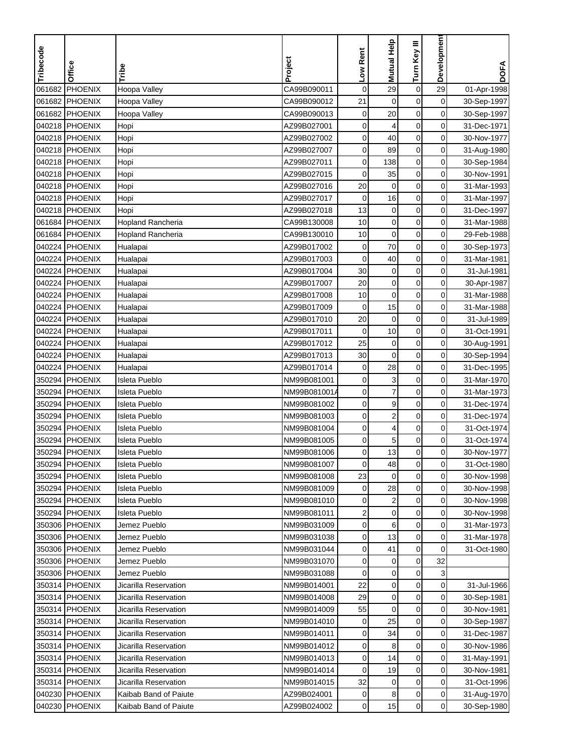| Tribecode | Office | Tribe | Project | Low Rent | Mutual Help | Turn Key III | Development | DOFA |
|---|---|---|---|---|---|---|---|---|
| 061682 | PHOENIX | Hoopa Valley | CA99B090011 | 0 | 29 | 0 | 29 | 01-Apr-1998 |
| 061682 | PHOENIX | Hoopa Valley | CA99B090012 | 21 | 0 | 0 | 0 | 30-Sep-1997 |
| 061682 | PHOENIX | Hoopa Valley | CA99B090013 | 0 | 20 | 0 | 0 | 30-Sep-1997 |
| 040218 | PHOENIX | Hopi | AZ99B027001 | 0 | 4 | 0 | 0 | 31-Dec-1971 |
| 040218 | PHOENIX | Hopi | AZ99B027002 | 0 | 40 | 0 | 0 | 30-Nov-1977 |
| 040218 | PHOENIX | Hopi | AZ99B027007 | 0 | 89 | 0 | 0 | 31-Aug-1980 |
| 040218 | PHOENIX | Hopi | AZ99B027011 | 0 | 138 | 0 | 0 | 30-Sep-1984 |
| 040218 | PHOENIX | Hopi | AZ99B027015 | 0 | 35 | 0 | 0 | 30-Nov-1991 |
| 040218 | PHOENIX | Hopi | AZ99B027016 | 20 | 0 | 0 | 0 | 31-Mar-1993 |
| 040218 | PHOENIX | Hopi | AZ99B027017 | 0 | 16 | 0 | 0 | 31-Mar-1997 |
| 040218 | PHOENIX | Hopi | AZ99B027018 | 13 | 0 | 0 | 0 | 31-Dec-1997 |
| 061684 | PHOENIX | Hopland Rancheria | CA99B130008 | 10 | 0 | 0 | 0 | 31-Mar-1988 |
| 061684 | PHOENIX | Hopland Rancheria | CA99B130010 | 10 | 0 | 0 | 0 | 29-Feb-1988 |
| 040224 | PHOENIX | Hualapai | AZ99B017002 | 0 | 70 | 0 | 0 | 30-Sep-1973 |
| 040224 | PHOENIX | Hualapai | AZ99B017003 | 0 | 40 | 0 | 0 | 31-Mar-1981 |
| 040224 | PHOENIX | Hualapai | AZ99B017004 | 30 | 0 | 0 | 0 | 31-Jul-1981 |
| 040224 | PHOENIX | Hualapai | AZ99B017007 | 20 | 0 | 0 | 0 | 30-Apr-1987 |
| 040224 | PHOENIX | Hualapai | AZ99B017008 | 10 | 0 | 0 | 0 | 31-Mar-1988 |
| 040224 | PHOENIX | Hualapai | AZ99B017009 | 0 | 15 | 0 | 0 | 31-Mar-1988 |
| 040224 | PHOENIX | Hualapai | AZ99B017010 | 20 | 0 | 0 | 0 | 31-Jul-1989 |
| 040224 | PHOENIX | Hualapai | AZ99B017011 | 0 | 10 | 0 | 0 | 31-Oct-1991 |
| 040224 | PHOENIX | Hualapai | AZ99B017012 | 25 | 0 | 0 | 0 | 30-Aug-1991 |
| 040224 | PHOENIX | Hualapai | AZ99B017013 | 30 | 0 | 0 | 0 | 30-Sep-1994 |
| 040224 | PHOENIX | Hualapai | AZ99B017014 | 0 | 28 | 0 | 0 | 31-Dec-1995 |
| 350294 | PHOENIX | Isleta Pueblo | NM99B081001 | 0 | 3 | 0 | 0 | 31-Mar-1970 |
| 350294 | PHOENIX | Isleta Pueblo | NM99B081001A | 0 | 7 | 0 | 0 | 31-Mar-1973 |
| 350294 | PHOENIX | Isleta Pueblo | NM99B081002 | 0 | 9 | 0 | 0 | 31-Dec-1974 |
| 350294 | PHOENIX | Isleta Pueblo | NM99B081003 | 0 | 2 | 0 | 0 | 31-Dec-1974 |
| 350294 | PHOENIX | Isleta Pueblo | NM99B081004 | 0 | 4 | 0 | 0 | 31-Oct-1974 |
| 350294 | PHOENIX | Isleta Pueblo | NM99B081005 | 0 | 5 | 0 | 0 | 31-Oct-1974 |
| 350294 | PHOENIX | Isleta Pueblo | NM99B081006 | 0 | 13 | 0 | 0 | 30-Nov-1977 |
| 350294 | PHOENIX | Isleta Pueblo | NM99B081007 | 0 | 48 | 0 | 0 | 31-Oct-1980 |
| 350294 | PHOENIX | Isleta Pueblo | NM99B081008 | 23 | 0 | 0 | 0 | 30-Nov-1998 |
| 350294 | PHOENIX | Isleta Pueblo | NM99B081009 | 0 | 28 | 0 | 0 | 30-Nov-1998 |
| 350294 | PHOENIX | Isleta Pueblo | NM99B081010 | 0 | 2 | 0 | 0 | 30-Nov-1998 |
| 350294 | PHOENIX | Isleta Pueblo | NM99B081011 | 2 | 0 | 0 | 0 | 30-Nov-1998 |
| 350306 | PHOENIX | Jemez Pueblo | NM99B031009 | 0 | 6 | 0 | 0 | 31-Mar-1973 |
| 350306 | PHOENIX | Jemez Pueblo | NM99B031038 | 0 | 13 | 0 | 0 | 31-Mar-1978 |
| 350306 | PHOENIX | Jemez Pueblo | NM99B031044 | 0 | 41 | 0 | 0 | 31-Oct-1980 |
| 350306 | PHOENIX | Jemez Pueblo | NM99B031070 | 0 | 0 | 0 | 32 | |
| 350306 | PHOENIX | Jemez Pueblo | NM99B031088 | 0 | 0 | 0 | 3 | |
| 350314 | PHOENIX | Jicarilla Reservation | NM99B014001 | 22 | 0 | 0 | 0 | 31-Jul-1966 |
| 350314 | PHOENIX | Jicarilla Reservation | NM99B014008 | 29 | 0 | 0 | 0 | 30-Sep-1981 |
| 350314 | PHOENIX | Jicarilla Reservation | NM99B014009 | 55 | 0 | 0 | 0 | 30-Nov-1981 |
| 350314 | PHOENIX | Jicarilla Reservation | NM99B014010 | 0 | 25 | 0 | 0 | 30-Sep-1987 |
| 350314 | PHOENIX | Jicarilla Reservation | NM99B014011 | 0 | 34 | 0 | 0 | 31-Dec-1987 |
| 350314 | PHOENIX | Jicarilla Reservation | NM99B014012 | 0 | 8 | 0 | 0 | 30-Nov-1986 |
| 350314 | PHOENIX | Jicarilla Reservation | NM99B014013 | 0 | 14 | 0 | 0 | 31-May-1991 |
| 350314 | PHOENIX | Jicarilla Reservation | NM99B014014 | 0 | 19 | 0 | 0 | 30-Nov-1981 |
| 350314 | PHOENIX | Jicarilla Reservation | NM99B014015 | 32 | 0 | 0 | 0 | 31-Oct-1996 |
| 040230 | PHOENIX | Kaibab Band of Paiute | AZ99B024001 | 0 | 8 | 0 | 0 | 31-Aug-1970 |
| 040230 | PHOENIX | Kaibab Band of Paiute | AZ99B024002 | 0 | 15 | 0 | 0 | 30-Sep-1980 |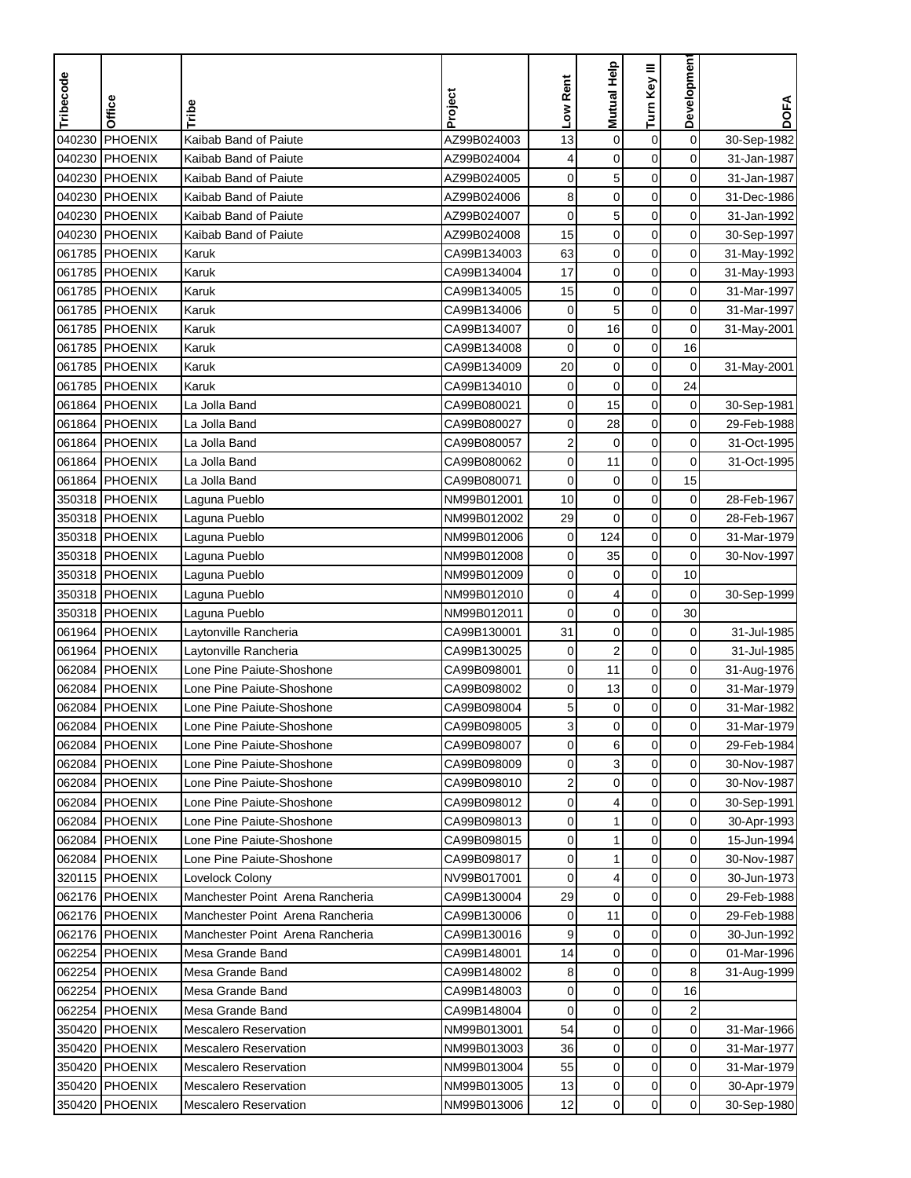| Tribecode | Office | Tribe | Project | Low Rent | Mutual Help | Turn Key III | Development | DOFA |
|---|---|---|---|---|---|---|---|---|
| 040230 | PHOENIX | Kaibab Band of Paiute | AZ99B024003 | 13 | 0 | 0 | 0 | 30-Sep-1982 |
| 040230 | PHOENIX | Kaibab Band of Paiute | AZ99B024004 | 4 | 0 | 0 | 0 | 31-Jan-1987 |
| 040230 | PHOENIX | Kaibab Band of Paiute | AZ99B024005 | 0 | 5 | 0 | 0 | 31-Jan-1987 |
| 040230 | PHOENIX | Kaibab Band of Paiute | AZ99B024006 | 8 | 0 | 0 | 0 | 31-Dec-1986 |
| 040230 | PHOENIX | Kaibab Band of Paiute | AZ99B024007 | 0 | 5 | 0 | 0 | 31-Jan-1992 |
| 040230 | PHOENIX | Kaibab Band of Paiute | AZ99B024008 | 15 | 0 | 0 | 0 | 30-Sep-1997 |
| 061785 | PHOENIX | Karuk | CA99B134003 | 63 | 0 | 0 | 0 | 31-May-1992 |
| 061785 | PHOENIX | Karuk | CA99B134004 | 17 | 0 | 0 | 0 | 31-May-1993 |
| 061785 | PHOENIX | Karuk | CA99B134005 | 15 | 0 | 0 | 0 | 31-Mar-1997 |
| 061785 | PHOENIX | Karuk | CA99B134006 | 0 | 5 | 0 | 0 | 31-Mar-1997 |
| 061785 | PHOENIX | Karuk | CA99B134007 | 0 | 16 | 0 | 0 | 31-May-2001 |
| 061785 | PHOENIX | Karuk | CA99B134008 | 0 | 0 | 0 | 16 | |
| 061785 | PHOENIX | Karuk | CA99B134009 | 20 | 0 | 0 | 0 | 31-May-2001 |
| 061785 | PHOENIX | Karuk | CA99B134010 | 0 | 0 | 0 | 24 | |
| 061864 | PHOENIX | La Jolla Band | CA99B080021 | 0 | 15 | 0 | 0 | 30-Sep-1981 |
| 061864 | PHOENIX | La Jolla Band | CA99B080027 | 0 | 28 | 0 | 0 | 29-Feb-1988 |
| 061864 | PHOENIX | La Jolla Band | CA99B080057 | 2 | 0 | 0 | 0 | 31-Oct-1995 |
| 061864 | PHOENIX | La Jolla Band | CA99B080062 | 0 | 11 | 0 | 0 | 31-Oct-1995 |
| 061864 | PHOENIX | La Jolla Band | CA99B080071 | 0 | 0 | 0 | 15 | |
| 350318 | PHOENIX | Laguna Pueblo | NM99B012001 | 10 | 0 | 0 | 0 | 28-Feb-1967 |
| 350318 | PHOENIX | Laguna Pueblo | NM99B012002 | 29 | 0 | 0 | 0 | 28-Feb-1967 |
| 350318 | PHOENIX | Laguna Pueblo | NM99B012006 | 0 | 124 | 0 | 0 | 31-Mar-1979 |
| 350318 | PHOENIX | Laguna Pueblo | NM99B012008 | 0 | 35 | 0 | 0 | 30-Nov-1997 |
| 350318 | PHOENIX | Laguna Pueblo | NM99B012009 | 0 | 0 | 0 | 10 | |
| 350318 | PHOENIX | Laguna Pueblo | NM99B012010 | 0 | 4 | 0 | 0 | 30-Sep-1999 |
| 350318 | PHOENIX | Laguna Pueblo | NM99B012011 | 0 | 0 | 0 | 30 | |
| 061964 | PHOENIX | Laytonville Rancheria | CA99B130001 | 31 | 0 | 0 | 0 | 31-Jul-1985 |
| 061964 | PHOENIX | Laytonville Rancheria | CA99B130025 | 0 | 2 | 0 | 0 | 31-Jul-1985 |
| 062084 | PHOENIX | Lone Pine Paiute-Shoshone | CA99B098001 | 0 | 11 | 0 | 0 | 31-Aug-1976 |
| 062084 | PHOENIX | Lone Pine Paiute-Shoshone | CA99B098002 | 0 | 13 | 0 | 0 | 31-Mar-1979 |
| 062084 | PHOENIX | Lone Pine Paiute-Shoshone | CA99B098004 | 5 | 0 | 0 | 0 | 31-Mar-1982 |
| 062084 | PHOENIX | Lone Pine Paiute-Shoshone | CA99B098005 | 3 | 0 | 0 | 0 | 31-Mar-1979 |
| 062084 | PHOENIX | Lone Pine Paiute-Shoshone | CA99B098007 | 0 | 6 | 0 | 0 | 29-Feb-1984 |
| 062084 | PHOENIX | Lone Pine Paiute-Shoshone | CA99B098009 | 0 | 3 | 0 | 0 | 30-Nov-1987 |
| 062084 | PHOENIX | Lone Pine Paiute-Shoshone | CA99B098010 | 2 | 0 | 0 | 0 | 30-Nov-1987 |
| 062084 | PHOENIX | Lone Pine Paiute-Shoshone | CA99B098012 | 0 | 4 | 0 | 0 | 30-Sep-1991 |
| 062084 | PHOENIX | Lone Pine Paiute-Shoshone | CA99B098013 | 0 | 1 | 0 | 0 | 30-Apr-1993 |
| 062084 | PHOENIX | Lone Pine Paiute-Shoshone | CA99B098015 | 0 | 1 | 0 | 0 | 15-Jun-1994 |
| 062084 | PHOENIX | Lone Pine Paiute-Shoshone | CA99B098017 | 0 | 1 | 0 | 0 | 30-Nov-1987 |
| 320115 | PHOENIX | Lovelock Colony | NV99B017001 | 0 | 4 | 0 | 0 | 30-Jun-1973 |
| 062176 | PHOENIX | Manchester Point Arena Rancheria | CA99B130004 | 29 | 0 | 0 | 0 | 29-Feb-1988 |
| 062176 | PHOENIX | Manchester Point Arena Rancheria | CA99B130006 | 0 | 11 | 0 | 0 | 29-Feb-1988 |
| 062176 | PHOENIX | Manchester Point Arena Rancheria | CA99B130016 | 9 | 0 | 0 | 0 | 30-Jun-1992 |
| 062254 | PHOENIX | Mesa Grande Band | CA99B148001 | 14 | 0 | 0 | 0 | 01-Mar-1996 |
| 062254 | PHOENIX | Mesa Grande Band | CA99B148002 | 8 | 0 | 0 | 8 | 31-Aug-1999 |
| 062254 | PHOENIX | Mesa Grande Band | CA99B148003 | 0 | 0 | 0 | 16 | |
| 062254 | PHOENIX | Mesa Grande Band | CA99B148004 | 0 | 0 | 0 | 2 | |
| 350420 | PHOENIX | Mescalero Reservation | NM99B013001 | 54 | 0 | 0 | 0 | 31-Mar-1966 |
| 350420 | PHOENIX | Mescalero Reservation | NM99B013003 | 36 | 0 | 0 | 0 | 31-Mar-1977 |
| 350420 | PHOENIX | Mescalero Reservation | NM99B013004 | 55 | 0 | 0 | 0 | 31-Mar-1979 |
| 350420 | PHOENIX | Mescalero Reservation | NM99B013005 | 13 | 0 | 0 | 0 | 30-Apr-1979 |
| 350420 | PHOENIX | Mescalero Reservation | NM99B013006 | 12 | 0 | 0 | 0 | 30-Sep-1980 |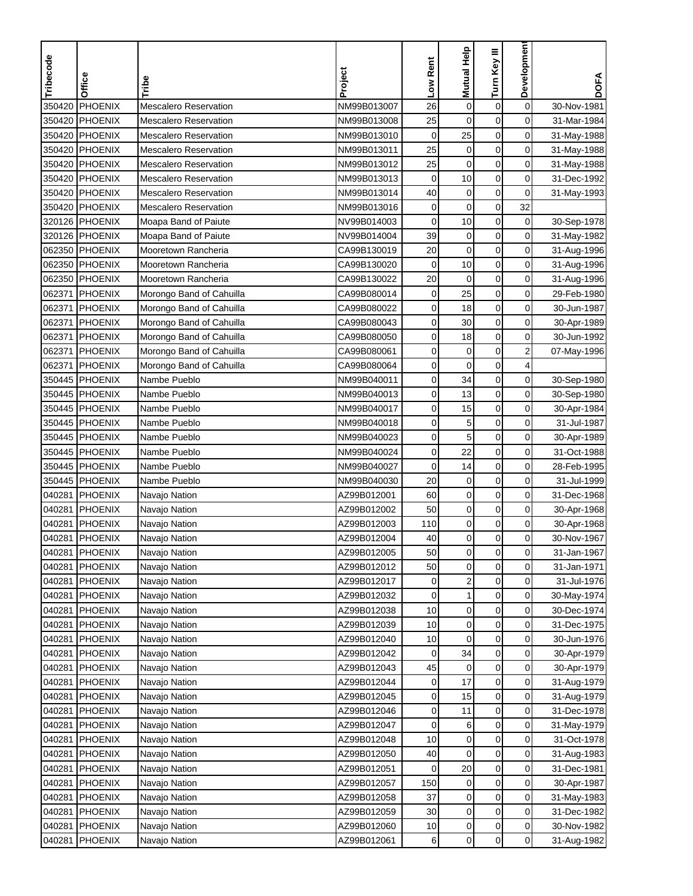| Tribecode | Office | Tribe | Project | Low Rent | Mutual Help | Turn Key III | Development | DOFA |
|---|---|---|---|---|---|---|---|---|
| 350420 | PHOENIX | Mescalero Reservation | NM99B013007 | 26 | 0 | 0 | 0 | 30-Nov-1981 |
| 350420 | PHOENIX | Mescalero Reservation | NM99B013008 | 25 | 0 | 0 | 0 | 31-Mar-1984 |
| 350420 | PHOENIX | Mescalero Reservation | NM99B013010 | 0 | 25 | 0 | 0 | 31-May-1988 |
| 350420 | PHOENIX | Mescalero Reservation | NM99B013011 | 25 | 0 | 0 | 0 | 31-May-1988 |
| 350420 | PHOENIX | Mescalero Reservation | NM99B013012 | 25 | 0 | 0 | 0 | 31-May-1988 |
| 350420 | PHOENIX | Mescalero Reservation | NM99B013013 | 0 | 10 | 0 | 0 | 31-Dec-1992 |
| 350420 | PHOENIX | Mescalero Reservation | NM99B013014 | 40 | 0 | 0 | 0 | 31-May-1993 |
| 350420 | PHOENIX | Mescalero Reservation | NM99B013016 | 0 | 0 | 0 | 32 | |
| 320126 | PHOENIX | Moapa Band of Paiute | NV99B014003 | 0 | 10 | 0 | 0 | 30-Sep-1978 |
| 320126 | PHOENIX | Moapa Band of Paiute | NV99B014004 | 39 | 0 | 0 | 0 | 31-May-1982 |
| 062350 | PHOENIX | Mooretown Rancheria | CA99B130019 | 20 | 0 | 0 | 0 | 31-Aug-1996 |
| 062350 | PHOENIX | Mooretown Rancheria | CA99B130020 | 0 | 10 | 0 | 0 | 31-Aug-1996 |
| 062350 | PHOENIX | Mooretown Rancheria | CA99B130022 | 20 | 0 | 0 | 0 | 31-Aug-1996 |
| 062371 | PHOENIX | Morongo Band of Cahuilla | CA99B080014 | 0 | 25 | 0 | 0 | 29-Feb-1980 |
| 062371 | PHOENIX | Morongo Band of Cahuilla | CA99B080022 | 0 | 18 | 0 | 0 | 30-Jun-1987 |
| 062371 | PHOENIX | Morongo Band of Cahuilla | CA99B080043 | 0 | 30 | 0 | 0 | 30-Apr-1989 |
| 062371 | PHOENIX | Morongo Band of Cahuilla | CA99B080050 | 0 | 18 | 0 | 0 | 30-Jun-1992 |
| 062371 | PHOENIX | Morongo Band of Cahuilla | CA99B080061 | 0 | 0 | 0 | 2 | 07-May-1996 |
| 062371 | PHOENIX | Morongo Band of Cahuilla | CA99B080064 | 0 | 0 | 0 | 4 | |
| 350445 | PHOENIX | Nambe Pueblo | NM99B040011 | 0 | 34 | 0 | 0 | 30-Sep-1980 |
| 350445 | PHOENIX | Nambe Pueblo | NM99B040013 | 0 | 13 | 0 | 0 | 30-Sep-1980 |
| 350445 | PHOENIX | Nambe Pueblo | NM99B040017 | 0 | 15 | 0 | 0 | 30-Apr-1984 |
| 350445 | PHOENIX | Nambe Pueblo | NM99B040018 | 0 | 5 | 0 | 0 | 31-Jul-1987 |
| 350445 | PHOENIX | Nambe Pueblo | NM99B040023 | 0 | 5 | 0 | 0 | 30-Apr-1989 |
| 350445 | PHOENIX | Nambe Pueblo | NM99B040024 | 0 | 22 | 0 | 0 | 31-Oct-1988 |
| 350445 | PHOENIX | Nambe Pueblo | NM99B040027 | 0 | 14 | 0 | 0 | 28-Feb-1995 |
| 350445 | PHOENIX | Nambe Pueblo | NM99B040030 | 20 | 0 | 0 | 0 | 31-Jul-1999 |
| 040281 | PHOENIX | Navajo Nation | AZ99B012001 | 60 | 0 | 0 | 0 | 31-Dec-1968 |
| 040281 | PHOENIX | Navajo Nation | AZ99B012002 | 50 | 0 | 0 | 0 | 30-Apr-1968 |
| 040281 | PHOENIX | Navajo Nation | AZ99B012003 | 110 | 0 | 0 | 0 | 30-Apr-1968 |
| 040281 | PHOENIX | Navajo Nation | AZ99B012004 | 40 | 0 | 0 | 0 | 30-Nov-1967 |
| 040281 | PHOENIX | Navajo Nation | AZ99B012005 | 50 | 0 | 0 | 0 | 31-Jan-1967 |
| 040281 | PHOENIX | Navajo Nation | AZ99B012012 | 50 | 0 | 0 | 0 | 31-Jan-1971 |
| 040281 | PHOENIX | Navajo Nation | AZ99B012017 | 0 | 2 | 0 | 0 | 31-Jul-1976 |
| 040281 | PHOENIX | Navajo Nation | AZ99B012032 | 0 | 1 | 0 | 0 | 30-May-1974 |
| 040281 | PHOENIX | Navajo Nation | AZ99B012038 | 10 | 0 | 0 | 0 | 30-Dec-1974 |
| 040281 | PHOENIX | Navajo Nation | AZ99B012039 | 10 | 0 | 0 | 0 | 31-Dec-1975 |
| 040281 | PHOENIX | Navajo Nation | AZ99B012040 | 10 | 0 | 0 | 0 | 30-Jun-1976 |
| 040281 | PHOENIX | Navajo Nation | AZ99B012042 | 0 | 34 | 0 | 0 | 30-Apr-1979 |
| 040281 | PHOENIX | Navajo Nation | AZ99B012043 | 45 | 0 | 0 | 0 | 30-Apr-1979 |
| 040281 | PHOENIX | Navajo Nation | AZ99B012044 | 0 | 17 | 0 | 0 | 31-Aug-1979 |
| 040281 | PHOENIX | Navajo Nation | AZ99B012045 | 0 | 15 | 0 | 0 | 31-Aug-1979 |
| 040281 | PHOENIX | Navajo Nation | AZ99B012046 | 0 | 11 | 0 | 0 | 31-Dec-1978 |
| 040281 | PHOENIX | Navajo Nation | AZ99B012047 | 0 | 6 | 0 | 0 | 31-May-1979 |
| 040281 | PHOENIX | Navajo Nation | AZ99B012048 | 10 | 0 | 0 | 0 | 31-Oct-1978 |
| 040281 | PHOENIX | Navajo Nation | AZ99B012050 | 40 | 0 | 0 | 0 | 31-Aug-1983 |
| 040281 | PHOENIX | Navajo Nation | AZ99B012051 | 0 | 20 | 0 | 0 | 31-Dec-1981 |
| 040281 | PHOENIX | Navajo Nation | AZ99B012057 | 150 | 0 | 0 | 0 | 30-Apr-1987 |
| 040281 | PHOENIX | Navajo Nation | AZ99B012058 | 37 | 0 | 0 | 0 | 31-May-1983 |
| 040281 | PHOENIX | Navajo Nation | AZ99B012059 | 30 | 0 | 0 | 0 | 31-Dec-1982 |
| 040281 | PHOENIX | Navajo Nation | AZ99B012060 | 10 | 0 | 0 | 0 | 30-Nov-1982 |
| 040281 | PHOENIX | Navajo Nation | AZ99B012061 | 6 | 0 | 0 | 0 | 31-Aug-1982 |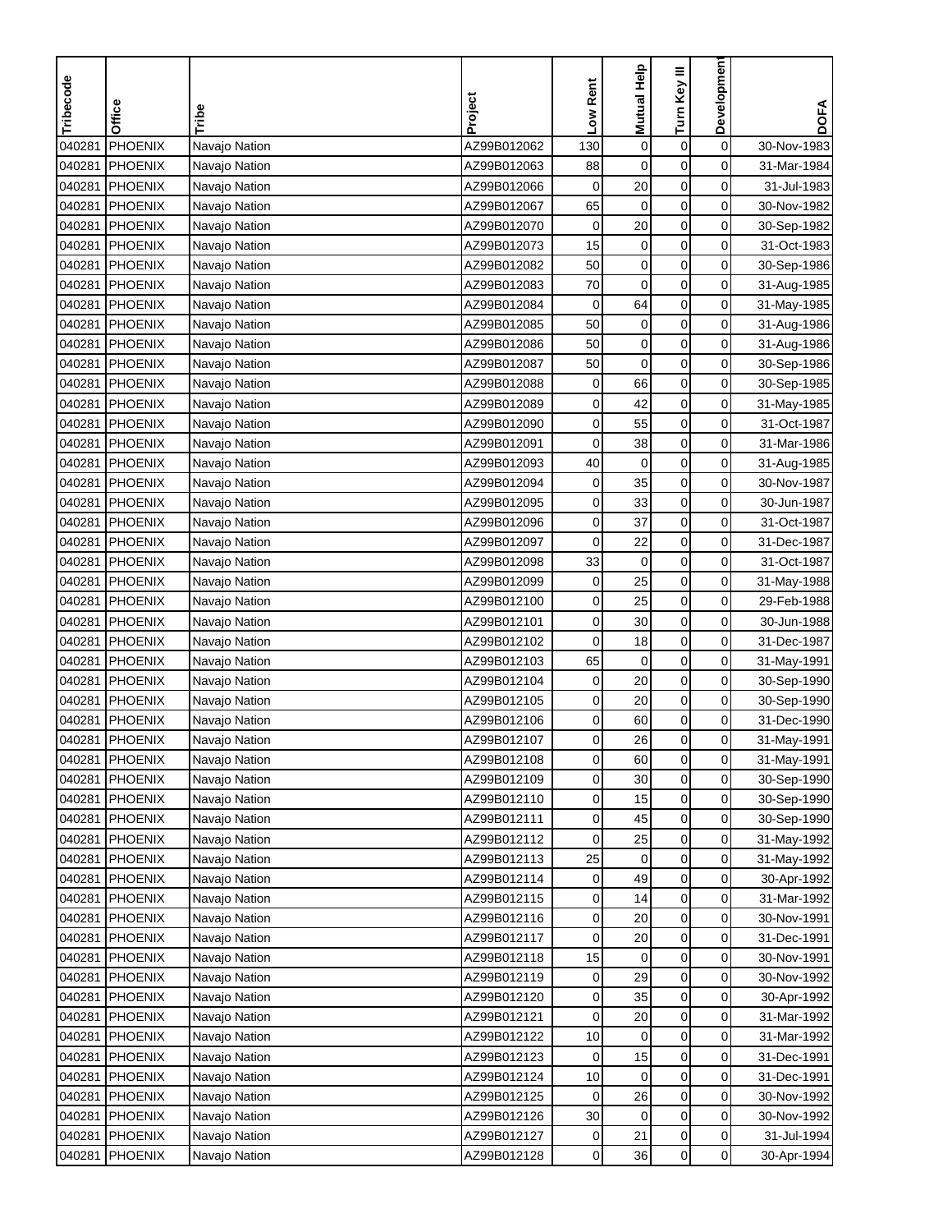| Tribecode | Office | Tribe | Project | Low Rent | Mutual Help | Turn Key III | Development | DOFA |
|---|---|---|---|---|---|---|---|---|
| 040281 | PHOENIX | Navajo Nation | AZ99B012062 | 130 | 0 | 0 | 0 | 30-Nov-1983 |
| 040281 | PHOENIX | Navajo Nation | AZ99B012063 | 88 | 0 | 0 | 0 | 31-Mar-1984 |
| 040281 | PHOENIX | Navajo Nation | AZ99B012066 | 0 | 20 | 0 | 0 | 31-Jul-1983 |
| 040281 | PHOENIX | Navajo Nation | AZ99B012067 | 65 | 0 | 0 | 0 | 30-Nov-1982 |
| 040281 | PHOENIX | Navajo Nation | AZ99B012070 | 0 | 20 | 0 | 0 | 30-Sep-1982 |
| 040281 | PHOENIX | Navajo Nation | AZ99B012073 | 15 | 0 | 0 | 0 | 31-Oct-1983 |
| 040281 | PHOENIX | Navajo Nation | AZ99B012082 | 50 | 0 | 0 | 0 | 30-Sep-1986 |
| 040281 | PHOENIX | Navajo Nation | AZ99B012083 | 70 | 0 | 0 | 0 | 31-Aug-1985 |
| 040281 | PHOENIX | Navajo Nation | AZ99B012084 | 0 | 64 | 0 | 0 | 31-May-1985 |
| 040281 | PHOENIX | Navajo Nation | AZ99B012085 | 50 | 0 | 0 | 0 | 31-Aug-1986 |
| 040281 | PHOENIX | Navajo Nation | AZ99B012086 | 50 | 0 | 0 | 0 | 31-Aug-1986 |
| 040281 | PHOENIX | Navajo Nation | AZ99B012087 | 50 | 0 | 0 | 0 | 30-Sep-1986 |
| 040281 | PHOENIX | Navajo Nation | AZ99B012088 | 0 | 66 | 0 | 0 | 30-Sep-1985 |
| 040281 | PHOENIX | Navajo Nation | AZ99B012089 | 0 | 42 | 0 | 0 | 31-May-1985 |
| 040281 | PHOENIX | Navajo Nation | AZ99B012090 | 0 | 55 | 0 | 0 | 31-Oct-1987 |
| 040281 | PHOENIX | Navajo Nation | AZ99B012091 | 0 | 38 | 0 | 0 | 31-Mar-1986 |
| 040281 | PHOENIX | Navajo Nation | AZ99B012093 | 40 | 0 | 0 | 0 | 31-Aug-1985 |
| 040281 | PHOENIX | Navajo Nation | AZ99B012094 | 0 | 35 | 0 | 0 | 30-Nov-1987 |
| 040281 | PHOENIX | Navajo Nation | AZ99B012095 | 0 | 33 | 0 | 0 | 30-Jun-1987 |
| 040281 | PHOENIX | Navajo Nation | AZ99B012096 | 0 | 37 | 0 | 0 | 31-Oct-1987 |
| 040281 | PHOENIX | Navajo Nation | AZ99B012097 | 0 | 22 | 0 | 0 | 31-Dec-1987 |
| 040281 | PHOENIX | Navajo Nation | AZ99B012098 | 33 | 0 | 0 | 0 | 31-Oct-1987 |
| 040281 | PHOENIX | Navajo Nation | AZ99B012099 | 0 | 25 | 0 | 0 | 31-May-1988 |
| 040281 | PHOENIX | Navajo Nation | AZ99B012100 | 0 | 25 | 0 | 0 | 29-Feb-1988 |
| 040281 | PHOENIX | Navajo Nation | AZ99B012101 | 0 | 30 | 0 | 0 | 30-Jun-1988 |
| 040281 | PHOENIX | Navajo Nation | AZ99B012102 | 0 | 18 | 0 | 0 | 31-Dec-1987 |
| 040281 | PHOENIX | Navajo Nation | AZ99B012103 | 65 | 0 | 0 | 0 | 31-May-1991 |
| 040281 | PHOENIX | Navajo Nation | AZ99B012104 | 0 | 20 | 0 | 0 | 30-Sep-1990 |
| 040281 | PHOENIX | Navajo Nation | AZ99B012105 | 0 | 20 | 0 | 0 | 30-Sep-1990 |
| 040281 | PHOENIX | Navajo Nation | AZ99B012106 | 0 | 60 | 0 | 0 | 31-Dec-1990 |
| 040281 | PHOENIX | Navajo Nation | AZ99B012107 | 0 | 26 | 0 | 0 | 31-May-1991 |
| 040281 | PHOENIX | Navajo Nation | AZ99B012108 | 0 | 60 | 0 | 0 | 31-May-1991 |
| 040281 | PHOENIX | Navajo Nation | AZ99B012109 | 0 | 30 | 0 | 0 | 30-Sep-1990 |
| 040281 | PHOENIX | Navajo Nation | AZ99B012110 | 0 | 15 | 0 | 0 | 30-Sep-1990 |
| 040281 | PHOENIX | Navajo Nation | AZ99B012111 | 0 | 45 | 0 | 0 | 30-Sep-1990 |
| 040281 | PHOENIX | Navajo Nation | AZ99B012112 | 0 | 25 | 0 | 0 | 31-May-1992 |
| 040281 | PHOENIX | Navajo Nation | AZ99B012113 | 25 | 0 | 0 | 0 | 31-May-1992 |
| 040281 | PHOENIX | Navajo Nation | AZ99B012114 | 0 | 49 | 0 | 0 | 30-Apr-1992 |
| 040281 | PHOENIX | Navajo Nation | AZ99B012115 | 0 | 14 | 0 | 0 | 31-Mar-1992 |
| 040281 | PHOENIX | Navajo Nation | AZ99B012116 | 0 | 20 | 0 | 0 | 30-Nov-1991 |
| 040281 | PHOENIX | Navajo Nation | AZ99B012117 | 0 | 20 | 0 | 0 | 31-Dec-1991 |
| 040281 | PHOENIX | Navajo Nation | AZ99B012118 | 15 | 0 | 0 | 0 | 30-Nov-1991 |
| 040281 | PHOENIX | Navajo Nation | AZ99B012119 | 0 | 29 | 0 | 0 | 30-Nov-1992 |
| 040281 | PHOENIX | Navajo Nation | AZ99B012120 | 0 | 35 | 0 | 0 | 30-Apr-1992 |
| 040281 | PHOENIX | Navajo Nation | AZ99B012121 | 0 | 20 | 0 | 0 | 31-Mar-1992 |
| 040281 | PHOENIX | Navajo Nation | AZ99B012122 | 10 | 0 | 0 | 0 | 31-Mar-1992 |
| 040281 | PHOENIX | Navajo Nation | AZ99B012123 | 0 | 15 | 0 | 0 | 31-Dec-1991 |
| 040281 | PHOENIX | Navajo Nation | AZ99B012124 | 10 | 0 | 0 | 0 | 31-Dec-1991 |
| 040281 | PHOENIX | Navajo Nation | AZ99B012125 | 0 | 26 | 0 | 0 | 30-Nov-1992 |
| 040281 | PHOENIX | Navajo Nation | AZ99B012126 | 30 | 0 | 0 | 0 | 30-Nov-1992 |
| 040281 | PHOENIX | Navajo Nation | AZ99B012127 | 0 | 21 | 0 | 0 | 31-Jul-1994 |
| 040281 | PHOENIX | Navajo Nation | AZ99B012128 | 0 | 36 | 0 | 0 | 30-Apr-1994 |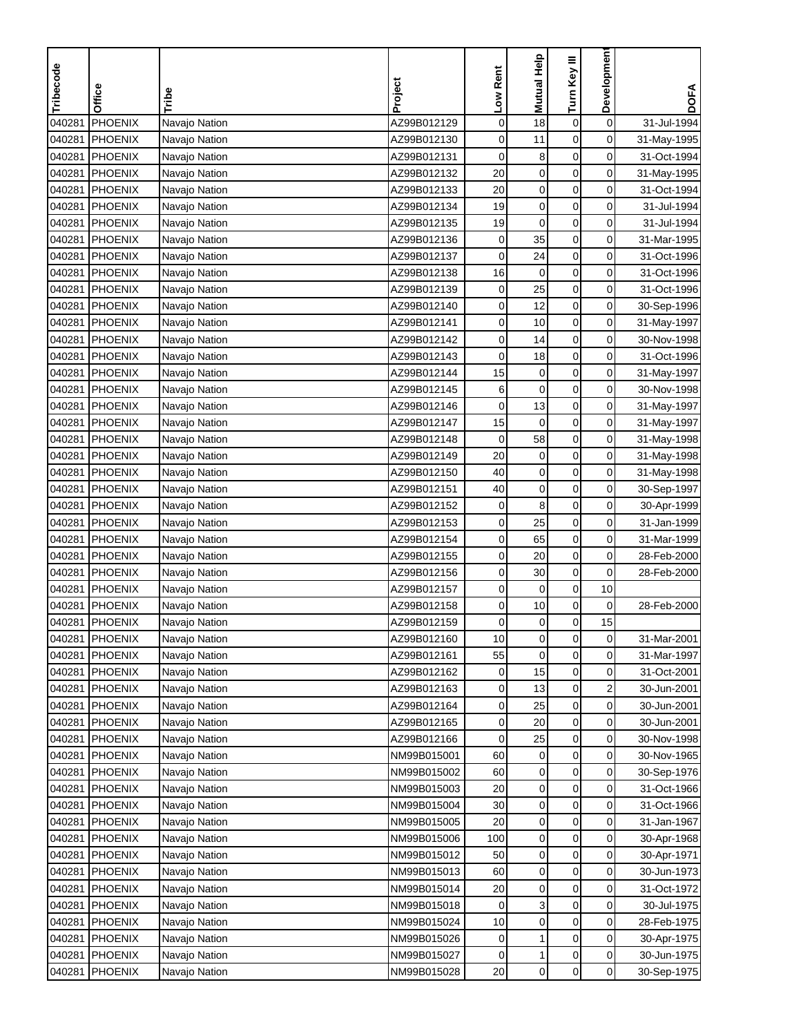| Tribecode | Office | Tribe | Project | Low Rent | Mutual Help | Turn Key III | Development | DOFA |
|---|---|---|---|---|---|---|---|---|
| 040281 | PHOENIX | Navajo Nation | AZ99B012129 | 0 | 18 | 0 | 0 | 31-Jul-1994 |
| 040281 | PHOENIX | Navajo Nation | AZ99B012130 | 0 | 11 | 0 | 0 | 31-May-1995 |
| 040281 | PHOENIX | Navajo Nation | AZ99B012131 | 0 | 8 | 0 | 0 | 31-Oct-1994 |
| 040281 | PHOENIX | Navajo Nation | AZ99B012132 | 20 | 0 | 0 | 0 | 31-May-1995 |
| 040281 | PHOENIX | Navajo Nation | AZ99B012133 | 20 | 0 | 0 | 0 | 31-Oct-1994 |
| 040281 | PHOENIX | Navajo Nation | AZ99B012134 | 19 | 0 | 0 | 0 | 31-Jul-1994 |
| 040281 | PHOENIX | Navajo Nation | AZ99B012135 | 19 | 0 | 0 | 0 | 31-Jul-1994 |
| 040281 | PHOENIX | Navajo Nation | AZ99B012136 | 0 | 35 | 0 | 0 | 31-Mar-1995 |
| 040281 | PHOENIX | Navajo Nation | AZ99B012137 | 0 | 24 | 0 | 0 | 31-Oct-1996 |
| 040281 | PHOENIX | Navajo Nation | AZ99B012138 | 16 | 0 | 0 | 0 | 31-Oct-1996 |
| 040281 | PHOENIX | Navajo Nation | AZ99B012139 | 0 | 25 | 0 | 0 | 31-Oct-1996 |
| 040281 | PHOENIX | Navajo Nation | AZ99B012140 | 0 | 12 | 0 | 0 | 30-Sep-1996 |
| 040281 | PHOENIX | Navajo Nation | AZ99B012141 | 0 | 10 | 0 | 0 | 31-May-1997 |
| 040281 | PHOENIX | Navajo Nation | AZ99B012142 | 0 | 14 | 0 | 0 | 30-Nov-1998 |
| 040281 | PHOENIX | Navajo Nation | AZ99B012143 | 0 | 18 | 0 | 0 | 31-Oct-1996 |
| 040281 | PHOENIX | Navajo Nation | AZ99B012144 | 15 | 0 | 0 | 0 | 31-May-1997 |
| 040281 | PHOENIX | Navajo Nation | AZ99B012145 | 6 | 0 | 0 | 0 | 30-Nov-1998 |
| 040281 | PHOENIX | Navajo Nation | AZ99B012146 | 0 | 13 | 0 | 0 | 31-May-1997 |
| 040281 | PHOENIX | Navajo Nation | AZ99B012147 | 15 | 0 | 0 | 0 | 31-May-1997 |
| 040281 | PHOENIX | Navajo Nation | AZ99B012148 | 0 | 58 | 0 | 0 | 31-May-1998 |
| 040281 | PHOENIX | Navajo Nation | AZ99B012149 | 20 | 0 | 0 | 0 | 31-May-1998 |
| 040281 | PHOENIX | Navajo Nation | AZ99B012150 | 40 | 0 | 0 | 0 | 31-May-1998 |
| 040281 | PHOENIX | Navajo Nation | AZ99B012151 | 40 | 0 | 0 | 0 | 30-Sep-1997 |
| 040281 | PHOENIX | Navajo Nation | AZ99B012152 | 0 | 8 | 0 | 0 | 30-Apr-1999 |
| 040281 | PHOENIX | Navajo Nation | AZ99B012153 | 0 | 25 | 0 | 0 | 31-Jan-1999 |
| 040281 | PHOENIX | Navajo Nation | AZ99B012154 | 0 | 65 | 0 | 0 | 31-Mar-1999 |
| 040281 | PHOENIX | Navajo Nation | AZ99B012155 | 0 | 20 | 0 | 0 | 28-Feb-2000 |
| 040281 | PHOENIX | Navajo Nation | AZ99B012156 | 0 | 30 | 0 | 0 | 28-Feb-2000 |
| 040281 | PHOENIX | Navajo Nation | AZ99B012157 | 0 | 0 | 0 | 10 | |
| 040281 | PHOENIX | Navajo Nation | AZ99B012158 | 0 | 10 | 0 | 0 | 28-Feb-2000 |
| 040281 | PHOENIX | Navajo Nation | AZ99B012159 | 0 | 0 | 0 | 15 | |
| 040281 | PHOENIX | Navajo Nation | AZ99B012160 | 10 | 0 | 0 | 0 | 31-Mar-2001 |
| 040281 | PHOENIX | Navajo Nation | AZ99B012161 | 55 | 0 | 0 | 0 | 31-Mar-1997 |
| 040281 | PHOENIX | Navajo Nation | AZ99B012162 | 0 | 15 | 0 | 0 | 31-Oct-2001 |
| 040281 | PHOENIX | Navajo Nation | AZ99B012163 | 0 | 13 | 0 | 2 | 30-Jun-2001 |
| 040281 | PHOENIX | Navajo Nation | AZ99B012164 | 0 | 25 | 0 | 0 | 30-Jun-2001 |
| 040281 | PHOENIX | Navajo Nation | AZ99B012165 | 0 | 20 | 0 | 0 | 30-Jun-2001 |
| 040281 | PHOENIX | Navajo Nation | AZ99B012166 | 0 | 25 | 0 | 0 | 30-Nov-1998 |
| 040281 | PHOENIX | Navajo Nation | NM99B015001 | 60 | 0 | 0 | 0 | 30-Nov-1965 |
| 040281 | PHOENIX | Navajo Nation | NM99B015002 | 60 | 0 | 0 | 0 | 30-Sep-1976 |
| 040281 | PHOENIX | Navajo Nation | NM99B015003 | 20 | 0 | 0 | 0 | 31-Oct-1966 |
| 040281 | PHOENIX | Navajo Nation | NM99B015004 | 30 | 0 | 0 | 0 | 31-Oct-1966 |
| 040281 | PHOENIX | Navajo Nation | NM99B015005 | 20 | 0 | 0 | 0 | 31-Jan-1967 |
| 040281 | PHOENIX | Navajo Nation | NM99B015006 | 100 | 0 | 0 | 0 | 30-Apr-1968 |
| 040281 | PHOENIX | Navajo Nation | NM99B015012 | 50 | 0 | 0 | 0 | 30-Apr-1971 |
| 040281 | PHOENIX | Navajo Nation | NM99B015013 | 60 | 0 | 0 | 0 | 30-Jun-1973 |
| 040281 | PHOENIX | Navajo Nation | NM99B015014 | 20 | 0 | 0 | 0 | 31-Oct-1972 |
| 040281 | PHOENIX | Navajo Nation | NM99B015018 | 0 | 3 | 0 | 0 | 30-Jul-1975 |
| 040281 | PHOENIX | Navajo Nation | NM99B015024 | 10 | 0 | 0 | 0 | 28-Feb-1975 |
| 040281 | PHOENIX | Navajo Nation | NM99B015026 | 0 | 1 | 0 | 0 | 30-Apr-1975 |
| 040281 | PHOENIX | Navajo Nation | NM99B015027 | 0 | 1 | 0 | 0 | 30-Jun-1975 |
| 040281 | PHOENIX | Navajo Nation | NM99B015028 | 20 | 0 | 0 | 0 | 30-Sep-1975 |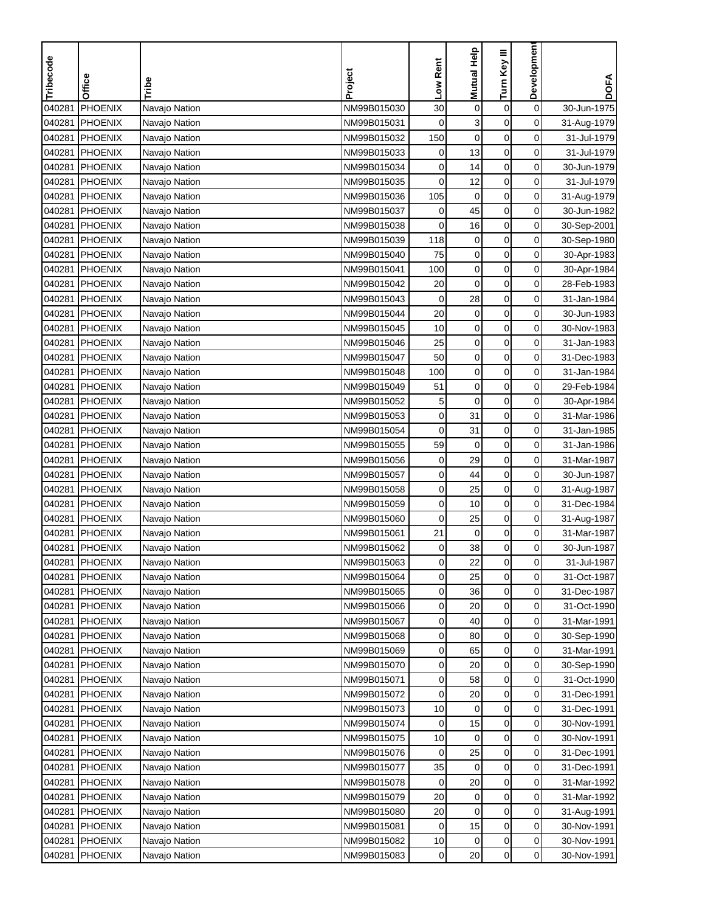| Tribecode | Office | Tribe | Project | Low Rent | Mutual Help | Turn Key III | Development | DOFA |
|---|---|---|---|---|---|---|---|---|
| 040281 | PHOENIX | Navajo Nation | NM99B015030 | 30 | 0 | 0 | 0 | 30-Jun-1975 |
| 040281 | PHOENIX | Navajo Nation | NM99B015031 | 0 | 3 | 0 | 0 | 31-Aug-1979 |
| 040281 | PHOENIX | Navajo Nation | NM99B015032 | 150 | 0 | 0 | 0 | 31-Jul-1979 |
| 040281 | PHOENIX | Navajo Nation | NM99B015033 | 0 | 13 | 0 | 0 | 31-Jul-1979 |
| 040281 | PHOENIX | Navajo Nation | NM99B015034 | 0 | 14 | 0 | 0 | 30-Jun-1979 |
| 040281 | PHOENIX | Navajo Nation | NM99B015035 | 0 | 12 | 0 | 0 | 31-Jul-1979 |
| 040281 | PHOENIX | Navajo Nation | NM99B015036 | 105 | 0 | 0 | 0 | 31-Aug-1979 |
| 040281 | PHOENIX | Navajo Nation | NM99B015037 | 0 | 45 | 0 | 0 | 30-Jun-1982 |
| 040281 | PHOENIX | Navajo Nation | NM99B015038 | 0 | 16 | 0 | 0 | 30-Sep-2001 |
| 040281 | PHOENIX | Navajo Nation | NM99B015039 | 118 | 0 | 0 | 0 | 30-Sep-1980 |
| 040281 | PHOENIX | Navajo Nation | NM99B015040 | 75 | 0 | 0 | 0 | 30-Apr-1983 |
| 040281 | PHOENIX | Navajo Nation | NM99B015041 | 100 | 0 | 0 | 0 | 30-Apr-1984 |
| 040281 | PHOENIX | Navajo Nation | NM99B015042 | 20 | 0 | 0 | 0 | 28-Feb-1983 |
| 040281 | PHOENIX | Navajo Nation | NM99B015043 | 0 | 28 | 0 | 0 | 31-Jan-1984 |
| 040281 | PHOENIX | Navajo Nation | NM99B015044 | 20 | 0 | 0 | 0 | 30-Jun-1983 |
| 040281 | PHOENIX | Navajo Nation | NM99B015045 | 10 | 0 | 0 | 0 | 30-Nov-1983 |
| 040281 | PHOENIX | Navajo Nation | NM99B015046 | 25 | 0 | 0 | 0 | 31-Jan-1983 |
| 040281 | PHOENIX | Navajo Nation | NM99B015047 | 50 | 0 | 0 | 0 | 31-Dec-1983 |
| 040281 | PHOENIX | Navajo Nation | NM99B015048 | 100 | 0 | 0 | 0 | 31-Jan-1984 |
| 040281 | PHOENIX | Navajo Nation | NM99B015049 | 51 | 0 | 0 | 0 | 29-Feb-1984 |
| 040281 | PHOENIX | Navajo Nation | NM99B015052 | 5 | 0 | 0 | 0 | 30-Apr-1984 |
| 040281 | PHOENIX | Navajo Nation | NM99B015053 | 0 | 31 | 0 | 0 | 31-Mar-1986 |
| 040281 | PHOENIX | Navajo Nation | NM99B015054 | 0 | 31 | 0 | 0 | 31-Jan-1985 |
| 040281 | PHOENIX | Navajo Nation | NM99B015055 | 59 | 0 | 0 | 0 | 31-Jan-1986 |
| 040281 | PHOENIX | Navajo Nation | NM99B015056 | 0 | 29 | 0 | 0 | 31-Mar-1987 |
| 040281 | PHOENIX | Navajo Nation | NM99B015057 | 0 | 44 | 0 | 0 | 30-Jun-1987 |
| 040281 | PHOENIX | Navajo Nation | NM99B015058 | 0 | 25 | 0 | 0 | 31-Aug-1987 |
| 040281 | PHOENIX | Navajo Nation | NM99B015059 | 0 | 10 | 0 | 0 | 31-Dec-1984 |
| 040281 | PHOENIX | Navajo Nation | NM99B015060 | 0 | 25 | 0 | 0 | 31-Aug-1987 |
| 040281 | PHOENIX | Navajo Nation | NM99B015061 | 21 | 0 | 0 | 0 | 31-Mar-1987 |
| 040281 | PHOENIX | Navajo Nation | NM99B015062 | 0 | 38 | 0 | 0 | 30-Jun-1987 |
| 040281 | PHOENIX | Navajo Nation | NM99B015063 | 0 | 22 | 0 | 0 | 31-Jul-1987 |
| 040281 | PHOENIX | Navajo Nation | NM99B015064 | 0 | 25 | 0 | 0 | 31-Oct-1987 |
| 040281 | PHOENIX | Navajo Nation | NM99B015065 | 0 | 36 | 0 | 0 | 31-Dec-1987 |
| 040281 | PHOENIX | Navajo Nation | NM99B015066 | 0 | 20 | 0 | 0 | 31-Oct-1990 |
| 040281 | PHOENIX | Navajo Nation | NM99B015067 | 0 | 40 | 0 | 0 | 31-Mar-1991 |
| 040281 | PHOENIX | Navajo Nation | NM99B015068 | 0 | 80 | 0 | 0 | 30-Sep-1990 |
| 040281 | PHOENIX | Navajo Nation | NM99B015069 | 0 | 65 | 0 | 0 | 31-Mar-1991 |
| 040281 | PHOENIX | Navajo Nation | NM99B015070 | 0 | 20 | 0 | 0 | 30-Sep-1990 |
| 040281 | PHOENIX | Navajo Nation | NM99B015071 | 0 | 58 | 0 | 0 | 31-Oct-1990 |
| 040281 | PHOENIX | Navajo Nation | NM99B015072 | 0 | 20 | 0 | 0 | 31-Dec-1991 |
| 040281 | PHOENIX | Navajo Nation | NM99B015073 | 10 | 0 | 0 | 0 | 31-Dec-1991 |
| 040281 | PHOENIX | Navajo Nation | NM99B015074 | 0 | 15 | 0 | 0 | 30-Nov-1991 |
| 040281 | PHOENIX | Navajo Nation | NM99B015075 | 10 | 0 | 0 | 0 | 30-Nov-1991 |
| 040281 | PHOENIX | Navajo Nation | NM99B015076 | 0 | 25 | 0 | 0 | 31-Dec-1991 |
| 040281 | PHOENIX | Navajo Nation | NM99B015077 | 35 | 0 | 0 | 0 | 31-Dec-1991 |
| 040281 | PHOENIX | Navajo Nation | NM99B015078 | 0 | 20 | 0 | 0 | 31-Mar-1992 |
| 040281 | PHOENIX | Navajo Nation | NM99B015079 | 20 | 0 | 0 | 0 | 31-Mar-1992 |
| 040281 | PHOENIX | Navajo Nation | NM99B015080 | 20 | 0 | 0 | 0 | 31-Aug-1991 |
| 040281 | PHOENIX | Navajo Nation | NM99B015081 | 0 | 15 | 0 | 0 | 30-Nov-1991 |
| 040281 | PHOENIX | Navajo Nation | NM99B015082 | 10 | 0 | 0 | 0 | 30-Nov-1991 |
| 040281 | PHOENIX | Navajo Nation | NM99B015083 | 0 | 20 | 0 | 0 | 30-Nov-1991 |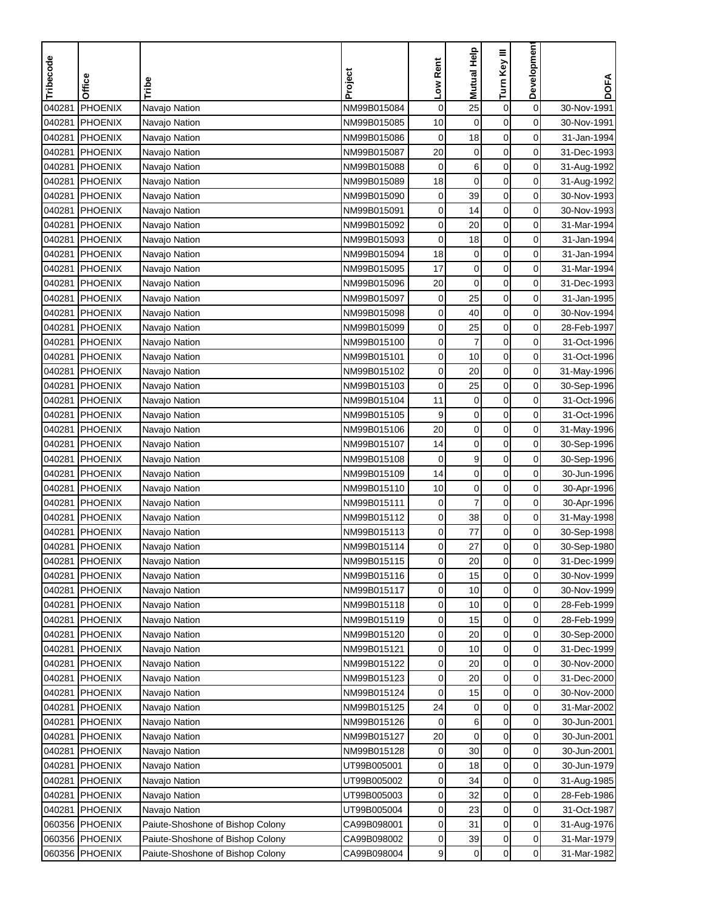| Tribecode | Office | Tribe | Project | Low Rent | Mutual Help | Turn Key III | Development | DOFA |
|---|---|---|---|---|---|---|---|---|
| 040281 | PHOENIX | Navajo Nation | NM99B015084 | 0 | 25 | 0 | 0 | 30-Nov-1991 |
| 040281 | PHOENIX | Navajo Nation | NM99B015085 | 10 | 0 | 0 | 0 | 30-Nov-1991 |
| 040281 | PHOENIX | Navajo Nation | NM99B015086 | 0 | 18 | 0 | 0 | 31-Jan-1994 |
| 040281 | PHOENIX | Navajo Nation | NM99B015087 | 20 | 0 | 0 | 0 | 31-Dec-1993 |
| 040281 | PHOENIX | Navajo Nation | NM99B015088 | 0 | 6 | 0 | 0 | 31-Aug-1992 |
| 040281 | PHOENIX | Navajo Nation | NM99B015089 | 18 | 0 | 0 | 0 | 31-Aug-1992 |
| 040281 | PHOENIX | Navajo Nation | NM99B015090 | 0 | 39 | 0 | 0 | 30-Nov-1993 |
| 040281 | PHOENIX | Navajo Nation | NM99B015091 | 0 | 14 | 0 | 0 | 30-Nov-1993 |
| 040281 | PHOENIX | Navajo Nation | NM99B015092 | 0 | 20 | 0 | 0 | 31-Mar-1994 |
| 040281 | PHOENIX | Navajo Nation | NM99B015093 | 0 | 18 | 0 | 0 | 31-Jan-1994 |
| 040281 | PHOENIX | Navajo Nation | NM99B015094 | 18 | 0 | 0 | 0 | 31-Jan-1994 |
| 040281 | PHOENIX | Navajo Nation | NM99B015095 | 17 | 0 | 0 | 0 | 31-Mar-1994 |
| 040281 | PHOENIX | Navajo Nation | NM99B015096 | 20 | 0 | 0 | 0 | 31-Dec-1993 |
| 040281 | PHOENIX | Navajo Nation | NM99B015097 | 0 | 25 | 0 | 0 | 31-Jan-1995 |
| 040281 | PHOENIX | Navajo Nation | NM99B015098 | 0 | 40 | 0 | 0 | 30-Nov-1994 |
| 040281 | PHOENIX | Navajo Nation | NM99B015099 | 0 | 25 | 0 | 0 | 28-Feb-1997 |
| 040281 | PHOENIX | Navajo Nation | NM99B015100 | 0 | 7 | 0 | 0 | 31-Oct-1996 |
| 040281 | PHOENIX | Navajo Nation | NM99B015101 | 0 | 10 | 0 | 0 | 31-Oct-1996 |
| 040281 | PHOENIX | Navajo Nation | NM99B015102 | 0 | 20 | 0 | 0 | 31-May-1996 |
| 040281 | PHOENIX | Navajo Nation | NM99B015103 | 0 | 25 | 0 | 0 | 30-Sep-1996 |
| 040281 | PHOENIX | Navajo Nation | NM99B015104 | 11 | 0 | 0 | 0 | 31-Oct-1996 |
| 040281 | PHOENIX | Navajo Nation | NM99B015105 | 9 | 0 | 0 | 0 | 31-Oct-1996 |
| 040281 | PHOENIX | Navajo Nation | NM99B015106 | 20 | 0 | 0 | 0 | 31-May-1996 |
| 040281 | PHOENIX | Navajo Nation | NM99B015107 | 14 | 0 | 0 | 0 | 30-Sep-1996 |
| 040281 | PHOENIX | Navajo Nation | NM99B015108 | 0 | 9 | 0 | 0 | 30-Sep-1996 |
| 040281 | PHOENIX | Navajo Nation | NM99B015109 | 14 | 0 | 0 | 0 | 30-Jun-1996 |
| 040281 | PHOENIX | Navajo Nation | NM99B015110 | 10 | 0 | 0 | 0 | 30-Apr-1996 |
| 040281 | PHOENIX | Navajo Nation | NM99B015111 | 0 | 7 | 0 | 0 | 30-Apr-1996 |
| 040281 | PHOENIX | Navajo Nation | NM99B015112 | 0 | 38 | 0 | 0 | 31-May-1998 |
| 040281 | PHOENIX | Navajo Nation | NM99B015113 | 0 | 77 | 0 | 0 | 30-Sep-1998 |
| 040281 | PHOENIX | Navajo Nation | NM99B015114 | 0 | 27 | 0 | 0 | 30-Sep-1980 |
| 040281 | PHOENIX | Navajo Nation | NM99B015115 | 0 | 20 | 0 | 0 | 31-Dec-1999 |
| 040281 | PHOENIX | Navajo Nation | NM99B015116 | 0 | 15 | 0 | 0 | 30-Nov-1999 |
| 040281 | PHOENIX | Navajo Nation | NM99B015117 | 0 | 10 | 0 | 0 | 30-Nov-1999 |
| 040281 | PHOENIX | Navajo Nation | NM99B015118 | 0 | 10 | 0 | 0 | 28-Feb-1999 |
| 040281 | PHOENIX | Navajo Nation | NM99B015119 | 0 | 15 | 0 | 0 | 28-Feb-1999 |
| 040281 | PHOENIX | Navajo Nation | NM99B015120 | 0 | 20 | 0 | 0 | 30-Sep-2000 |
| 040281 | PHOENIX | Navajo Nation | NM99B015121 | 0 | 10 | 0 | 0 | 31-Dec-1999 |
| 040281 | PHOENIX | Navajo Nation | NM99B015122 | 0 | 20 | 0 | 0 | 30-Nov-2000 |
| 040281 | PHOENIX | Navajo Nation | NM99B015123 | 0 | 20 | 0 | 0 | 31-Dec-2000 |
| 040281 | PHOENIX | Navajo Nation | NM99B015124 | 0 | 15 | 0 | 0 | 30-Nov-2000 |
| 040281 | PHOENIX | Navajo Nation | NM99B015125 | 24 | 0 | 0 | 0 | 31-Mar-2002 |
| 040281 | PHOENIX | Navajo Nation | NM99B015126 | 0 | 6 | 0 | 0 | 30-Jun-2001 |
| 040281 | PHOENIX | Navajo Nation | NM99B015127 | 20 | 0 | 0 | 0 | 30-Jun-2001 |
| 040281 | PHOENIX | Navajo Nation | NM99B015128 | 0 | 30 | 0 | 0 | 30-Jun-2001 |
| 040281 | PHOENIX | Navajo Nation | UT99B005001 | 0 | 18 | 0 | 0 | 30-Jun-1979 |
| 040281 | PHOENIX | Navajo Nation | UT99B005002 | 0 | 34 | 0 | 0 | 31-Aug-1985 |
| 040281 | PHOENIX | Navajo Nation | UT99B005003 | 0 | 32 | 0 | 0 | 28-Feb-1986 |
| 040281 | PHOENIX | Navajo Nation | UT99B005004 | 0 | 23 | 0 | 0 | 31-Oct-1987 |
| 060356 | PHOENIX | Paiute-Shoshone of Bishop Colony | CA99B098001 | 0 | 31 | 0 | 0 | 31-Aug-1976 |
| 060356 | PHOENIX | Paiute-Shoshone of Bishop Colony | CA99B098002 | 0 | 39 | 0 | 0 | 31-Mar-1979 |
| 060356 | PHOENIX | Paiute-Shoshone of Bishop Colony | CA99B098004 | 9 | 0 | 0 | 0 | 31-Mar-1982 |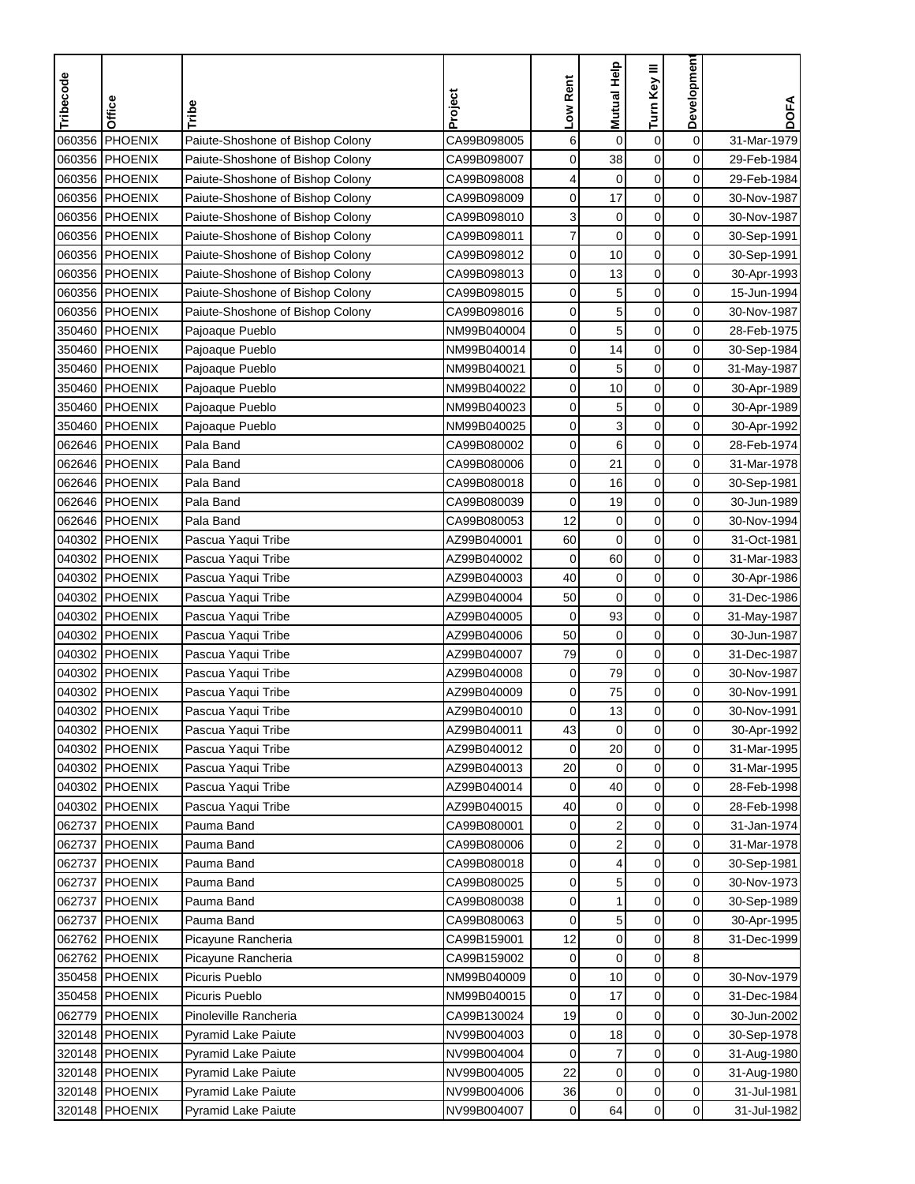| Tribecode | Office | Tribe | Project | Low Rent | Mutual Help | Turn Key III | Development | DOFA |
|---|---|---|---|---|---|---|---|---|
| 060356 | PHOENIX | Paiute-Shoshone of Bishop Colony | CA99B098005 | 6 | 0 | 0 | 0 | 31-Mar-1979 |
| 060356 | PHOENIX | Paiute-Shoshone of Bishop Colony | CA99B098007 | 0 | 38 | 0 | 0 | 29-Feb-1984 |
| 060356 | PHOENIX | Paiute-Shoshone of Bishop Colony | CA99B098008 | 4 | 0 | 0 | 0 | 29-Feb-1984 |
| 060356 | PHOENIX | Paiute-Shoshone of Bishop Colony | CA99B098009 | 0 | 17 | 0 | 0 | 30-Nov-1987 |
| 060356 | PHOENIX | Paiute-Shoshone of Bishop Colony | CA99B098010 | 3 | 0 | 0 | 0 | 30-Nov-1987 |
| 060356 | PHOENIX | Paiute-Shoshone of Bishop Colony | CA99B098011 | 7 | 0 | 0 | 0 | 30-Sep-1991 |
| 060356 | PHOENIX | Paiute-Shoshone of Bishop Colony | CA99B098012 | 0 | 10 | 0 | 0 | 30-Sep-1991 |
| 060356 | PHOENIX | Paiute-Shoshone of Bishop Colony | CA99B098013 | 0 | 13 | 0 | 0 | 30-Apr-1993 |
| 060356 | PHOENIX | Paiute-Shoshone of Bishop Colony | CA99B098015 | 0 | 5 | 0 | 0 | 15-Jun-1994 |
| 060356 | PHOENIX | Paiute-Shoshone of Bishop Colony | CA99B098016 | 0 | 5 | 0 | 0 | 30-Nov-1987 |
| 350460 | PHOENIX | Pajoaque Pueblo | NM99B040004 | 0 | 5 | 0 | 0 | 28-Feb-1975 |
| 350460 | PHOENIX | Pajoaque Pueblo | NM99B040014 | 0 | 14 | 0 | 0 | 30-Sep-1984 |
| 350460 | PHOENIX | Pajoaque Pueblo | NM99B040021 | 0 | 5 | 0 | 0 | 31-May-1987 |
| 350460 | PHOENIX | Pajoaque Pueblo | NM99B040022 | 0 | 10 | 0 | 0 | 30-Apr-1989 |
| 350460 | PHOENIX | Pajoaque Pueblo | NM99B040023 | 0 | 5 | 0 | 0 | 30-Apr-1989 |
| 350460 | PHOENIX | Pajoaque Pueblo | NM99B040025 | 0 | 3 | 0 | 0 | 30-Apr-1992 |
| 062646 | PHOENIX | Pala Band | CA99B080002 | 0 | 6 | 0 | 0 | 28-Feb-1974 |
| 062646 | PHOENIX | Pala Band | CA99B080006 | 0 | 21 | 0 | 0 | 31-Mar-1978 |
| 062646 | PHOENIX | Pala Band | CA99B080018 | 0 | 16 | 0 | 0 | 30-Sep-1981 |
| 062646 | PHOENIX | Pala Band | CA99B080039 | 0 | 19 | 0 | 0 | 30-Jun-1989 |
| 062646 | PHOENIX | Pala Band | CA99B080053 | 12 | 0 | 0 | 0 | 30-Nov-1994 |
| 040302 | PHOENIX | Pascua Yaqui Tribe | AZ99B040001 | 60 | 0 | 0 | 0 | 31-Oct-1981 |
| 040302 | PHOENIX | Pascua Yaqui Tribe | AZ99B040002 | 0 | 60 | 0 | 0 | 31-Mar-1983 |
| 040302 | PHOENIX | Pascua Yaqui Tribe | AZ99B040003 | 40 | 0 | 0 | 0 | 30-Apr-1986 |
| 040302 | PHOENIX | Pascua Yaqui Tribe | AZ99B040004 | 50 | 0 | 0 | 0 | 31-Dec-1986 |
| 040302 | PHOENIX | Pascua Yaqui Tribe | AZ99B040005 | 0 | 93 | 0 | 0 | 31-May-1987 |
| 040302 | PHOENIX | Pascua Yaqui Tribe | AZ99B040006 | 50 | 0 | 0 | 0 | 30-Jun-1987 |
| 040302 | PHOENIX | Pascua Yaqui Tribe | AZ99B040007 | 79 | 0 | 0 | 0 | 31-Dec-1987 |
| 040302 | PHOENIX | Pascua Yaqui Tribe | AZ99B040008 | 0 | 79 | 0 | 0 | 30-Nov-1987 |
| 040302 | PHOENIX | Pascua Yaqui Tribe | AZ99B040009 | 0 | 75 | 0 | 0 | 30-Nov-1991 |
| 040302 | PHOENIX | Pascua Yaqui Tribe | AZ99B040010 | 0 | 13 | 0 | 0 | 30-Nov-1991 |
| 040302 | PHOENIX | Pascua Yaqui Tribe | AZ99B040011 | 43 | 0 | 0 | 0 | 30-Apr-1992 |
| 040302 | PHOENIX | Pascua Yaqui Tribe | AZ99B040012 | 0 | 20 | 0 | 0 | 31-Mar-1995 |
| 040302 | PHOENIX | Pascua Yaqui Tribe | AZ99B040013 | 20 | 0 | 0 | 0 | 31-Mar-1995 |
| 040302 | PHOENIX | Pascua Yaqui Tribe | AZ99B040014 | 0 | 40 | 0 | 0 | 28-Feb-1998 |
| 040302 | PHOENIX | Pascua Yaqui Tribe | AZ99B040015 | 40 | 0 | 0 | 0 | 28-Feb-1998 |
| 062737 | PHOENIX | Pauma Band | CA99B080001 | 0 | 2 | 0 | 0 | 31-Jan-1974 |
| 062737 | PHOENIX | Pauma Band | CA99B080006 | 0 | 2 | 0 | 0 | 31-Mar-1978 |
| 062737 | PHOENIX | Pauma Band | CA99B080018 | 0 | 4 | 0 | 0 | 30-Sep-1981 |
| 062737 | PHOENIX | Pauma Band | CA99B080025 | 0 | 5 | 0 | 0 | 30-Nov-1973 |
| 062737 | PHOENIX | Pauma Band | CA99B080038 | 0 | 1 | 0 | 0 | 30-Sep-1989 |
| 062737 | PHOENIX | Pauma Band | CA99B080063 | 0 | 5 | 0 | 0 | 30-Apr-1995 |
| 062762 | PHOENIX | Picayune Rancheria | CA99B159001 | 12 | 0 | 0 | 8 | 31-Dec-1999 |
| 062762 | PHOENIX | Picayune Rancheria | CA99B159002 | 0 | 0 | 0 | 8 | |
| 350458 | PHOENIX | Picuris Pueblo | NM99B040009 | 0 | 10 | 0 | 0 | 30-Nov-1979 |
| 350458 | PHOENIX | Picuris Pueblo | NM99B040015 | 0 | 17 | 0 | 0 | 31-Dec-1984 |
| 062779 | PHOENIX | Pinoleville Rancheria | CA99B130024 | 19 | 0 | 0 | 0 | 30-Jun-2002 |
| 320148 | PHOENIX | Pyramid Lake Paiute | NV99B004003 | 0 | 18 | 0 | 0 | 30-Sep-1978 |
| 320148 | PHOENIX | Pyramid Lake Paiute | NV99B004004 | 0 | 7 | 0 | 0 | 31-Aug-1980 |
| 320148 | PHOENIX | Pyramid Lake Paiute | NV99B004005 | 22 | 0 | 0 | 0 | 31-Aug-1980 |
| 320148 | PHOENIX | Pyramid Lake Paiute | NV99B004006 | 36 | 0 | 0 | 0 | 31-Jul-1981 |
| 320148 | PHOENIX | Pyramid Lake Paiute | NV99B004007 | 0 | 64 | 0 | 0 | 31-Jul-1982 |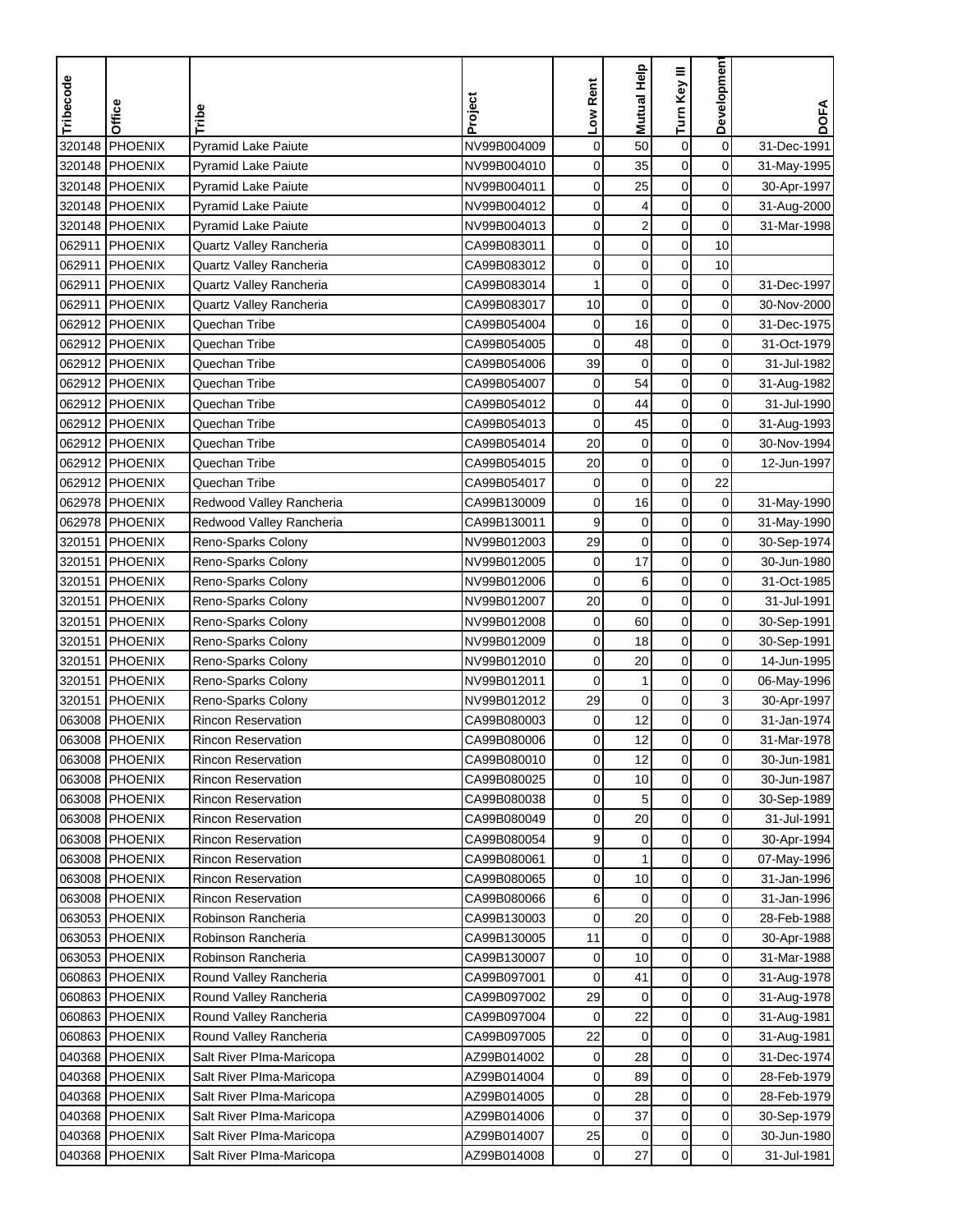| Tribecode | Office | Tribe | Project | Low Rent | Mutual Help | Turn Key III | Development | DOFA |
|---|---|---|---|---|---|---|---|---|
| 320148 | PHOENIX | Pyramid Lake Paiute | NV99B004009 | 0 | 50 | 0 | 0 | 31-Dec-1991 |
| 320148 | PHOENIX | Pyramid Lake Paiute | NV99B004010 | 0 | 35 | 0 | 0 | 31-May-1995 |
| 320148 | PHOENIX | Pyramid Lake Paiute | NV99B004011 | 0 | 25 | 0 | 0 | 30-Apr-1997 |
| 320148 | PHOENIX | Pyramid Lake Paiute | NV99B004012 | 0 | 4 | 0 | 0 | 31-Aug-2000 |
| 320148 | PHOENIX | Pyramid Lake Paiute | NV99B004013 | 0 | 2 | 0 | 0 | 31-Mar-1998 |
| 062911 | PHOENIX | Quartz Valley Rancheria | CA99B083011 | 0 | 0 | 0 | 10 | |
| 062911 | PHOENIX | Quartz Valley Rancheria | CA99B083012 | 0 | 0 | 0 | 10 | |
| 062911 | PHOENIX | Quartz Valley Rancheria | CA99B083014 | 1 | 0 | 0 | 0 | 31-Dec-1997 |
| 062911 | PHOENIX | Quartz Valley Rancheria | CA99B083017 | 10 | 0 | 0 | 0 | 30-Nov-2000 |
| 062912 | PHOENIX | Quechan Tribe | CA99B054004 | 0 | 16 | 0 | 0 | 31-Dec-1975 |
| 062912 | PHOENIX | Quechan Tribe | CA99B054005 | 0 | 48 | 0 | 0 | 31-Oct-1979 |
| 062912 | PHOENIX | Quechan Tribe | CA99B054006 | 39 | 0 | 0 | 0 | 31-Jul-1982 |
| 062912 | PHOENIX | Quechan Tribe | CA99B054007 | 0 | 54 | 0 | 0 | 31-Aug-1982 |
| 062912 | PHOENIX | Quechan Tribe | CA99B054012 | 0 | 44 | 0 | 0 | 31-Jul-1990 |
| 062912 | PHOENIX | Quechan Tribe | CA99B054013 | 0 | 45 | 0 | 0 | 31-Aug-1993 |
| 062912 | PHOENIX | Quechan Tribe | CA99B054014 | 20 | 0 | 0 | 0 | 30-Nov-1994 |
| 062912 | PHOENIX | Quechan Tribe | CA99B054015 | 20 | 0 | 0 | 0 | 12-Jun-1997 |
| 062912 | PHOENIX | Quechan Tribe | CA99B054017 | 0 | 0 | 0 | 22 | |
| 062978 | PHOENIX | Redwood Valley Rancheria | CA99B130009 | 0 | 16 | 0 | 0 | 31-May-1990 |
| 062978 | PHOENIX | Redwood Valley Rancheria | CA99B130011 | 9 | 0 | 0 | 0 | 31-May-1990 |
| 320151 | PHOENIX | Reno-Sparks Colony | NV99B012003 | 29 | 0 | 0 | 0 | 30-Sep-1974 |
| 320151 | PHOENIX | Reno-Sparks Colony | NV99B012005 | 0 | 17 | 0 | 0 | 30-Jun-1980 |
| 320151 | PHOENIX | Reno-Sparks Colony | NV99B012006 | 0 | 6 | 0 | 0 | 31-Oct-1985 |
| 320151 | PHOENIX | Reno-Sparks Colony | NV99B012007 | 20 | 0 | 0 | 0 | 31-Jul-1991 |
| 320151 | PHOENIX | Reno-Sparks Colony | NV99B012008 | 0 | 60 | 0 | 0 | 30-Sep-1991 |
| 320151 | PHOENIX | Reno-Sparks Colony | NV99B012009 | 0 | 18 | 0 | 0 | 30-Sep-1991 |
| 320151 | PHOENIX | Reno-Sparks Colony | NV99B012010 | 0 | 20 | 0 | 0 | 14-Jun-1995 |
| 320151 | PHOENIX | Reno-Sparks Colony | NV99B012011 | 0 | 1 | 0 | 0 | 06-May-1996 |
| 320151 | PHOENIX | Reno-Sparks Colony | NV99B012012 | 29 | 0 | 0 | 3 | 30-Apr-1997 |
| 063008 | PHOENIX | Rincon Reservation | CA99B080003 | 0 | 12 | 0 | 0 | 31-Jan-1974 |
| 063008 | PHOENIX | Rincon Reservation | CA99B080006 | 0 | 12 | 0 | 0 | 31-Mar-1978 |
| 063008 | PHOENIX | Rincon Reservation | CA99B080010 | 0 | 12 | 0 | 0 | 30-Jun-1981 |
| 063008 | PHOENIX | Rincon Reservation | CA99B080025 | 0 | 10 | 0 | 0 | 30-Jun-1987 |
| 063008 | PHOENIX | Rincon Reservation | CA99B080038 | 0 | 5 | 0 | 0 | 30-Sep-1989 |
| 063008 | PHOENIX | Rincon Reservation | CA99B080049 | 0 | 20 | 0 | 0 | 31-Jul-1991 |
| 063008 | PHOENIX | Rincon Reservation | CA99B080054 | 9 | 0 | 0 | 0 | 30-Apr-1994 |
| 063008 | PHOENIX | Rincon Reservation | CA99B080061 | 0 | 1 | 0 | 0 | 07-May-1996 |
| 063008 | PHOENIX | Rincon Reservation | CA99B080065 | 0 | 10 | 0 | 0 | 31-Jan-1996 |
| 063008 | PHOENIX | Rincon Reservation | CA99B080066 | 6 | 0 | 0 | 0 | 31-Jan-1996 |
| 063053 | PHOENIX | Robinson Rancheria | CA99B130003 | 0 | 20 | 0 | 0 | 28-Feb-1988 |
| 063053 | PHOENIX | Robinson Rancheria | CA99B130005 | 11 | 0 | 0 | 0 | 30-Apr-1988 |
| 063053 | PHOENIX | Robinson Rancheria | CA99B130007 | 0 | 10 | 0 | 0 | 31-Mar-1988 |
| 060863 | PHOENIX | Round Valley Rancheria | CA99B097001 | 0 | 41 | 0 | 0 | 31-Aug-1978 |
| 060863 | PHOENIX | Round Valley Rancheria | CA99B097002 | 29 | 0 | 0 | 0 | 31-Aug-1978 |
| 060863 | PHOENIX | Round Valley Rancheria | CA99B097004 | 0 | 22 | 0 | 0 | 31-Aug-1981 |
| 060863 | PHOENIX | Round Valley Rancheria | CA99B097005 | 22 | 0 | 0 | 0 | 31-Aug-1981 |
| 040368 | PHOENIX | Salt River PIma-Maricopa | AZ99B014002 | 0 | 28 | 0 | 0 | 31-Dec-1974 |
| 040368 | PHOENIX | Salt River PIma-Maricopa | AZ99B014004 | 0 | 89 | 0 | 0 | 28-Feb-1979 |
| 040368 | PHOENIX | Salt River PIma-Maricopa | AZ99B014005 | 0 | 28 | 0 | 0 | 28-Feb-1979 |
| 040368 | PHOENIX | Salt River PIma-Maricopa | AZ99B014006 | 0 | 37 | 0 | 0 | 30-Sep-1979 |
| 040368 | PHOENIX | Salt River PIma-Maricopa | AZ99B014007 | 25 | 0 | 0 | 0 | 30-Jun-1980 |
| 040368 | PHOENIX | Salt River PIma-Maricopa | AZ99B014008 | 0 | 27 | 0 | 0 | 31-Jul-1981 |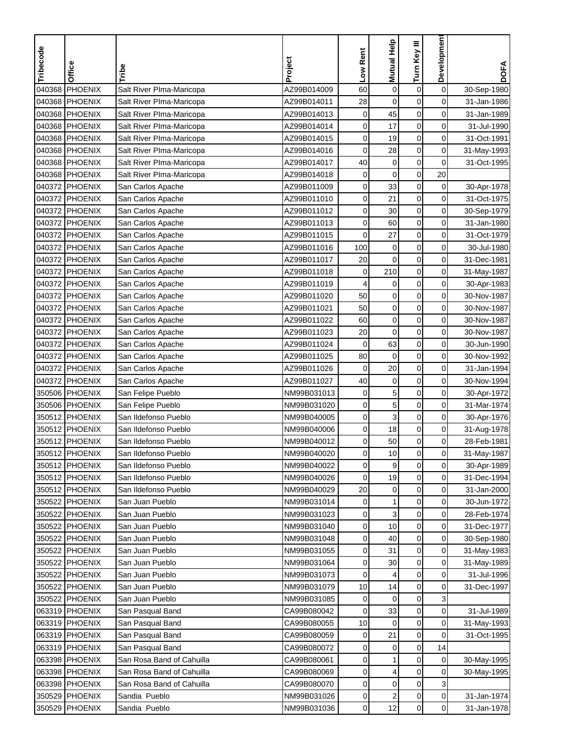| Tribecode | Office | Tribe | Project | Low Rent | Mutual Help | Turn Key III | Development | DOFA |
|---|---|---|---|---|---|---|---|---|
| 040368 | PHOENIX | Salt River PIma-Maricopa | AZ99B014009 | 60 | 0 | 0 | 0 | 30-Sep-1980 |
| 040368 | PHOENIX | Salt River PIma-Maricopa | AZ99B014011 | 28 | 0 | 0 | 0 | 31-Jan-1986 |
| 040368 | PHOENIX | Salt River PIma-Maricopa | AZ99B014013 | 0 | 45 | 0 | 0 | 31-Jan-1989 |
| 040368 | PHOENIX | Salt River PIma-Maricopa | AZ99B014014 | 0 | 17 | 0 | 0 | 31-Jul-1990 |
| 040368 | PHOENIX | Salt River PIma-Maricopa | AZ99B014015 | 0 | 19 | 0 | 0 | 31-Oct-1991 |
| 040368 | PHOENIX | Salt River PIma-Maricopa | AZ99B014016 | 0 | 28 | 0 | 0 | 31-May-1993 |
| 040368 | PHOENIX | Salt River PIma-Maricopa | AZ99B014017 | 40 | 0 | 0 | 0 | 31-Oct-1995 |
| 040368 | PHOENIX | Salt River PIma-Maricopa | AZ99B014018 | 0 | 0 | 0 | 20 | |
| 040372 | PHOENIX | San Carlos Apache | AZ99B011009 | 0 | 33 | 0 | 0 | 30-Apr-1978 |
| 040372 | PHOENIX | San Carlos Apache | AZ99B011010 | 0 | 21 | 0 | 0 | 31-Oct-1975 |
| 040372 | PHOENIX | San Carlos Apache | AZ99B011012 | 0 | 30 | 0 | 0 | 30-Sep-1979 |
| 040372 | PHOENIX | San Carlos Apache | AZ99B011013 | 0 | 60 | 0 | 0 | 31-Jan-1980 |
| 040372 | PHOENIX | San Carlos Apache | AZ99B011015 | 0 | 27 | 0 | 0 | 31-Oct-1979 |
| 040372 | PHOENIX | San Carlos Apache | AZ99B011016 | 100 | 0 | 0 | 0 | 30-Jul-1980 |
| 040372 | PHOENIX | San Carlos Apache | AZ99B011017 | 20 | 0 | 0 | 0 | 31-Dec-1981 |
| 040372 | PHOENIX | San Carlos Apache | AZ99B011018 | 0 | 210 | 0 | 0 | 31-May-1987 |
| 040372 | PHOENIX | San Carlos Apache | AZ99B011019 | 4 | 0 | 0 | 0 | 30-Apr-1983 |
| 040372 | PHOENIX | San Carlos Apache | AZ99B011020 | 50 | 0 | 0 | 0 | 30-Nov-1987 |
| 040372 | PHOENIX | San Carlos Apache | AZ99B011021 | 50 | 0 | 0 | 0 | 30-Nov-1987 |
| 040372 | PHOENIX | San Carlos Apache | AZ99B011022 | 60 | 0 | 0 | 0 | 30-Nov-1987 |
| 040372 | PHOENIX | San Carlos Apache | AZ99B011023 | 20 | 0 | 0 | 0 | 30-Nov-1987 |
| 040372 | PHOENIX | San Carlos Apache | AZ99B011024 | 0 | 63 | 0 | 0 | 30-Jun-1990 |
| 040372 | PHOENIX | San Carlos Apache | AZ99B011025 | 80 | 0 | 0 | 0 | 30-Nov-1992 |
| 040372 | PHOENIX | San Carlos Apache | AZ99B011026 | 0 | 20 | 0 | 0 | 31-Jan-1994 |
| 040372 | PHOENIX | San Carlos Apache | AZ99B011027 | 40 | 0 | 0 | 0 | 30-Nov-1994 |
| 350506 | PHOENIX | San Felipe Pueblo | NM99B031013 | 0 | 5 | 0 | 0 | 30-Apr-1972 |
| 350506 | PHOENIX | San Felipe Pueblo | NM99B031020 | 0 | 5 | 0 | 0 | 31-Mar-1974 |
| 350512 | PHOENIX | San Ildefonso Pueblo | NM99B040005 | 0 | 3 | 0 | 0 | 30-Apr-1976 |
| 350512 | PHOENIX | San Ildefonso Pueblo | NM99B040006 | 0 | 18 | 0 | 0 | 31-Aug-1978 |
| 350512 | PHOENIX | San Ildefonso Pueblo | NM99B040012 | 0 | 50 | 0 | 0 | 28-Feb-1981 |
| 350512 | PHOENIX | San Ildefonso Pueblo | NM99B040020 | 0 | 10 | 0 | 0 | 31-May-1987 |
| 350512 | PHOENIX | San Ildefonso Pueblo | NM99B040022 | 0 | 9 | 0 | 0 | 30-Apr-1989 |
| 350512 | PHOENIX | San Ildefonso Pueblo | NM99B040026 | 0 | 19 | 0 | 0 | 31-Dec-1994 |
| 350512 | PHOENIX | San Ildefonso Pueblo | NM99B040029 | 20 | 0 | 0 | 0 | 31-Jan-2000 |
| 350522 | PHOENIX | San Juan Pueblo | NM99B031014 | 0 | 1 | 0 | 0 | 30-Jun-1972 |
| 350522 | PHOENIX | San Juan Pueblo | NM99B031023 | 0 | 3 | 0 | 0 | 28-Feb-1974 |
| 350522 | PHOENIX | San Juan Pueblo | NM99B031040 | 0 | 10 | 0 | 0 | 31-Dec-1977 |
| 350522 | PHOENIX | San Juan Pueblo | NM99B031048 | 0 | 40 | 0 | 0 | 30-Sep-1980 |
| 350522 | PHOENIX | San Juan Pueblo | NM99B031055 | 0 | 31 | 0 | 0 | 31-May-1983 |
| 350522 | PHOENIX | San Juan Pueblo | NM99B031064 | 0 | 30 | 0 | 0 | 31-May-1989 |
| 350522 | PHOENIX | San Juan Pueblo | NM99B031073 | 0 | 4 | 0 | 0 | 31-Jul-1996 |
| 350522 | PHOENIX | San Juan Pueblo | NM99B031079 | 10 | 14 | 0 | 0 | 31-Dec-1997 |
| 350522 | PHOENIX | San Juan Pueblo | NM99B031085 | 0 | 0 | 0 | 3 | |
| 063319 | PHOENIX | San Pasqual Band | CA99B080042 | 0 | 33 | 0 | 0 | 31-Jul-1989 |
| 063319 | PHOENIX | San Pasqual Band | CA99B080055 | 10 | 0 | 0 | 0 | 31-May-1993 |
| 063319 | PHOENIX | San Pasqual Band | CA99B080059 | 0 | 21 | 0 | 0 | 31-Oct-1995 |
| 063319 | PHOENIX | San Pasqual Band | CA99B080072 | 0 | 0 | 0 | 14 | |
| 063398 | PHOENIX | San Rosa Band of Cahuilla | CA99B080061 | 0 | 1 | 0 | 0 | 30-May-1995 |
| 063398 | PHOENIX | San Rosa Band of Cahuilla | CA99B080069 | 0 | 4 | 0 | 0 | 30-May-1995 |
| 063398 | PHOENIX | San Rosa Band of Cahuilla | CA99B080070 | 0 | 0 | 0 | 3 | |
| 350529 | PHOENIX | Sandia Pueblo | NM99B031026 | 0 | 2 | 0 | 0 | 31-Jan-1974 |
| 350529 | PHOENIX | Sandia Pueblo | NM99B031036 | 0 | 12 | 0 | 0 | 31-Jan-1978 |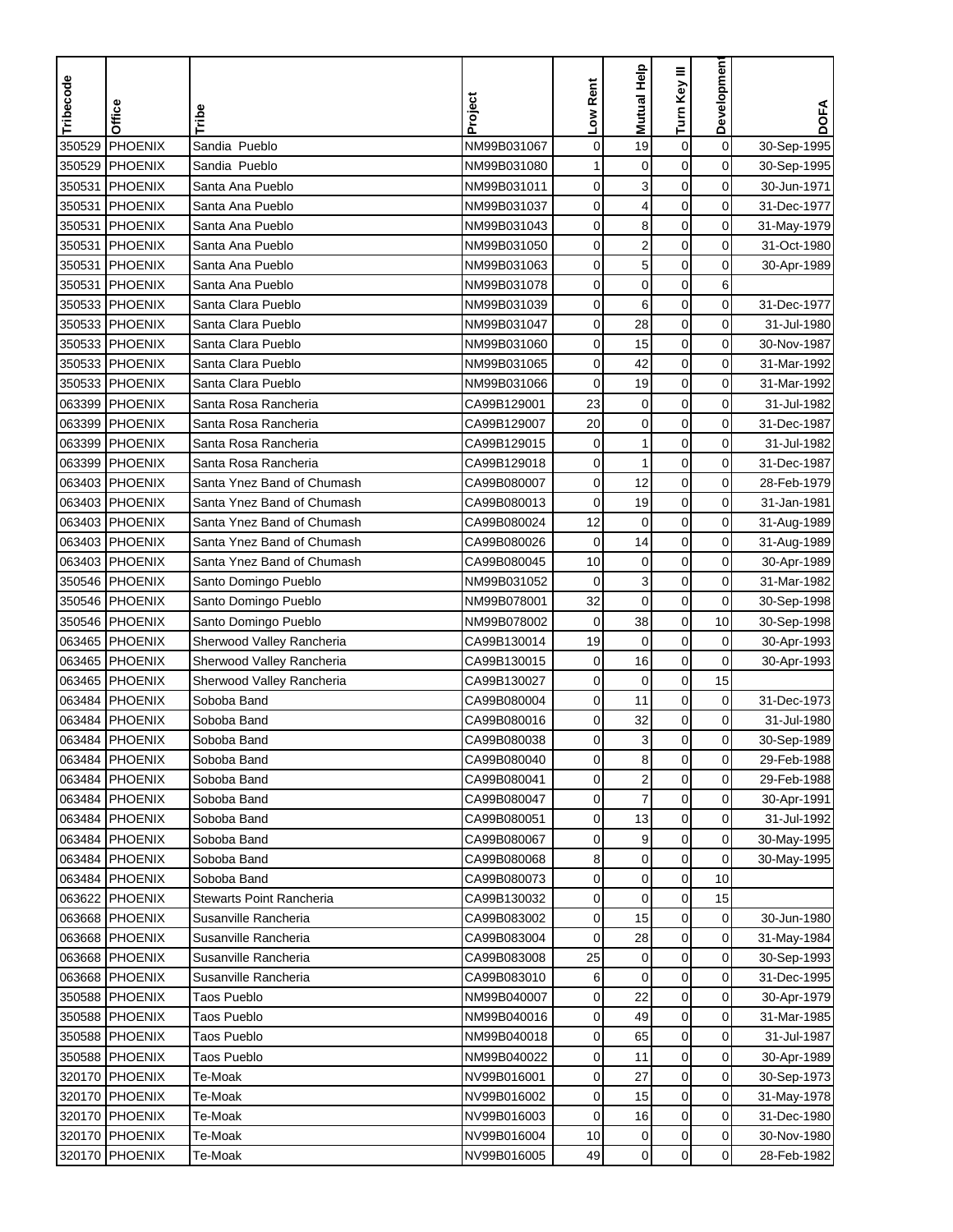| Tribecode | Office | Tribe | Project | Low Rent | Mutual Help | Turn Key III | Development | DOFA |
|---|---|---|---|---|---|---|---|---|
| 350529 | PHOENIX | Sandia  Pueblo | NM99B031067 | 0 | 19 | 0 | 0 | 30-Sep-1995 |
| 350529 | PHOENIX | Sandia  Pueblo | NM99B031080 | 1 | 0 | 0 | 0 | 30-Sep-1995 |
| 350531 | PHOENIX | Santa Ana Pueblo | NM99B031011 | 0 | 3 | 0 | 0 | 30-Jun-1971 |
| 350531 | PHOENIX | Santa Ana Pueblo | NM99B031037 | 0 | 4 | 0 | 0 | 31-Dec-1977 |
| 350531 | PHOENIX | Santa Ana Pueblo | NM99B031043 | 0 | 8 | 0 | 0 | 31-May-1979 |
| 350531 | PHOENIX | Santa Ana Pueblo | NM99B031050 | 0 | 2 | 0 | 0 | 31-Oct-1980 |
| 350531 | PHOENIX | Santa Ana Pueblo | NM99B031063 | 0 | 5 | 0 | 0 | 30-Apr-1989 |
| 350531 | PHOENIX | Santa Ana Pueblo | NM99B031078 | 0 | 0 | 0 | 6 | |
| 350533 | PHOENIX | Santa Clara Pueblo | NM99B031039 | 0 | 6 | 0 | 0 | 31-Dec-1977 |
| 350533 | PHOENIX | Santa Clara Pueblo | NM99B031047 | 0 | 28 | 0 | 0 | 31-Jul-1980 |
| 350533 | PHOENIX | Santa Clara Pueblo | NM99B031060 | 0 | 15 | 0 | 0 | 30-Nov-1987 |
| 350533 | PHOENIX | Santa Clara Pueblo | NM99B031065 | 0 | 42 | 0 | 0 | 31-Mar-1992 |
| 350533 | PHOENIX | Santa Clara Pueblo | NM99B031066 | 0 | 19 | 0 | 0 | 31-Mar-1992 |
| 063399 | PHOENIX | Santa Rosa Rancheria | CA99B129001 | 23 | 0 | 0 | 0 | 31-Jul-1982 |
| 063399 | PHOENIX | Santa Rosa Rancheria | CA99B129007 | 20 | 0 | 0 | 0 | 31-Dec-1987 |
| 063399 | PHOENIX | Santa Rosa Rancheria | CA99B129015 | 0 | 1 | 0 | 0 | 31-Jul-1982 |
| 063399 | PHOENIX | Santa Rosa Rancheria | CA99B129018 | 0 | 1 | 0 | 0 | 31-Dec-1987 |
| 063403 | PHOENIX | Santa Ynez Band of Chumash | CA99B080007 | 0 | 12 | 0 | 0 | 28-Feb-1979 |
| 063403 | PHOENIX | Santa Ynez Band of Chumash | CA99B080013 | 0 | 19 | 0 | 0 | 31-Jan-1981 |
| 063403 | PHOENIX | Santa Ynez Band of Chumash | CA99B080024 | 12 | 0 | 0 | 0 | 31-Aug-1989 |
| 063403 | PHOENIX | Santa Ynez Band of Chumash | CA99B080026 | 0 | 14 | 0 | 0 | 31-Aug-1989 |
| 063403 | PHOENIX | Santa Ynez Band of Chumash | CA99B080045 | 10 | 0 | 0 | 0 | 30-Apr-1989 |
| 350546 | PHOENIX | Santo Domingo Pueblo | NM99B031052 | 0 | 3 | 0 | 0 | 31-Mar-1982 |
| 350546 | PHOENIX | Santo Domingo Pueblo | NM99B078001 | 32 | 0 | 0 | 0 | 30-Sep-1998 |
| 350546 | PHOENIX | Santo Domingo Pueblo | NM99B078002 | 0 | 38 | 0 | 10 | 30-Sep-1998 |
| 063465 | PHOENIX | Sherwood Valley Rancheria | CA99B130014 | 19 | 0 | 0 | 0 | 30-Apr-1993 |
| 063465 | PHOENIX | Sherwood Valley Rancheria | CA99B130015 | 0 | 16 | 0 | 0 | 30-Apr-1993 |
| 063465 | PHOENIX | Sherwood Valley Rancheria | CA99B130027 | 0 | 0 | 0 | 15 | |
| 063484 | PHOENIX | Soboba Band | CA99B080004 | 0 | 11 | 0 | 0 | 31-Dec-1973 |
| 063484 | PHOENIX | Soboba Band | CA99B080016 | 0 | 32 | 0 | 0 | 31-Jul-1980 |
| 063484 | PHOENIX | Soboba Band | CA99B080038 | 0 | 3 | 0 | 0 | 30-Sep-1989 |
| 063484 | PHOENIX | Soboba Band | CA99B080040 | 0 | 8 | 0 | 0 | 29-Feb-1988 |
| 063484 | PHOENIX | Soboba Band | CA99B080041 | 0 | 2 | 0 | 0 | 29-Feb-1988 |
| 063484 | PHOENIX | Soboba Band | CA99B080047 | 0 | 7 | 0 | 0 | 30-Apr-1991 |
| 063484 | PHOENIX | Soboba Band | CA99B080051 | 0 | 13 | 0 | 0 | 31-Jul-1992 |
| 063484 | PHOENIX | Soboba Band | CA99B080067 | 0 | 9 | 0 | 0 | 30-May-1995 |
| 063484 | PHOENIX | Soboba Band | CA99B080068 | 8 | 0 | 0 | 0 | 30-May-1995 |
| 063484 | PHOENIX | Soboba Band | CA99B080073 | 0 | 0 | 0 | 10 | |
| 063622 | PHOENIX | Stewarts Point Rancheria | CA99B130032 | 0 | 0 | 0 | 15 | |
| 063668 | PHOENIX | Susanville Rancheria | CA99B083002 | 0 | 15 | 0 | 0 | 30-Jun-1980 |
| 063668 | PHOENIX | Susanville Rancheria | CA99B083004 | 0 | 28 | 0 | 0 | 31-May-1984 |
| 063668 | PHOENIX | Susanville Rancheria | CA99B083008 | 25 | 0 | 0 | 0 | 30-Sep-1993 |
| 063668 | PHOENIX | Susanville Rancheria | CA99B083010 | 6 | 0 | 0 | 0 | 31-Dec-1995 |
| 350588 | PHOENIX | Taos Pueblo | NM99B040007 | 0 | 22 | 0 | 0 | 30-Apr-1979 |
| 350588 | PHOENIX | Taos Pueblo | NM99B040016 | 0 | 49 | 0 | 0 | 31-Mar-1985 |
| 350588 | PHOENIX | Taos Pueblo | NM99B040018 | 0 | 65 | 0 | 0 | 31-Jul-1987 |
| 350588 | PHOENIX | Taos Pueblo | NM99B040022 | 0 | 11 | 0 | 0 | 30-Apr-1989 |
| 320170 | PHOENIX | Te-Moak | NV99B016001 | 0 | 27 | 0 | 0 | 30-Sep-1973 |
| 320170 | PHOENIX | Te-Moak | NV99B016002 | 0 | 15 | 0 | 0 | 31-May-1978 |
| 320170 | PHOENIX | Te-Moak | NV99B016003 | 0 | 16 | 0 | 0 | 31-Dec-1980 |
| 320170 | PHOENIX | Te-Moak | NV99B016004 | 10 | 0 | 0 | 0 | 30-Nov-1980 |
| 320170 | PHOENIX | Te-Moak | NV99B016005 | 49 | 0 | 0 | 0 | 28-Feb-1982 |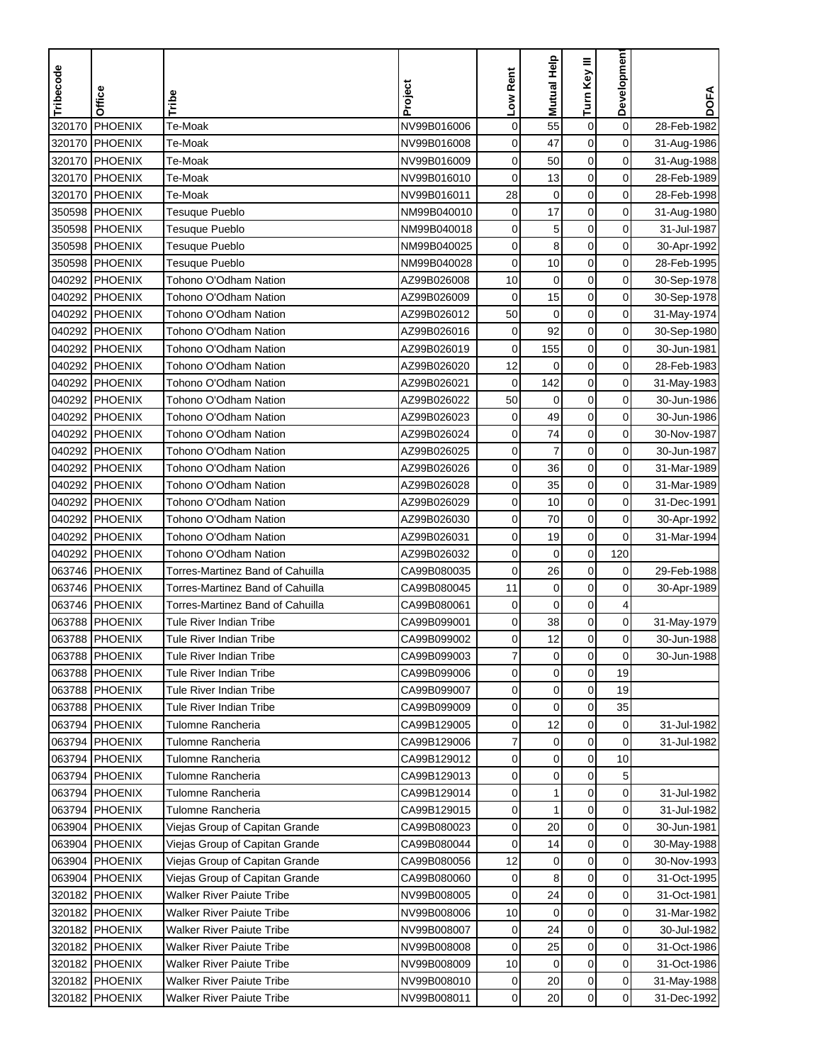| Tribecode | Office | Tribe | Project | Low Rent | Mutual Help | Turn Key III | Development | DOFA |
|---|---|---|---|---|---|---|---|---|
| 320170 | PHOENIX | Te-Moak | NV99B016006 | 0 | 55 | 0 | 0 | 28-Feb-1982 |
| 320170 | PHOENIX | Te-Moak | NV99B016008 | 0 | 47 | 0 | 0 | 31-Aug-1986 |
| 320170 | PHOENIX | Te-Moak | NV99B016009 | 0 | 50 | 0 | 0 | 31-Aug-1988 |
| 320170 | PHOENIX | Te-Moak | NV99B016010 | 0 | 13 | 0 | 0 | 28-Feb-1989 |
| 320170 | PHOENIX | Te-Moak | NV99B016011 | 28 | 0 | 0 | 0 | 28-Feb-1998 |
| 350598 | PHOENIX | Tesuque Pueblo | NM99B040010 | 0 | 17 | 0 | 0 | 31-Aug-1980 |
| 350598 | PHOENIX | Tesuque Pueblo | NM99B040018 | 0 | 5 | 0 | 0 | 31-Jul-1987 |
| 350598 | PHOENIX | Tesuque Pueblo | NM99B040025 | 0 | 8 | 0 | 0 | 30-Apr-1992 |
| 350598 | PHOENIX | Tesuque Pueblo | NM99B040028 | 0 | 10 | 0 | 0 | 28-Feb-1995 |
| 040292 | PHOENIX | Tohono O'Odham Nation | AZ99B026008 | 10 | 0 | 0 | 0 | 30-Sep-1978 |
| 040292 | PHOENIX | Tohono O'Odham Nation | AZ99B026009 | 0 | 15 | 0 | 0 | 30-Sep-1978 |
| 040292 | PHOENIX | Tohono O'Odham Nation | AZ99B026012 | 50 | 0 | 0 | 0 | 31-May-1974 |
| 040292 | PHOENIX | Tohono O'Odham Nation | AZ99B026016 | 0 | 92 | 0 | 0 | 30-Sep-1980 |
| 040292 | PHOENIX | Tohono O'Odham Nation | AZ99B026019 | 0 | 155 | 0 | 0 | 30-Jun-1981 |
| 040292 | PHOENIX | Tohono O'Odham Nation | AZ99B026020 | 12 | 0 | 0 | 0 | 28-Feb-1983 |
| 040292 | PHOENIX | Tohono O'Odham Nation | AZ99B026021 | 0 | 142 | 0 | 0 | 31-May-1983 |
| 040292 | PHOENIX | Tohono O'Odham Nation | AZ99B026022 | 50 | 0 | 0 | 0 | 30-Jun-1986 |
| 040292 | PHOENIX | Tohono O'Odham Nation | AZ99B026023 | 0 | 49 | 0 | 0 | 30-Jun-1986 |
| 040292 | PHOENIX | Tohono O'Odham Nation | AZ99B026024 | 0 | 74 | 0 | 0 | 30-Nov-1987 |
| 040292 | PHOENIX | Tohono O'Odham Nation | AZ99B026025 | 0 | 7 | 0 | 0 | 30-Jun-1987 |
| 040292 | PHOENIX | Tohono O'Odham Nation | AZ99B026026 | 0 | 36 | 0 | 0 | 31-Mar-1989 |
| 040292 | PHOENIX | Tohono O'Odham Nation | AZ99B026028 | 0 | 35 | 0 | 0 | 31-Mar-1989 |
| 040292 | PHOENIX | Tohono O'Odham Nation | AZ99B026029 | 0 | 10 | 0 | 0 | 31-Dec-1991 |
| 040292 | PHOENIX | Tohono O'Odham Nation | AZ99B026030 | 0 | 70 | 0 | 0 | 30-Apr-1992 |
| 040292 | PHOENIX | Tohono O'Odham Nation | AZ99B026031 | 0 | 19 | 0 | 0 | 31-Mar-1994 |
| 040292 | PHOENIX | Tohono O'Odham Nation | AZ99B026032 | 0 | 0 | 0 | 120 | |
| 063746 | PHOENIX | Torres-Martinez Band of Cahuilla | CA99B080035 | 0 | 26 | 0 | 0 | 29-Feb-1988 |
| 063746 | PHOENIX | Torres-Martinez Band of Cahuilla | CA99B080045 | 11 | 0 | 0 | 0 | 30-Apr-1989 |
| 063746 | PHOENIX | Torres-Martinez Band of Cahuilla | CA99B080061 | 0 | 0 | 0 | 4 | |
| 063788 | PHOENIX | Tule River Indian Tribe | CA99B099001 | 0 | 38 | 0 | 0 | 31-May-1979 |
| 063788 | PHOENIX | Tule River Indian Tribe | CA99B099002 | 0 | 12 | 0 | 0 | 30-Jun-1988 |
| 063788 | PHOENIX | Tule River Indian Tribe | CA99B099003 | 7 | 0 | 0 | 0 | 30-Jun-1988 |
| 063788 | PHOENIX | Tule River Indian Tribe | CA99B099006 | 0 | 0 | 0 | 19 | |
| 063788 | PHOENIX | Tule River Indian Tribe | CA99B099007 | 0 | 0 | 0 | 19 | |
| 063788 | PHOENIX | Tule River Indian Tribe | CA99B099009 | 0 | 0 | 0 | 35 | |
| 063794 | PHOENIX | Tulomne Rancheria | CA99B129005 | 0 | 12 | 0 | 0 | 31-Jul-1982 |
| 063794 | PHOENIX | Tulomne Rancheria | CA99B129006 | 7 | 0 | 0 | 0 | 31-Jul-1982 |
| 063794 | PHOENIX | Tulomne Rancheria | CA99B129012 | 0 | 0 | 0 | 10 | |
| 063794 | PHOENIX | Tulomne Rancheria | CA99B129013 | 0 | 0 | 0 | 5 | |
| 063794 | PHOENIX | Tulomne Rancheria | CA99B129014 | 0 | 1 | 0 | 0 | 31-Jul-1982 |
| 063794 | PHOENIX | Tulomne Rancheria | CA99B129015 | 0 | 1 | 0 | 0 | 31-Jul-1982 |
| 063904 | PHOENIX | Viejas Group of Capitan Grande | CA99B080023 | 0 | 20 | 0 | 0 | 30-Jun-1981 |
| 063904 | PHOENIX | Viejas Group of Capitan Grande | CA99B080044 | 0 | 14 | 0 | 0 | 30-May-1988 |
| 063904 | PHOENIX | Viejas Group of Capitan Grande | CA99B080056 | 12 | 0 | 0 | 0 | 30-Nov-1993 |
| 063904 | PHOENIX | Viejas Group of Capitan Grande | CA99B080060 | 0 | 8 | 0 | 0 | 31-Oct-1995 |
| 320182 | PHOENIX | Walker River Paiute Tribe | NV99B008005 | 0 | 24 | 0 | 0 | 31-Oct-1981 |
| 320182 | PHOENIX | Walker River Paiute Tribe | NV99B008006 | 10 | 0 | 0 | 0 | 31-Mar-1982 |
| 320182 | PHOENIX | Walker River Paiute Tribe | NV99B008007 | 0 | 24 | 0 | 0 | 30-Jul-1982 |
| 320182 | PHOENIX | Walker River Paiute Tribe | NV99B008008 | 0 | 25 | 0 | 0 | 31-Oct-1986 |
| 320182 | PHOENIX | Walker River Paiute Tribe | NV99B008009 | 10 | 0 | 0 | 0 | 31-Oct-1986 |
| 320182 | PHOENIX | Walker River Paiute Tribe | NV99B008010 | 0 | 20 | 0 | 0 | 31-May-1988 |
| 320182 | PHOENIX | Walker River Paiute Tribe | NV99B008011 | 0 | 20 | 0 | 0 | 31-Dec-1992 |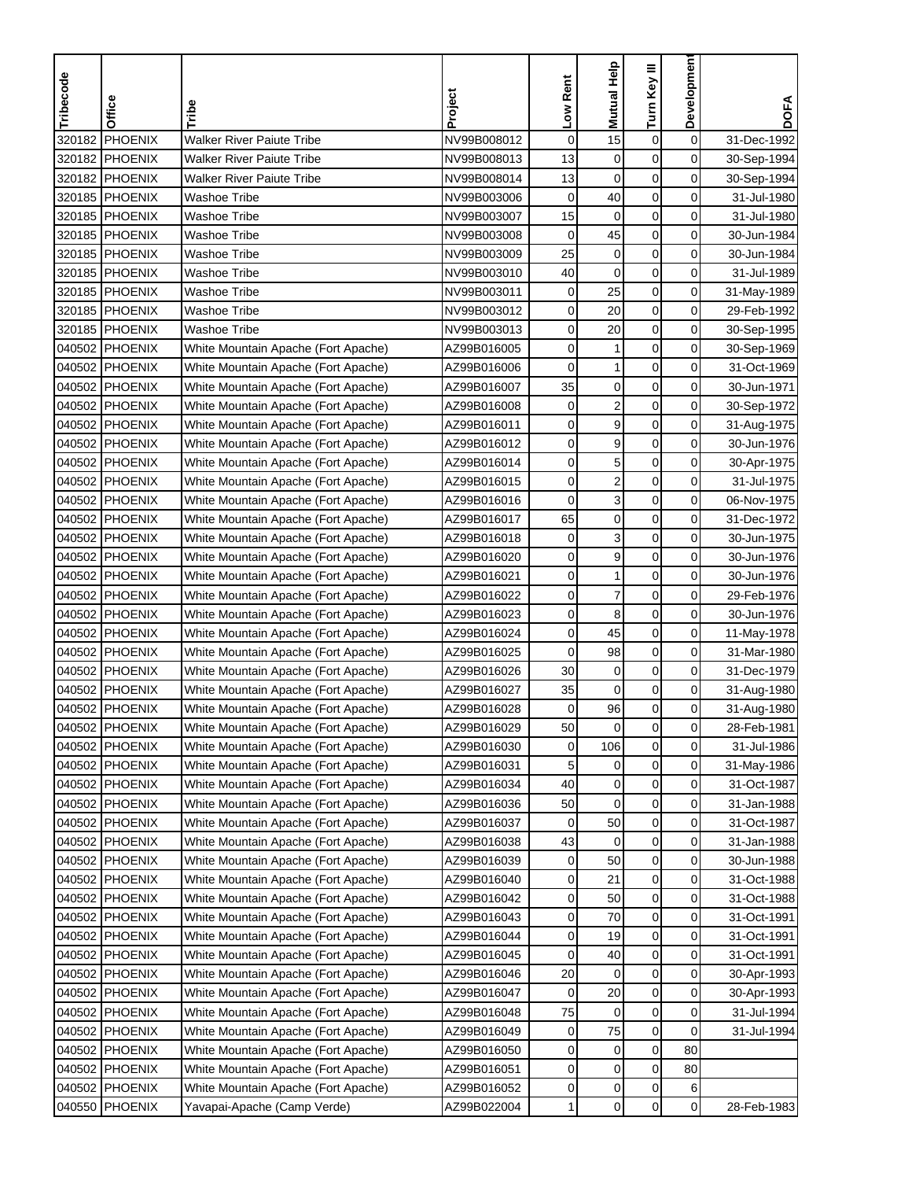| Tribecode | Office | Tribe | Project | Low Rent | Mutual Help | Turn Key III | Development | DOFA |
|---|---|---|---|---|---|---|---|---|
| 320182 | PHOENIX | Walker River Paiute Tribe | NV99B008012 | 0 | 15 | 0 | 0 | 31-Dec-1992 |
| 320182 | PHOENIX | Walker River Paiute Tribe | NV99B008013 | 13 | 0 | 0 | 0 | 30-Sep-1994 |
| 320182 | PHOENIX | Walker River Paiute Tribe | NV99B008014 | 13 | 0 | 0 | 0 | 30-Sep-1994 |
| 320185 | PHOENIX | Washoe Tribe | NV99B003006 | 0 | 40 | 0 | 0 | 31-Jul-1980 |
| 320185 | PHOENIX | Washoe Tribe | NV99B003007 | 15 | 0 | 0 | 0 | 31-Jul-1980 |
| 320185 | PHOENIX | Washoe Tribe | NV99B003008 | 0 | 45 | 0 | 0 | 30-Jun-1984 |
| 320185 | PHOENIX | Washoe Tribe | NV99B003009 | 25 | 0 | 0 | 0 | 30-Jun-1984 |
| 320185 | PHOENIX | Washoe Tribe | NV99B003010 | 40 | 0 | 0 | 0 | 31-Jul-1989 |
| 320185 | PHOENIX | Washoe Tribe | NV99B003011 | 0 | 25 | 0 | 0 | 31-May-1989 |
| 320185 | PHOENIX | Washoe Tribe | NV99B003012 | 0 | 20 | 0 | 0 | 29-Feb-1992 |
| 320185 | PHOENIX | Washoe Tribe | NV99B003013 | 0 | 20 | 0 | 0 | 30-Sep-1995 |
| 040502 | PHOENIX | White Mountain Apache (Fort Apache) | AZ99B016005 | 0 | 1 | 0 | 0 | 30-Sep-1969 |
| 040502 | PHOENIX | White Mountain Apache (Fort Apache) | AZ99B016006 | 0 | 1 | 0 | 0 | 31-Oct-1969 |
| 040502 | PHOENIX | White Mountain Apache (Fort Apache) | AZ99B016007 | 35 | 0 | 0 | 0 | 30-Jun-1971 |
| 040502 | PHOENIX | White Mountain Apache (Fort Apache) | AZ99B016008 | 0 | 2 | 0 | 0 | 30-Sep-1972 |
| 040502 | PHOENIX | White Mountain Apache (Fort Apache) | AZ99B016011 | 0 | 9 | 0 | 0 | 31-Aug-1975 |
| 040502 | PHOENIX | White Mountain Apache (Fort Apache) | AZ99B016012 | 0 | 9 | 0 | 0 | 30-Jun-1976 |
| 040502 | PHOENIX | White Mountain Apache (Fort Apache) | AZ99B016014 | 0 | 5 | 0 | 0 | 30-Apr-1975 |
| 040502 | PHOENIX | White Mountain Apache (Fort Apache) | AZ99B016015 | 0 | 2 | 0 | 0 | 31-Jul-1975 |
| 040502 | PHOENIX | White Mountain Apache (Fort Apache) | AZ99B016016 | 0 | 3 | 0 | 0 | 06-Nov-1975 |
| 040502 | PHOENIX | White Mountain Apache (Fort Apache) | AZ99B016017 | 65 | 0 | 0 | 0 | 31-Dec-1972 |
| 040502 | PHOENIX | White Mountain Apache (Fort Apache) | AZ99B016018 | 0 | 3 | 0 | 0 | 30-Jun-1975 |
| 040502 | PHOENIX | White Mountain Apache (Fort Apache) | AZ99B016020 | 0 | 9 | 0 | 0 | 30-Jun-1976 |
| 040502 | PHOENIX | White Mountain Apache (Fort Apache) | AZ99B016021 | 0 | 1 | 0 | 0 | 30-Jun-1976 |
| 040502 | PHOENIX | White Mountain Apache (Fort Apache) | AZ99B016022 | 0 | 7 | 0 | 0 | 29-Feb-1976 |
| 040502 | PHOENIX | White Mountain Apache (Fort Apache) | AZ99B016023 | 0 | 8 | 0 | 0 | 30-Jun-1976 |
| 040502 | PHOENIX | White Mountain Apache (Fort Apache) | AZ99B016024 | 0 | 45 | 0 | 0 | 11-May-1978 |
| 040502 | PHOENIX | White Mountain Apache (Fort Apache) | AZ99B016025 | 0 | 98 | 0 | 0 | 31-Mar-1980 |
| 040502 | PHOENIX | White Mountain Apache (Fort Apache) | AZ99B016026 | 30 | 0 | 0 | 0 | 31-Dec-1979 |
| 040502 | PHOENIX | White Mountain Apache (Fort Apache) | AZ99B016027 | 35 | 0 | 0 | 0 | 31-Aug-1980 |
| 040502 | PHOENIX | White Mountain Apache (Fort Apache) | AZ99B016028 | 0 | 96 | 0 | 0 | 31-Aug-1980 |
| 040502 | PHOENIX | White Mountain Apache (Fort Apache) | AZ99B016029 | 50 | 0 | 0 | 0 | 28-Feb-1981 |
| 040502 | PHOENIX | White Mountain Apache (Fort Apache) | AZ99B016030 | 0 | 106 | 0 | 0 | 31-Jul-1986 |
| 040502 | PHOENIX | White Mountain Apache (Fort Apache) | AZ99B016031 | 5 | 0 | 0 | 0 | 31-May-1986 |
| 040502 | PHOENIX | White Mountain Apache (Fort Apache) | AZ99B016034 | 40 | 0 | 0 | 0 | 31-Oct-1987 |
| 040502 | PHOENIX | White Mountain Apache (Fort Apache) | AZ99B016036 | 50 | 0 | 0 | 0 | 31-Jan-1988 |
| 040502 | PHOENIX | White Mountain Apache (Fort Apache) | AZ99B016037 | 0 | 50 | 0 | 0 | 31-Oct-1987 |
| 040502 | PHOENIX | White Mountain Apache (Fort Apache) | AZ99B016038 | 43 | 0 | 0 | 0 | 31-Jan-1988 |
| 040502 | PHOENIX | White Mountain Apache (Fort Apache) | AZ99B016039 | 0 | 50 | 0 | 0 | 30-Jun-1988 |
| 040502 | PHOENIX | White Mountain Apache (Fort Apache) | AZ99B016040 | 0 | 21 | 0 | 0 | 31-Oct-1988 |
| 040502 | PHOENIX | White Mountain Apache (Fort Apache) | AZ99B016042 | 0 | 50 | 0 | 0 | 31-Oct-1988 |
| 040502 | PHOENIX | White Mountain Apache (Fort Apache) | AZ99B016043 | 0 | 70 | 0 | 0 | 31-Oct-1991 |
| 040502 | PHOENIX | White Mountain Apache (Fort Apache) | AZ99B016044 | 0 | 19 | 0 | 0 | 31-Oct-1991 |
| 040502 | PHOENIX | White Mountain Apache (Fort Apache) | AZ99B016045 | 0 | 40 | 0 | 0 | 31-Oct-1991 |
| 040502 | PHOENIX | White Mountain Apache (Fort Apache) | AZ99B016046 | 20 | 0 | 0 | 0 | 30-Apr-1993 |
| 040502 | PHOENIX | White Mountain Apache (Fort Apache) | AZ99B016047 | 0 | 20 | 0 | 0 | 30-Apr-1993 |
| 040502 | PHOENIX | White Mountain Apache (Fort Apache) | AZ99B016048 | 75 | 0 | 0 | 0 | 31-Jul-1994 |
| 040502 | PHOENIX | White Mountain Apache (Fort Apache) | AZ99B016049 | 0 | 75 | 0 | 0 | 31-Jul-1994 |
| 040502 | PHOENIX | White Mountain Apache (Fort Apache) | AZ99B016050 | 0 | 0 | 0 | 80 | |
| 040502 | PHOENIX | White Mountain Apache (Fort Apache) | AZ99B016051 | 0 | 0 | 0 | 80 | |
| 040502 | PHOENIX | White Mountain Apache (Fort Apache) | AZ99B016052 | 0 | 0 | 0 | 6 | |
| 040550 | PHOENIX | Yavapai-Apache (Camp Verde) | AZ99B022004 | 1 | 0 | 0 | 0 | 28-Feb-1983 |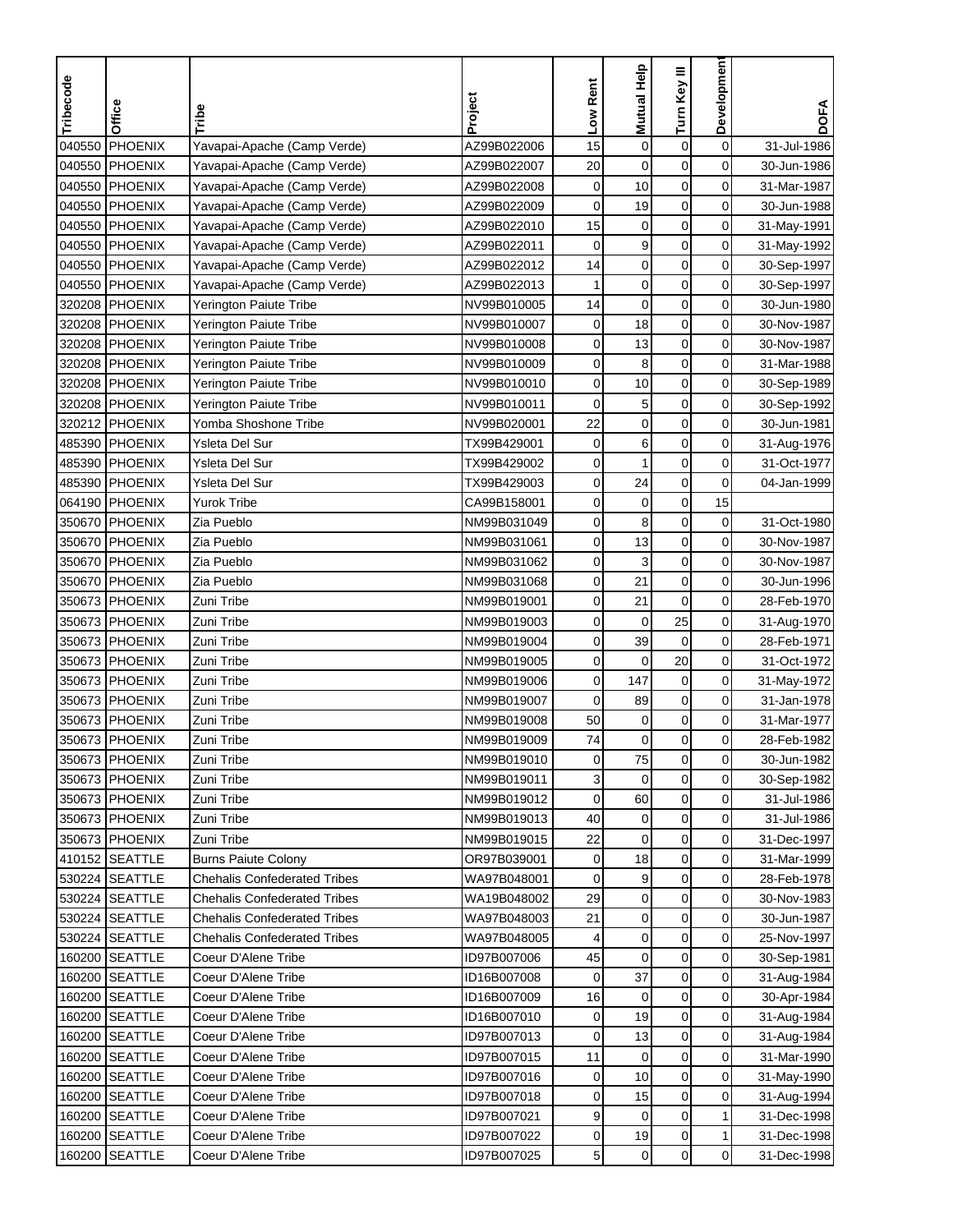| Tribecode | Office | Tribe | Project | Low Rent | Mutual Help | Turn Key III | Development | DOFA |
|---|---|---|---|---|---|---|---|---|
| 040550 | PHOENIX | Yavapai-Apache (Camp Verde) | AZ99B022006 | 15 | 0 | 0 | 0 | 31-Jul-1986 |
| 040550 | PHOENIX | Yavapai-Apache (Camp Verde) | AZ99B022007 | 20 | 0 | 0 | 0 | 30-Jun-1986 |
| 040550 | PHOENIX | Yavapai-Apache (Camp Verde) | AZ99B022008 | 0 | 10 | 0 | 0 | 31-Mar-1987 |
| 040550 | PHOENIX | Yavapai-Apache (Camp Verde) | AZ99B022009 | 0 | 19 | 0 | 0 | 30-Jun-1988 |
| 040550 | PHOENIX | Yavapai-Apache (Camp Verde) | AZ99B022010 | 15 | 0 | 0 | 0 | 31-May-1991 |
| 040550 | PHOENIX | Yavapai-Apache (Camp Verde) | AZ99B022011 | 0 | 9 | 0 | 0 | 31-May-1992 |
| 040550 | PHOENIX | Yavapai-Apache (Camp Verde) | AZ99B022012 | 14 | 0 | 0 | 0 | 30-Sep-1997 |
| 040550 | PHOENIX | Yavapai-Apache (Camp Verde) | AZ99B022013 | 1 | 0 | 0 | 0 | 30-Sep-1997 |
| 320208 | PHOENIX | Yerington Paiute Tribe | NV99B010005 | 14 | 0 | 0 | 0 | 30-Jun-1980 |
| 320208 | PHOENIX | Yerington Paiute Tribe | NV99B010007 | 0 | 18 | 0 | 0 | 30-Nov-1987 |
| 320208 | PHOENIX | Yerington Paiute Tribe | NV99B010008 | 0 | 13 | 0 | 0 | 30-Nov-1987 |
| 320208 | PHOENIX | Yerington Paiute Tribe | NV99B010009 | 0 | 8 | 0 | 0 | 31-Mar-1988 |
| 320208 | PHOENIX | Yerington Paiute Tribe | NV99B010010 | 0 | 10 | 0 | 0 | 30-Sep-1989 |
| 320208 | PHOENIX | Yerington Paiute Tribe | NV99B010011 | 0 | 5 | 0 | 0 | 30-Sep-1992 |
| 320212 | PHOENIX | Yomba Shoshone Tribe | NV99B020001 | 22 | 0 | 0 | 0 | 30-Jun-1981 |
| 485390 | PHOENIX | Ysleta Del Sur | TX99B429001 | 0 | 6 | 0 | 0 | 31-Aug-1976 |
| 485390 | PHOENIX | Ysleta Del Sur | TX99B429002 | 0 | 1 | 0 | 0 | 31-Oct-1977 |
| 485390 | PHOENIX | Ysleta Del Sur | TX99B429003 | 0 | 24 | 0 | 0 | 04-Jan-1999 |
| 064190 | PHOENIX | Yurok Tribe | CA99B158001 | 0 | 0 | 0 | 15 | |
| 350670 | PHOENIX | Zia Pueblo | NM99B031049 | 0 | 8 | 0 | 0 | 31-Oct-1980 |
| 350670 | PHOENIX | Zia Pueblo | NM99B031061 | 0 | 13 | 0 | 0 | 30-Nov-1987 |
| 350670 | PHOENIX | Zia Pueblo | NM99B031062 | 0 | 3 | 0 | 0 | 30-Nov-1987 |
| 350670 | PHOENIX | Zia Pueblo | NM99B031068 | 0 | 21 | 0 | 0 | 30-Jun-1996 |
| 350673 | PHOENIX | Zuni Tribe | NM99B019001 | 0 | 21 | 0 | 0 | 28-Feb-1970 |
| 350673 | PHOENIX | Zuni Tribe | NM99B019003 | 0 | 0 | 25 | 0 | 31-Aug-1970 |
| 350673 | PHOENIX | Zuni Tribe | NM99B019004 | 0 | 39 | 0 | 0 | 28-Feb-1971 |
| 350673 | PHOENIX | Zuni Tribe | NM99B019005 | 0 | 0 | 20 | 0 | 31-Oct-1972 |
| 350673 | PHOENIX | Zuni Tribe | NM99B019006 | 0 | 147 | 0 | 0 | 31-May-1972 |
| 350673 | PHOENIX | Zuni Tribe | NM99B019007 | 0 | 89 | 0 | 0 | 31-Jan-1978 |
| 350673 | PHOENIX | Zuni Tribe | NM99B019008 | 50 | 0 | 0 | 0 | 31-Mar-1977 |
| 350673 | PHOENIX | Zuni Tribe | NM99B019009 | 74 | 0 | 0 | 0 | 28-Feb-1982 |
| 350673 | PHOENIX | Zuni Tribe | NM99B019010 | 0 | 75 | 0 | 0 | 30-Jun-1982 |
| 350673 | PHOENIX | Zuni Tribe | NM99B019011 | 3 | 0 | 0 | 0 | 30-Sep-1982 |
| 350673 | PHOENIX | Zuni Tribe | NM99B019012 | 0 | 60 | 0 | 0 | 31-Jul-1986 |
| 350673 | PHOENIX | Zuni Tribe | NM99B019013 | 40 | 0 | 0 | 0 | 31-Jul-1986 |
| 350673 | PHOENIX | Zuni Tribe | NM99B019015 | 22 | 0 | 0 | 0 | 31-Dec-1997 |
| 410152 | SEATTLE | Burns Paiute Colony | OR97B039001 | 0 | 18 | 0 | 0 | 31-Mar-1999 |
| 530224 | SEATTLE | Chehalis Confederated Tribes | WA97B048001 | 0 | 9 | 0 | 0 | 28-Feb-1978 |
| 530224 | SEATTLE | Chehalis Confederated Tribes | WA19B048002 | 29 | 0 | 0 | 0 | 30-Nov-1983 |
| 530224 | SEATTLE | Chehalis Confederated Tribes | WA97B048003 | 21 | 0 | 0 | 0 | 30-Jun-1987 |
| 530224 | SEATTLE | Chehalis Confederated Tribes | WA97B048005 | 4 | 0 | 0 | 0 | 25-Nov-1997 |
| 160200 | SEATTLE | Coeur D'Alene Tribe | ID97B007006 | 45 | 0 | 0 | 0 | 30-Sep-1981 |
| 160200 | SEATTLE | Coeur D'Alene Tribe | ID16B007008 | 0 | 37 | 0 | 0 | 31-Aug-1984 |
| 160200 | SEATTLE | Coeur D'Alene Tribe | ID16B007009 | 16 | 0 | 0 | 0 | 30-Apr-1984 |
| 160200 | SEATTLE | Coeur D'Alene Tribe | ID16B007010 | 0 | 19 | 0 | 0 | 31-Aug-1984 |
| 160200 | SEATTLE | Coeur D'Alene Tribe | ID97B007013 | 0 | 13 | 0 | 0 | 31-Aug-1984 |
| 160200 | SEATTLE | Coeur D'Alene Tribe | ID97B007015 | 11 | 0 | 0 | 0 | 31-Mar-1990 |
| 160200 | SEATTLE | Coeur D'Alene Tribe | ID97B007016 | 0 | 10 | 0 | 0 | 31-May-1990 |
| 160200 | SEATTLE | Coeur D'Alene Tribe | ID97B007018 | 0 | 15 | 0 | 0 | 31-Aug-1994 |
| 160200 | SEATTLE | Coeur D'Alene Tribe | ID97B007021 | 9 | 0 | 0 | 1 | 31-Dec-1998 |
| 160200 | SEATTLE | Coeur D'Alene Tribe | ID97B007022 | 0 | 19 | 0 | 1 | 31-Dec-1998 |
| 160200 | SEATTLE | Coeur D'Alene Tribe | ID97B007025 | 5 | 0 | 0 | 0 | 31-Dec-1998 |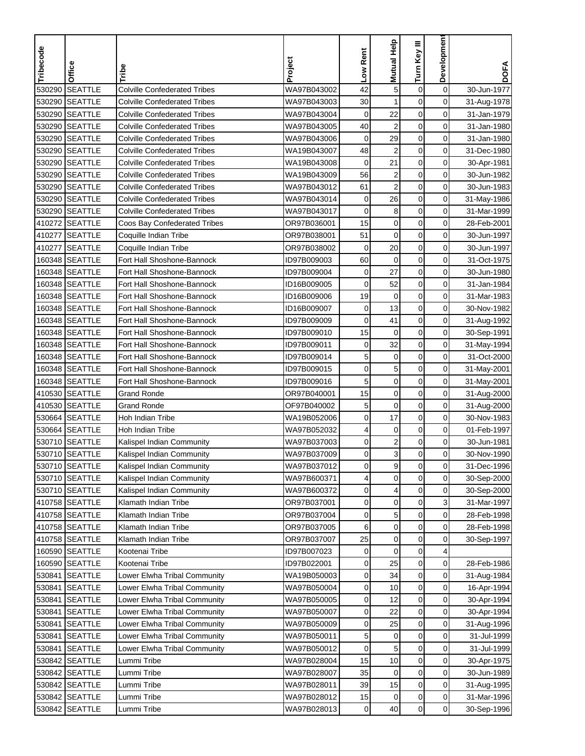| Tribecode | Office | Tribe | Project | Low Rent | Mutual Help | Turn Key III | Development | DOFA |
|---|---|---|---|---|---|---|---|---|
| 530290 | SEATTLE | Colville Confederated Tribes | WA97B043002 | 42 | 5 | 0 | 0 | 30-Jun-1977 |
| 530290 | SEATTLE | Colville Confederated Tribes | WA97B043003 | 30 | 1 | 0 | 0 | 31-Aug-1978 |
| 530290 | SEATTLE | Colville Confederated Tribes | WA97B043004 | 0 | 22 | 0 | 0 | 31-Jan-1979 |
| 530290 | SEATTLE | Colville Confederated Tribes | WA97B043005 | 40 | 2 | 0 | 0 | 31-Jan-1980 |
| 530290 | SEATTLE | Colville Confederated Tribes | WA97B043006 | 0 | 29 | 0 | 0 | 31-Jan-1980 |
| 530290 | SEATTLE | Colville Confederated Tribes | WA19B043007 | 48 | 2 | 0 | 0 | 31-Dec-1980 |
| 530290 | SEATTLE | Colville Confederated Tribes | WA19B043008 | 0 | 21 | 0 | 0 | 30-Apr-1981 |
| 530290 | SEATTLE | Colville Confederated Tribes | WA19B043009 | 56 | 2 | 0 | 0 | 30-Jun-1982 |
| 530290 | SEATTLE | Colville Confederated Tribes | WA97B043012 | 61 | 2 | 0 | 0 | 30-Jun-1983 |
| 530290 | SEATTLE | Colville Confederated Tribes | WA97B043014 | 0 | 26 | 0 | 0 | 31-May-1986 |
| 530290 | SEATTLE | Colville Confederated Tribes | WA97B043017 | 0 | 8 | 0 | 0 | 31-Mar-1999 |
| 410272 | SEATTLE | Coos Bay Confederated Tribes | OR97B036001 | 15 | 0 | 0 | 0 | 28-Feb-2001 |
| 410277 | SEATTLE | Coquille Indian Tribe | OR97B038001 | 51 | 0 | 0 | 0 | 30-Jun-1997 |
| 410277 | SEATTLE | Coquille Indian Tribe | OR97B038002 | 0 | 20 | 0 | 0 | 30-Jun-1997 |
| 160348 | SEATTLE | Fort Hall Shoshone-Bannock | ID97B009003 | 60 | 0 | 0 | 0 | 31-Oct-1975 |
| 160348 | SEATTLE | Fort Hall Shoshone-Bannock | ID97B009004 | 0 | 27 | 0 | 0 | 30-Jun-1980 |
| 160348 | SEATTLE | Fort Hall Shoshone-Bannock | ID16B009005 | 0 | 52 | 0 | 0 | 31-Jan-1984 |
| 160348 | SEATTLE | Fort Hall Shoshone-Bannock | ID16B009006 | 19 | 0 | 0 | 0 | 31-Mar-1983 |
| 160348 | SEATTLE | Fort Hall Shoshone-Bannock | ID16B009007 | 0 | 13 | 0 | 0 | 30-Nov-1982 |
| 160348 | SEATTLE | Fort Hall Shoshone-Bannock | ID97B009009 | 0 | 41 | 0 | 0 | 31-Aug-1992 |
| 160348 | SEATTLE | Fort Hall Shoshone-Bannock | ID97B009010 | 15 | 0 | 0 | 0 | 30-Sep-1991 |
| 160348 | SEATTLE | Fort Hall Shoshone-Bannock | ID97B009011 | 0 | 32 | 0 | 0 | 31-May-1994 |
| 160348 | SEATTLE | Fort Hall Shoshone-Bannock | ID97B009014 | 5 | 0 | 0 | 0 | 31-Oct-2000 |
| 160348 | SEATTLE | Fort Hall Shoshone-Bannock | ID97B009015 | 0 | 5 | 0 | 0 | 31-May-2001 |
| 160348 | SEATTLE | Fort Hall Shoshone-Bannock | ID97B009016 | 5 | 0 | 0 | 0 | 31-May-2001 |
| 410530 | SEATTLE | Grand Ronde | OR97B040001 | 15 | 0 | 0 | 0 | 31-Aug-2000 |
| 410530 | SEATTLE | Grand Ronde | OF97B040002 | 5 | 0 | 0 | 0 | 31-Aug-2000 |
| 530664 | SEATTLE | Hoh Indian Tribe | WA19B052006 | 0 | 17 | 0 | 0 | 30-Nov-1983 |
| 530664 | SEATTLE | Hoh Indian Tribe | WA97B052032 | 4 | 0 | 0 | 0 | 01-Feb-1997 |
| 530710 | SEATTLE | Kalispel Indian Community | WA97B037003 | 0 | 2 | 0 | 0 | 30-Jun-1981 |
| 530710 | SEATTLE | Kalispel Indian Community | WA97B037009 | 0 | 3 | 0 | 0 | 30-Nov-1990 |
| 530710 | SEATTLE | Kalispel Indian Community | WA97B037012 | 0 | 9 | 0 | 0 | 31-Dec-1996 |
| 530710 | SEATTLE | Kalispel Indian Community | WA97B600371 | 4 | 0 | 0 | 0 | 30-Sep-2000 |
| 530710 | SEATTLE | Kalispel Indian Community | WA97B600372 | 0 | 4 | 0 | 0 | 30-Sep-2000 |
| 410758 | SEATTLE | Klamath Indian Tribe | OR97B037001 | 0 | 0 | 0 | 3 | 31-Mar-1997 |
| 410758 | SEATTLE | Klamath Indian Tribe | OR97B037004 | 0 | 5 | 0 | 0 | 28-Feb-1998 |
| 410758 | SEATTLE | Klamath Indian Tribe | OR97B037005 | 6 | 0 | 0 | 0 | 28-Feb-1998 |
| 410758 | SEATTLE | Klamath Indian Tribe | OR97B037007 | 25 | 0 | 0 | 0 | 30-Sep-1997 |
| 160590 | SEATTLE | Kootenai Tribe | ID97B007023 | 0 | 0 | 0 | 4 | |
| 160590 | SEATTLE | Kootenai Tribe | ID97B022001 | 0 | 25 | 0 | 0 | 28-Feb-1986 |
| 530841 | SEATTLE | Lower Elwha Tribal Community | WA19B050003 | 0 | 34 | 0 | 0 | 31-Aug-1984 |
| 530841 | SEATTLE | Lower Elwha Tribal Community | WA97B050004 | 0 | 10 | 0 | 0 | 16-Apr-1994 |
| 530841 | SEATTLE | Lower Elwha Tribal Community | WA97B050005 | 0 | 12 | 0 | 0 | 30-Apr-1994 |
| 530841 | SEATTLE | Lower Elwha Tribal Community | WA97B050007 | 0 | 22 | 0 | 0 | 30-Apr-1994 |
| 530841 | SEATTLE | Lower Elwha Tribal Community | WA97B050009 | 0 | 25 | 0 | 0 | 31-Aug-1996 |
| 530841 | SEATTLE | Lower Elwha Tribal Community | WA97B050011 | 5 | 0 | 0 | 0 | 31-Jul-1999 |
| 530841 | SEATTLE | Lower Elwha Tribal Community | WA97B050012 | 0 | 5 | 0 | 0 | 31-Jul-1999 |
| 530842 | SEATTLE | Lummi Tribe | WA97B028004 | 15 | 10 | 0 | 0 | 30-Apr-1975 |
| 530842 | SEATTLE | Lummi Tribe | WA97B028007 | 35 | 0 | 0 | 0 | 30-Jun-1989 |
| 530842 | SEATTLE | Lummi Tribe | WA97B028011 | 39 | 15 | 0 | 0 | 31-Aug-1995 |
| 530842 | SEATTLE | Lummi Tribe | WA97B028012 | 15 | 0 | 0 | 0 | 31-Mar-1996 |
| 530842 | SEATTLE | Lummi Tribe | WA97B028013 | 0 | 40 | 0 | 0 | 30-Sep-1996 |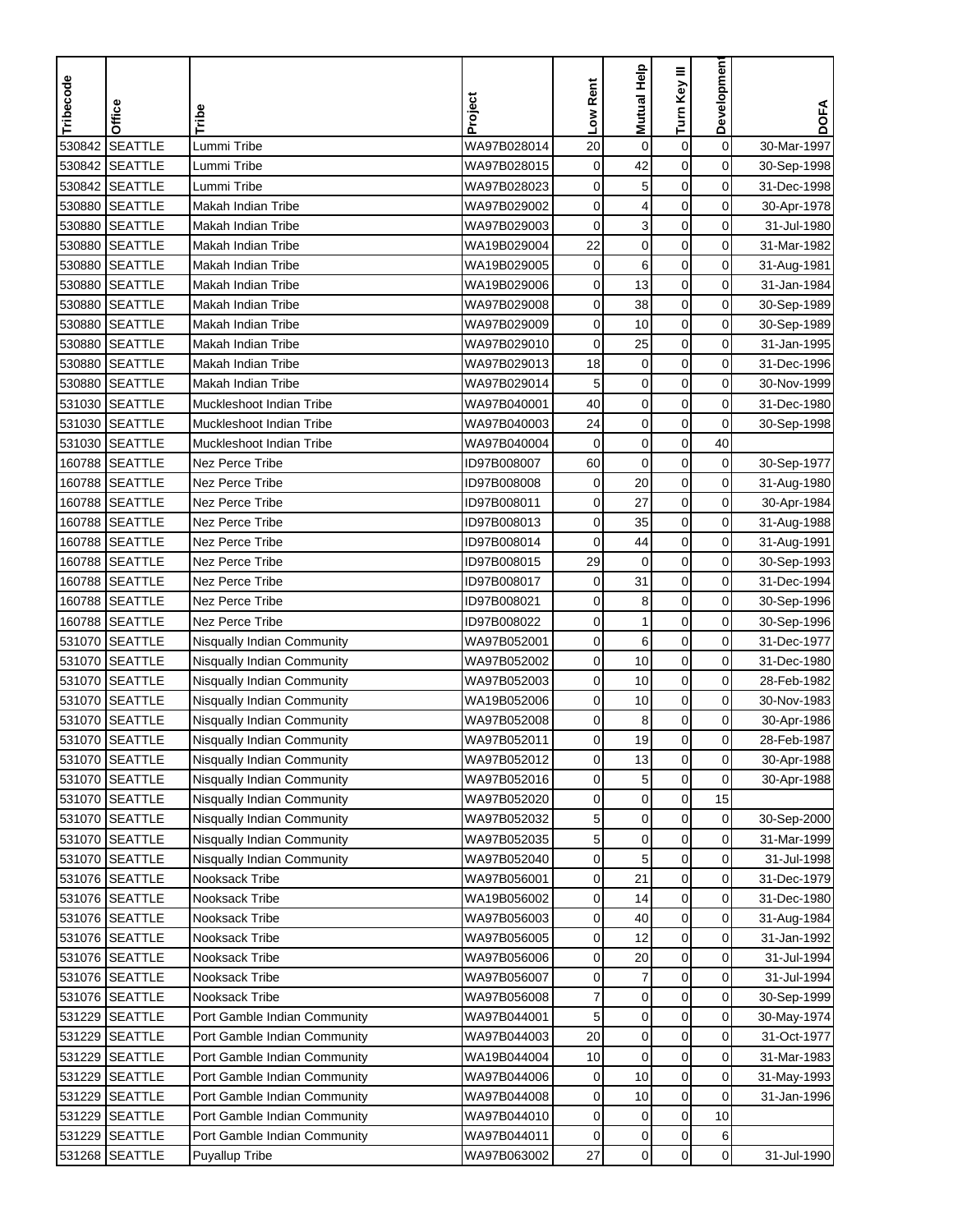| Tribecode | Office | Tribe | Project | Low Rent | Mutual Help | Turn Key III | Development | DOFA |
|---|---|---|---|---|---|---|---|---|
| 530842 | SEATTLE | Lummi Tribe | WA97B028014 | 20 | 0 | 0 | 0 | 30-Mar-1997 |
| 530842 | SEATTLE | Lummi Tribe | WA97B028015 | 0 | 42 | 0 | 0 | 30-Sep-1998 |
| 530842 | SEATTLE | Lummi Tribe | WA97B028023 | 0 | 5 | 0 | 0 | 31-Dec-1998 |
| 530880 | SEATTLE | Makah Indian Tribe | WA97B029002 | 0 | 4 | 0 | 0 | 30-Apr-1978 |
| 530880 | SEATTLE | Makah Indian Tribe | WA97B029003 | 0 | 3 | 0 | 0 | 31-Jul-1980 |
| 530880 | SEATTLE | Makah Indian Tribe | WA19B029004 | 22 | 0 | 0 | 0 | 31-Mar-1982 |
| 530880 | SEATTLE | Makah Indian Tribe | WA19B029005 | 0 | 6 | 0 | 0 | 31-Aug-1981 |
| 530880 | SEATTLE | Makah Indian Tribe | WA19B029006 | 0 | 13 | 0 | 0 | 31-Jan-1984 |
| 530880 | SEATTLE | Makah Indian Tribe | WA97B029008 | 0 | 38 | 0 | 0 | 30-Sep-1989 |
| 530880 | SEATTLE | Makah Indian Tribe | WA97B029009 | 0 | 10 | 0 | 0 | 30-Sep-1989 |
| 530880 | SEATTLE | Makah Indian Tribe | WA97B029010 | 0 | 25 | 0 | 0 | 31-Jan-1995 |
| 530880 | SEATTLE | Makah Indian Tribe | WA97B029013 | 18 | 0 | 0 | 0 | 31-Dec-1996 |
| 530880 | SEATTLE | Makah Indian Tribe | WA97B029014 | 5 | 0 | 0 | 0 | 30-Nov-1999 |
| 531030 | SEATTLE | Muckleshoot Indian Tribe | WA97B040001 | 40 | 0 | 0 | 0 | 31-Dec-1980 |
| 531030 | SEATTLE | Muckleshoot Indian Tribe | WA97B040003 | 24 | 0 | 0 | 0 | 30-Sep-1998 |
| 531030 | SEATTLE | Muckleshoot Indian Tribe | WA97B040004 | 0 | 0 | 0 | 40 | |
| 160788 | SEATTLE | Nez Perce Tribe | ID97B008007 | 60 | 0 | 0 | 0 | 30-Sep-1977 |
| 160788 | SEATTLE | Nez Perce Tribe | ID97B008008 | 0 | 20 | 0 | 0 | 31-Aug-1980 |
| 160788 | SEATTLE | Nez Perce Tribe | ID97B008011 | 0 | 27 | 0 | 0 | 30-Apr-1984 |
| 160788 | SEATTLE | Nez Perce Tribe | ID97B008013 | 0 | 35 | 0 | 0 | 31-Aug-1988 |
| 160788 | SEATTLE | Nez Perce Tribe | ID97B008014 | 0 | 44 | 0 | 0 | 31-Aug-1991 |
| 160788 | SEATTLE | Nez Perce Tribe | ID97B008015 | 29 | 0 | 0 | 0 | 30-Sep-1993 |
| 160788 | SEATTLE | Nez Perce Tribe | ID97B008017 | 0 | 31 | 0 | 0 | 31-Dec-1994 |
| 160788 | SEATTLE | Nez Perce Tribe | ID97B008021 | 0 | 8 | 0 | 0 | 30-Sep-1996 |
| 160788 | SEATTLE | Nez Perce Tribe | ID97B008022 | 0 | 1 | 0 | 0 | 30-Sep-1996 |
| 531070 | SEATTLE | Nisqually Indian Community | WA97B052001 | 0 | 6 | 0 | 0 | 31-Dec-1977 |
| 531070 | SEATTLE | Nisqually Indian Community | WA97B052002 | 0 | 10 | 0 | 0 | 31-Dec-1980 |
| 531070 | SEATTLE | Nisqually Indian Community | WA97B052003 | 0 | 10 | 0 | 0 | 28-Feb-1982 |
| 531070 | SEATTLE | Nisqually Indian Community | WA19B052006 | 0 | 10 | 0 | 0 | 30-Nov-1983 |
| 531070 | SEATTLE | Nisqually Indian Community | WA97B052008 | 0 | 8 | 0 | 0 | 30-Apr-1986 |
| 531070 | SEATTLE | Nisqually Indian Community | WA97B052011 | 0 | 19 | 0 | 0 | 28-Feb-1987 |
| 531070 | SEATTLE | Nisqually Indian Community | WA97B052012 | 0 | 13 | 0 | 0 | 30-Apr-1988 |
| 531070 | SEATTLE | Nisqually Indian Community | WA97B052016 | 0 | 5 | 0 | 0 | 30-Apr-1988 |
| 531070 | SEATTLE | Nisqually Indian Community | WA97B052020 | 0 | 0 | 0 | 15 | |
| 531070 | SEATTLE | Nisqually Indian Community | WA97B052032 | 5 | 0 | 0 | 0 | 30-Sep-2000 |
| 531070 | SEATTLE | Nisqually Indian Community | WA97B052035 | 5 | 0 | 0 | 0 | 31-Mar-1999 |
| 531070 | SEATTLE | Nisqually Indian Community | WA97B052040 | 0 | 5 | 0 | 0 | 31-Jul-1998 |
| 531076 | SEATTLE | Nooksack Tribe | WA97B056001 | 0 | 21 | 0 | 0 | 31-Dec-1979 |
| 531076 | SEATTLE | Nooksack Tribe | WA19B056002 | 0 | 14 | 0 | 0 | 31-Dec-1980 |
| 531076 | SEATTLE | Nooksack Tribe | WA97B056003 | 0 | 40 | 0 | 0 | 31-Aug-1984 |
| 531076 | SEATTLE | Nooksack Tribe | WA97B056005 | 0 | 12 | 0 | 0 | 31-Jan-1992 |
| 531076 | SEATTLE | Nooksack Tribe | WA97B056006 | 0 | 20 | 0 | 0 | 31-Jul-1994 |
| 531076 | SEATTLE | Nooksack Tribe | WA97B056007 | 0 | 7 | 0 | 0 | 31-Jul-1994 |
| 531076 | SEATTLE | Nooksack Tribe | WA97B056008 | 7 | 0 | 0 | 0 | 30-Sep-1999 |
| 531229 | SEATTLE | Port Gamble Indian Community | WA97B044001 | 5 | 0 | 0 | 0 | 30-May-1974 |
| 531229 | SEATTLE | Port Gamble Indian Community | WA97B044003 | 20 | 0 | 0 | 0 | 31-Oct-1977 |
| 531229 | SEATTLE | Port Gamble Indian Community | WA19B044004 | 10 | 0 | 0 | 0 | 31-Mar-1983 |
| 531229 | SEATTLE | Port Gamble Indian Community | WA97B044006 | 0 | 10 | 0 | 0 | 31-May-1993 |
| 531229 | SEATTLE | Port Gamble Indian Community | WA97B044008 | 0 | 10 | 0 | 0 | 31-Jan-1996 |
| 531229 | SEATTLE | Port Gamble Indian Community | WA97B044010 | 0 | 0 | 0 | 10 | |
| 531229 | SEATTLE | Port Gamble Indian Community | WA97B044011 | 0 | 0 | 0 | 6 | |
| 531268 | SEATTLE | Puyallup Tribe | WA97B063002 | 27 | 0 | 0 | 0 | 31-Jul-1990 |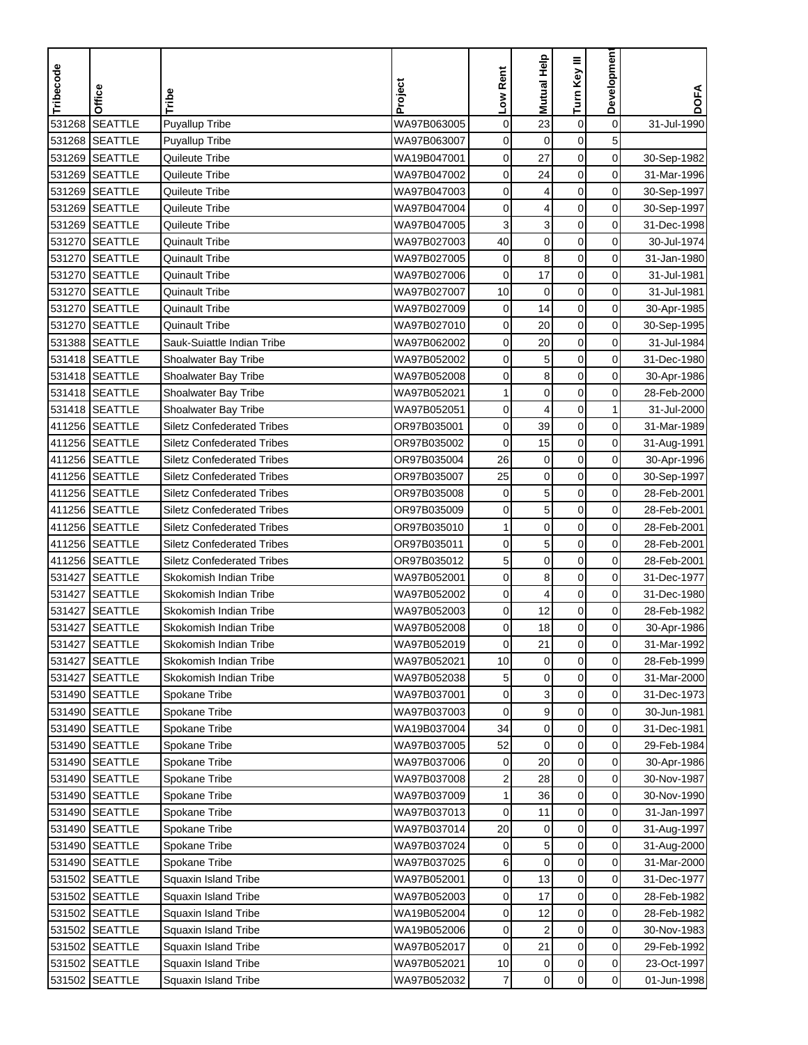| Tribecode | Office | Tribe | Project | Low Rent | Mutual Help | Turn Key III | Development | DOFA |
|---|---|---|---|---|---|---|---|---|
| 531268 | SEATTLE | Puyallup Tribe | WA97B063005 | 0 | 23 | 0 | 0 | 31-Jul-1990 |
| 531268 | SEATTLE | Puyallup Tribe | WA97B063007 | 0 | 0 | 0 | 5 | |
| 531269 | SEATTLE | Quileute Tribe | WA19B047001 | 0 | 27 | 0 | 0 | 30-Sep-1982 |
| 531269 | SEATTLE | Quileute Tribe | WA97B047002 | 0 | 24 | 0 | 0 | 31-Mar-1996 |
| 531269 | SEATTLE | Quileute Tribe | WA97B047003 | 0 | 4 | 0 | 0 | 30-Sep-1997 |
| 531269 | SEATTLE | Quileute Tribe | WA97B047004 | 0 | 4 | 0 | 0 | 30-Sep-1997 |
| 531269 | SEATTLE | Quileute Tribe | WA97B047005 | 3 | 3 | 0 | 0 | 31-Dec-1998 |
| 531270 | SEATTLE | Quinault Tribe | WA97B027003 | 40 | 0 | 0 | 0 | 30-Jul-1974 |
| 531270 | SEATTLE | Quinault Tribe | WA97B027005 | 0 | 8 | 0 | 0 | 31-Jan-1980 |
| 531270 | SEATTLE | Quinault Tribe | WA97B027006 | 0 | 17 | 0 | 0 | 31-Jul-1981 |
| 531270 | SEATTLE | Quinault Tribe | WA97B027007 | 10 | 0 | 0 | 0 | 31-Jul-1981 |
| 531270 | SEATTLE | Quinault Tribe | WA97B027009 | 0 | 14 | 0 | 0 | 30-Apr-1985 |
| 531270 | SEATTLE | Quinault Tribe | WA97B027010 | 0 | 20 | 0 | 0 | 30-Sep-1995 |
| 531388 | SEATTLE | Sauk-Suiattle Indian Tribe | WA97B062002 | 0 | 20 | 0 | 0 | 31-Jul-1984 |
| 531418 | SEATTLE | Shoalwater Bay Tribe | WA97B052002 | 0 | 5 | 0 | 0 | 31-Dec-1980 |
| 531418 | SEATTLE | Shoalwater Bay Tribe | WA97B052008 | 0 | 8 | 0 | 0 | 30-Apr-1986 |
| 531418 | SEATTLE | Shoalwater Bay Tribe | WA97B052021 | 1 | 0 | 0 | 0 | 28-Feb-2000 |
| 531418 | SEATTLE | Shoalwater Bay Tribe | WA97B052051 | 0 | 4 | 0 | 1 | 31-Jul-2000 |
| 411256 | SEATTLE | Siletz Confederated Tribes | OR97B035001 | 0 | 39 | 0 | 0 | 31-Mar-1989 |
| 411256 | SEATTLE | Siletz Confederated Tribes | OR97B035002 | 0 | 15 | 0 | 0 | 31-Aug-1991 |
| 411256 | SEATTLE | Siletz Confederated Tribes | OR97B035004 | 26 | 0 | 0 | 0 | 30-Apr-1996 |
| 411256 | SEATTLE | Siletz Confederated Tribes | OR97B035007 | 25 | 0 | 0 | 0 | 30-Sep-1997 |
| 411256 | SEATTLE | Siletz Confederated Tribes | OR97B035008 | 0 | 5 | 0 | 0 | 28-Feb-2001 |
| 411256 | SEATTLE | Siletz Confederated Tribes | OR97B035009 | 0 | 5 | 0 | 0 | 28-Feb-2001 |
| 411256 | SEATTLE | Siletz Confederated Tribes | OR97B035010 | 1 | 0 | 0 | 0 | 28-Feb-2001 |
| 411256 | SEATTLE | Siletz Confederated Tribes | OR97B035011 | 0 | 5 | 0 | 0 | 28-Feb-2001 |
| 411256 | SEATTLE | Siletz Confederated Tribes | OR97B035012 | 5 | 0 | 0 | 0 | 28-Feb-2001 |
| 531427 | SEATTLE | Skokomish Indian Tribe | WA97B052001 | 0 | 8 | 0 | 0 | 31-Dec-1977 |
| 531427 | SEATTLE | Skokomish Indian Tribe | WA97B052002 | 0 | 4 | 0 | 0 | 31-Dec-1980 |
| 531427 | SEATTLE | Skokomish Indian Tribe | WA97B052003 | 0 | 12 | 0 | 0 | 28-Feb-1982 |
| 531427 | SEATTLE | Skokomish Indian Tribe | WA97B052008 | 0 | 18 | 0 | 0 | 30-Apr-1986 |
| 531427 | SEATTLE | Skokomish Indian Tribe | WA97B052019 | 0 | 21 | 0 | 0 | 31-Mar-1992 |
| 531427 | SEATTLE | Skokomish Indian Tribe | WA97B052021 | 10 | 0 | 0 | 0 | 28-Feb-1999 |
| 531427 | SEATTLE | Skokomish Indian Tribe | WA97B052038 | 5 | 0 | 0 | 0 | 31-Mar-2000 |
| 531490 | SEATTLE | Spokane Tribe | WA97B037001 | 0 | 3 | 0 | 0 | 31-Dec-1973 |
| 531490 | SEATTLE | Spokane Tribe | WA97B037003 | 0 | 9 | 0 | 0 | 30-Jun-1981 |
| 531490 | SEATTLE | Spokane Tribe | WA19B037004 | 34 | 0 | 0 | 0 | 31-Dec-1981 |
| 531490 | SEATTLE | Spokane Tribe | WA97B037005 | 52 | 0 | 0 | 0 | 29-Feb-1984 |
| 531490 | SEATTLE | Spokane Tribe | WA97B037006 | 0 | 20 | 0 | 0 | 30-Apr-1986 |
| 531490 | SEATTLE | Spokane Tribe | WA97B037008 | 2 | 28 | 0 | 0 | 30-Nov-1987 |
| 531490 | SEATTLE | Spokane Tribe | WA97B037009 | 1 | 36 | 0 | 0 | 30-Nov-1990 |
| 531490 | SEATTLE | Spokane Tribe | WA97B037013 | 0 | 11 | 0 | 0 | 31-Jan-1997 |
| 531490 | SEATTLE | Spokane Tribe | WA97B037014 | 20 | 0 | 0 | 0 | 31-Aug-1997 |
| 531490 | SEATTLE | Spokane Tribe | WA97B037024 | 0 | 5 | 0 | 0 | 31-Aug-2000 |
| 531490 | SEATTLE | Spokane Tribe | WA97B037025 | 6 | 0 | 0 | 0 | 31-Mar-2000 |
| 531502 | SEATTLE | Squaxin Island Tribe | WA97B052001 | 0 | 13 | 0 | 0 | 31-Dec-1977 |
| 531502 | SEATTLE | Squaxin Island Tribe | WA97B052003 | 0 | 17 | 0 | 0 | 28-Feb-1982 |
| 531502 | SEATTLE | Squaxin Island Tribe | WA19B052004 | 0 | 12 | 0 | 0 | 28-Feb-1982 |
| 531502 | SEATTLE | Squaxin Island Tribe | WA19B052006 | 0 | 2 | 0 | 0 | 30-Nov-1983 |
| 531502 | SEATTLE | Squaxin Island Tribe | WA97B052017 | 0 | 21 | 0 | 0 | 29-Feb-1992 |
| 531502 | SEATTLE | Squaxin Island Tribe | WA97B052021 | 10 | 0 | 0 | 0 | 23-Oct-1997 |
| 531502 | SEATTLE | Squaxin Island Tribe | WA97B052032 | 7 | 0 | 0 | 0 | 01-Jun-1998 |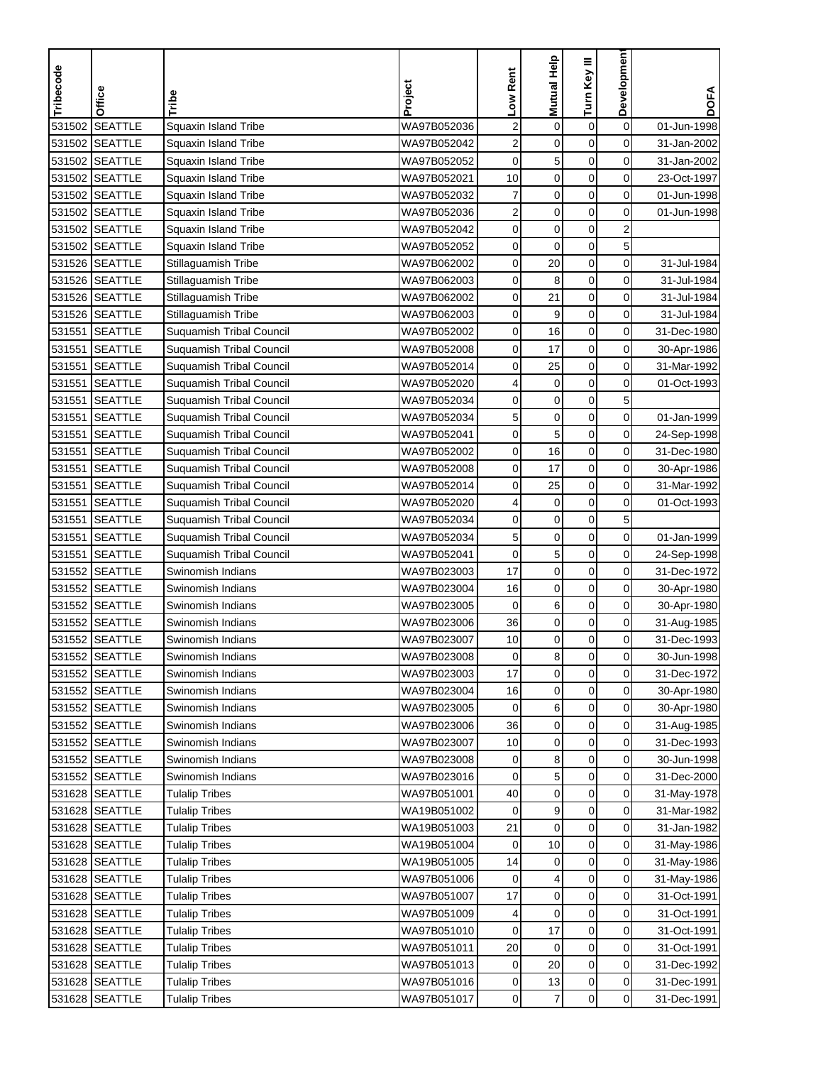| Tribecode | Office | Tribe | Project | Low Rent | Mutual Help | Turn Key III | Development | DOFA |
|---|---|---|---|---|---|---|---|---|
| 531502 | SEATTLE | Squaxin Island Tribe | WA97B052036 | 2 | 0 | 0 | 0 | 01-Jun-1998 |
| 531502 | SEATTLE | Squaxin Island Tribe | WA97B052042 | 2 | 0 | 0 | 0 | 31-Jan-2002 |
| 531502 | SEATTLE | Squaxin Island Tribe | WA97B052052 | 0 | 5 | 0 | 0 | 31-Jan-2002 |
| 531502 | SEATTLE | Squaxin Island Tribe | WA97B052021 | 10 | 0 | 0 | 0 | 23-Oct-1997 |
| 531502 | SEATTLE | Squaxin Island Tribe | WA97B052032 | 7 | 0 | 0 | 0 | 01-Jun-1998 |
| 531502 | SEATTLE | Squaxin Island Tribe | WA97B052036 | 2 | 0 | 0 | 0 | 01-Jun-1998 |
| 531502 | SEATTLE | Squaxin Island Tribe | WA97B052042 | 0 | 0 | 0 | 2 | |
| 531502 | SEATTLE | Squaxin Island Tribe | WA97B052052 | 0 | 0 | 0 | 5 | |
| 531526 | SEATTLE | Stillaguamish Tribe | WA97B062002 | 0 | 20 | 0 | 0 | 31-Jul-1984 |
| 531526 | SEATTLE | Stillaguamish Tribe | WA97B062003 | 0 | 8 | 0 | 0 | 31-Jul-1984 |
| 531526 | SEATTLE | Stillaguamish Tribe | WA97B062002 | 0 | 21 | 0 | 0 | 31-Jul-1984 |
| 531526 | SEATTLE | Stillaguamish Tribe | WA97B062003 | 0 | 9 | 0 | 0 | 31-Jul-1984 |
| 531551 | SEATTLE | Suquamish Tribal Council | WA97B052002 | 0 | 16 | 0 | 0 | 31-Dec-1980 |
| 531551 | SEATTLE | Suquamish Tribal Council | WA97B052008 | 0 | 17 | 0 | 0 | 30-Apr-1986 |
| 531551 | SEATTLE | Suquamish Tribal Council | WA97B052014 | 0 | 25 | 0 | 0 | 31-Mar-1992 |
| 531551 | SEATTLE | Suquamish Tribal Council | WA97B052020 | 4 | 0 | 0 | 0 | 01-Oct-1993 |
| 531551 | SEATTLE | Suquamish Tribal Council | WA97B052034 | 0 | 0 | 0 | 5 | |
| 531551 | SEATTLE | Suquamish Tribal Council | WA97B052034 | 5 | 0 | 0 | 0 | 01-Jan-1999 |
| 531551 | SEATTLE | Suquamish Tribal Council | WA97B052041 | 0 | 5 | 0 | 0 | 24-Sep-1998 |
| 531551 | SEATTLE | Suquamish Tribal Council | WA97B052002 | 0 | 16 | 0 | 0 | 31-Dec-1980 |
| 531551 | SEATTLE | Suquamish Tribal Council | WA97B052008 | 0 | 17 | 0 | 0 | 30-Apr-1986 |
| 531551 | SEATTLE | Suquamish Tribal Council | WA97B052014 | 0 | 25 | 0 | 0 | 31-Mar-1992 |
| 531551 | SEATTLE | Suquamish Tribal Council | WA97B052020 | 4 | 0 | 0 | 0 | 01-Oct-1993 |
| 531551 | SEATTLE | Suquamish Tribal Council | WA97B052034 | 0 | 0 | 0 | 5 | |
| 531551 | SEATTLE | Suquamish Tribal Council | WA97B052034 | 5 | 0 | 0 | 0 | 01-Jan-1999 |
| 531551 | SEATTLE | Suquamish Tribal Council | WA97B052041 | 0 | 5 | 0 | 0 | 24-Sep-1998 |
| 531552 | SEATTLE | Swinomish Indians | WA97B023003 | 17 | 0 | 0 | 0 | 31-Dec-1972 |
| 531552 | SEATTLE | Swinomish Indians | WA97B023004 | 16 | 0 | 0 | 0 | 30-Apr-1980 |
| 531552 | SEATTLE | Swinomish Indians | WA97B023005 | 0 | 6 | 0 | 0 | 30-Apr-1980 |
| 531552 | SEATTLE | Swinomish Indians | WA97B023006 | 36 | 0 | 0 | 0 | 31-Aug-1985 |
| 531552 | SEATTLE | Swinomish Indians | WA97B023007 | 10 | 0 | 0 | 0 | 31-Dec-1993 |
| 531552 | SEATTLE | Swinomish Indians | WA97B023008 | 0 | 8 | 0 | 0 | 30-Jun-1998 |
| 531552 | SEATTLE | Swinomish Indians | WA97B023003 | 17 | 0 | 0 | 0 | 31-Dec-1972 |
| 531552 | SEATTLE | Swinomish Indians | WA97B023004 | 16 | 0 | 0 | 0 | 30-Apr-1980 |
| 531552 | SEATTLE | Swinomish Indians | WA97B023005 | 0 | 6 | 0 | 0 | 30-Apr-1980 |
| 531552 | SEATTLE | Swinomish Indians | WA97B023006 | 36 | 0 | 0 | 0 | 31-Aug-1985 |
| 531552 | SEATTLE | Swinomish Indians | WA97B023007 | 10 | 0 | 0 | 0 | 31-Dec-1993 |
| 531552 | SEATTLE | Swinomish Indians | WA97B023008 | 0 | 8 | 0 | 0 | 30-Jun-1998 |
| 531552 | SEATTLE | Swinomish Indians | WA97B023016 | 0 | 5 | 0 | 0 | 31-Dec-2000 |
| 531628 | SEATTLE | Tulalip Tribes | WA97B051001 | 40 | 0 | 0 | 0 | 31-May-1978 |
| 531628 | SEATTLE | Tulalip Tribes | WA19B051002 | 0 | 9 | 0 | 0 | 31-Mar-1982 |
| 531628 | SEATTLE | Tulalip Tribes | WA19B051003 | 21 | 0 | 0 | 0 | 31-Jan-1982 |
| 531628 | SEATTLE | Tulalip Tribes | WA19B051004 | 0 | 10 | 0 | 0 | 31-May-1986 |
| 531628 | SEATTLE | Tulalip Tribes | WA19B051005 | 14 | 0 | 0 | 0 | 31-May-1986 |
| 531628 | SEATTLE | Tulalip Tribes | WA97B051006 | 0 | 4 | 0 | 0 | 31-May-1986 |
| 531628 | SEATTLE | Tulalip Tribes | WA97B051007 | 17 | 0 | 0 | 0 | 31-Oct-1991 |
| 531628 | SEATTLE | Tulalip Tribes | WA97B051009 | 4 | 0 | 0 | 0 | 31-Oct-1991 |
| 531628 | SEATTLE | Tulalip Tribes | WA97B051010 | 0 | 17 | 0 | 0 | 31-Oct-1991 |
| 531628 | SEATTLE | Tulalip Tribes | WA97B051011 | 20 | 0 | 0 | 0 | 31-Oct-1991 |
| 531628 | SEATTLE | Tulalip Tribes | WA97B051013 | 0 | 20 | 0 | 0 | 31-Dec-1992 |
| 531628 | SEATTLE | Tulalip Tribes | WA97B051016 | 0 | 13 | 0 | 0 | 31-Dec-1991 |
| 531628 | SEATTLE | Tulalip Tribes | WA97B051017 | 0 | 7 | 0 | 0 | 31-Dec-1991 |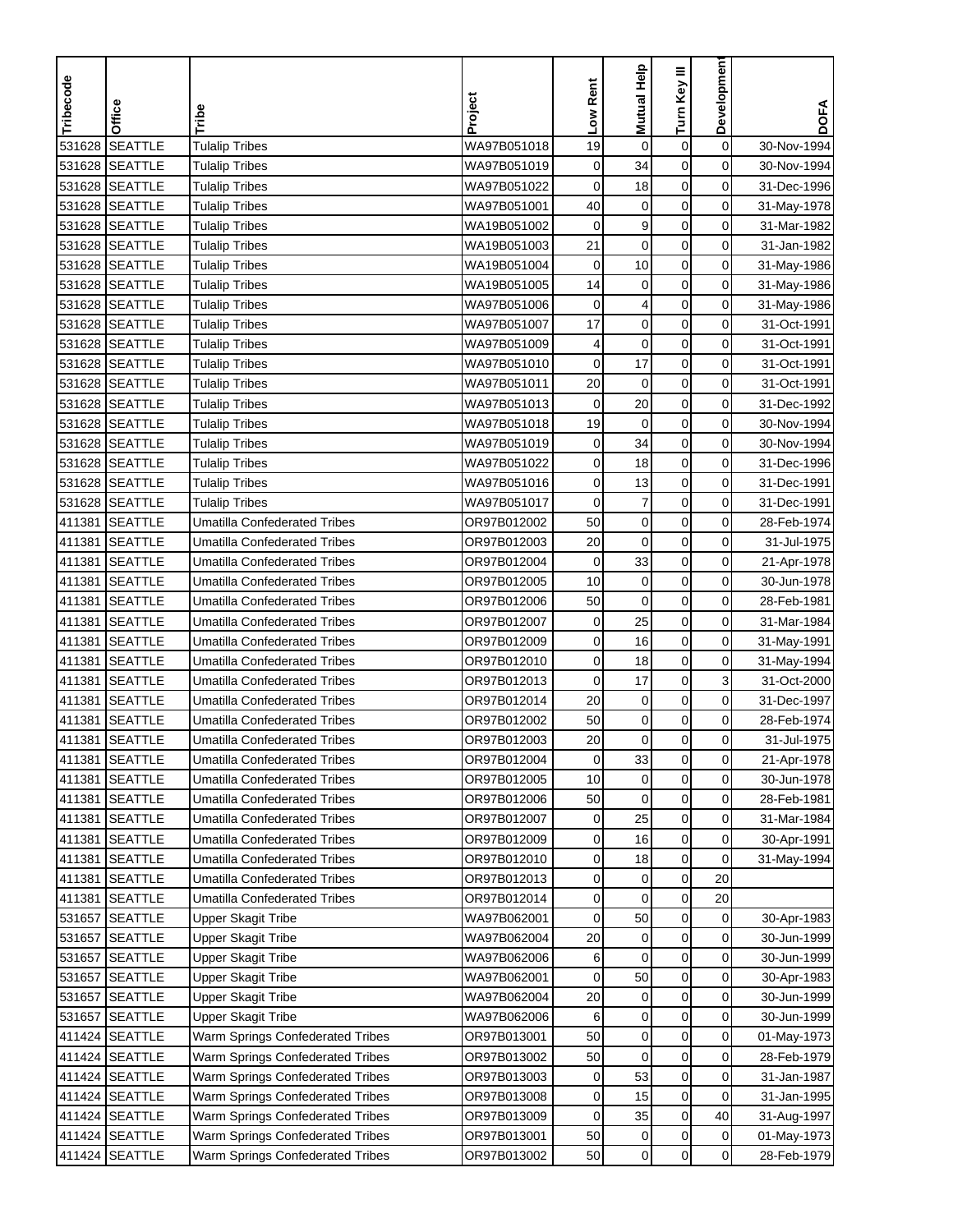| Tribecode | Office | Tribe | Project | Low Rent | Mutual Help | Turn Key III | Development | DOFA |
|---|---|---|---|---|---|---|---|---|
| 531628 | SEATTLE | Tulalip Tribes | WA97B051018 | 19 | 0 | 0 | 0 | 30-Nov-1994 |
| 531628 | SEATTLE | Tulalip Tribes | WA97B051019 | 0 | 34 | 0 | 0 | 30-Nov-1994 |
| 531628 | SEATTLE | Tulalip Tribes | WA97B051022 | 0 | 18 | 0 | 0 | 31-Dec-1996 |
| 531628 | SEATTLE | Tulalip Tribes | WA97B051001 | 40 | 0 | 0 | 0 | 31-May-1978 |
| 531628 | SEATTLE | Tulalip Tribes | WA19B051002 | 0 | 9 | 0 | 0 | 31-Mar-1982 |
| 531628 | SEATTLE | Tulalip Tribes | WA19B051003 | 21 | 0 | 0 | 0 | 31-Jan-1982 |
| 531628 | SEATTLE | Tulalip Tribes | WA19B051004 | 0 | 10 | 0 | 0 | 31-May-1986 |
| 531628 | SEATTLE | Tulalip Tribes | WA19B051005 | 14 | 0 | 0 | 0 | 31-May-1986 |
| 531628 | SEATTLE | Tulalip Tribes | WA97B051006 | 0 | 4 | 0 | 0 | 31-May-1986 |
| 531628 | SEATTLE | Tulalip Tribes | WA97B051007 | 17 | 0 | 0 | 0 | 31-Oct-1991 |
| 531628 | SEATTLE | Tulalip Tribes | WA97B051009 | 4 | 0 | 0 | 0 | 31-Oct-1991 |
| 531628 | SEATTLE | Tulalip Tribes | WA97B051010 | 0 | 17 | 0 | 0 | 31-Oct-1991 |
| 531628 | SEATTLE | Tulalip Tribes | WA97B051011 | 20 | 0 | 0 | 0 | 31-Oct-1991 |
| 531628 | SEATTLE | Tulalip Tribes | WA97B051013 | 0 | 20 | 0 | 0 | 31-Dec-1992 |
| 531628 | SEATTLE | Tulalip Tribes | WA97B051018 | 19 | 0 | 0 | 0 | 30-Nov-1994 |
| 531628 | SEATTLE | Tulalip Tribes | WA97B051019 | 0 | 34 | 0 | 0 | 30-Nov-1994 |
| 531628 | SEATTLE | Tulalip Tribes | WA97B051022 | 0 | 18 | 0 | 0 | 31-Dec-1996 |
| 531628 | SEATTLE | Tulalip Tribes | WA97B051016 | 0 | 13 | 0 | 0 | 31-Dec-1991 |
| 531628 | SEATTLE | Tulalip Tribes | WA97B051017 | 0 | 7 | 0 | 0 | 31-Dec-1991 |
| 411381 | SEATTLE | Umatilla Confederated Tribes | OR97B012002 | 50 | 0 | 0 | 0 | 28-Feb-1974 |
| 411381 | SEATTLE | Umatilla Confederated Tribes | OR97B012003 | 20 | 0 | 0 | 0 | 31-Jul-1975 |
| 411381 | SEATTLE | Umatilla Confederated Tribes | OR97B012004 | 0 | 33 | 0 | 0 | 21-Apr-1978 |
| 411381 | SEATTLE | Umatilla Confederated Tribes | OR97B012005 | 10 | 0 | 0 | 0 | 30-Jun-1978 |
| 411381 | SEATTLE | Umatilla Confederated Tribes | OR97B012006 | 50 | 0 | 0 | 0 | 28-Feb-1981 |
| 411381 | SEATTLE | Umatilla Confederated Tribes | OR97B012007 | 0 | 25 | 0 | 0 | 31-Mar-1984 |
| 411381 | SEATTLE | Umatilla Confederated Tribes | OR97B012009 | 0 | 16 | 0 | 0 | 31-May-1991 |
| 411381 | SEATTLE | Umatilla Confederated Tribes | OR97B012010 | 0 | 18 | 0 | 0 | 31-May-1994 |
| 411381 | SEATTLE | Umatilla Confederated Tribes | OR97B012013 | 0 | 17 | 0 | 3 | 31-Oct-2000 |
| 411381 | SEATTLE | Umatilla Confederated Tribes | OR97B012014 | 20 | 0 | 0 | 0 | 31-Dec-1997 |
| 411381 | SEATTLE | Umatilla Confederated Tribes | OR97B012002 | 50 | 0 | 0 | 0 | 28-Feb-1974 |
| 411381 | SEATTLE | Umatilla Confederated Tribes | OR97B012003 | 20 | 0 | 0 | 0 | 31-Jul-1975 |
| 411381 | SEATTLE | Umatilla Confederated Tribes | OR97B012004 | 0 | 33 | 0 | 0 | 21-Apr-1978 |
| 411381 | SEATTLE | Umatilla Confederated Tribes | OR97B012005 | 10 | 0 | 0 | 0 | 30-Jun-1978 |
| 411381 | SEATTLE | Umatilla Confederated Tribes | OR97B012006 | 50 | 0 | 0 | 0 | 28-Feb-1981 |
| 411381 | SEATTLE | Umatilla Confederated Tribes | OR97B012007 | 0 | 25 | 0 | 0 | 31-Mar-1984 |
| 411381 | SEATTLE | Umatilla Confederated Tribes | OR97B012009 | 0 | 16 | 0 | 0 | 30-Apr-1991 |
| 411381 | SEATTLE | Umatilla Confederated Tribes | OR97B012010 | 0 | 18 | 0 | 0 | 31-May-1994 |
| 411381 | SEATTLE | Umatilla Confederated Tribes | OR97B012013 | 0 | 0 | 0 | 20 | |
| 411381 | SEATTLE | Umatilla Confederated Tribes | OR97B012014 | 0 | 0 | 0 | 20 | |
| 531657 | SEATTLE | Upper Skagit Tribe | WA97B062001 | 0 | 50 | 0 | 0 | 30-Apr-1983 |
| 531657 | SEATTLE | Upper Skagit Tribe | WA97B062004 | 20 | 0 | 0 | 0 | 30-Jun-1999 |
| 531657 | SEATTLE | Upper Skagit Tribe | WA97B062006 | 6 | 0 | 0 | 0 | 30-Jun-1999 |
| 531657 | SEATTLE | Upper Skagit Tribe | WA97B062001 | 0 | 50 | 0 | 0 | 30-Apr-1983 |
| 531657 | SEATTLE | Upper Skagit Tribe | WA97B062004 | 20 | 0 | 0 | 0 | 30-Jun-1999 |
| 531657 | SEATTLE | Upper Skagit Tribe | WA97B062006 | 6 | 0 | 0 | 0 | 30-Jun-1999 |
| 411424 | SEATTLE | Warm Springs Confederated Tribes | OR97B013001 | 50 | 0 | 0 | 0 | 01-May-1973 |
| 411424 | SEATTLE | Warm Springs Confederated Tribes | OR97B013002 | 50 | 0 | 0 | 0 | 28-Feb-1979 |
| 411424 | SEATTLE | Warm Springs Confederated Tribes | OR97B013003 | 0 | 53 | 0 | 0 | 31-Jan-1987 |
| 411424 | SEATTLE | Warm Springs Confederated Tribes | OR97B013008 | 0 | 15 | 0 | 0 | 31-Jan-1995 |
| 411424 | SEATTLE | Warm Springs Confederated Tribes | OR97B013009 | 0 | 35 | 0 | 40 | 31-Aug-1997 |
| 411424 | SEATTLE | Warm Springs Confederated Tribes | OR97B013001 | 50 | 0 | 0 | 0 | 01-May-1973 |
| 411424 | SEATTLE | Warm Springs Confederated Tribes | OR97B013002 | 50 | 0 | 0 | 0 | 28-Feb-1979 |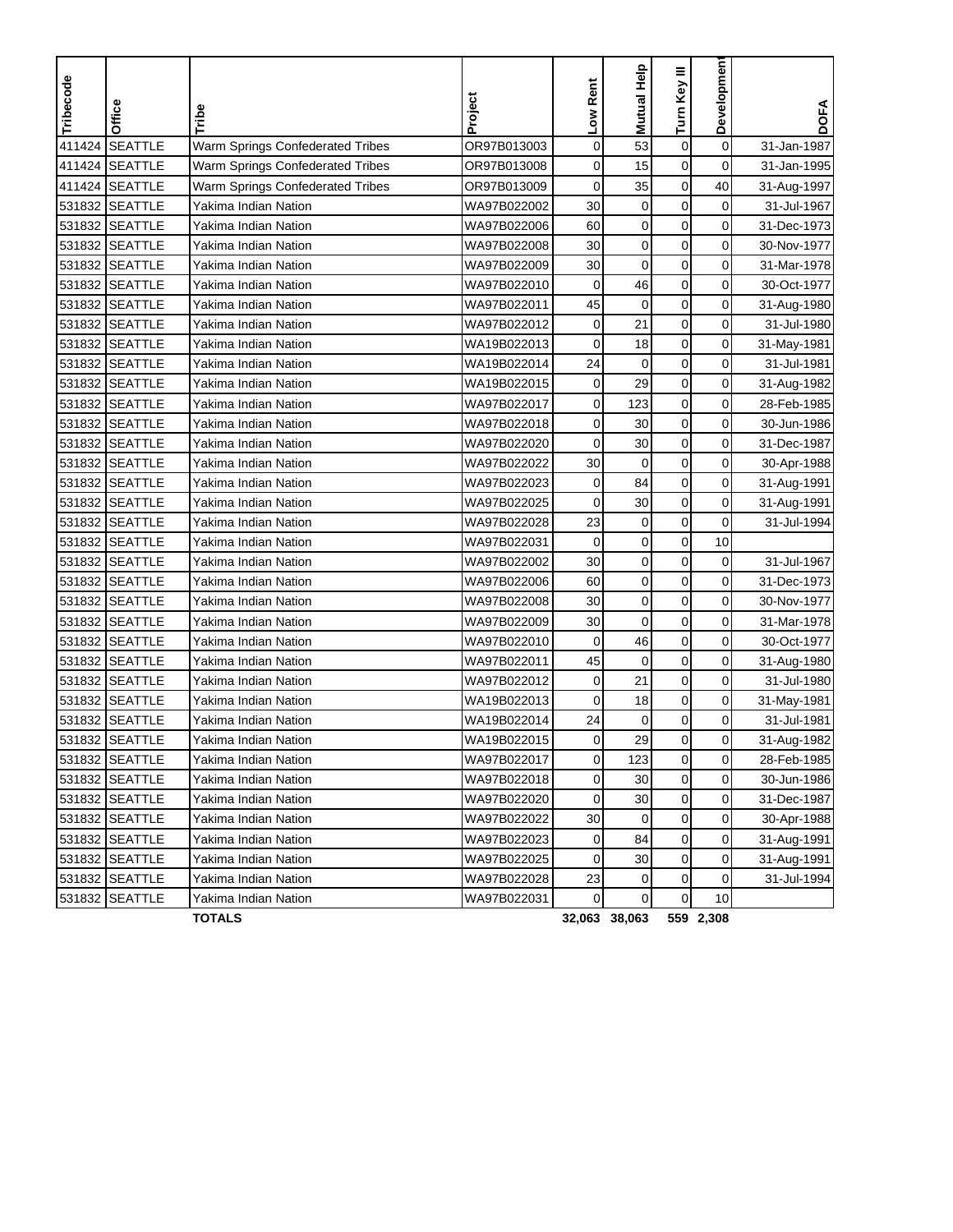| Tribecode | Office | Tribe | Project | Low Rent | Mutual Help | Turn Key III | Development | DOFA |
|---|---|---|---|---|---|---|---|---|
| 411424 | SEATTLE | Warm Springs Confederated Tribes | OR97B013003 | 0 | 53 | 0 | 0 | 31-Jan-1987 |
| 411424 | SEATTLE | Warm Springs Confederated Tribes | OR97B013008 | 0 | 15 | 0 | 0 | 31-Jan-1995 |
| 411424 | SEATTLE | Warm Springs Confederated Tribes | OR97B013009 | 0 | 35 | 0 | 40 | 31-Aug-1997 |
| 531832 | SEATTLE | Yakima Indian Nation | WA97B022002 | 30 | 0 | 0 | 0 | 31-Jul-1967 |
| 531832 | SEATTLE | Yakima Indian Nation | WA97B022006 | 60 | 0 | 0 | 0 | 31-Dec-1973 |
| 531832 | SEATTLE | Yakima Indian Nation | WA97B022008 | 30 | 0 | 0 | 0 | 30-Nov-1977 |
| 531832 | SEATTLE | Yakima Indian Nation | WA97B022009 | 30 | 0 | 0 | 0 | 31-Mar-1978 |
| 531832 | SEATTLE | Yakima Indian Nation | WA97B022010 | 0 | 46 | 0 | 0 | 30-Oct-1977 |
| 531832 | SEATTLE | Yakima Indian Nation | WA97B022011 | 45 | 0 | 0 | 0 | 31-Aug-1980 |
| 531832 | SEATTLE | Yakima Indian Nation | WA97B022012 | 0 | 21 | 0 | 0 | 31-Jul-1980 |
| 531832 | SEATTLE | Yakima Indian Nation | WA19B022013 | 0 | 18 | 0 | 0 | 31-May-1981 |
| 531832 | SEATTLE | Yakima Indian Nation | WA19B022014 | 24 | 0 | 0 | 0 | 31-Jul-1981 |
| 531832 | SEATTLE | Yakima Indian Nation | WA19B022015 | 0 | 29 | 0 | 0 | 31-Aug-1982 |
| 531832 | SEATTLE | Yakima Indian Nation | WA97B022017 | 0 | 123 | 0 | 0 | 28-Feb-1985 |
| 531832 | SEATTLE | Yakima Indian Nation | WA97B022018 | 0 | 30 | 0 | 0 | 30-Jun-1986 |
| 531832 | SEATTLE | Yakima Indian Nation | WA97B022020 | 0 | 30 | 0 | 0 | 31-Dec-1987 |
| 531832 | SEATTLE | Yakima Indian Nation | WA97B022022 | 30 | 0 | 0 | 0 | 30-Apr-1988 |
| 531832 | SEATTLE | Yakima Indian Nation | WA97B022023 | 0 | 84 | 0 | 0 | 31-Aug-1991 |
| 531832 | SEATTLE | Yakima Indian Nation | WA97B022025 | 0 | 30 | 0 | 0 | 31-Aug-1991 |
| 531832 | SEATTLE | Yakima Indian Nation | WA97B022028 | 23 | 0 | 0 | 0 | 31-Jul-1994 |
| 531832 | SEATTLE | Yakima Indian Nation | WA97B022031 | 0 | 0 | 0 | 10 | |
| 531832 | SEATTLE | Yakima Indian Nation | WA97B022002 | 30 | 0 | 0 | 0 | 31-Jul-1967 |
| 531832 | SEATTLE | Yakima Indian Nation | WA97B022006 | 60 | 0 | 0 | 0 | 31-Dec-1973 |
| 531832 | SEATTLE | Yakima Indian Nation | WA97B022008 | 30 | 0 | 0 | 0 | 30-Nov-1977 |
| 531832 | SEATTLE | Yakima Indian Nation | WA97B022009 | 30 | 0 | 0 | 0 | 31-Mar-1978 |
| 531832 | SEATTLE | Yakima Indian Nation | WA97B022010 | 0 | 46 | 0 | 0 | 30-Oct-1977 |
| 531832 | SEATTLE | Yakima Indian Nation | WA97B022011 | 45 | 0 | 0 | 0 | 31-Aug-1980 |
| 531832 | SEATTLE | Yakima Indian Nation | WA97B022012 | 0 | 21 | 0 | 0 | 31-Jul-1980 |
| 531832 | SEATTLE | Yakima Indian Nation | WA19B022013 | 0 | 18 | 0 | 0 | 31-May-1981 |
| 531832 | SEATTLE | Yakima Indian Nation | WA19B022014 | 24 | 0 | 0 | 0 | 31-Jul-1981 |
| 531832 | SEATTLE | Yakima Indian Nation | WA19B022015 | 0 | 29 | 0 | 0 | 31-Aug-1982 |
| 531832 | SEATTLE | Yakima Indian Nation | WA97B022017 | 0 | 123 | 0 | 0 | 28-Feb-1985 |
| 531832 | SEATTLE | Yakima Indian Nation | WA97B022018 | 0 | 30 | 0 | 0 | 30-Jun-1986 |
| 531832 | SEATTLE | Yakima Indian Nation | WA97B022020 | 0 | 30 | 0 | 0 | 31-Dec-1987 |
| 531832 | SEATTLE | Yakima Indian Nation | WA97B022022 | 30 | 0 | 0 | 0 | 30-Apr-1988 |
| 531832 | SEATTLE | Yakima Indian Nation | WA97B022023 | 0 | 84 | 0 | 0 | 31-Aug-1991 |
| 531832 | SEATTLE | Yakima Indian Nation | WA97B022025 | 0 | 30 | 0 | 0 | 31-Aug-1991 |
| 531832 | SEATTLE | Yakima Indian Nation | WA97B022028 | 23 | 0 | 0 | 0 | 31-Jul-1994 |
| 531832 | SEATTLE | Yakima Indian Nation | WA97B022031 | 0 | 0 | 0 | 10 | |
| | | **TOTALS** | | **32,063** | **38,063** | **559** | **2,308** | |